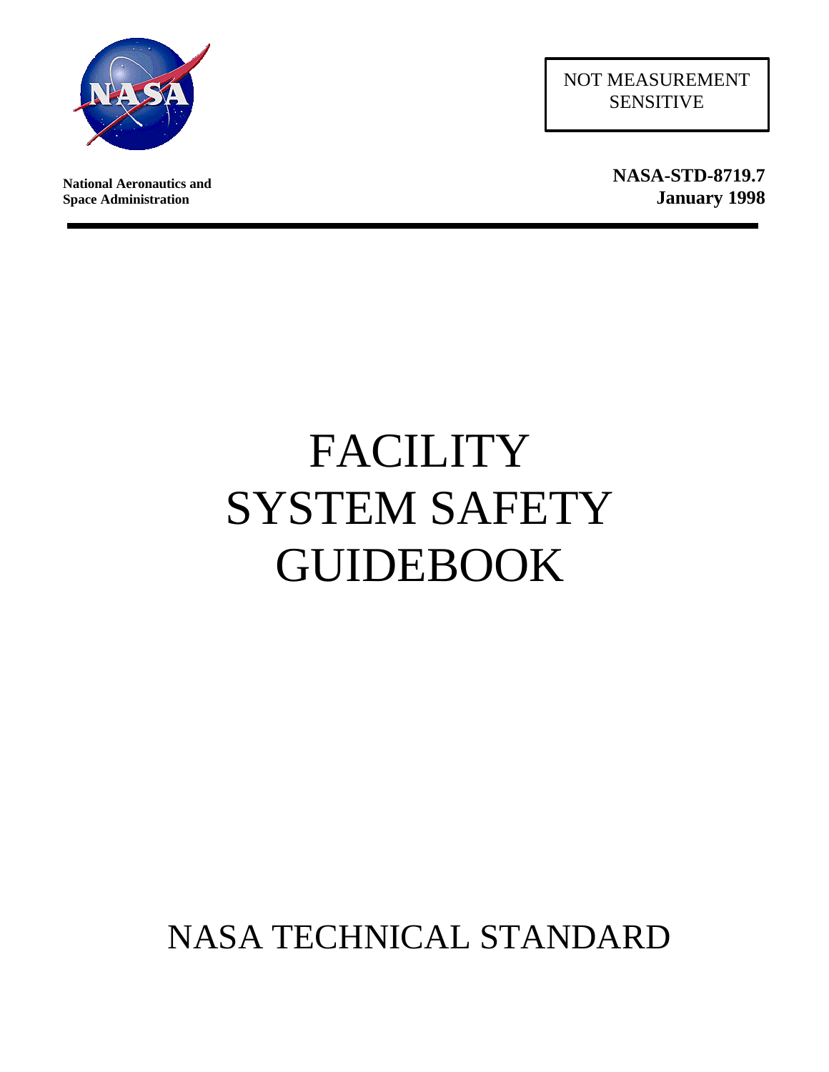NOT MEASUREMENT SENSITIVE

**National Aeronautics and Space Administration**

**NASA-STD-8719.7**
**January 1998**

# FACILITY SYSTEM SAFETY GUIDEBOOK

## NASA TECHNICAL STANDARD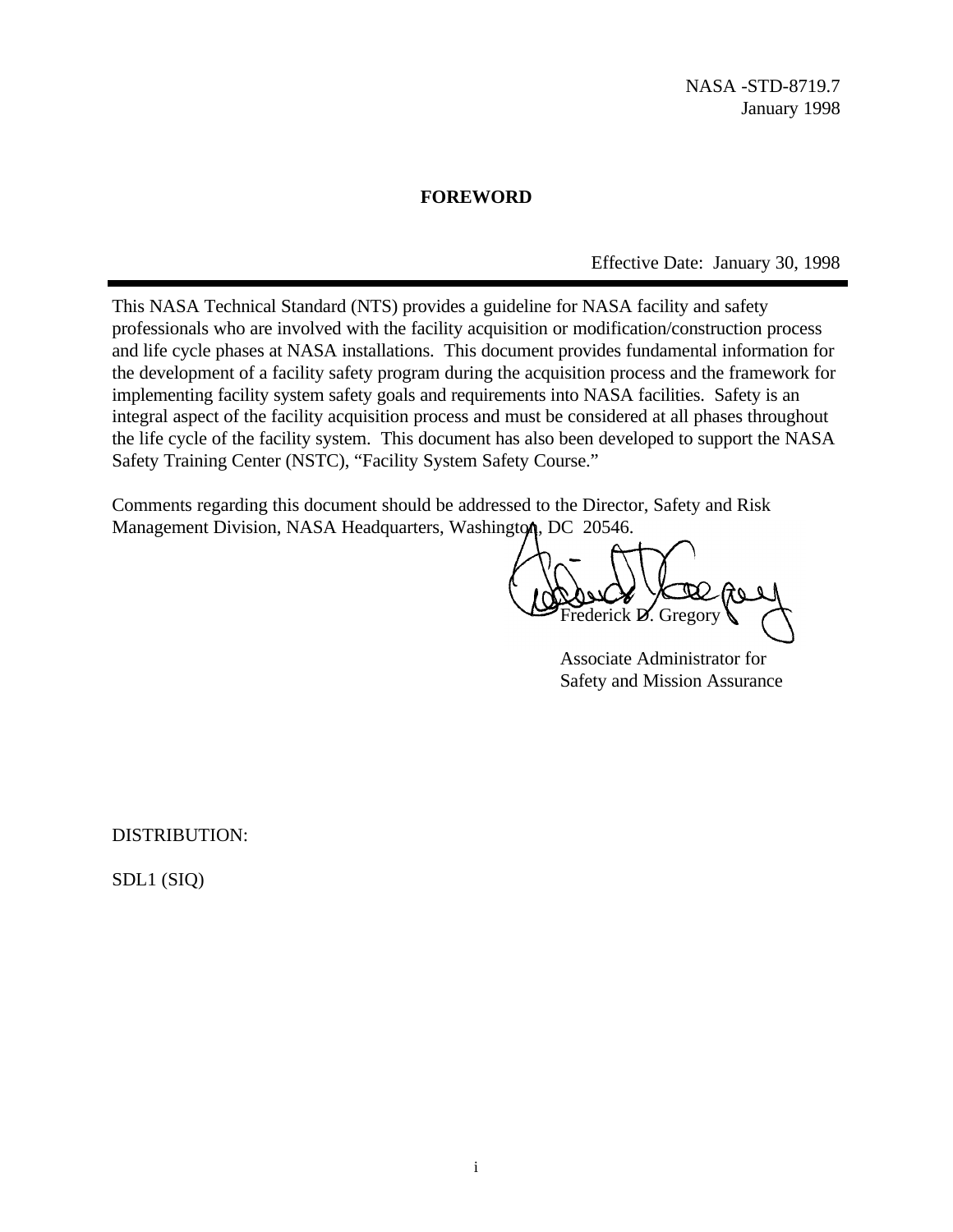NASA -STD-8719.7
January 1998

**FOREWORD**

Effective Date: January 30, 1998

---

This NASA Technical Standard (NTS) provides a guideline for NASA facility and safety professionals who are involved with the facility acquisition or modification/construction process and life cycle phases at NASA installations. This document provides fundamental information for the development of a facility safety program during the acquisition process and the framework for implementing facility system safety goals and requirements into NASA facilities. Safety is an integral aspect of the facility acquisition process and must be considered at all phases throughout the life cycle of the facility system. This document has also been developed to support the NASA Safety Training Center (NSTC), "Facility System Safety Course."

Comments regarding this document should be addressed to the Director, Safety and Risk Management Division, NASA Headquarters, Washington, DC 20546.

Frederick D. Gregory

Associate Administrator for
Safety and Mission Assurance

DISTRIBUTION:

SDL1 (SIQ)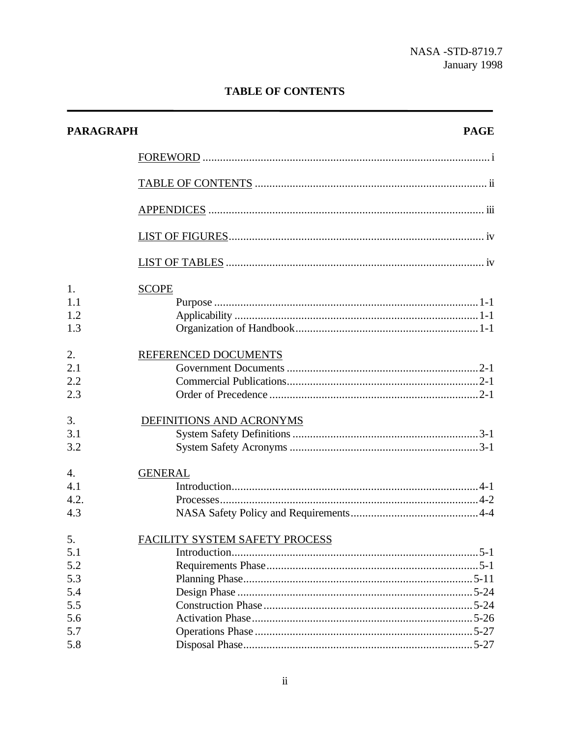## TABLE OF CONTENTS

| PARAGRAPH | | PAGE |
|---|---|---|
| | FOREWORD | i |
| | TABLE OF CONTENTS | ii |
| | APPENDICES | iii |
| | LIST OF FIGURES | iv |
| | LIST OF TABLES | iv |
| 1. | SCOPE | |
| 1.1 | Purpose | 1-1 |
| 1.2 | Applicability | 1-1 |
| 1.3 | Organization of Handbook | 1-1 |
| 2. | REFERENCED DOCUMENTS | |
| 2.1 | Government Documents | 2-1 |
| 2.2 | Commercial Publications | 2-1 |
| 2.3 | Order of Precedence | 2-1 |
| 3. | DEFINITIONS AND ACRONYMS | |
| 3.1 | System Safety Definitions | 3-1 |
| 3.2 | System Safety Acronyms | 3-1 |
| 4. | GENERAL | |
| 4.1 | Introduction | 4-1 |
| 4.2. | Processes | 4-2 |
| 4.3 | NASA Safety Policy and Requirements | 4-4 |
| 5. | FACILITY SYSTEM SAFETY PROCESS | |
| 5.1 | Introduction | 5-1 |
| 5.2 | Requirements Phase | 5-1 |
| 5.3 | Planning Phase | 5-11 |
| 5.4 | Design Phase | 5-24 |
| 5.5 | Construction Phase | 5-24 |
| 5.6 | Activation Phase | 5-26 |
| 5.7 | Operations Phase | 5-27 |
| 5.8 | Disposal Phase | 5-27 |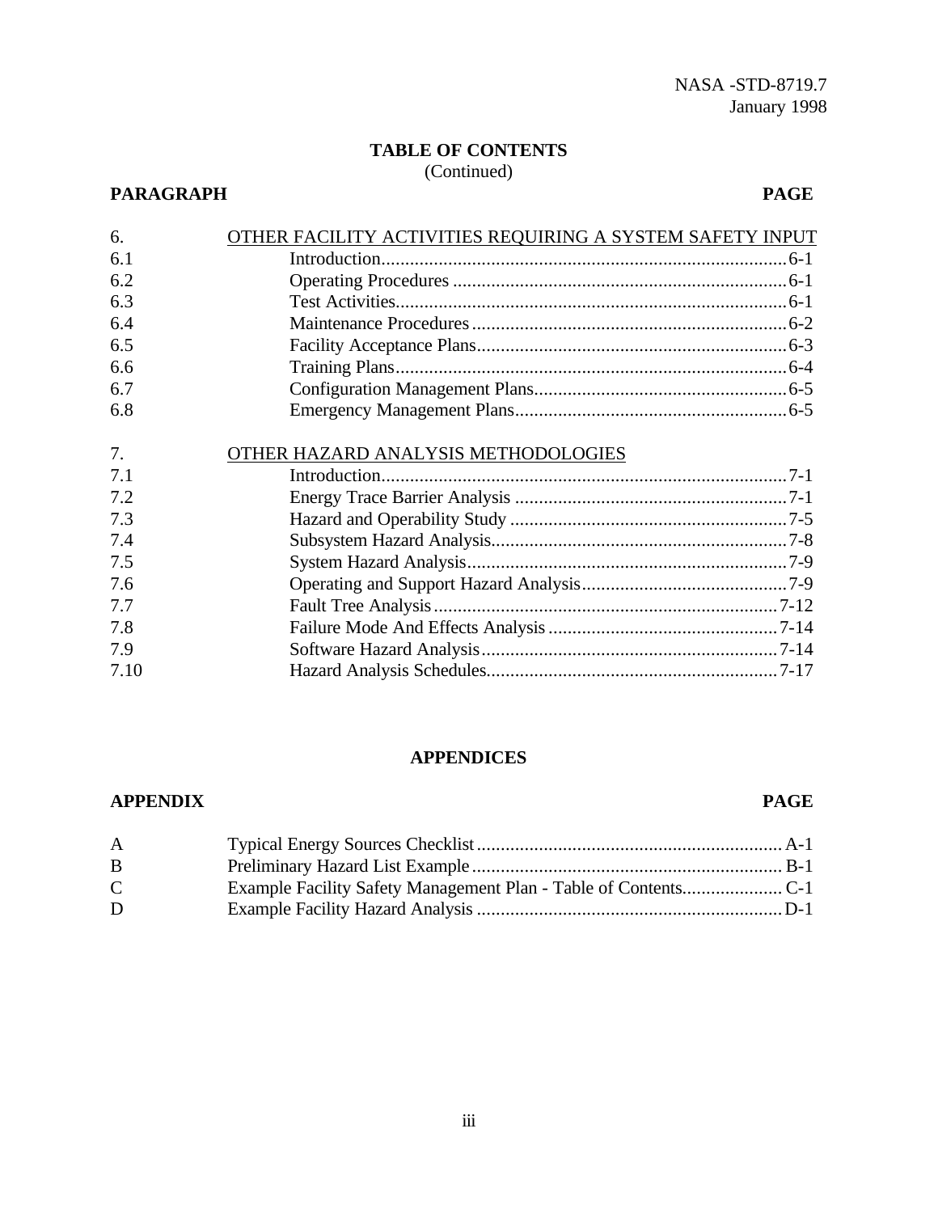## TABLE OF CONTENTS
(Continued)

| PARAGRAPH | | PAGE |
|---|---|---|
| 6. | OTHER FACILITY ACTIVITIES REQUIRING A SYSTEM SAFETY INPUT | |
| 6.1 | Introduction | 6-1 |
| 6.2 | Operating Procedures | 6-1 |
| 6.3 | Test Activities | 6-1 |
| 6.4 | Maintenance Procedures | 6-2 |
| 6.5 | Facility Acceptance Plans | 6-3 |
| 6.6 | Training Plans | 6-4 |
| 6.7 | Configuration Management Plans | 6-5 |
| 6.8 | Emergency Management Plans | 6-5 |
| 7. | OTHER HAZARD ANALYSIS METHODOLOGIES | |
| 7.1 | Introduction | 7-1 |
| 7.2 | Energy Trace Barrier Analysis | 7-1 |
| 7.3 | Hazard and Operability Study | 7-5 |
| 7.4 | Subsystem Hazard Analysis | 7-8 |
| 7.5 | System Hazard Analysis | 7-9 |
| 7.6 | Operating and Support Hazard Analysis | 7-9 |
| 7.7 | Fault Tree Analysis | 7-12 |
| 7.8 | Failure Mode And Effects Analysis | 7-14 |
| 7.9 | Software Hazard Analysis | 7-14 |
| 7.10 | Hazard Analysis Schedules | 7-17 |

## APPENDICES

| APPENDIX | | PAGE |
|---|---|---|
| A | Typical Energy Sources Checklist | A-1 |
| B | Preliminary Hazard List Example | B-1 |
| C | Example Facility Safety Management Plan - Table of Contents | C-1 |
| D | Example Facility Hazard Analysis | D-1 |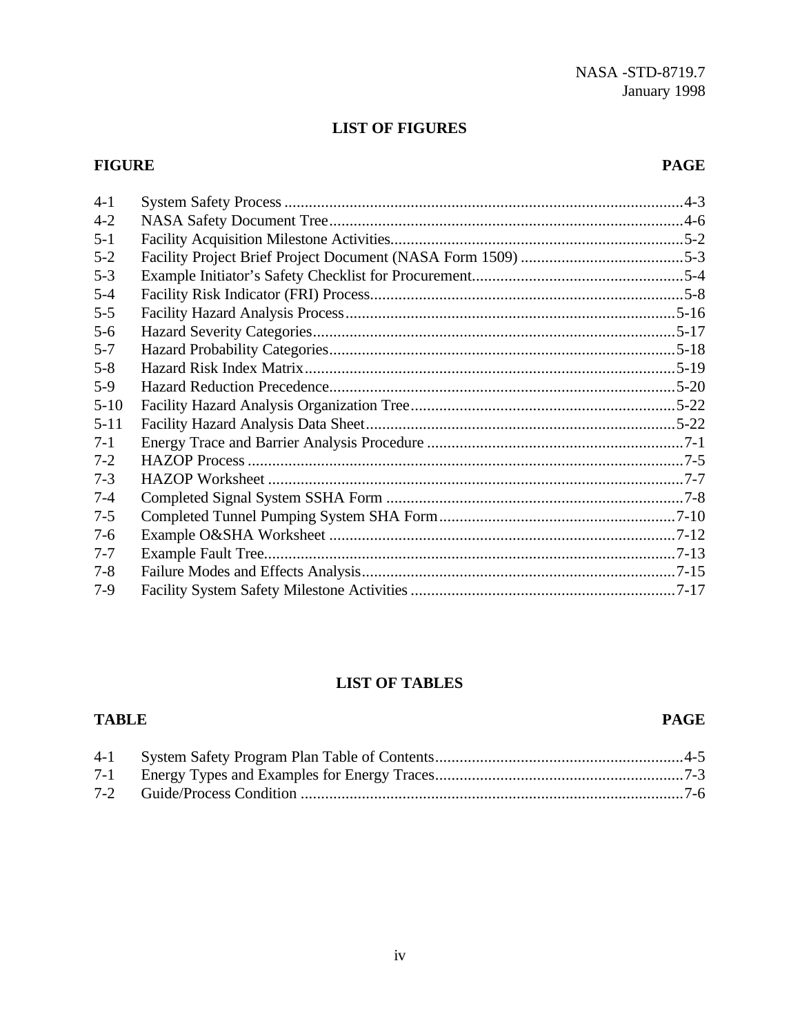## LIST OF FIGURES

| FIGURE | | PAGE |
|---|---|---|
| 4-1 | System Safety Process | 4-3 |
| 4-2 | NASA Safety Document Tree | 4-6 |
| 5-1 | Facility Acquisition Milestone Activities | 5-2 |
| 5-2 | Facility Project Brief Project Document (NASA Form 1509) | 5-3 |
| 5-3 | Example Initiator's Safety Checklist for Procurement | 5-4 |
| 5-4 | Facility Risk Indicator (FRI) Process | 5-8 |
| 5-5 | Facility Hazard Analysis Process | 5-16 |
| 5-6 | Hazard Severity Categories | 5-17 |
| 5-7 | Hazard Probability Categories | 5-18 |
| 5-8 | Hazard Risk Index Matrix | 5-19 |
| 5-9 | Hazard Reduction Precedence | 5-20 |
| 5-10 | Facility Hazard Analysis Organization Tree | 5-22 |
| 5-11 | Facility Hazard Analysis Data Sheet | 5-22 |
| 7-1 | Energy Trace and Barrier Analysis Procedure | 7-1 |
| 7-2 | HAZOP Process | 7-5 |
| 7-3 | HAZOP Worksheet | 7-7 |
| 7-4 | Completed Signal System SSHA Form | 7-8 |
| 7-5 | Completed Tunnel Pumping System SHA Form | 7-10 |
| 7-6 | Example O&SHA Worksheet | 7-12 |
| 7-7 | Example Fault Tree | 7-13 |
| 7-8 | Failure Modes and Effects Analysis | 7-15 |
| 7-9 | Facility System Safety Milestone Activities | 7-17 |

## LIST OF TABLES

| TABLE | | PAGE |
|---|---|---|
| 4-1 | System Safety Program Plan Table of Contents | 4-5 |
| 7-1 | Energy Types and Examples for Energy Traces | 7-3 |
| 7-2 | Guide/Process Condition | 7-6 |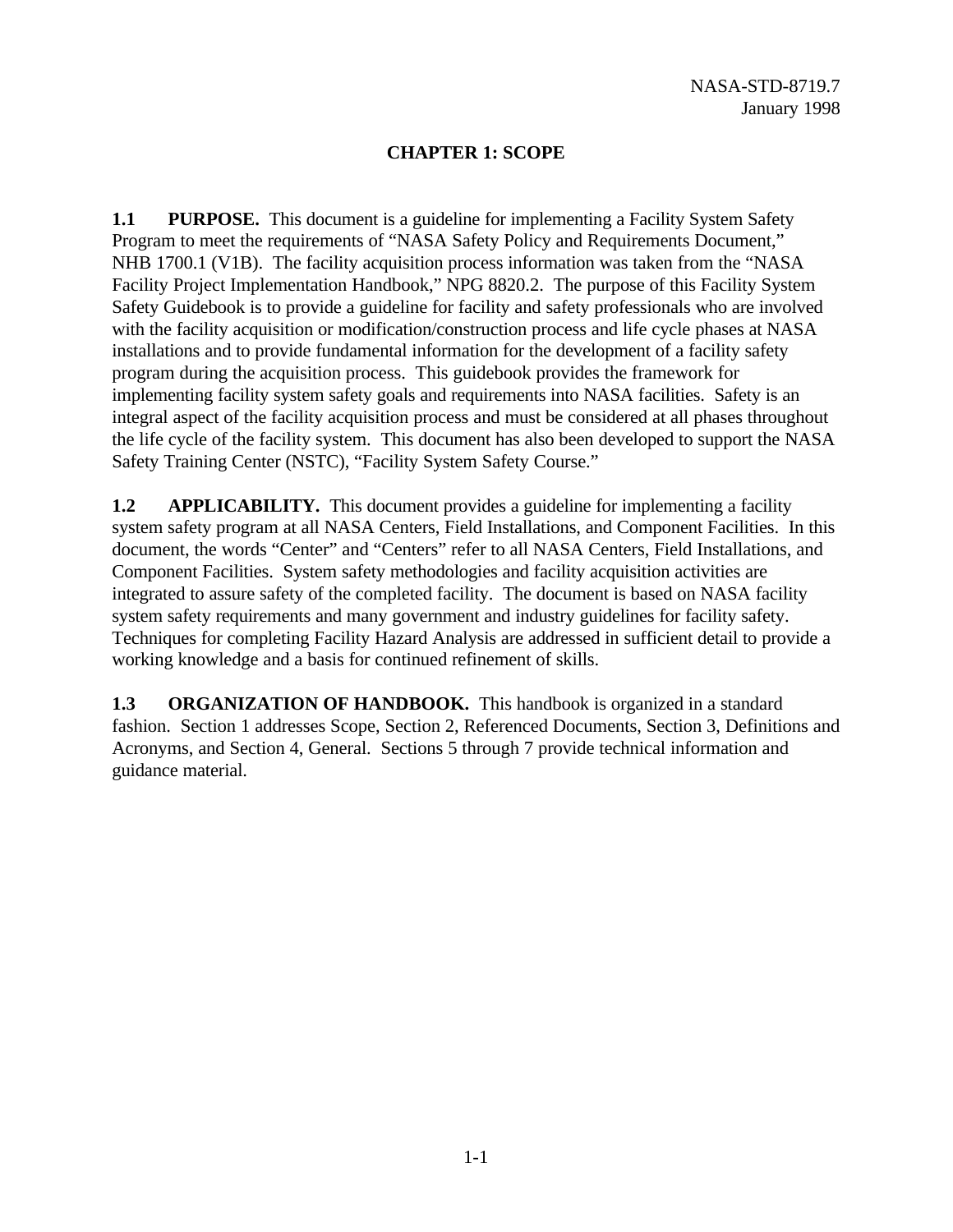# CHAPTER 1: SCOPE

**1.1 PURPOSE.** This document is a guideline for implementing a Facility System Safety Program to meet the requirements of "NASA Safety Policy and Requirements Document," NHB 1700.1 (V1B). The facility acquisition process information was taken from the "NASA Facility Project Implementation Handbook," NPG 8820.2. The purpose of this Facility System Safety Guidebook is to provide a guideline for facility and safety professionals who are involved with the facility acquisition or modification/construction process and life cycle phases at NASA installations and to provide fundamental information for the development of a facility safety program during the acquisition process. This guidebook provides the framework for implementing facility system safety goals and requirements into NASA facilities. Safety is an integral aspect of the facility acquisition process and must be considered at all phases throughout the life cycle of the facility system. This document has also been developed to support the NASA Safety Training Center (NSTC), "Facility System Safety Course."

**1.2 APPLICABILITY.** This document provides a guideline for implementing a facility system safety program at all NASA Centers, Field Installations, and Component Facilities. In this document, the words "Center" and "Centers" refer to all NASA Centers, Field Installations, and Component Facilities. System safety methodologies and facility acquisition activities are integrated to assure safety of the completed facility. The document is based on NASA facility system safety requirements and many government and industry guidelines for facility safety. Techniques for completing Facility Hazard Analysis are addressed in sufficient detail to provide a working knowledge and a basis for continued refinement of skills.

**1.3 ORGANIZATION OF HANDBOOK.** This handbook is organized in a standard fashion. Section 1 addresses Scope, Section 2, Referenced Documents, Section 3, Definitions and Acronyms, and Section 4, General. Sections 5 through 7 provide technical information and guidance material.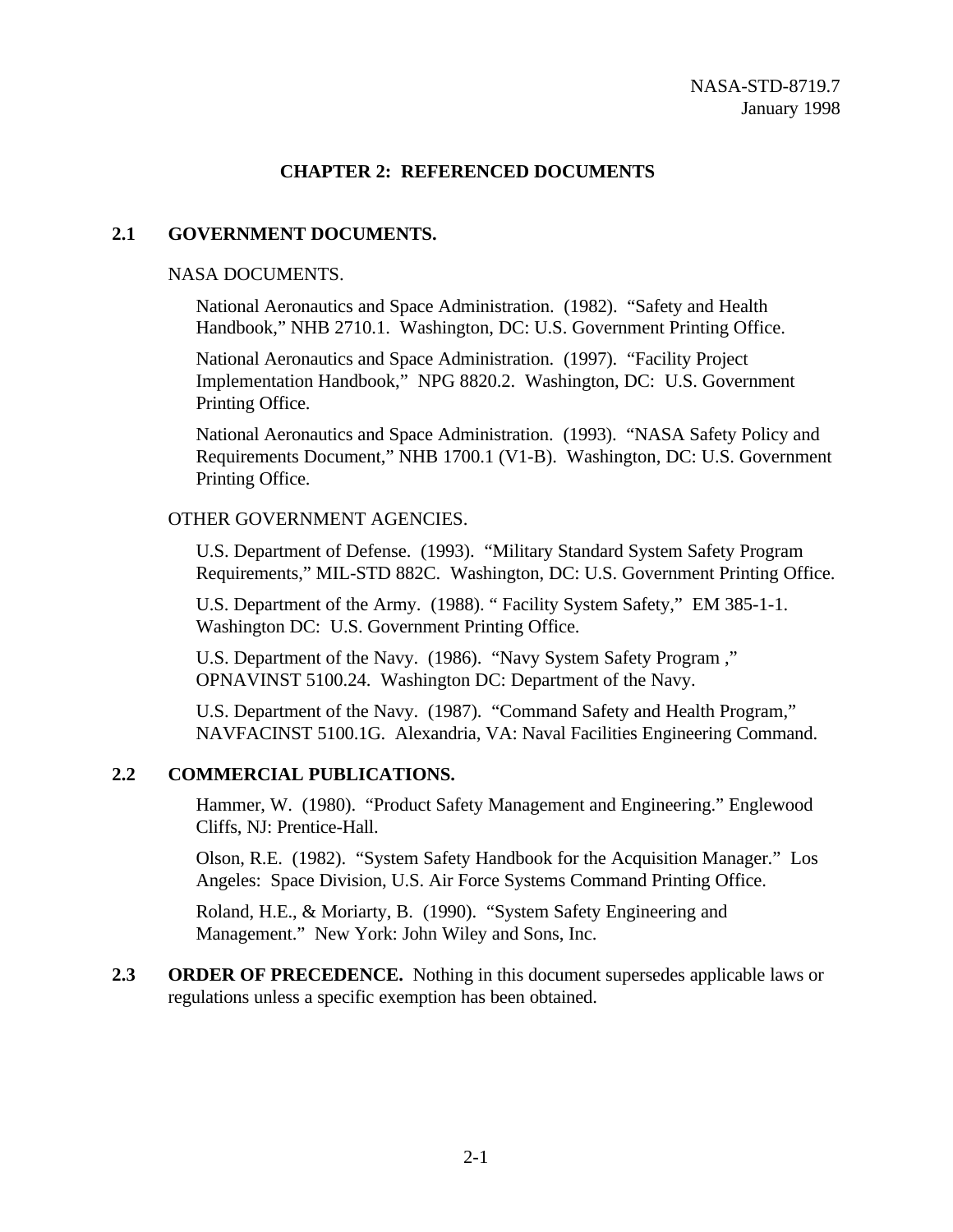# CHAPTER 2: REFERENCED DOCUMENTS

## 2.1 GOVERNMENT DOCUMENTS.

NASA DOCUMENTS.

National Aeronautics and Space Administration. (1982). "Safety and Health Handbook," NHB 2710.1. Washington, DC: U.S. Government Printing Office.

National Aeronautics and Space Administration. (1997). "Facility Project Implementation Handbook," NPG 8820.2. Washington, DC: U.S. Government Printing Office.

National Aeronautics and Space Administration. (1993). "NASA Safety Policy and Requirements Document," NHB 1700.1 (V1-B). Washington, DC: U.S. Government Printing Office.

OTHER GOVERNMENT AGENCIES.

U.S. Department of Defense. (1993). "Military Standard System Safety Program Requirements," MIL-STD 882C. Washington, DC: U.S. Government Printing Office.

U.S. Department of the Army. (1988). " Facility System Safety," EM 385-1-1. Washington DC: U.S. Government Printing Office.

U.S. Department of the Navy. (1986). "Navy System Safety Program ," OPNAVINST 5100.24. Washington DC: Department of the Navy.

U.S. Department of the Navy. (1987). "Command Safety and Health Program," NAVFACINST 5100.1G. Alexandria, VA: Naval Facilities Engineering Command.

## 2.2 COMMERCIAL PUBLICATIONS.

Hammer, W. (1980). "Product Safety Management and Engineering." Englewood Cliffs, NJ: Prentice-Hall.

Olson, R.E. (1982). "System Safety Handbook for the Acquisition Manager." Los Angeles: Space Division, U.S. Air Force Systems Command Printing Office.

Roland, H.E., & Moriarty, B. (1990). "System Safety Engineering and Management." New York: John Wiley and Sons, Inc.

**2.3 ORDER OF PRECEDENCE.** Nothing in this document supersedes applicable laws or regulations unless a specific exemption has been obtained.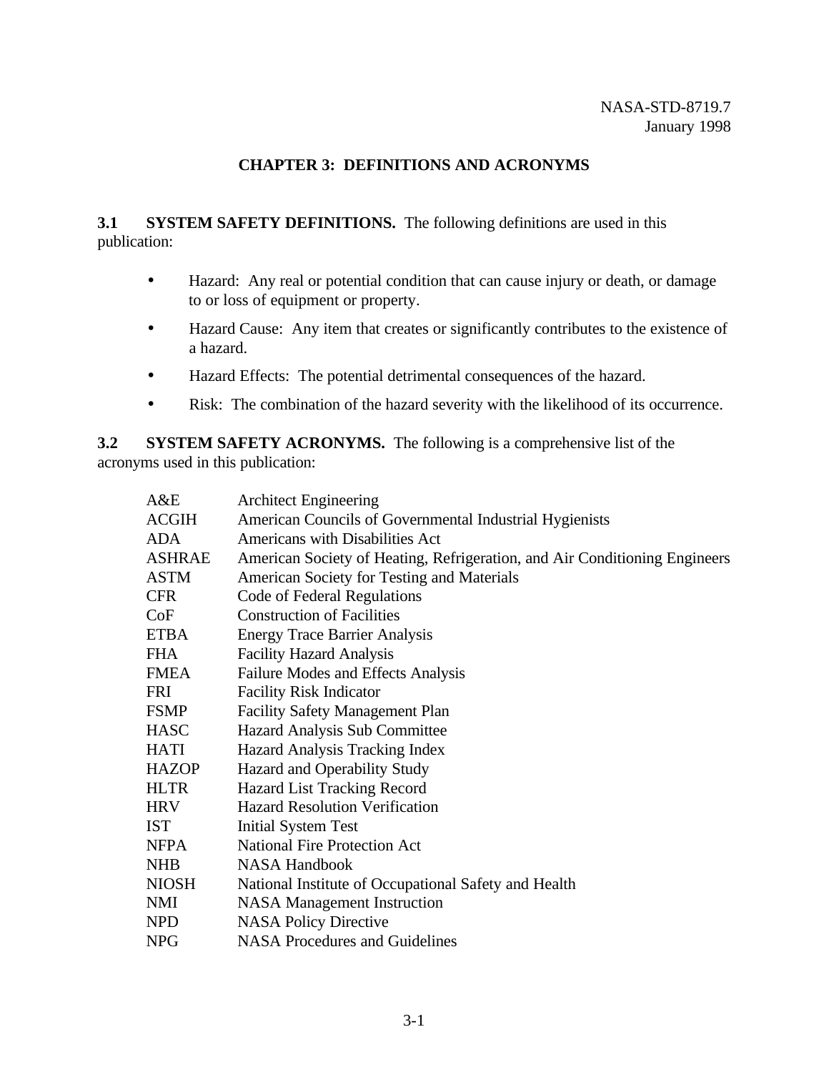# CHAPTER 3: DEFINITIONS AND ACRONYMS

**3.1 SYSTEM SAFETY DEFINITIONS.** The following definitions are used in this publication:

- Hazard: Any real or potential condition that can cause injury or death, or damage to or loss of equipment or property.
- Hazard Cause: Any item that creates or significantly contributes to the existence of a hazard.
- Hazard Effects: The potential detrimental consequences of the hazard.
- Risk: The combination of the hazard severity with the likelihood of its occurrence.

**3.2 SYSTEM SAFETY ACRONYMS.** The following is a comprehensive list of the acronyms used in this publication:

| | |
|---|---|
| A&E | Architect Engineering |
| ACGIH | American Councils of Governmental Industrial Hygienists |
| ADA | Americans with Disabilities Act |
| ASHRAE | American Society of Heating, Refrigeration, and Air Conditioning Engineers |
| ASTM | American Society for Testing and Materials |
| CFR | Code of Federal Regulations |
| CoF | Construction of Facilities |
| ETBA | Energy Trace Barrier Analysis |
| FHA | Facility Hazard Analysis |
| FMEA | Failure Modes and Effects Analysis |
| FRI | Facility Risk Indicator |
| FSMP | Facility Safety Management Plan |
| HASC | Hazard Analysis Sub Committee |
| HATI | Hazard Analysis Tracking Index |
| HAZOP | Hazard and Operability Study |
| HLTR | Hazard List Tracking Record |
| HRV | Hazard Resolution Verification |
| IST | Initial System Test |
| NFPA | National Fire Protection Act |
| NHB | NASA Handbook |
| NIOSH | National Institute of Occupational Safety and Health |
| NMI | NASA Management Instruction |
| NPD | NASA Policy Directive |
| NPG | NASA Procedures and Guidelines |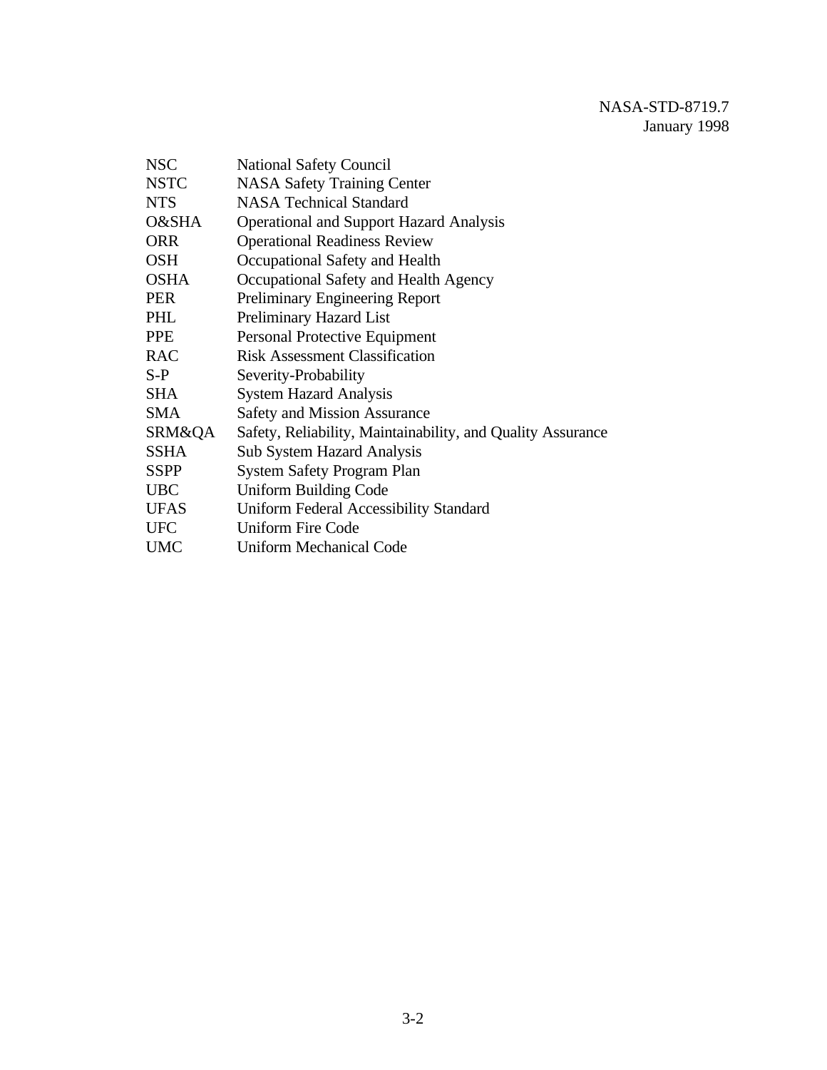| | |
|---|---|
| NSC | National Safety Council |
| NSTC | NASA Safety Training Center |
| NTS | NASA Technical Standard |
| O&SHA | Operational and Support Hazard Analysis |
| ORR | Operational Readiness Review |
| OSH | Occupational Safety and Health |
| OSHA | Occupational Safety and Health Agency |
| PER | Preliminary Engineering Report |
| PHL | Preliminary Hazard List |
| PPE | Personal Protective Equipment |
| RAC | Risk Assessment Classification |
| S-P | Severity-Probability |
| SHA | System Hazard Analysis |
| SMA | Safety and Mission Assurance |
| SRM&QA | Safety, Reliability, Maintainability, and Quality Assurance |
| SSHA | Sub System Hazard Analysis |
| SSPP | System Safety Program Plan |
| UBC | Uniform Building Code |
| UFAS | Uniform Federal Accessibility Standard |
| UFC | Uniform Fire Code |
| UMC | Uniform Mechanical Code |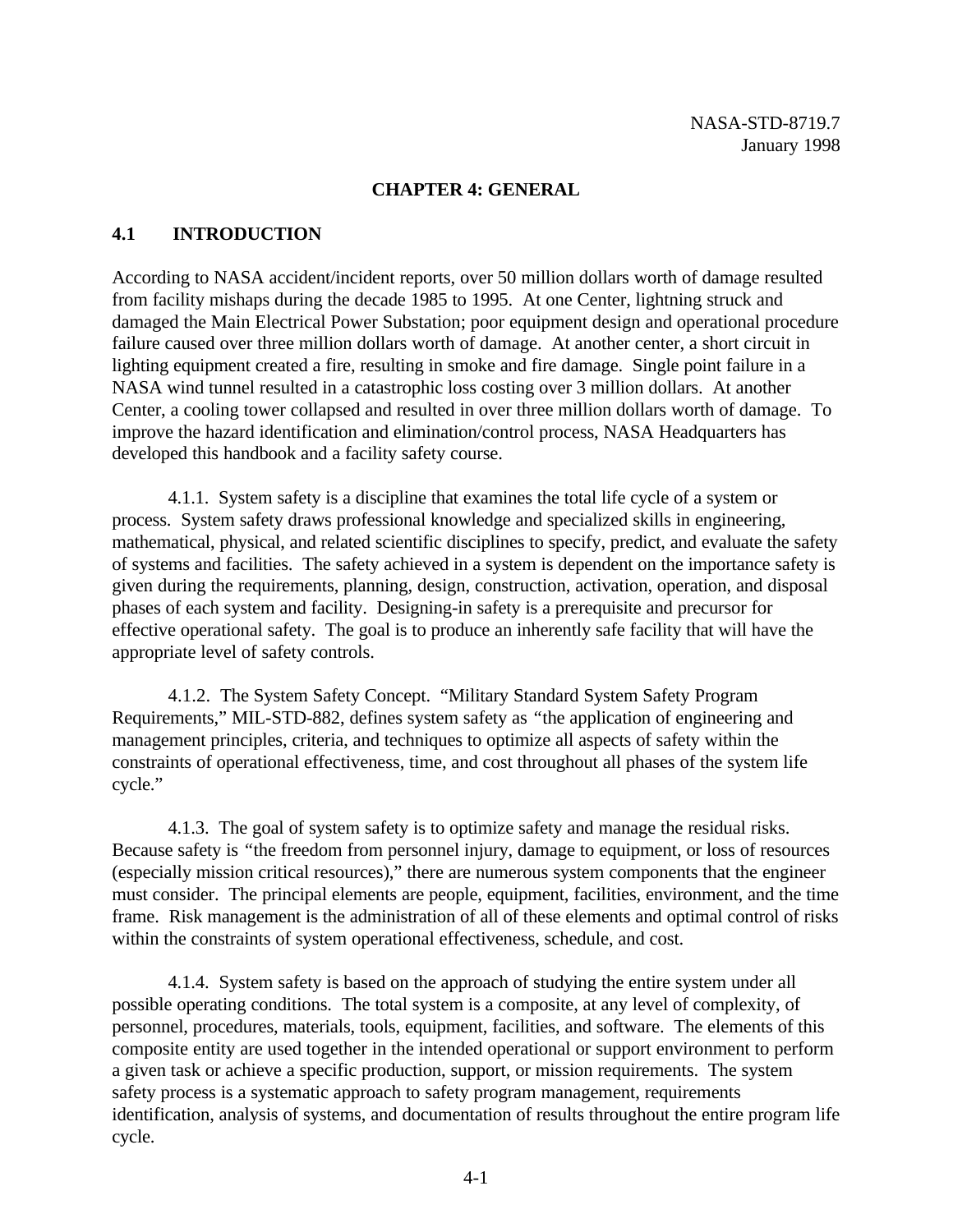# CHAPTER 4: GENERAL

## 4.1 INTRODUCTION

According to NASA accident/incident reports, over 50 million dollars worth of damage resulted from facility mishaps during the decade 1985 to 1995. At one Center, lightning struck and damaged the Main Electrical Power Substation; poor equipment design and operational procedure failure caused over three million dollars worth of damage. At another center, a short circuit in lighting equipment created a fire, resulting in smoke and fire damage. Single point failure in a NASA wind tunnel resulted in a catastrophic loss costing over 3 million dollars. At another Center, a cooling tower collapsed and resulted in over three million dollars worth of damage. To improve the hazard identification and elimination/control process, NASA Headquarters has developed this handbook and a facility safety course.

4.1.1. System safety is a discipline that examines the total life cycle of a system or process. System safety draws professional knowledge and specialized skills in engineering, mathematical, physical, and related scientific disciplines to specify, predict, and evaluate the safety of systems and facilities. The safety achieved in a system is dependent on the importance safety is given during the requirements, planning, design, construction, activation, operation, and disposal phases of each system and facility. Designing-in safety is a prerequisite and precursor for effective operational safety. The goal is to produce an inherently safe facility that will have the appropriate level of safety controls.

4.1.2. The System Safety Concept. "Military Standard System Safety Program Requirements," MIL-STD-882, defines system safety as "the application of engineering and management principles, criteria, and techniques to optimize all aspects of safety within the constraints of operational effectiveness, time, and cost throughout all phases of the system life cycle."

4.1.3. The goal of system safety is to optimize safety and manage the residual risks. Because safety is "the freedom from personnel injury, damage to equipment, or loss of resources (especially mission critical resources)," there are numerous system components that the engineer must consider. The principal elements are people, equipment, facilities, environment, and the time frame. Risk management is the administration of all of these elements and optimal control of risks within the constraints of system operational effectiveness, schedule, and cost.

4.1.4. System safety is based on the approach of studying the entire system under all possible operating conditions. The total system is a composite, at any level of complexity, of personnel, procedures, materials, tools, equipment, facilities, and software. The elements of this composite entity are used together in the intended operational or support environment to perform a given task or achieve a specific production, support, or mission requirements. The system safety process is a systematic approach to safety program management, requirements identification, analysis of systems, and documentation of results throughout the entire program life cycle.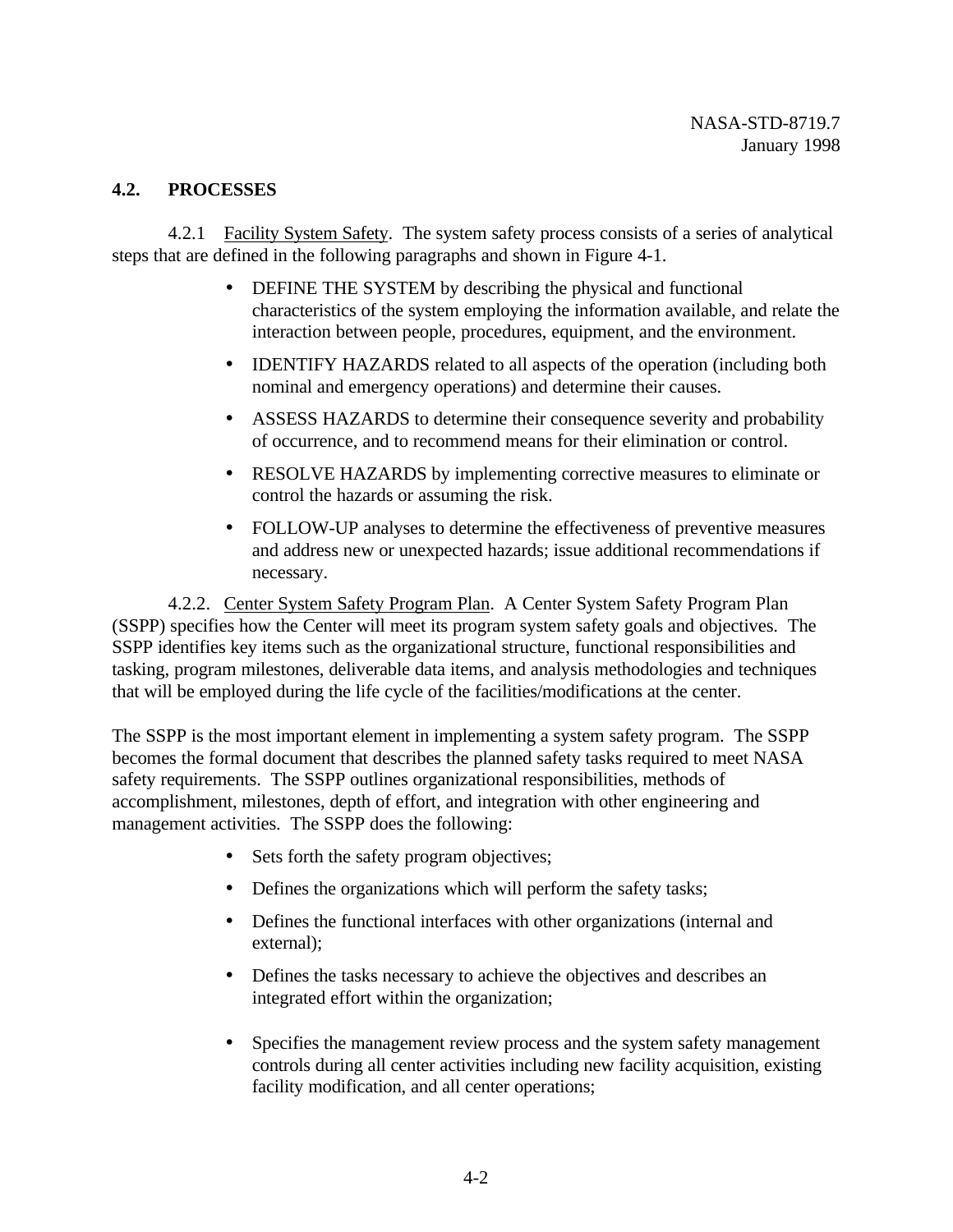## 4.2. PROCESSES

4.2.1 Facility System Safety. The system safety process consists of a series of analytical steps that are defined in the following paragraphs and shown in Figure 4-1.

- DEFINE THE SYSTEM by describing the physical and functional characteristics of the system employing the information available, and relate the interaction between people, procedures, equipment, and the environment.
- IDENTIFY HAZARDS related to all aspects of the operation (including both nominal and emergency operations) and determine their causes.
- ASSESS HAZARDS to determine their consequence severity and probability of occurrence, and to recommend means for their elimination or control.
- RESOLVE HAZARDS by implementing corrective measures to eliminate or control the hazards or assuming the risk.
- FOLLOW-UP analyses to determine the effectiveness of preventive measures and address new or unexpected hazards; issue additional recommendations if necessary.

4.2.2. Center System Safety Program Plan. A Center System Safety Program Plan (SSPP) specifies how the Center will meet its program system safety goals and objectives. The SSPP identifies key items such as the organizational structure, functional responsibilities and tasking, program milestones, deliverable data items, and analysis methodologies and techniques that will be employed during the life cycle of the facilities/modifications at the center.

The SSPP is the most important element in implementing a system safety program. The SSPP becomes the formal document that describes the planned safety tasks required to meet NASA safety requirements. The SSPP outlines organizational responsibilities, methods of accomplishment, milestones, depth of effort, and integration with other engineering and management activities. The SSPP does the following:

- Sets forth the safety program objectives;
- Defines the organizations which will perform the safety tasks;
- Defines the functional interfaces with other organizations (internal and external);
- Defines the tasks necessary to achieve the objectives and describes an integrated effort within the organization;
- Specifies the management review process and the system safety management controls during all center activities including new facility acquisition, existing facility modification, and all center operations;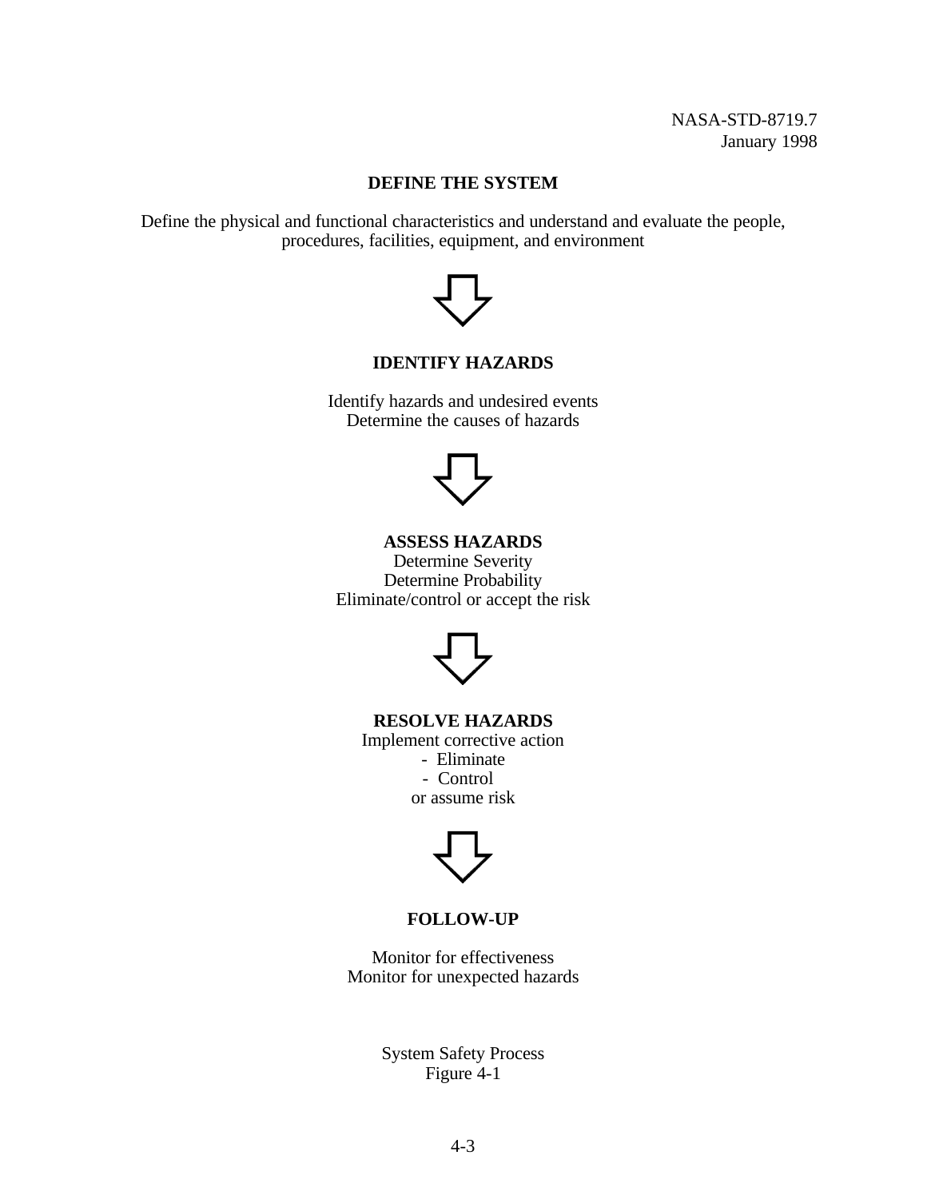**DEFINE THE SYSTEM**

Define the physical and functional characteristics and understand and evaluate the people, procedures, facilities, equipment, and environment

⇩

**IDENTIFY HAZARDS**

Identify hazards and undesired events
Determine the causes of hazards

⇩

**ASSESS HAZARDS**
Determine Severity
Determine Probability
Eliminate/control or accept the risk

⇩

**RESOLVE HAZARDS**
Implement corrective action
- Eliminate
- Control

or assume risk

⇩

**FOLLOW-UP**

Monitor for effectiveness
Monitor for unexpected hazards

System Safety Process
Figure 4-1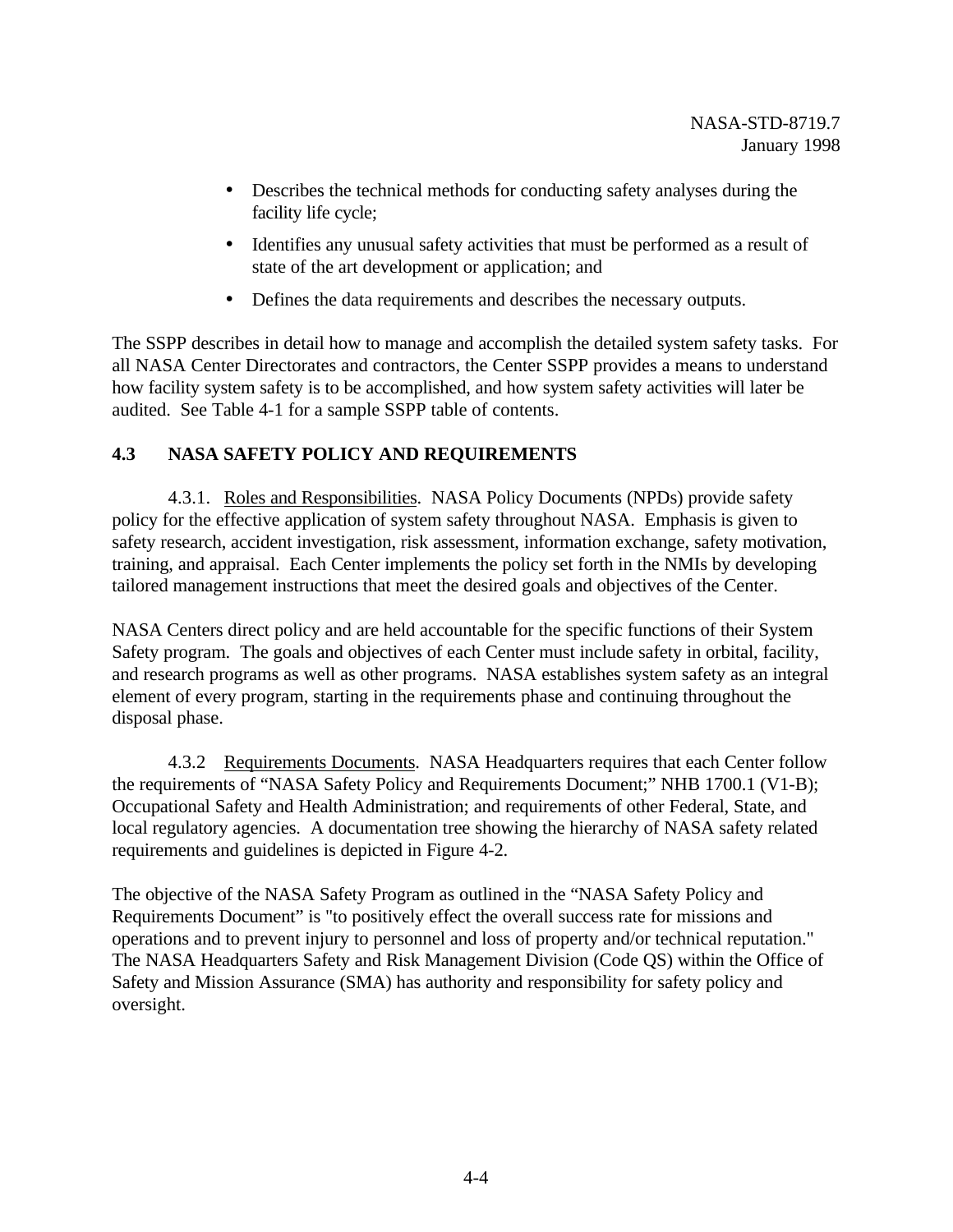- Describes the technical methods for conducting safety analyses during the facility life cycle;
- Identifies any unusual safety activities that must be performed as a result of state of the art development or application; and
- Defines the data requirements and describes the necessary outputs.

The SSPP describes in detail how to manage and accomplish the detailed system safety tasks. For all NASA Center Directorates and contractors, the Center SSPP provides a means to understand how facility system safety is to be accomplished, and how system safety activities will later be audited. See Table 4-1 for a sample SSPP table of contents.

## 4.3 NASA SAFETY POLICY AND REQUIREMENTS

4.3.1. Roles and Responsibilities. NASA Policy Documents (NPDs) provide safety policy for the effective application of system safety throughout NASA. Emphasis is given to safety research, accident investigation, risk assessment, information exchange, safety motivation, training, and appraisal. Each Center implements the policy set forth in the NMIs by developing tailored management instructions that meet the desired goals and objectives of the Center.

NASA Centers direct policy and are held accountable for the specific functions of their System Safety program. The goals and objectives of each Center must include safety in orbital, facility, and research programs as well as other programs. NASA establishes system safety as an integral element of every program, starting in the requirements phase and continuing throughout the disposal phase.

4.3.2 Requirements Documents. NASA Headquarters requires that each Center follow the requirements of “NASA Safety Policy and Requirements Document;” NHB 1700.1 (V1-B); Occupational Safety and Health Administration; and requirements of other Federal, State, and local regulatory agencies. A documentation tree showing the hierarchy of NASA safety related requirements and guidelines is depicted in Figure 4-2.

The objective of the NASA Safety Program as outlined in the “NASA Safety Policy and Requirements Document” is "to positively effect the overall success rate for missions and operations and to prevent injury to personnel and loss of property and/or technical reputation." The NASA Headquarters Safety and Risk Management Division (Code QS) within the Office of Safety and Mission Assurance (SMA) has authority and responsibility for safety policy and oversight.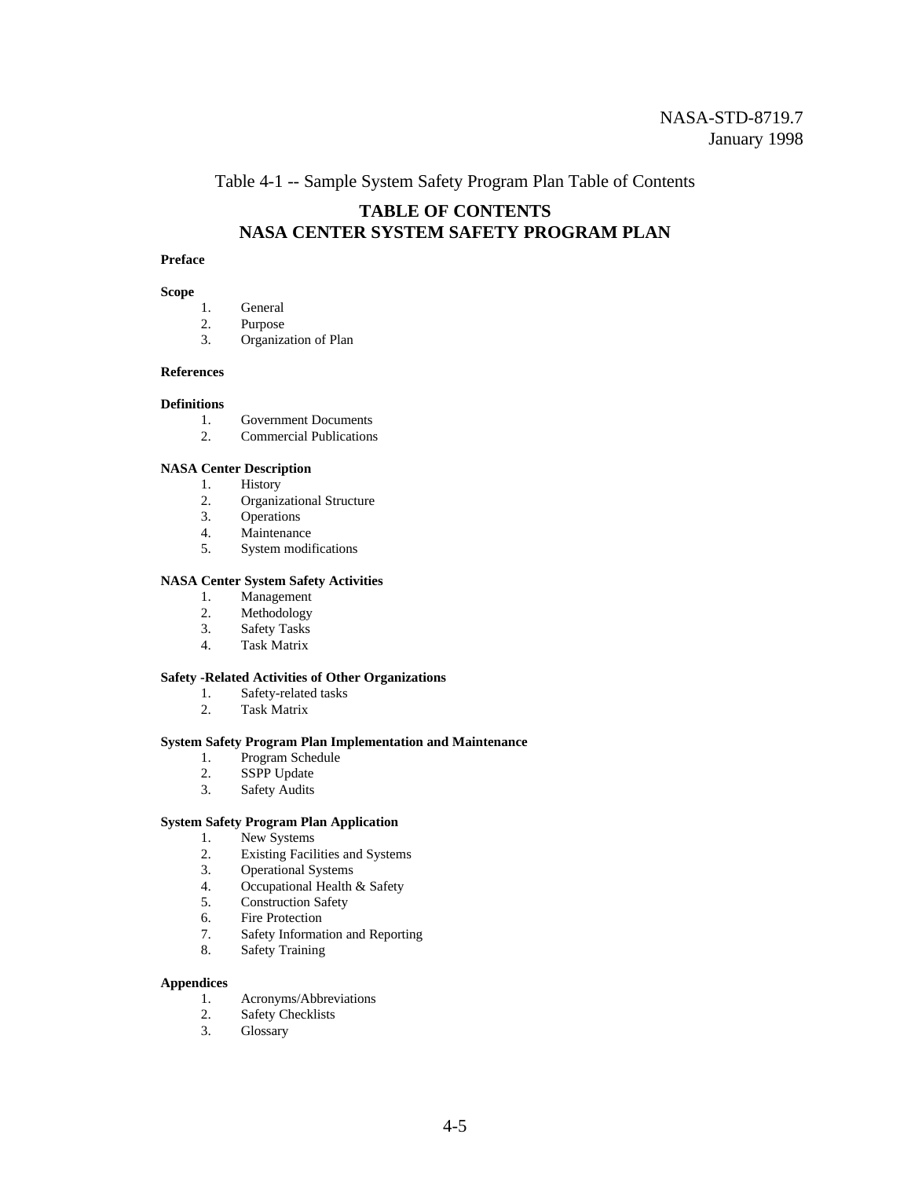Table 4-1 -- Sample System Safety Program Plan Table of Contents

## TABLE OF CONTENTS
## NASA CENTER SYSTEM SAFETY PROGRAM PLAN

**Preface**

**Scope**

1. General
2. Purpose
3. Organization of Plan

**References**

**Definitions**

1. Government Documents
2. Commercial Publications

**NASA Center Description**

1. History
2. Organizational Structure
3. Operations
4. Maintenance
5. System modifications

**NASA Center System Safety Activities**

1. Management
2. Methodology
3. Safety Tasks
4. Task Matrix

**Safety -Related Activities of Other Organizations**

1. Safety-related tasks
2. Task Matrix

**System Safety Program Plan Implementation and Maintenance**

1. Program Schedule
2. SSPP Update
3. Safety Audits

**System Safety Program Plan Application**

1. New Systems
2. Existing Facilities and Systems
3. Operational Systems
4. Occupational Health & Safety
5. Construction Safety
6. Fire Protection
7. Safety Information and Reporting
8. Safety Training

**Appendices**

1. Acronyms/Abbreviations
2. Safety Checklists
3. Glossary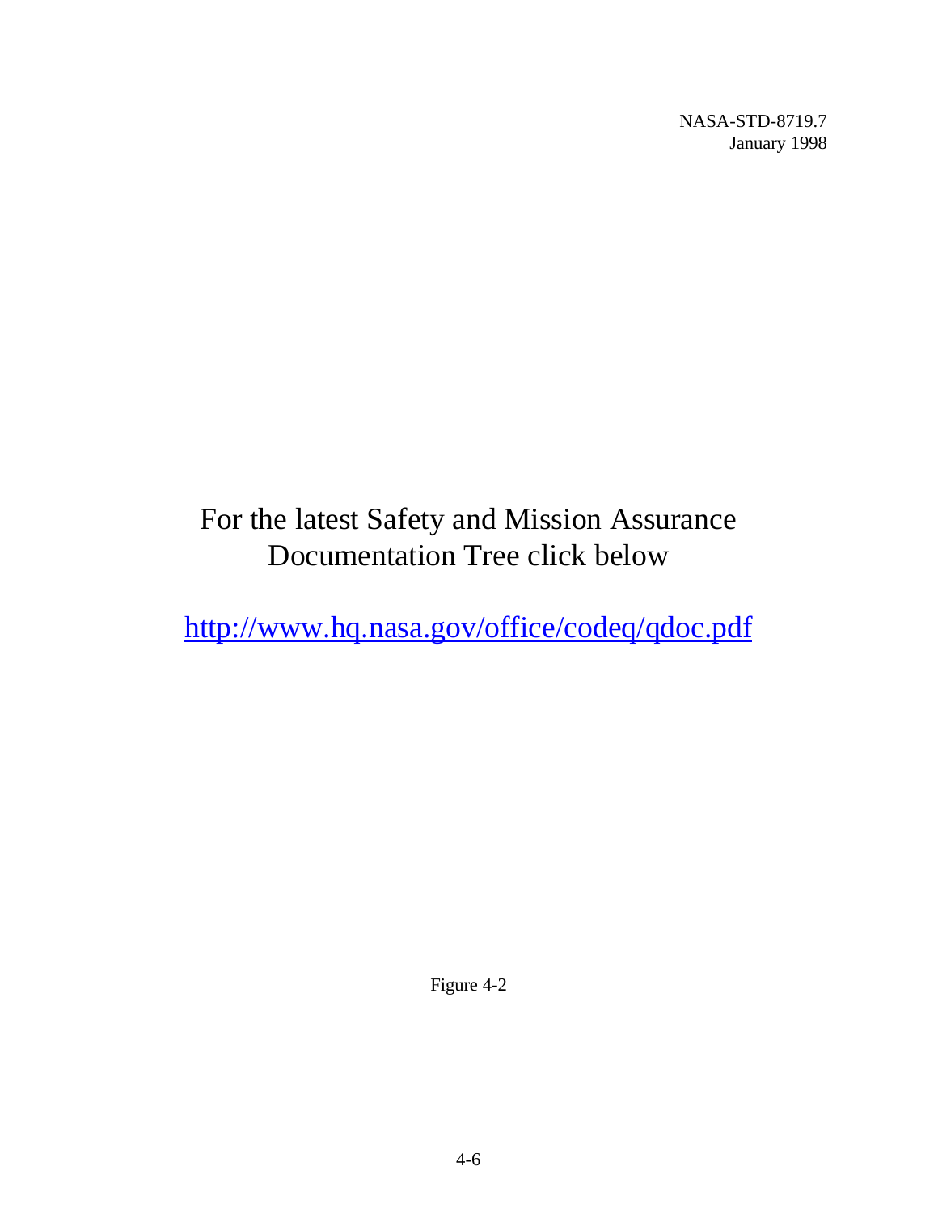For the latest Safety and Mission Assurance Documentation Tree click below

[http://www.hq.nasa.gov/office/codeq/qdoc.pdf](http://www.hq.nasa.gov/office/codeq/qdoc.pdf)

Figure 4-2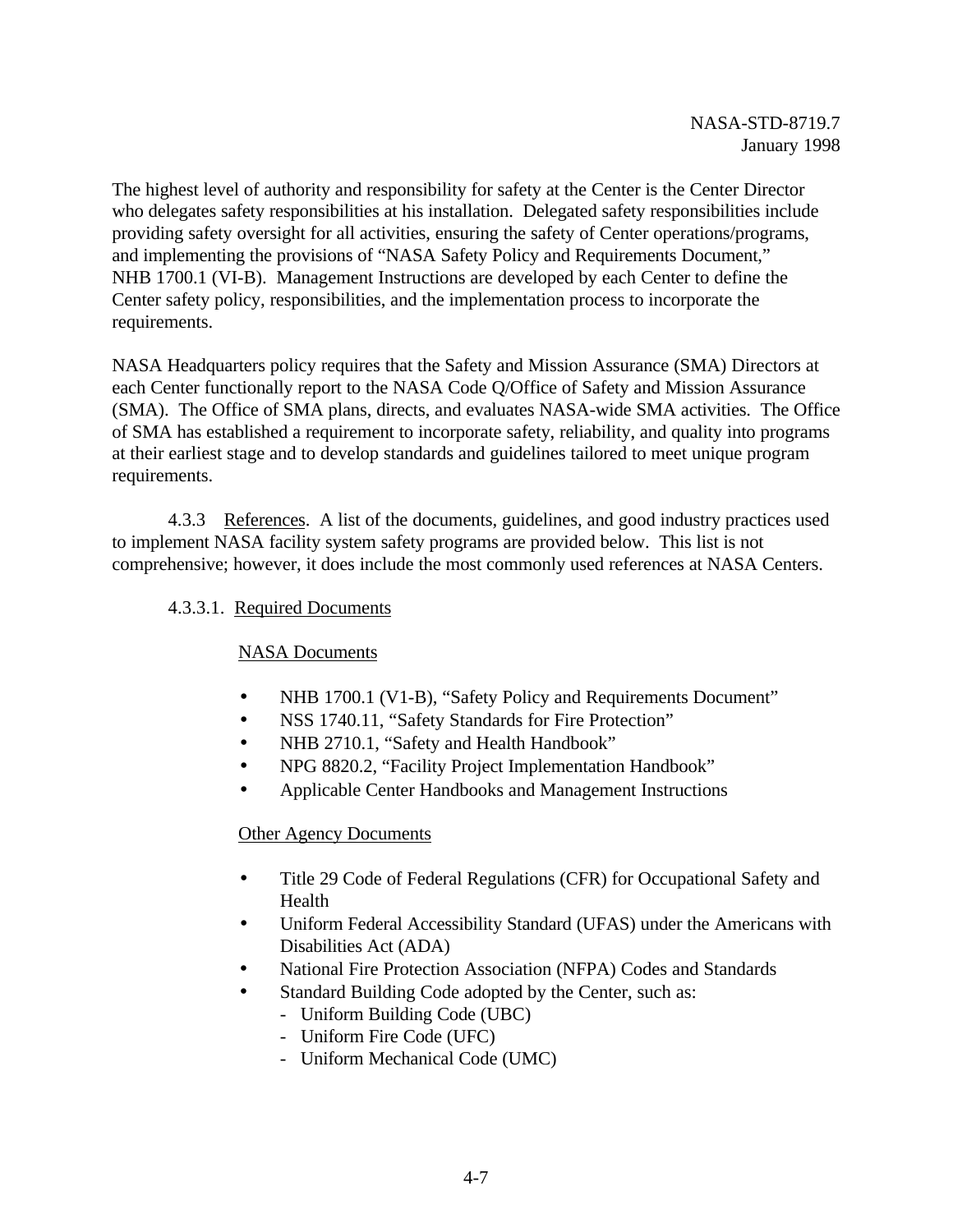The highest level of authority and responsibility for safety at the Center is the Center Director who delegates safety responsibilities at his installation. Delegated safety responsibilities include providing safety oversight for all activities, ensuring the safety of Center operations/programs, and implementing the provisions of "NASA Safety Policy and Requirements Document," NHB 1700.1 (VI-B). Management Instructions are developed by each Center to define the Center safety policy, responsibilities, and the implementation process to incorporate the requirements.

NASA Headquarters policy requires that the Safety and Mission Assurance (SMA) Directors at each Center functionally report to the NASA Code Q/Office of Safety and Mission Assurance (SMA). The Office of SMA plans, directs, and evaluates NASA-wide SMA activities. The Office of SMA has established a requirement to incorporate safety, reliability, and quality into programs at their earliest stage and to develop standards and guidelines tailored to meet unique program requirements.

4.3.3 References. A list of the documents, guidelines, and good industry practices used to implement NASA facility system safety programs are provided below. This list is not comprehensive; however, it does include the most commonly used references at NASA Centers.

4.3.3.1. Required Documents

NASA Documents

- NHB 1700.1 (V1-B), "Safety Policy and Requirements Document"
- NSS 1740.11, "Safety Standards for Fire Protection"
- NHB 2710.1, "Safety and Health Handbook"
- NPG 8820.2, "Facility Project Implementation Handbook"
- Applicable Center Handbooks and Management Instructions

Other Agency Documents

- Title 29 Code of Federal Regulations (CFR) for Occupational Safety and Health
- Uniform Federal Accessibility Standard (UFAS) under the Americans with Disabilities Act (ADA)
- National Fire Protection Association (NFPA) Codes and Standards
- Standard Building Code adopted by the Center, such as:
  - Uniform Building Code (UBC)
  - Uniform Fire Code (UFC)
  - Uniform Mechanical Code (UMC)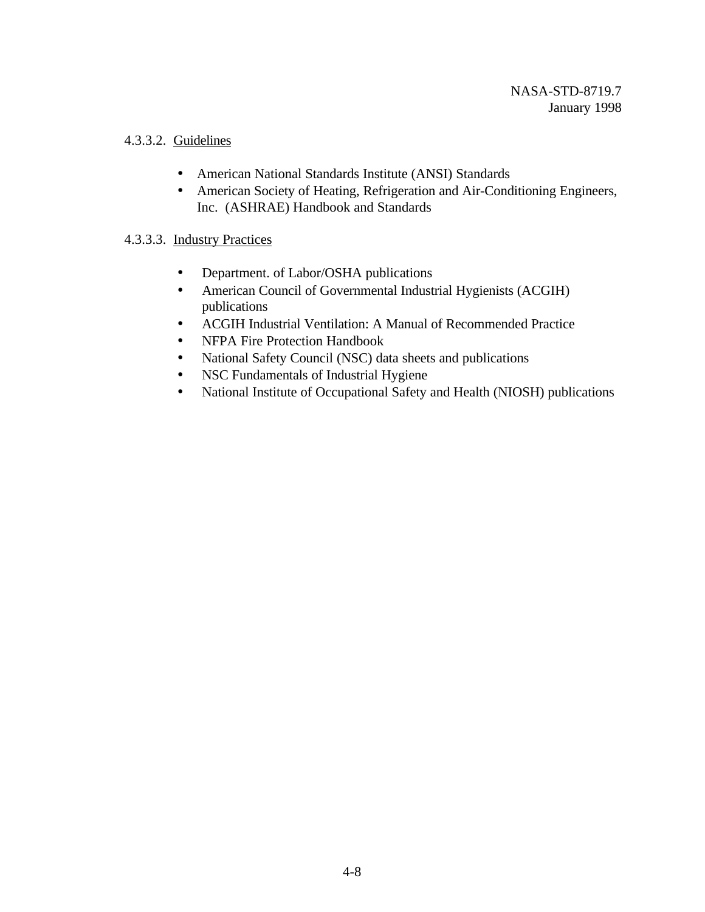#### 4.3.3.2. Guidelines

- American National Standards Institute (ANSI) Standards
- American Society of Heating, Refrigeration and Air-Conditioning Engineers, Inc. (ASHRAE) Handbook and Standards

#### 4.3.3.3. Industry Practices

- Department. of Labor/OSHA publications
- American Council of Governmental Industrial Hygienists (ACGIH) publications
- ACGIH Industrial Ventilation: A Manual of Recommended Practice
- NFPA Fire Protection Handbook
- National Safety Council (NSC) data sheets and publications
- NSC Fundamentals of Industrial Hygiene
- National Institute of Occupational Safety and Health (NIOSH) publications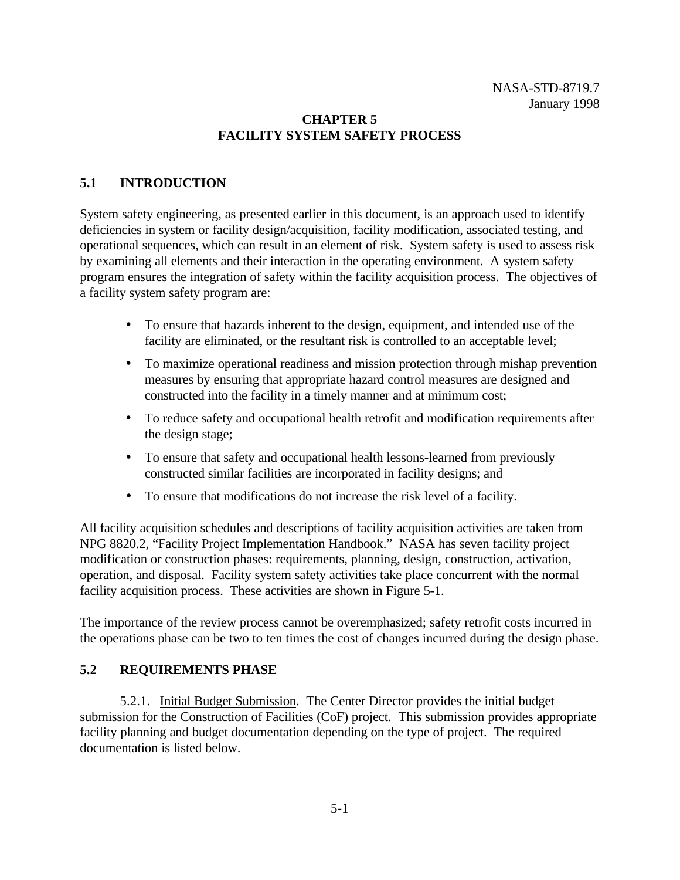# CHAPTER 5
# FACILITY SYSTEM SAFETY PROCESS

## 5.1 INTRODUCTION

System safety engineering, as presented earlier in this document, is an approach used to identify deficiencies in system or facility design/acquisition, facility modification, associated testing, and operational sequences, which can result in an element of risk. System safety is used to assess risk by examining all elements and their interaction in the operating environment. A system safety program ensures the integration of safety within the facility acquisition process. The objectives of a facility system safety program are:

- To ensure that hazards inherent to the design, equipment, and intended use of the facility are eliminated, or the resultant risk is controlled to an acceptable level;
- To maximize operational readiness and mission protection through mishap prevention measures by ensuring that appropriate hazard control measures are designed and constructed into the facility in a timely manner and at minimum cost;
- To reduce safety and occupational health retrofit and modification requirements after the design stage;
- To ensure that safety and occupational health lessons-learned from previously constructed similar facilities are incorporated in facility designs; and
- To ensure that modifications do not increase the risk level of a facility.

All facility acquisition schedules and descriptions of facility acquisition activities are taken from NPG 8820.2, "Facility Project Implementation Handbook." NASA has seven facility project modification or construction phases: requirements, planning, design, construction, activation, operation, and disposal. Facility system safety activities take place concurrent with the normal facility acquisition process. These activities are shown in Figure 5-1.

The importance of the review process cannot be overemphasized; safety retrofit costs incurred in the operations phase can be two to ten times the cost of changes incurred during the design phase.

## 5.2 REQUIREMENTS PHASE

5.2.1. Initial Budget Submission. The Center Director provides the initial budget submission for the Construction of Facilities (CoF) project. This submission provides appropriate facility planning and budget documentation depending on the type of project. The required documentation is listed below.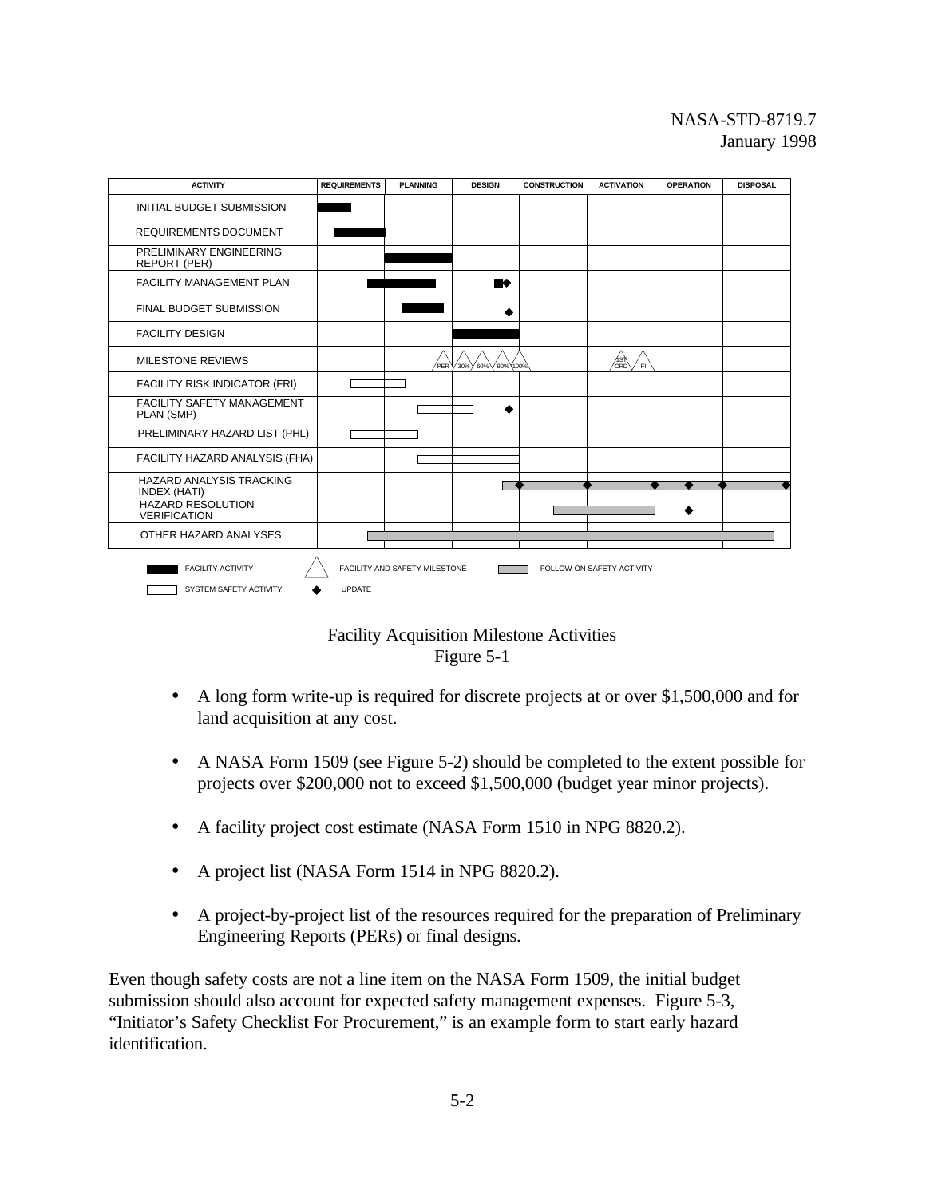| ACTIVITY | REQUIREMENTS | PLANNING | DESIGN | CONSTRUCTION | ACTIVATION | OPERATION | DISPOSAL |
|---|---|---|---|---|---|---|---|
| INITIAL BUDGET SUBMISSION | | | | | | | |
| REQUIREMENTS DOCUMENT | | | | | | | |
| PRELIMINARY ENGINEERING REPORT (PER) | | | | | | | |
| FACILITY MANAGEMENT PLAN | | | | | | | |
| FINAL BUDGET SUBMISSION | | | | | | | |
| FACILITY DESIGN | | | | | | | |
| MILESTONE REVIEWS | | | PER 30% 60% 90% 100% | | 1ST ORD FI | | |
| FACILITY RISK INDICATOR (FRI) | | | | | | | |
| FACILITY SAFETY MANAGEMENT PLAN (SMP) | | | | | | | |
| PRELIMINARY HAZARD LIST (PHL) | | | | | | | |
| FACILITY HAZARD ANALYSIS (FHA) | | | | | | | |
| HAZARD ANALYSIS TRACKING INDEX (HATI) | | | | | | | |
| HAZARD RESOLUTION VERIFICATION | | | | | | | |
| OTHER HAZARD ANALYSES | | | | | | | |

Legend: FACILITY ACTIVITY; FACILITY AND SAFETY MILESTONE; FOLLOW-ON SAFETY ACTIVITY; SYSTEM SAFETY ACTIVITY; UPDATE

Facility Acquisition Milestone Activities
Figure 5-1

- A long form write-up is required for discrete projects at or over $1,500,000 and for land acquisition at any cost.
- A NASA Form 1509 (see Figure 5-2) should be completed to the extent possible for projects over $200,000 not to exceed $1,500,000 (budget year minor projects).
- A facility project cost estimate (NASA Form 1510 in NPG 8820.2).
- A project list (NASA Form 1514 in NPG 8820.2).
- A project-by-project list of the resources required for the preparation of Preliminary Engineering Reports (PERs) or final designs.

Even though safety costs are not a line item on the NASA Form 1509, the initial budget submission should also account for expected safety management expenses. Figure 5-3, "Initiator's Safety Checklist For Procurement," is an example form to start early hazard identification.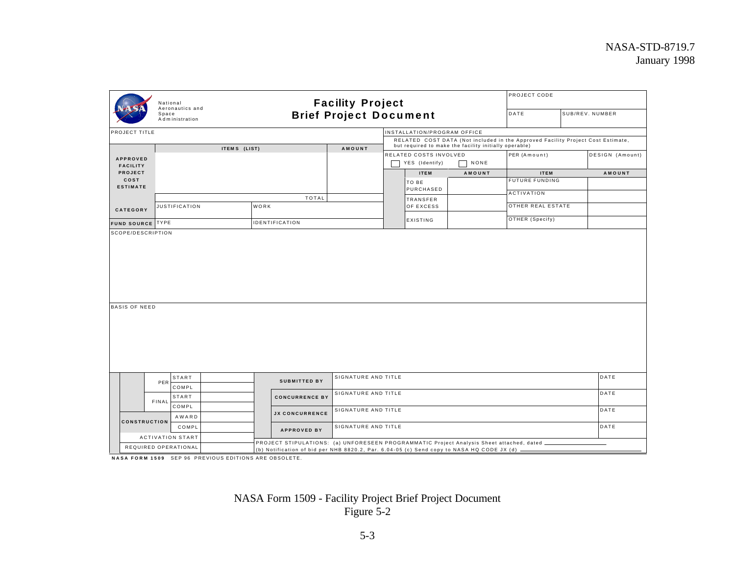**National Aeronautics and Space Administration**

# Facility Project Brief Project Document

| PROJECT CODE | |
|---|---|
| DATE | SUB/REV. NUMBER |

PROJECT TITLE

INSTALLATION/PROGRAM OFFICE

| | ITEMS (LIST) | AMOUNT |
|---|---|---|
| APPROVED FACILITY PROJECT COST ESTIMATE | | |
| | TOTAL | |

RELATED COST DATA (Not included in the Approved Facility Project Cost Estimate, but required to make the facility initially operable)

| RELATED COSTS INVOLVED | | PER (Amount) | DESIGN (Amount) |
|---|---|---|---|
| ☐ YES (Identify) | ☐ NONE | | |

| ITEM | AMOUNT | ITEM | AMOUNT |
|---|---|---|---|
| TO BE PURCHASED | | FUTURE FUNDING | |
| | | ACTIVATION | |
| TRANSFER OF EXCESS | | OTHER REAL ESTATE | |
| EXISTING | | OTHER (Specify) | |

| CATEGORY | JUSTIFICATION | WORK |
|---|---|---|
| FUND SOURCE | TYPE | IDENTIFICATION |

SCOPE/DESCRIPTION

BASIS OF NEED

| | | | |
|---|---|---|---|
| PER | START | | |
| | COMPL | | |
| FINAL | START | | |
| | COMPL | | |
| CONSTRUCTION | AWARD | | |
| | COMPL | | |
| ACTIVATION START | | | |
| REQUIRED OPERATIONAL | | | |

| | | |
|---|---|---|
| SUBMITTED BY | SIGNATURE AND TITLE | DATE |
| CONCURRENCE BY | SIGNATURE AND TITLE | DATE |
| JX CONCURRENCE | SIGNATURE AND TITLE | DATE |
| APPROVED BY | SIGNATURE AND TITLE | DATE |

PROJECT STIPULATIONS: (a) UNFORESEEN PROGRAMMATIC Project Analysis Sheet attached, dated \_\_\_\_\_\_\_\_\_\_
(b) Notification of bid per NHB 8820.2, Par. 6.04-05 (c) Send copy to NASA HQ CODE JX (d) \_\_\_\_\_\_\_\_\_\_

**NASA FORM 1509** SEP 96 PREVIOUS EDITIONS ARE OBSOLETE.

NASA Form 1509 - Facility Project Brief Project Document
Figure 5-2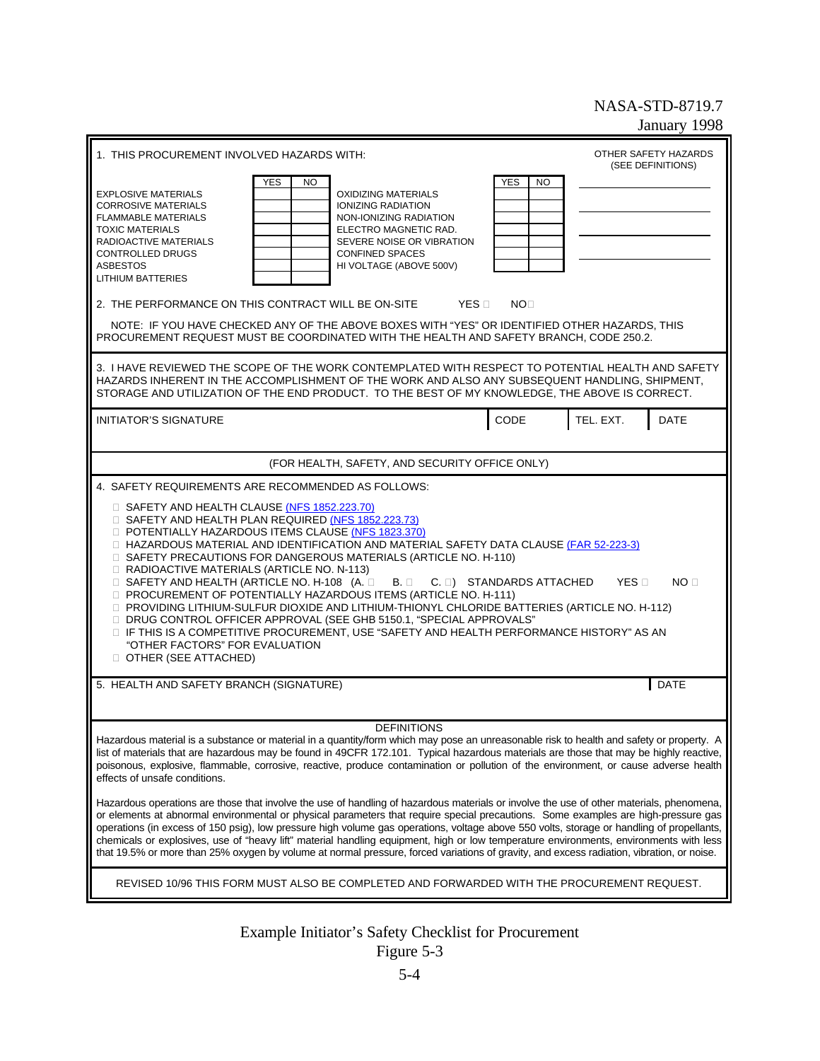1. THIS PROCUREMENT INVOLVED HAZARDS WITH:

| | YES | NO | | YES | NO |
|---|---|---|---|---|---|
| EXPLOSIVE MATERIALS | | | OXIDIZING MATERIALS | | |
| CORROSIVE MATERIALS | | | IONIZING RADIATION | | |
| FLAMMABLE MATERIALS | | | NON-IONIZING RADIATION | | |
| TOXIC MATERIALS | | | ELECTRO MAGNETIC RAD. | | |
| RADIOACTIVE MATERIALS | | | SEVERE NOISE OR VIBRATION | | |
| CONTROLLED DRUGS | | | CONFINED SPACES | | |
| ASBESTOS | | | HI VOLTAGE (ABOVE 500V) | | |
| LITHIUM BATTERIES | | | | | |

OTHER SAFETY HAZARDS (SEE DEFINITIONS)

______________________

______________________

______________________

______________________

2. THE PERFORMANCE ON THIS CONTRACT WILL BE ON-SITE YES ☐ NO ☐

NOTE: IF YOU HAVE CHECKED ANY OF THE ABOVE BOXES WITH "YES" OR IDENTIFIED OTHER HAZARDS, THIS PROCUREMENT REQUEST MUST BE COORDINATED WITH THE HEALTH AND SAFETY BRANCH, CODE 250.2.

3. I HAVE REVIEWED THE SCOPE OF THE WORK CONTEMPLATED WITH RESPECT TO POTENTIAL HEALTH AND SAFETY HAZARDS INHERENT IN THE ACCOMPLISHMENT OF THE WORK AND ALSO ANY SUBSEQUENT HANDLING, SHIPMENT, STORAGE AND UTILIZATION OF THE END PRODUCT. TO THE BEST OF MY KNOWLEDGE, THE ABOVE IS CORRECT.

| INITIATOR'S SIGNATURE | CODE | TEL. EXT. | DATE |
|---|---|---|---|
| | | | |

(FOR HEALTH, SAFETY, AND SECURITY OFFICE ONLY)

4. SAFETY REQUIREMENTS ARE RECOMMENDED AS FOLLOWS:

- ☐ SAFETY AND HEALTH CLAUSE (NFS 1852.223.70)
- ☐ SAFETY AND HEALTH PLAN REQUIRED (NFS 1852.223.73)
- ☐ POTENTIALLY HAZARDOUS ITEMS CLAUSE (NFS 1823.370)
- ☐ HAZARDOUS MATERIAL AND IDENTIFICATION AND MATERIAL SAFETY DATA CLAUSE (FAR 52-223-3)
- ☐ SAFETY PRECAUTIONS FOR DANGEROUS MATERIALS (ARTICLE NO. H-110)
- ☐ RADIOACTIVE MATERIALS (ARTICLE NO. N-113)
- ☐ SAFETY AND HEALTH (ARTICLE NO. H-108 (A. ☐ B. ☐ C. ☐) STANDARDS ATTACHED YES ☐ NO ☐
- ☐ PROCUREMENT OF POTENTIALLY HAZARDOUS ITEMS (ARTICLE NO. H-111)
- ☐ PROVIDING LITHIUM-SULFUR DIOXIDE AND LITHIUM-THIONYL CHLORIDE BATTERIES (ARTICLE NO. H-112)
- ☐ DRUG CONTROL OFFICER APPROVAL (SEE GHB 5150.1, "SPECIAL APPROVALS"
- ☐ IF THIS IS A COMPETITIVE PROCUREMENT, USE "SAFETY AND HEALTH PERFORMANCE HISTORY" AS AN "OTHER FACTORS" FOR EVALUATION
- ☐ OTHER (SEE ATTACHED)

| 5. HEALTH AND SAFETY BRANCH (SIGNATURE) | DATE |
|---|---|
| | |

DEFINITIONS

Hazardous material is a substance or material in a quantity/form which may pose an unreasonable risk to health and safety or property. A list of materials that are hazardous may be found in 49CFR 172.101. Typical hazardous materials are those that may be highly reactive, poisonous, explosive, flammable, corrosive, reactive, produce contamination or pollution of the environment, or cause adverse health effects of unsafe conditions.

Hazardous operations are those that involve the use of handling of hazardous materials or involve the use of other materials, phenomena, or elements at abnormal environmental or physical parameters that require special precautions. Some examples are high-pressure gas operations (in excess of 150 psig), low pressure high volume gas operations, voltage above 550 volts, storage or handling of propellants, chemicals or explosives, use of "heavy lift" material handling equipment, high or low temperature environments, environments with less that 19.5% or more than 25% oxygen by volume at normal pressure, forced variations of gravity, and excess radiation, vibration, or noise.

REVISED 10/96 THIS FORM MUST ALSO BE COMPLETED AND FORWARDED WITH THE PROCUREMENT REQUEST.

Example Initiator's Safety Checklist for Procurement
Figure 5-3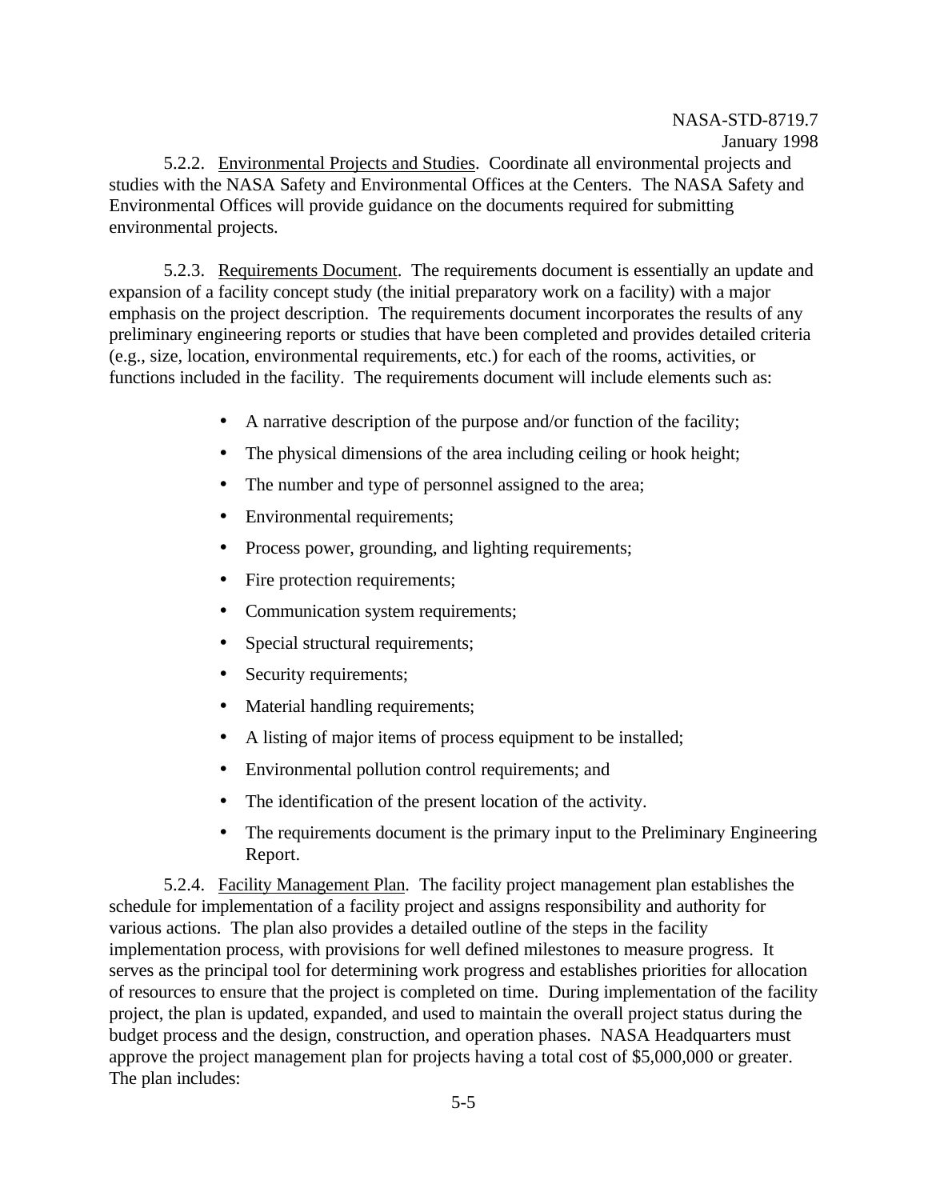5.2.2. Environmental Projects and Studies. Coordinate all environmental projects and studies with the NASA Safety and Environmental Offices at the Centers. The NASA Safety and Environmental Offices will provide guidance on the documents required for submitting environmental projects.

5.2.3. Requirements Document. The requirements document is essentially an update and expansion of a facility concept study (the initial preparatory work on a facility) with a major emphasis on the project description. The requirements document incorporates the results of any preliminary engineering reports or studies that have been completed and provides detailed criteria (e.g., size, location, environmental requirements, etc.) for each of the rooms, activities, or functions included in the facility. The requirements document will include elements such as:

- A narrative description of the purpose and/or function of the facility;
- The physical dimensions of the area including ceiling or hook height;
- The number and type of personnel assigned to the area;
- Environmental requirements;
- Process power, grounding, and lighting requirements;
- Fire protection requirements;
- Communication system requirements;
- Special structural requirements;
- Security requirements;
- Material handling requirements;
- A listing of major items of process equipment to be installed;
- Environmental pollution control requirements; and
- The identification of the present location of the activity.
- The requirements document is the primary input to the Preliminary Engineering Report.

5.2.4. Facility Management Plan. The facility project management plan establishes the schedule for implementation of a facility project and assigns responsibility and authority for various actions. The plan also provides a detailed outline of the steps in the facility implementation process, with provisions for well defined milestones to measure progress. It serves as the principal tool for determining work progress and establishes priorities for allocation of resources to ensure that the project is completed on time. During implementation of the facility project, the plan is updated, expanded, and used to maintain the overall project status during the budget process and the design, construction, and operation phases. NASA Headquarters must approve the project management plan for projects having a total cost of $5,000,000 or greater. The plan includes: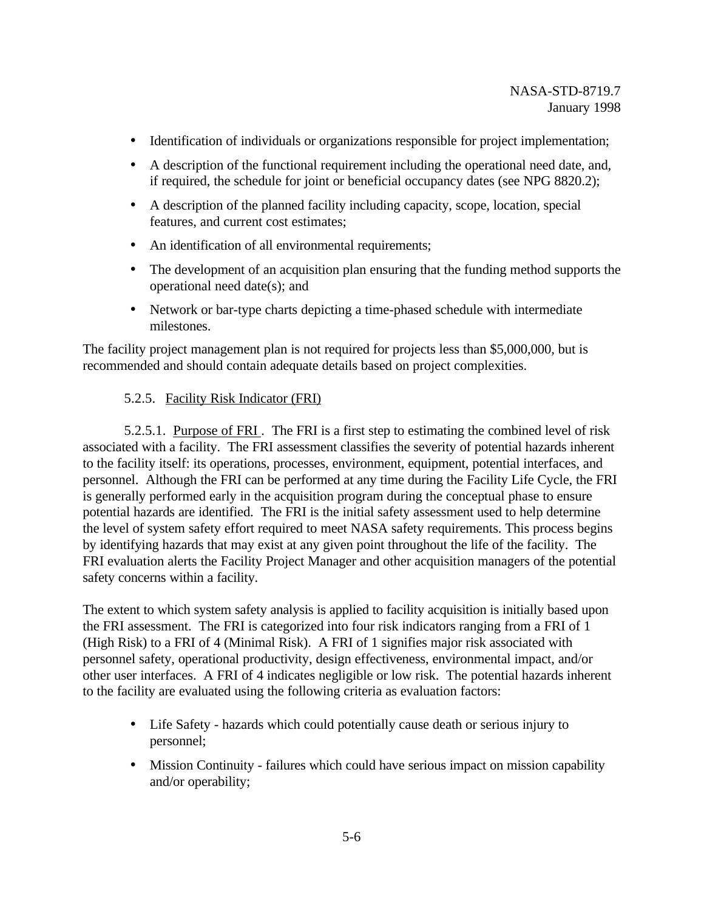- Identification of individuals or organizations responsible for project implementation;
- A description of the functional requirement including the operational need date, and, if required, the schedule for joint or beneficial occupancy dates (see NPG 8820.2);
- A description of the planned facility including capacity, scope, location, special features, and current cost estimates;
- An identification of all environmental requirements;
- The development of an acquisition plan ensuring that the funding method supports the operational need date(s); and
- Network or bar-type charts depicting a time-phased schedule with intermediate milestones.

The facility project management plan is not required for projects less than $5,000,000, but is recommended and should contain adequate details based on project complexities.

### 5.2.5. Facility Risk Indicator (FRI)

5.2.5.1. Purpose of FRI. The FRI is a first step to estimating the combined level of risk associated with a facility. The FRI assessment classifies the severity of potential hazards inherent to the facility itself: its operations, processes, environment, equipment, potential interfaces, and personnel. Although the FRI can be performed at any time during the Facility Life Cycle, the FRI is generally performed early in the acquisition program during the conceptual phase to ensure potential hazards are identified. The FRI is the initial safety assessment used to help determine the level of system safety effort required to meet NASA safety requirements. This process begins by identifying hazards that may exist at any given point throughout the life of the facility. The FRI evaluation alerts the Facility Project Manager and other acquisition managers of the potential safety concerns within a facility.

The extent to which system safety analysis is applied to facility acquisition is initially based upon the FRI assessment. The FRI is categorized into four risk indicators ranging from a FRI of 1 (High Risk) to a FRI of 4 (Minimal Risk). A FRI of 1 signifies major risk associated with personnel safety, operational productivity, design effectiveness, environmental impact, and/or other user interfaces. A FRI of 4 indicates negligible or low risk. The potential hazards inherent to the facility are evaluated using the following criteria as evaluation factors:

- Life Safety - hazards which could potentially cause death or serious injury to personnel;
- Mission Continuity - failures which could have serious impact on mission capability and/or operability;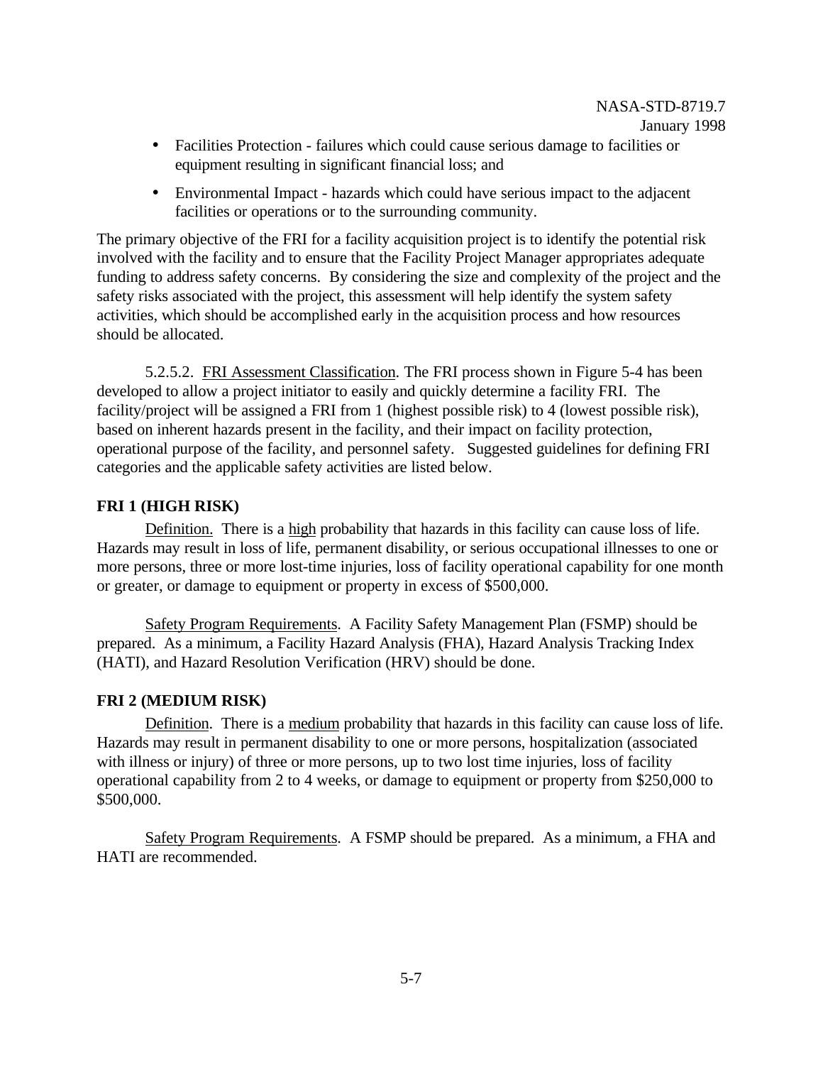- Facilities Protection - failures which could cause serious damage to facilities or equipment resulting in significant financial loss; and
- Environmental Impact - hazards which could have serious impact to the adjacent facilities or operations or to the surrounding community.

The primary objective of the FRI for a facility acquisition project is to identify the potential risk involved with the facility and to ensure that the Facility Project Manager appropriates adequate funding to address safety concerns. By considering the size and complexity of the project and the safety risks associated with the project, this assessment will help identify the system safety activities, which should be accomplished early in the acquisition process and how resources should be allocated.

5.2.5.2. FRI Assessment Classification. The FRI process shown in Figure 5-4 has been developed to allow a project initiator to easily and quickly determine a facility FRI. The facility/project will be assigned a FRI from 1 (highest possible risk) to 4 (lowest possible risk), based on inherent hazards present in the facility, and their impact on facility protection, operational purpose of the facility, and personnel safety. Suggested guidelines for defining FRI categories and the applicable safety activities are listed below.

**FRI 1 (HIGH RISK)**

Definition. There is a high probability that hazards in this facility can cause loss of life. Hazards may result in loss of life, permanent disability, or serious occupational illnesses to one or more persons, three or more lost-time injuries, loss of facility operational capability for one month or greater, or damage to equipment or property in excess of $500,000.

Safety Program Requirements. A Facility Safety Management Plan (FSMP) should be prepared. As a minimum, a Facility Hazard Analysis (FHA), Hazard Analysis Tracking Index (HATI), and Hazard Resolution Verification (HRV) should be done.

**FRI 2 (MEDIUM RISK)**

Definition. There is a medium probability that hazards in this facility can cause loss of life. Hazards may result in permanent disability to one or more persons, hospitalization (associated with illness or injury) of three or more persons, up to two lost time injuries, loss of facility operational capability from 2 to 4 weeks, or damage to equipment or property from $250,000 to $500,000.

Safety Program Requirements. A FSMP should be prepared. As a minimum, a FHA and HATI are recommended.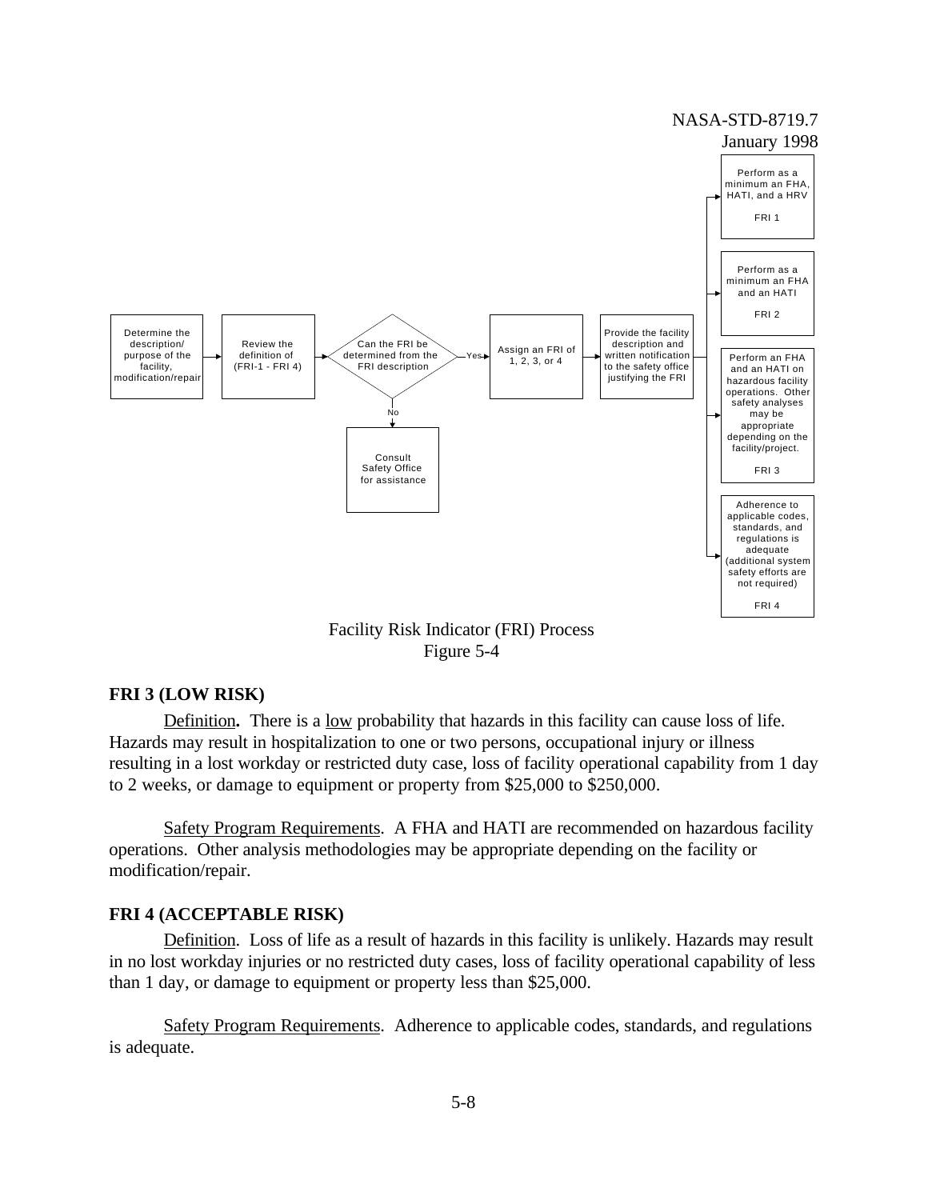Determine the description/purpose of the facility, modification/repair → Review the definition of (FRI-1 - FRI 4) → Can the FRI be determined from the FRI description

- Yes → Assign an FRI of 1, 2, 3, or 4 → Provide the facility description and written notification to the safety office justifying the FRI
  - Perform as a minimum an FHA, HATI, and a HRV — FRI 1
  - Perform as a minimum an FHA and an HATI — FRI 2
  - Perform an FHA and an HATI on hazardous facility operations. Other safety analyses may be appropriate depending on the facility/project. — FRI 3
  - Adherence to applicable codes, standards, and regulations is adequate (additional system safety efforts are not required) — FRI 4
- No → Consult Safety Office for assistance

Facility Risk Indicator (FRI) Process
Figure 5-4

**FRI 3 (LOW RISK)**

Definition. There is a low probability that hazards in this facility can cause loss of life. Hazards may result in hospitalization to one or two persons, occupational injury or illness resulting in a lost workday or restricted duty case, loss of facility operational capability from 1 day to 2 weeks, or damage to equipment or property from $25,000 to $250,000.

Safety Program Requirements. A FHA and HATI are recommended on hazardous facility operations. Other analysis methodologies may be appropriate depending on the facility or modification/repair.

**FRI 4 (ACCEPTABLE RISK)**

Definition. Loss of life as a result of hazards in this facility is unlikely. Hazards may result in no lost workday injuries or no restricted duty cases, loss of facility operational capability of less than 1 day, or damage to equipment or property less than $25,000.

Safety Program Requirements. Adherence to applicable codes, standards, and regulations is adequate.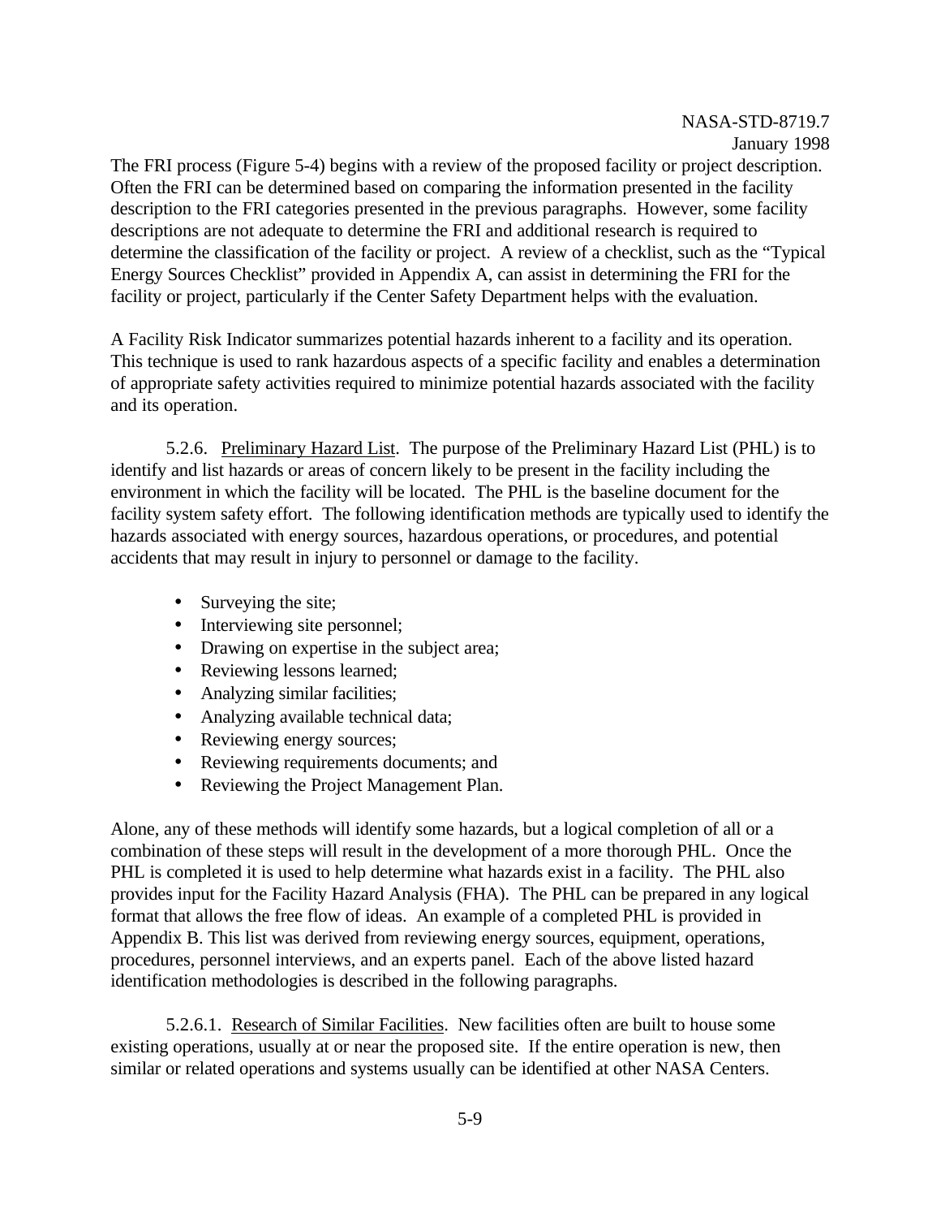The FRI process (Figure 5-4) begins with a review of the proposed facility or project description. Often the FRI can be determined based on comparing the information presented in the facility description to the FRI categories presented in the previous paragraphs. However, some facility descriptions are not adequate to determine the FRI and additional research is required to determine the classification of the facility or project. A review of a checklist, such as the "Typical Energy Sources Checklist" provided in Appendix A, can assist in determining the FRI for the facility or project, particularly if the Center Safety Department helps with the evaluation.

A Facility Risk Indicator summarizes potential hazards inherent to a facility and its operation. This technique is used to rank hazardous aspects of a specific facility and enables a determination of appropriate safety activities required to minimize potential hazards associated with the facility and its operation.

5.2.6. Preliminary Hazard List. The purpose of the Preliminary Hazard List (PHL) is to identify and list hazards or areas of concern likely to be present in the facility including the environment in which the facility will be located. The PHL is the baseline document for the facility system safety effort. The following identification methods are typically used to identify the hazards associated with energy sources, hazardous operations, or procedures, and potential accidents that may result in injury to personnel or damage to the facility.

- Surveying the site;
- Interviewing site personnel;
- Drawing on expertise in the subject area;
- Reviewing lessons learned;
- Analyzing similar facilities;
- Analyzing available technical data;
- Reviewing energy sources;
- Reviewing requirements documents; and
- Reviewing the Project Management Plan.

Alone, any of these methods will identify some hazards, but a logical completion of all or a combination of these steps will result in the development of a more thorough PHL. Once the PHL is completed it is used to help determine what hazards exist in a facility. The PHL also provides input for the Facility Hazard Analysis (FHA). The PHL can be prepared in any logical format that allows the free flow of ideas. An example of a completed PHL is provided in Appendix B. This list was derived from reviewing energy sources, equipment, operations, procedures, personnel interviews, and an experts panel. Each of the above listed hazard identification methodologies is described in the following paragraphs.

5.2.6.1. Research of Similar Facilities. New facilities often are built to house some existing operations, usually at or near the proposed site. If the entire operation is new, then similar or related operations and systems usually can be identified at other NASA Centers.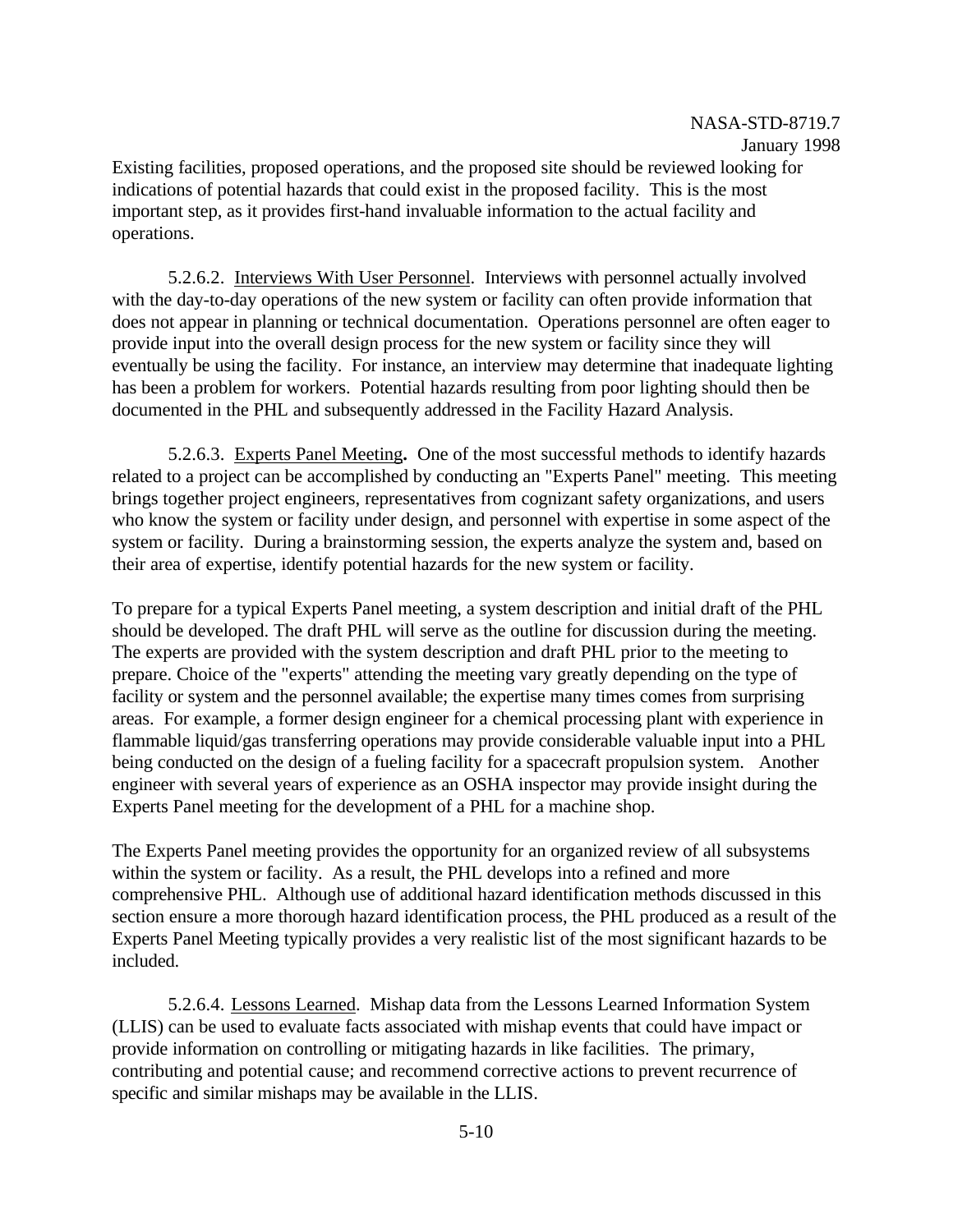Existing facilities, proposed operations, and the proposed site should be reviewed looking for indications of potential hazards that could exist in the proposed facility. This is the most important step, as it provides first-hand invaluable information to the actual facility and operations.

5.2.6.2. Interviews With User Personnel. Interviews with personnel actually involved with the day-to-day operations of the new system or facility can often provide information that does not appear in planning or technical documentation. Operations personnel are often eager to provide input into the overall design process for the new system or facility since they will eventually be using the facility. For instance, an interview may determine that inadequate lighting has been a problem for workers. Potential hazards resulting from poor lighting should then be documented in the PHL and subsequently addressed in the Facility Hazard Analysis.

5.2.6.3. Experts Panel Meeting**.** One of the most successful methods to identify hazards related to a project can be accomplished by conducting an "Experts Panel" meeting. This meeting brings together project engineers, representatives from cognizant safety organizations, and users who know the system or facility under design, and personnel with expertise in some aspect of the system or facility. During a brainstorming session, the experts analyze the system and, based on their area of expertise, identify potential hazards for the new system or facility.

To prepare for a typical Experts Panel meeting, a system description and initial draft of the PHL should be developed. The draft PHL will serve as the outline for discussion during the meeting. The experts are provided with the system description and draft PHL prior to the meeting to prepare. Choice of the "experts" attending the meeting vary greatly depending on the type of facility or system and the personnel available; the expertise many times comes from surprising areas. For example, a former design engineer for a chemical processing plant with experience in flammable liquid/gas transferring operations may provide considerable valuable input into a PHL being conducted on the design of a fueling facility for a spacecraft propulsion system. Another engineer with several years of experience as an OSHA inspector may provide insight during the Experts Panel meeting for the development of a PHL for a machine shop.

The Experts Panel meeting provides the opportunity for an organized review of all subsystems within the system or facility. As a result, the PHL develops into a refined and more comprehensive PHL. Although use of additional hazard identification methods discussed in this section ensure a more thorough hazard identification process, the PHL produced as a result of the Experts Panel Meeting typically provides a very realistic list of the most significant hazards to be included.

5.2.6.4. Lessons Learned. Mishap data from the Lessons Learned Information System (LLIS) can be used to evaluate facts associated with mishap events that could have impact or provide information on controlling or mitigating hazards in like facilities. The primary, contributing and potential cause; and recommend corrective actions to prevent recurrence of specific and similar mishaps may be available in the LLIS.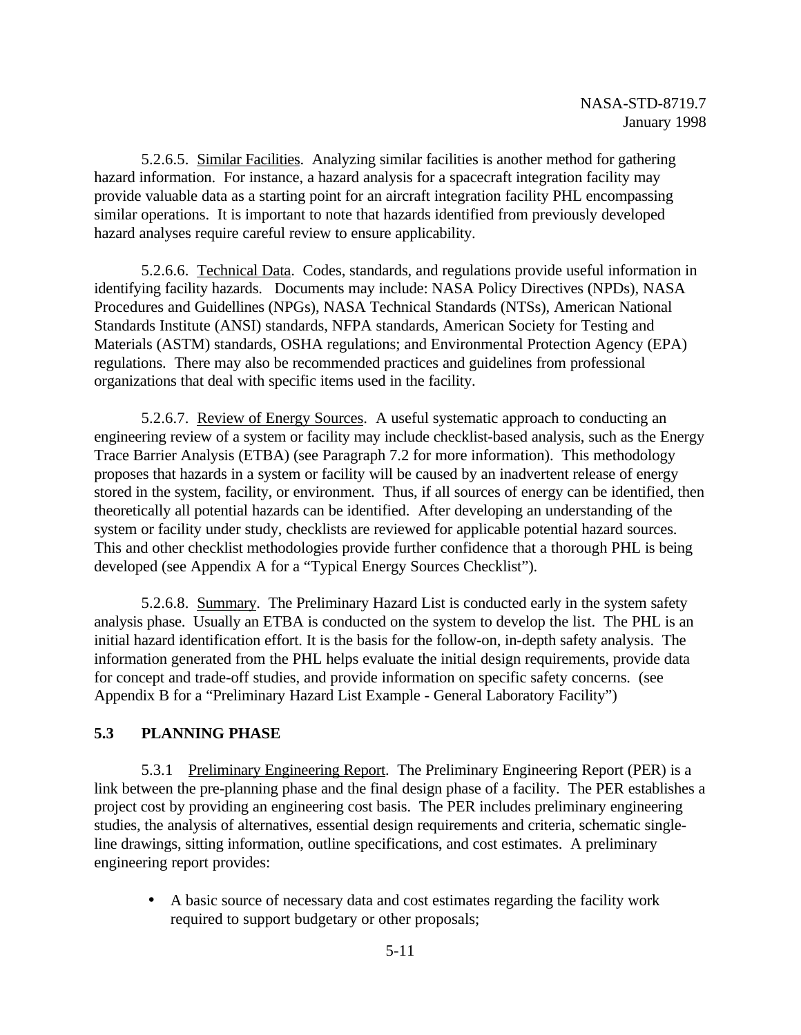5.2.6.5. Similar Facilities. Analyzing similar facilities is another method for gathering hazard information. For instance, a hazard analysis for a spacecraft integration facility may provide valuable data as a starting point for an aircraft integration facility PHL encompassing similar operations. It is important to note that hazards identified from previously developed hazard analyses require careful review to ensure applicability.

5.2.6.6. Technical Data. Codes, standards, and regulations provide useful information in identifying facility hazards. Documents may include: NASA Policy Directives (NPDs), NASA Procedures and Guidellines (NPGs), NASA Technical Standards (NTSs), American National Standards Institute (ANSI) standards, NFPA standards, American Society for Testing and Materials (ASTM) standards, OSHA regulations; and Environmental Protection Agency (EPA) regulations. There may also be recommended practices and guidelines from professional organizations that deal with specific items used in the facility.

5.2.6.7. Review of Energy Sources. A useful systematic approach to conducting an engineering review of a system or facility may include checklist-based analysis, such as the Energy Trace Barrier Analysis (ETBA) (see Paragraph 7.2 for more information). This methodology proposes that hazards in a system or facility will be caused by an inadvertent release of energy stored in the system, facility, or environment. Thus, if all sources of energy can be identified, then theoretically all potential hazards can be identified. After developing an understanding of the system or facility under study, checklists are reviewed for applicable potential hazard sources. This and other checklist methodologies provide further confidence that a thorough PHL is being developed (see Appendix A for a "Typical Energy Sources Checklist").

5.2.6.8. Summary. The Preliminary Hazard List is conducted early in the system safety analysis phase. Usually an ETBA is conducted on the system to develop the list. The PHL is an initial hazard identification effort. It is the basis for the follow-on, in-depth safety analysis. The information generated from the PHL helps evaluate the initial design requirements, provide data for concept and trade-off studies, and provide information on specific safety concerns. (see Appendix B for a "Preliminary Hazard List Example - General Laboratory Facility")

## 5.3 PLANNING PHASE

5.3.1 Preliminary Engineering Report. The Preliminary Engineering Report (PER) is a link between the pre-planning phase and the final design phase of a facility. The PER establishes a project cost by providing an engineering cost basis. The PER includes preliminary engineering studies, the analysis of alternatives, essential design requirements and criteria, schematic single-line drawings, sitting information, outline specifications, and cost estimates. A preliminary engineering report provides:

- A basic source of necessary data and cost estimates regarding the facility work required to support budgetary or other proposals;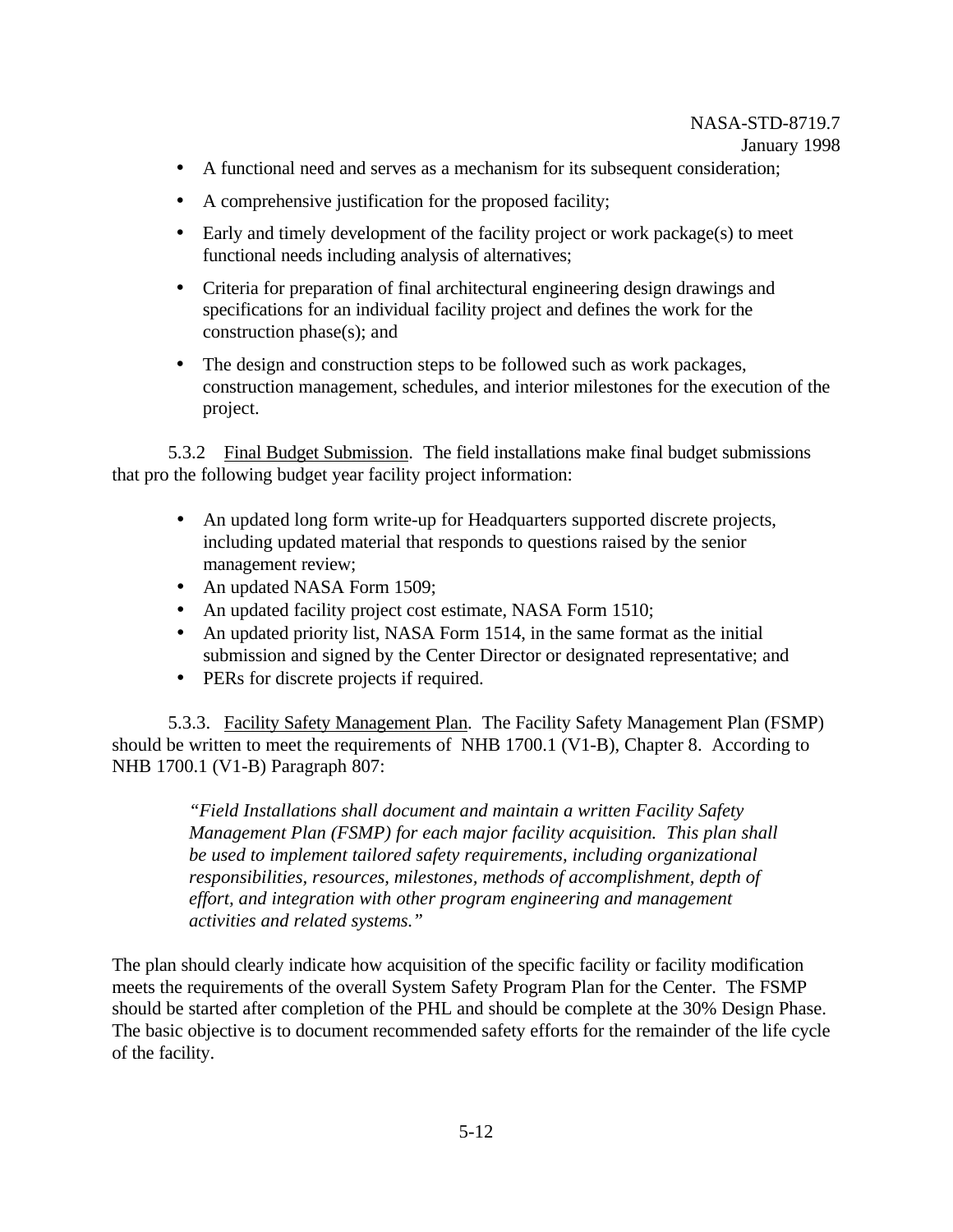- A functional need and serves as a mechanism for its subsequent consideration;
- A comprehensive justification for the proposed facility;
- Early and timely development of the facility project or work package(s) to meet functional needs including analysis of alternatives;
- Criteria for preparation of final architectural engineering design drawings and specifications for an individual facility project and defines the work for the construction phase(s); and
- The design and construction steps to be followed such as work packages, construction management, schedules, and interior milestones for the execution of the project.

5.3.2 Final Budget Submission. The field installations make final budget submissions that pro the following budget year facility project information:

- An updated long form write-up for Headquarters supported discrete projects, including updated material that responds to questions raised by the senior management review;
- An updated NASA Form 1509;
- An updated facility project cost estimate, NASA Form 1510;
- An updated priority list, NASA Form 1514, in the same format as the initial submission and signed by the Center Director or designated representative; and
- PERs for discrete projects if required.

5.3.3. Facility Safety Management Plan. The Facility Safety Management Plan (FSMP) should be written to meet the requirements of NHB 1700.1 (V1-B), Chapter 8. According to NHB 1700.1 (V1-B) Paragraph 807:

> *"Field Installations shall document and maintain a written Facility Safety Management Plan (FSMP) for each major facility acquisition. This plan shall be used to implement tailored safety requirements, including organizational responsibilities, resources, milestones, methods of accomplishment, depth of effort, and integration with other program engineering and management activities and related systems."*

The plan should clearly indicate how acquisition of the specific facility or facility modification meets the requirements of the overall System Safety Program Plan for the Center. The FSMP should be started after completion of the PHL and should be complete at the 30% Design Phase. The basic objective is to document recommended safety efforts for the remainder of the life cycle of the facility.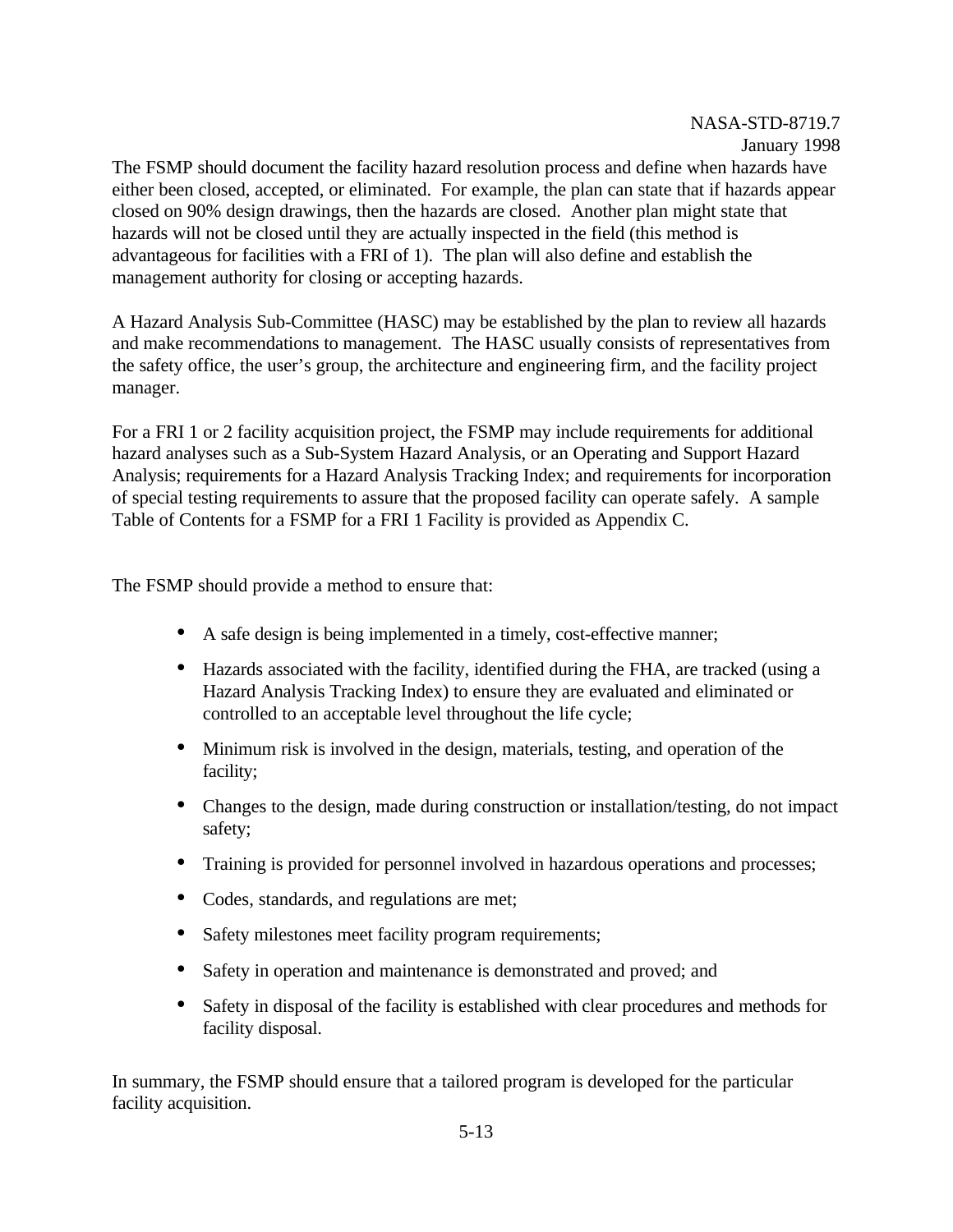The FSMP should document the facility hazard resolution process and define when hazards have either been closed, accepted, or eliminated. For example, the plan can state that if hazards appear closed on 90% design drawings, then the hazards are closed. Another plan might state that hazards will not be closed until they are actually inspected in the field (this method is advantageous for facilities with a FRI of 1). The plan will also define and establish the management authority for closing or accepting hazards.

A Hazard Analysis Sub-Committee (HASC) may be established by the plan to review all hazards and make recommendations to management. The HASC usually consists of representatives from the safety office, the user's group, the architecture and engineering firm, and the facility project manager.

For a FRI 1 or 2 facility acquisition project, the FSMP may include requirements for additional hazard analyses such as a Sub-System Hazard Analysis, or an Operating and Support Hazard Analysis; requirements for a Hazard Analysis Tracking Index; and requirements for incorporation of special testing requirements to assure that the proposed facility can operate safely. A sample Table of Contents for a FSMP for a FRI 1 Facility is provided as Appendix C.

The FSMP should provide a method to ensure that:

- A safe design is being implemented in a timely, cost-effective manner;
- Hazards associated with the facility, identified during the FHA, are tracked (using a Hazard Analysis Tracking Index) to ensure they are evaluated and eliminated or controlled to an acceptable level throughout the life cycle;
- Minimum risk is involved in the design, materials, testing, and operation of the facility;
- Changes to the design, made during construction or installation/testing, do not impact safety;
- Training is provided for personnel involved in hazardous operations and processes;
- Codes, standards, and regulations are met;
- Safety milestones meet facility program requirements;
- Safety in operation and maintenance is demonstrated and proved; and
- Safety in disposal of the facility is established with clear procedures and methods for facility disposal.

In summary, the FSMP should ensure that a tailored program is developed for the particular facility acquisition.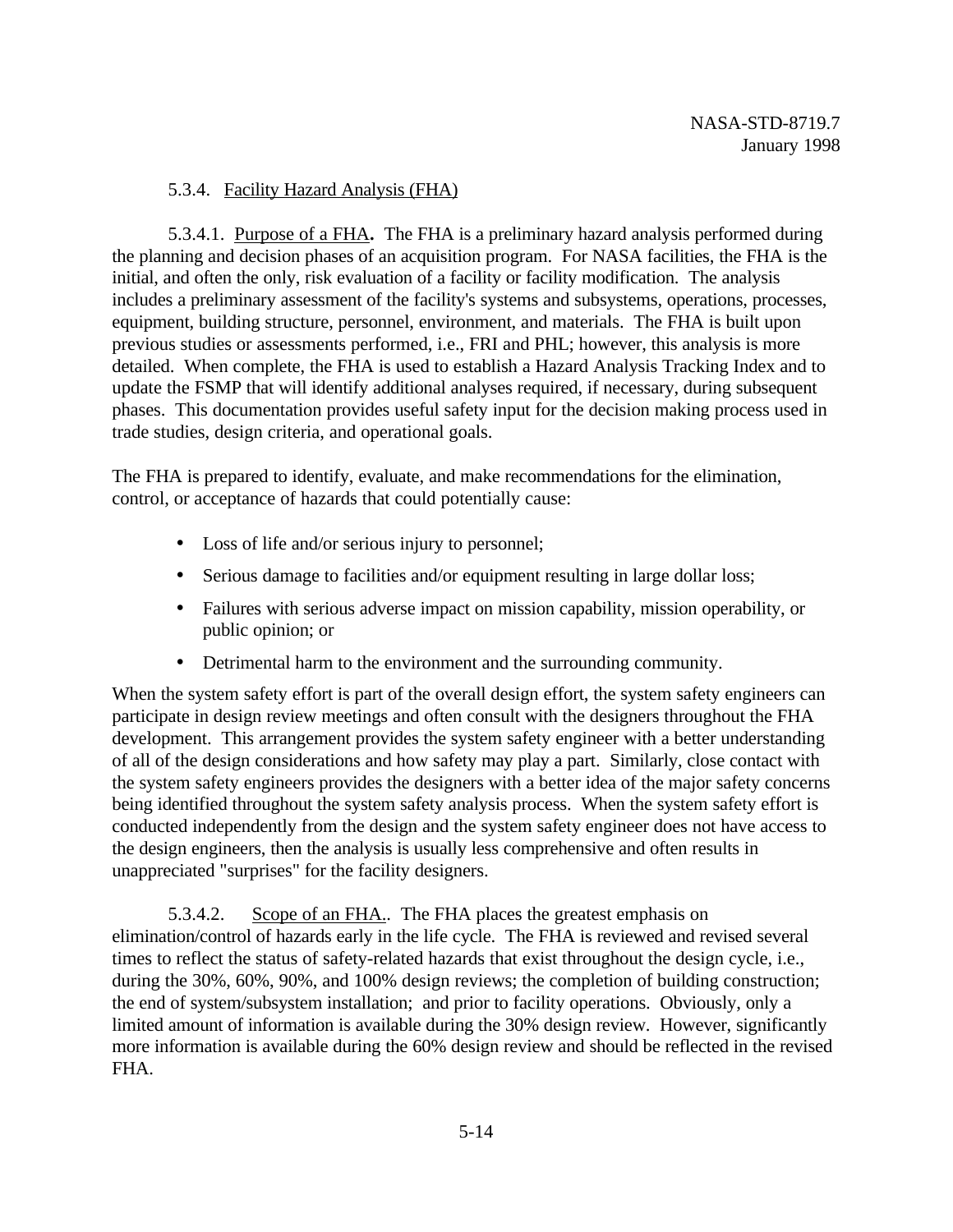### 5.3.4. Facility Hazard Analysis (FHA)

5.3.4.1. Purpose of a FHA**.** The FHA is a preliminary hazard analysis performed during the planning and decision phases of an acquisition program. For NASA facilities, the FHA is the initial, and often the only, risk evaluation of a facility or facility modification. The analysis includes a preliminary assessment of the facility's systems and subsystems, operations, processes, equipment, building structure, personnel, environment, and materials. The FHA is built upon previous studies or assessments performed, i.e., FRI and PHL; however, this analysis is more detailed. When complete, the FHA is used to establish a Hazard Analysis Tracking Index and to update the FSMP that will identify additional analyses required, if necessary, during subsequent phases. This documentation provides useful safety input for the decision making process used in trade studies, design criteria, and operational goals.

The FHA is prepared to identify, evaluate, and make recommendations for the elimination, control, or acceptance of hazards that could potentially cause:

- Loss of life and/or serious injury to personnel;
- Serious damage to facilities and/or equipment resulting in large dollar loss;
- Failures with serious adverse impact on mission capability, mission operability, or public opinion; or
- Detrimental harm to the environment and the surrounding community.

When the system safety effort is part of the overall design effort, the system safety engineers can participate in design review meetings and often consult with the designers throughout the FHA development. This arrangement provides the system safety engineer with a better understanding of all of the design considerations and how safety may play a part. Similarly, close contact with the system safety engineers provides the designers with a better idea of the major safety concerns being identified throughout the system safety analysis process. When the system safety effort is conducted independently from the design and the system safety engineer does not have access to the design engineers, then the analysis is usually less comprehensive and often results in unappreciated "surprises" for the facility designers.

5.3.4.2. Scope of an FHA.. The FHA places the greatest emphasis on elimination/control of hazards early in the life cycle. The FHA is reviewed and revised several times to reflect the status of safety-related hazards that exist throughout the design cycle, i.e., during the 30%, 60%, 90%, and 100% design reviews; the completion of building construction; the end of system/subsystem installation; and prior to facility operations. Obviously, only a limited amount of information is available during the 30% design review. However, significantly more information is available during the 60% design review and should be reflected in the revised FHA.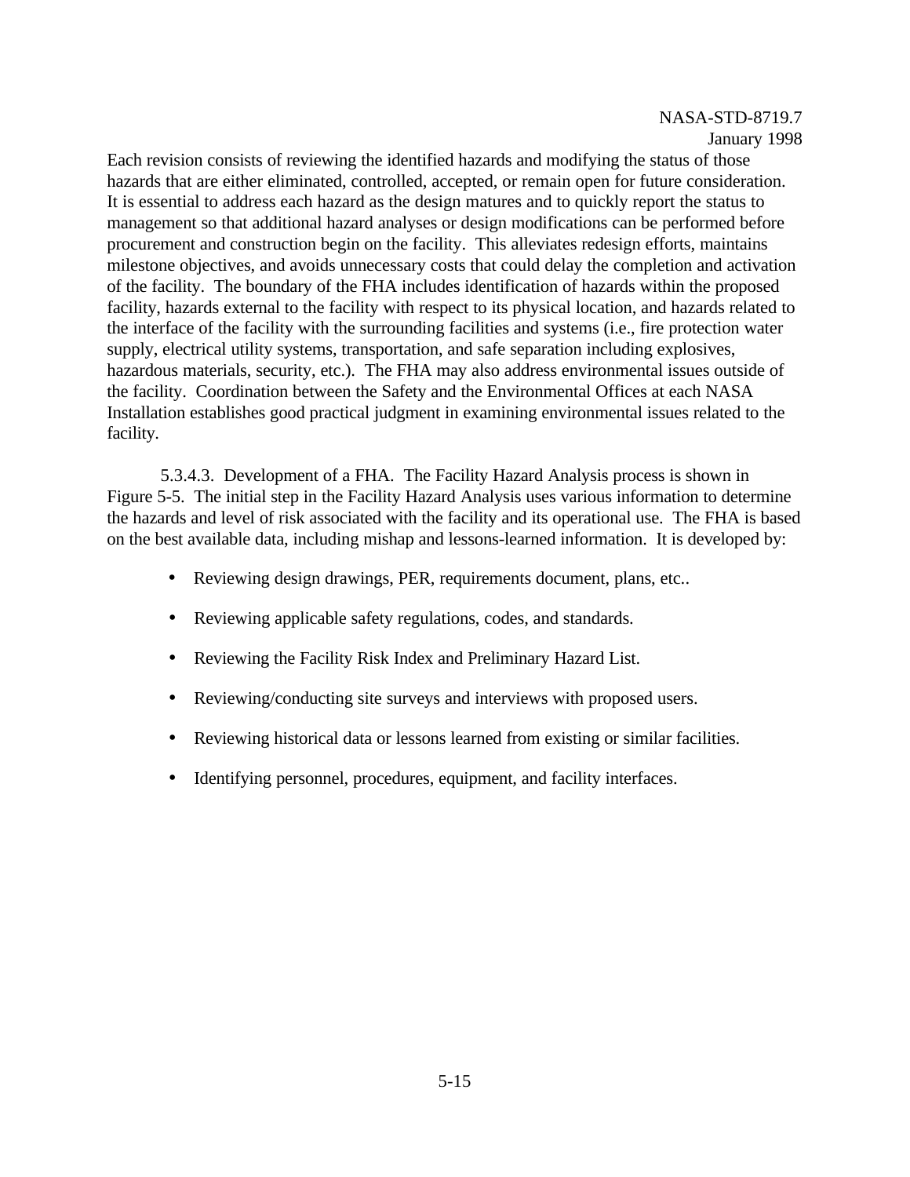Each revision consists of reviewing the identified hazards and modifying the status of those hazards that are either eliminated, controlled, accepted, or remain open for future consideration. It is essential to address each hazard as the design matures and to quickly report the status to management so that additional hazard analyses or design modifications can be performed before procurement and construction begin on the facility. This alleviates redesign efforts, maintains milestone objectives, and avoids unnecessary costs that could delay the completion and activation of the facility. The boundary of the FHA includes identification of hazards within the proposed facility, hazards external to the facility with respect to its physical location, and hazards related to the interface of the facility with the surrounding facilities and systems (i.e., fire protection water supply, electrical utility systems, transportation, and safe separation including explosives, hazardous materials, security, etc.). The FHA may also address environmental issues outside of the facility. Coordination between the Safety and the Environmental Offices at each NASA Installation establishes good practical judgment in examining environmental issues related to the facility.

5.3.4.3. Development of a FHA. The Facility Hazard Analysis process is shown in Figure 5-5. The initial step in the Facility Hazard Analysis uses various information to determine the hazards and level of risk associated with the facility and its operational use. The FHA is based on the best available data, including mishap and lessons-learned information. It is developed by:

- Reviewing design drawings, PER, requirements document, plans, etc..
- Reviewing applicable safety regulations, codes, and standards.
- Reviewing the Facility Risk Index and Preliminary Hazard List.
- Reviewing/conducting site surveys and interviews with proposed users.
- Reviewing historical data or lessons learned from existing or similar facilities.
- Identifying personnel, procedures, equipment, and facility interfaces.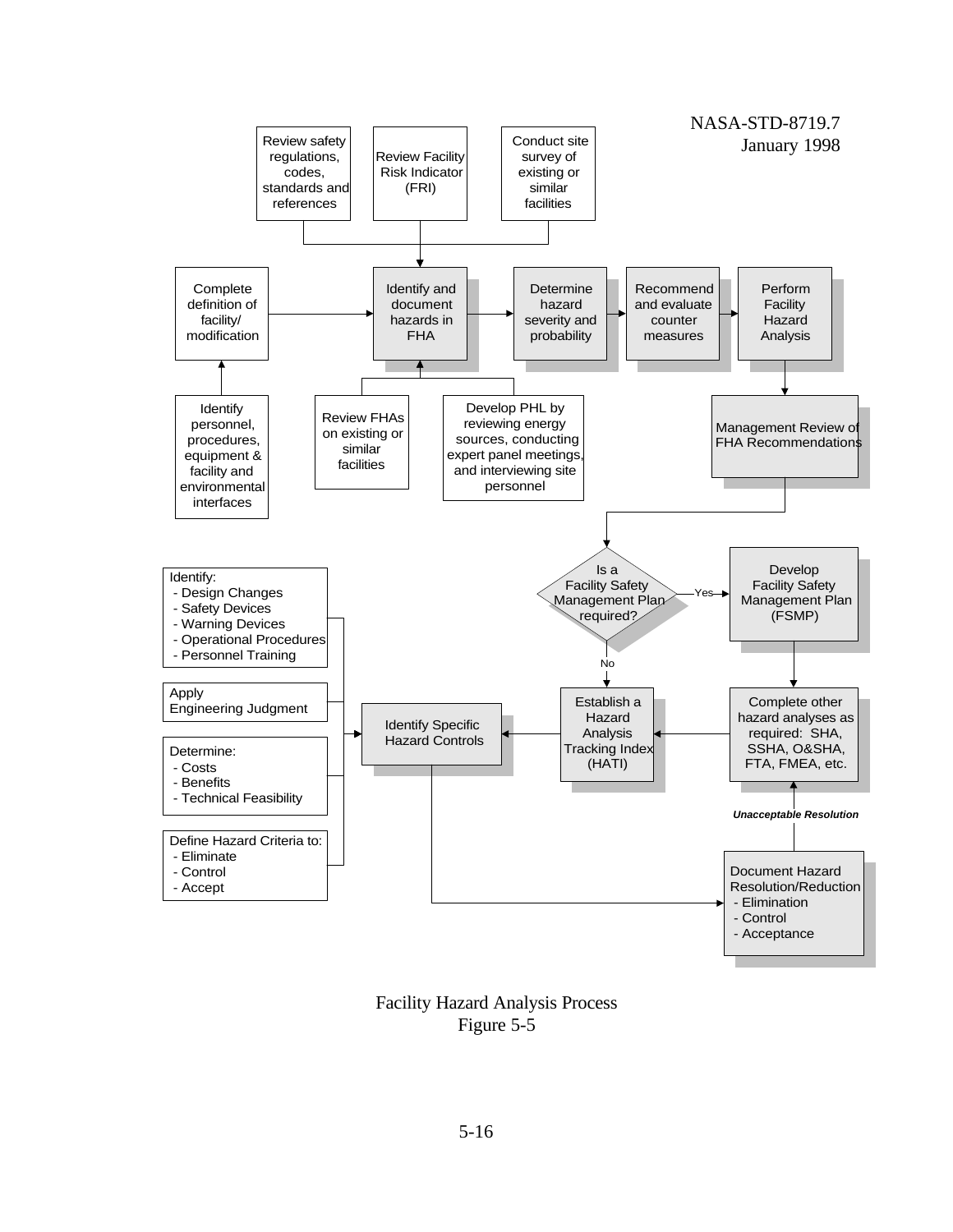Review safety regulations, codes, standards and references

Review Facility Risk Indicator (FRI)

Conduct site survey of existing or similar facilities

Complete definition of facility/ modification

Identify and document hazards in FHA

Determine hazard severity and probability

Recommend and evaluate counter measures

Perform Facility Hazard Analysis

Identify personnel, procedures, equipment & facility and environmental interfaces

Review FHAs on existing or similar facilities

Develop PHL by reviewing energy sources, conducting expert panel meetings, and interviewing site personnel

Management Review of FHA Recommendations

Is a Facility Safety Management Plan required?

Yes

Develop Facility Safety Management Plan (FSMP)

No

Identify:
- Design Changes
- Safety Devices
- Warning Devices
- Operational Procedures
- Personnel Training

Apply Engineering Judgment

Determine:
- Costs
- Benefits
- Technical Feasibility

Define Hazard Criteria to:
- Eliminate
- Control
- Accept

Identify Specific Hazard Controls

Establish a Hazard Analysis Tracking Index (HATI)

Complete other hazard analyses as required: SHA, SSHA, O&SHA, FTA, FMEA, etc.

***Unacceptable Resolution***

Document Hazard Resolution/Reduction
- Elimination
- Control
- Acceptance

Facility Hazard Analysis Process
Figure 5-5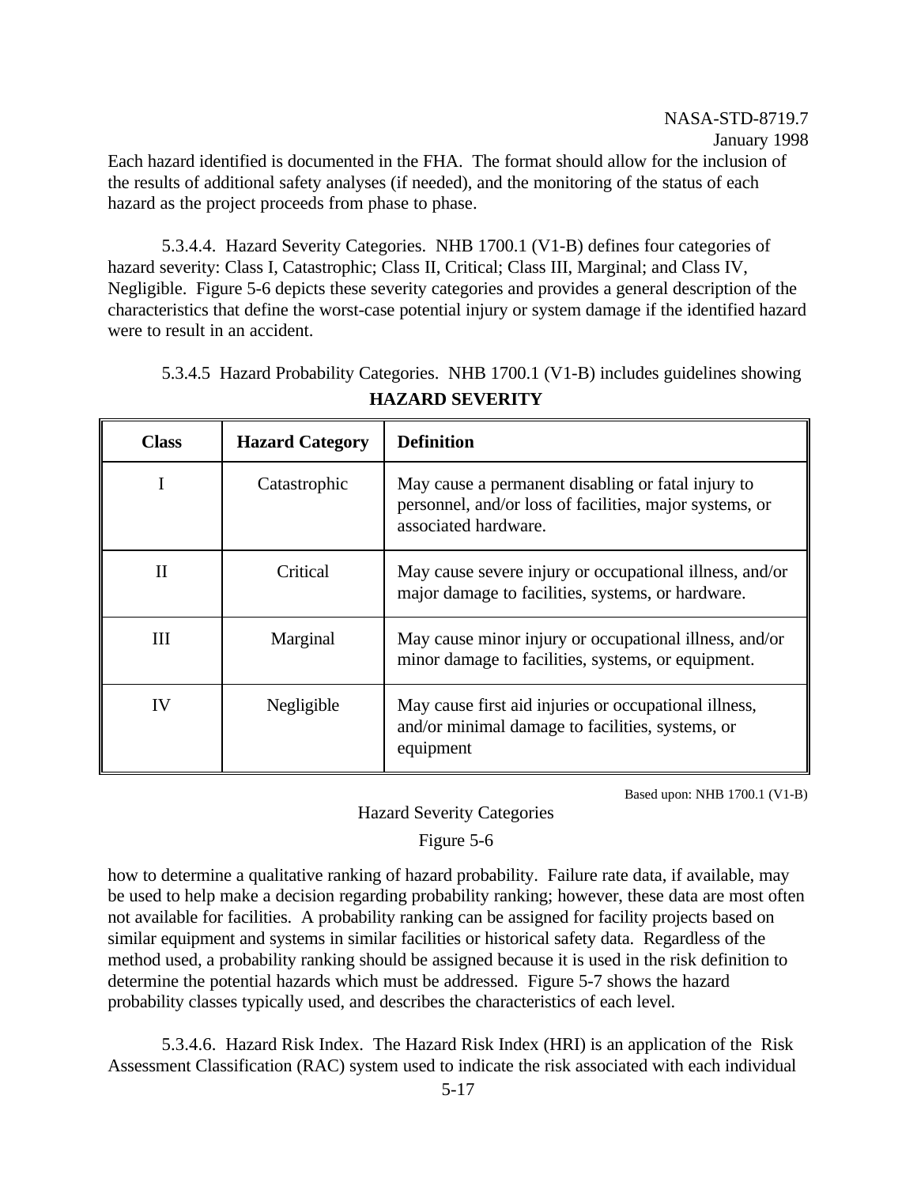Each hazard identified is documented in the FHA. The format should allow for the inclusion of the results of additional safety analyses (if needed), and the monitoring of the status of each hazard as the project proceeds from phase to phase.

5.3.4.4. Hazard Severity Categories. NHB 1700.1 (V1-B) defines four categories of hazard severity: Class I, Catastrophic; Class II, Critical; Class III, Marginal; and Class IV, Negligible. Figure 5-6 depicts these severity categories and provides a general description of the characteristics that define the worst-case potential injury or system damage if the identified hazard were to result in an accident.

5.3.4.5 Hazard Probability Categories. NHB 1700.1 (V1-B) includes guidelines showing how to determine a qualitative ranking of hazard probability. Failure rate data, if available, may be used to help make a decision regarding probability ranking; however, these data are most often not available for facilities. A probability ranking can be assigned for facility projects based on similar equipment and systems in similar facilities or historical safety data. Regardless of the method used, a probability ranking should be assigned because it is used in the risk definition to determine the potential hazards which must be addressed. Figure 5-7 shows the hazard probability classes typically used, and describes the characteristics of each level.

**HAZARD SEVERITY**

| Class | Hazard Category | Definition |
|---|---|---|
| I | Catastrophic | May cause a permanent disabling or fatal injury to personnel, and/or loss of facilities, major systems, or associated hardware. |
| II | Critical | May cause severe injury or occupational illness, and/or major damage to facilities, systems, or hardware. |
| III | Marginal | May cause minor injury or occupational illness, and/or minor damage to facilities, systems, or equipment. |
| IV | Negligible | May cause first aid injuries or occupational illness, and/or minimal damage to facilities, systems, or equipment |

Based upon: NHB 1700.1 (V1-B)

Hazard Severity Categories

Figure 5-6

5.3.4.6. Hazard Risk Index. The Hazard Risk Index (HRI) is an application of the Risk Assessment Classification (RAC) system used to indicate the risk associated with each individual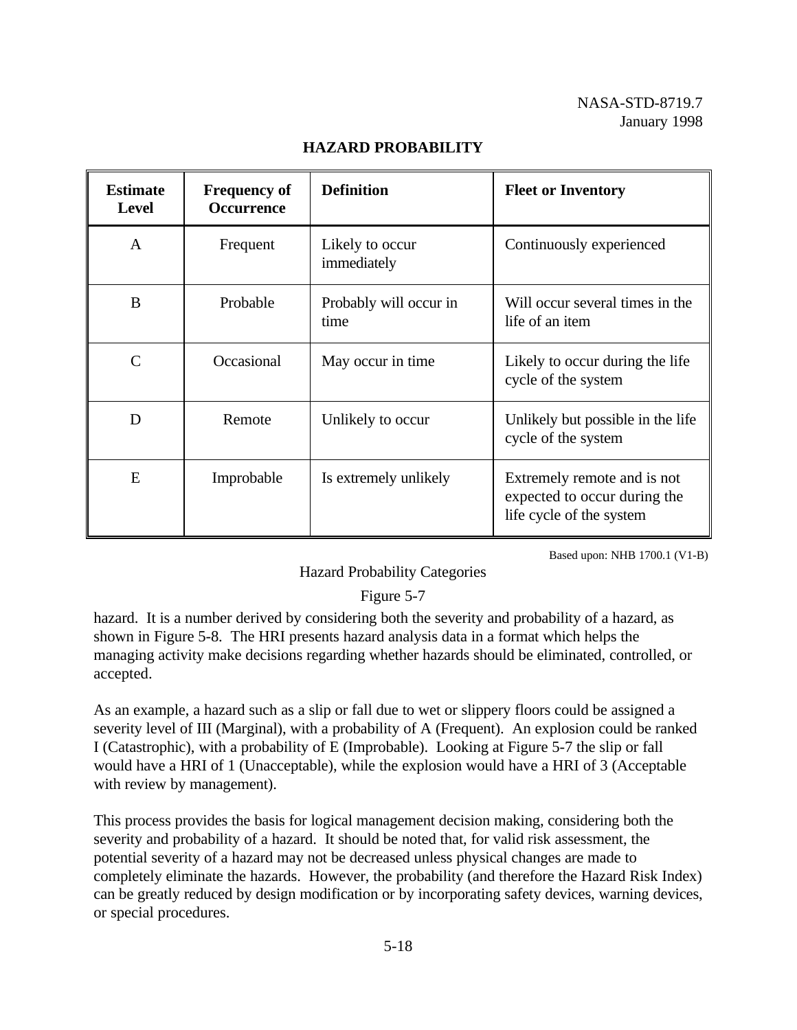**HAZARD PROBABILITY**

| Estimate Level | Frequency of Occurrence | Definition | Fleet or Inventory |
|---|---|---|---|
| A | Frequent | Likely to occur immediately | Continuously experienced |
| B | Probable | Probably will occur in time | Will occur several times in the life of an item |
| C | Occasional | May occur in time | Likely to occur during the life cycle of the system |
| D | Remote | Unlikely to occur | Unlikely but possible in the life cycle of the system |
| E | Improbable | Is extremely unlikely | Extremely remote and is not expected to occur during the life cycle of the system |

Based upon: NHB 1700.1 (V1-B)

Hazard Probability Categories

Figure 5-7

hazard. It is a number derived by considering both the severity and probability of a hazard, as shown in Figure 5-8. The HRI presents hazard analysis data in a format which helps the managing activity make decisions regarding whether hazards should be eliminated, controlled, or accepted.

As an example, a hazard such as a slip or fall due to wet or slippery floors could be assigned a severity level of III (Marginal), with a probability of A (Frequent). An explosion could be ranked I (Catastrophic), with a probability of E (Improbable). Looking at Figure 5-7 the slip or fall would have a HRI of 1 (Unacceptable), while the explosion would have a HRI of 3 (Acceptable with review by management).

This process provides the basis for logical management decision making, considering both the severity and probability of a hazard. It should be noted that, for valid risk assessment, the potential severity of a hazard may not be decreased unless physical changes are made to completely eliminate the hazards. However, the probability (and therefore the Hazard Risk Index) can be greatly reduced by design modification or by incorporating safety devices, warning devices, or special procedures.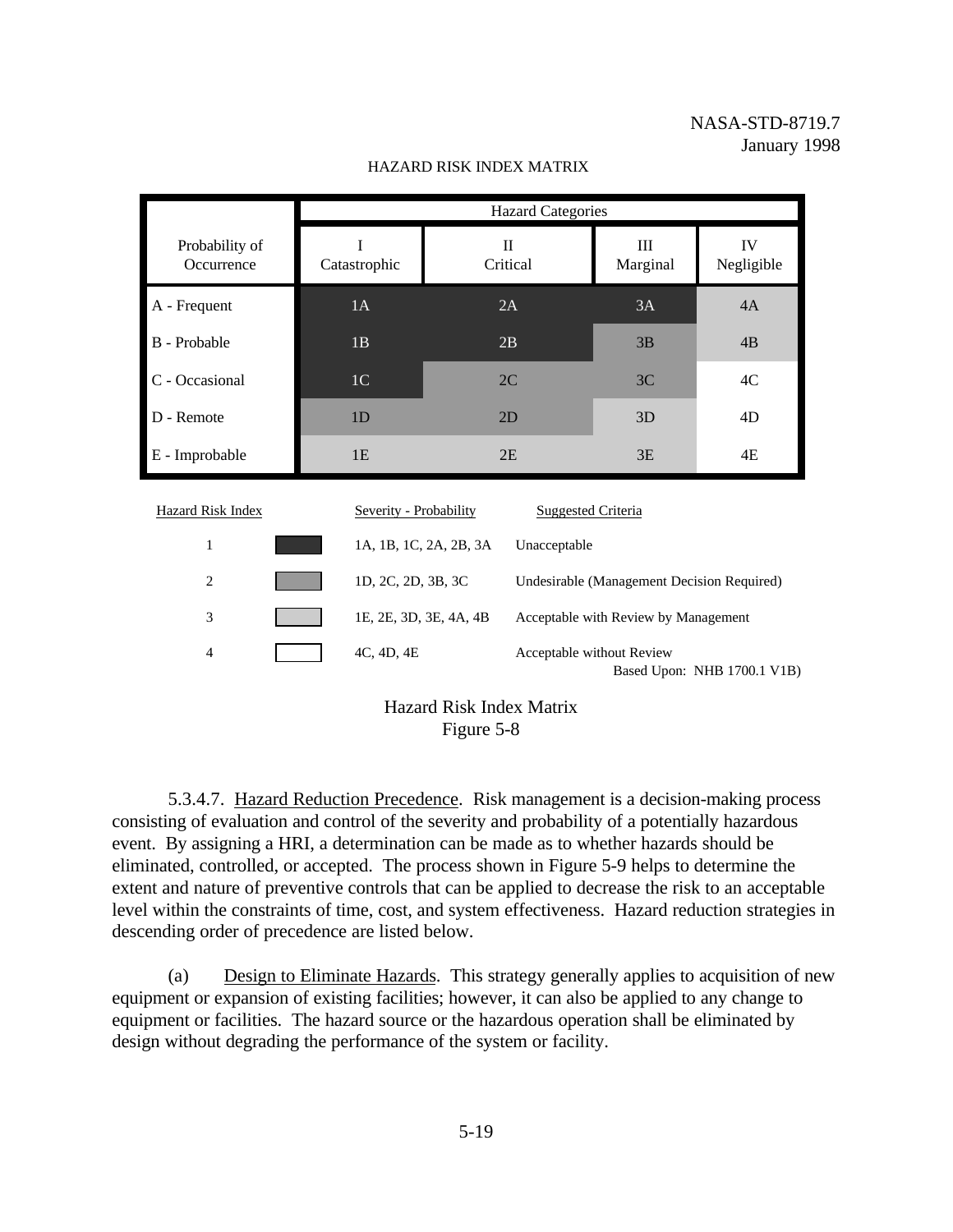HAZARD RISK INDEX MATRIX

| Probability of Occurrence | Hazard Categories | | | |
|---|---|---|---|---|
| | I Catastrophic | II Critical | III Marginal | IV Negligible |
| A - Frequent | 1A | 2A | 3A | 4A |
| B - Probable | 1B | 2B | 3B | 4B |
| C - Occasional | 1C | 2C | 3C | 4C |
| D - Remote | 1D | 2D | 3D | 4D |
| E - Improbable | 1E | 2E | 3E | 4E |

| Hazard Risk Index | Severity - Probability | Suggested Criteria |
|---|---|---|
| 1 | 1A, 1B, 1C, 2A, 2B, 3A | Unacceptable |
| 2 | 1D, 2C, 2D, 3B, 3C | Undesirable (Management Decision Required) |
| 3 | 1E, 2E, 3D, 3E, 4A, 4B | Acceptable with Review by Management |
| 4 | 4C, 4D, 4E | Acceptable without Review |

Based Upon: NHB 1700.1 V1B)

Hazard Risk Index Matrix
Figure 5-8

5.3.4.7. Hazard Reduction Precedence. Risk management is a decision-making process consisting of evaluation and control of the severity and probability of a potentially hazardous event. By assigning a HRI, a determination can be made as to whether hazards should be eliminated, controlled, or accepted. The process shown in Figure 5-9 helps to determine the extent and nature of preventive controls that can be applied to decrease the risk to an acceptable level within the constraints of time, cost, and system effectiveness. Hazard reduction strategies in descending order of precedence are listed below.

(a) Design to Eliminate Hazards. This strategy generally applies to acquisition of new equipment or expansion of existing facilities; however, it can also be applied to any change to equipment or facilities. The hazard source or the hazardous operation shall be eliminated by design without degrading the performance of the system or facility.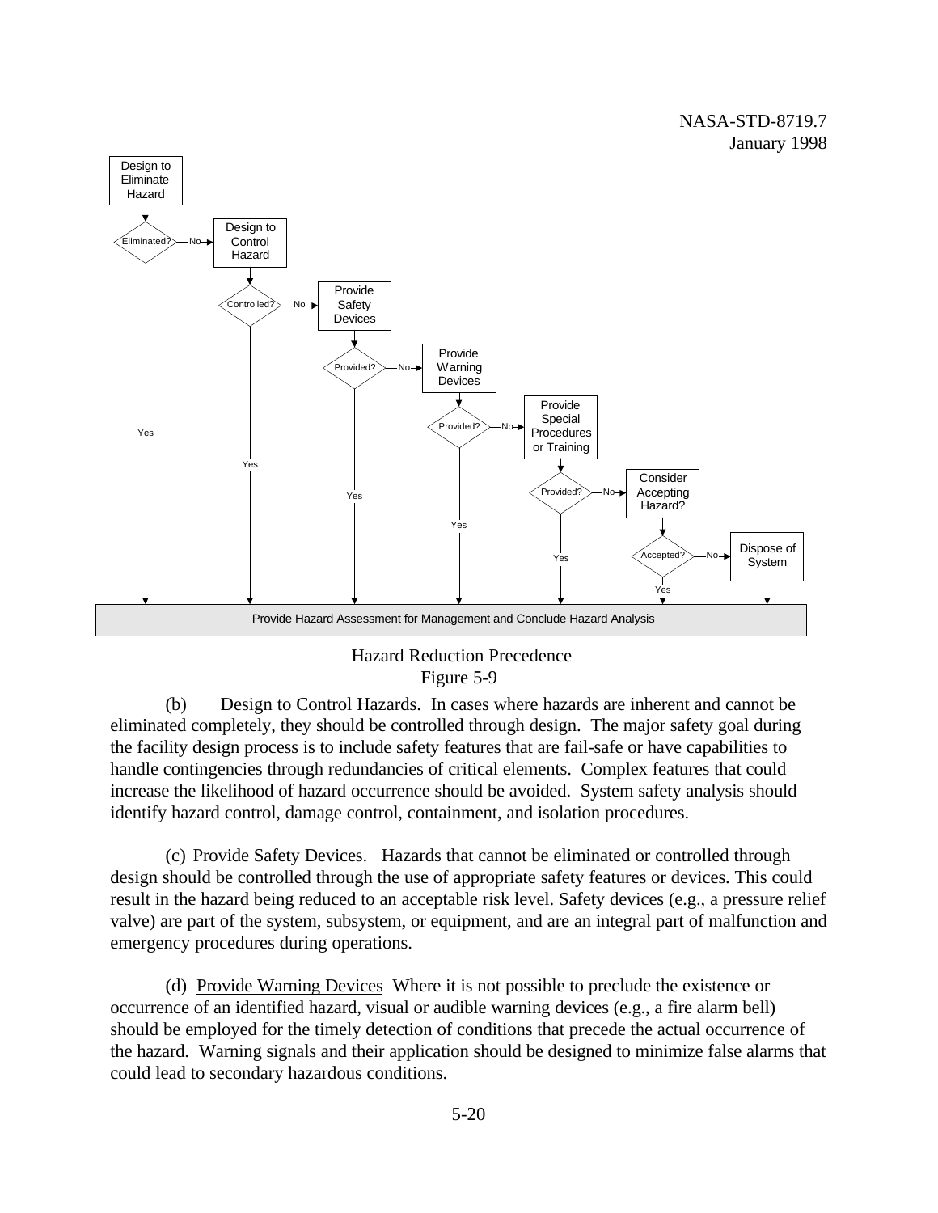Hazard Reduction Precedence
Figure 5-9

(b) Design to Control Hazards. In cases where hazards are inherent and cannot be eliminated completely, they should be controlled through design. The major safety goal during the facility design process is to include safety features that are fail-safe or have capabilities to handle contingencies through redundancies of critical elements. Complex features that could increase the likelihood of hazard occurrence should be avoided. System safety analysis should identify hazard control, damage control, containment, and isolation procedures.

(c) Provide Safety Devices. Hazards that cannot be eliminated or controlled through design should be controlled through the use of appropriate safety features or devices. This could result in the hazard being reduced to an acceptable risk level. Safety devices (e.g., a pressure relief valve) are part of the system, subsystem, or equipment, and are an integral part of malfunction and emergency procedures during operations.

(d) Provide Warning Devices Where it is not possible to preclude the existence or occurrence of an identified hazard, visual or audible warning devices (e.g., a fire alarm bell) should be employed for the timely detection of conditions that precede the actual occurrence of the hazard. Warning signals and their application should be designed to minimize false alarms that could lead to secondary hazardous conditions.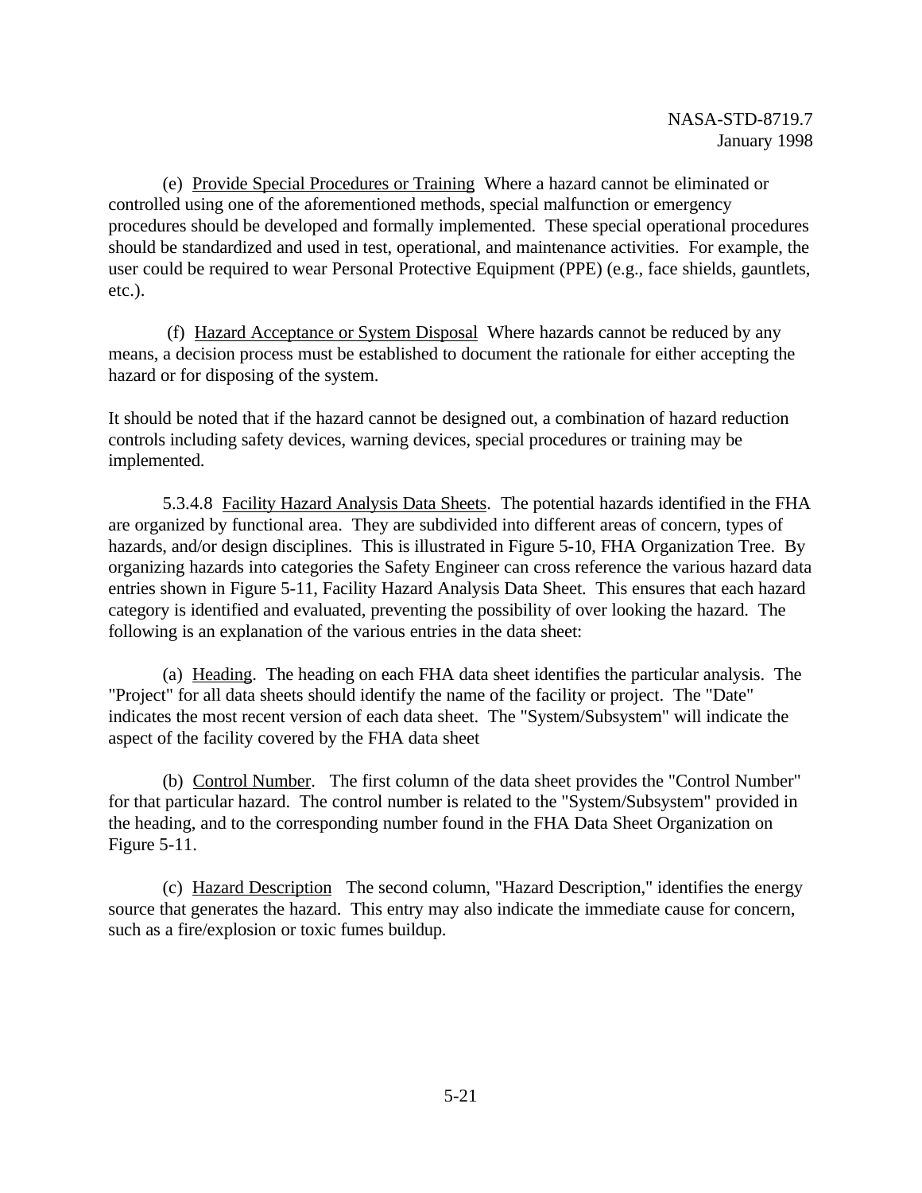(e) Provide Special Procedures or Training  Where a hazard cannot be eliminated or controlled using one of the aforementioned methods, special malfunction or emergency procedures should be developed and formally implemented. These special operational procedures should be standardized and used in test, operational, and maintenance activities. For example, the user could be required to wear Personal Protective Equipment (PPE) (e.g., face shields, gauntlets, etc.).

(f) Hazard Acceptance or System Disposal  Where hazards cannot be reduced by any means, a decision process must be established to document the rationale for either accepting the hazard or for disposing of the system.

It should be noted that if the hazard cannot be designed out, a combination of hazard reduction controls including safety devices, warning devices, special procedures or training may be implemented.

5.3.4.8 Facility Hazard Analysis Data Sheets. The potential hazards identified in the FHA are organized by functional area. They are subdivided into different areas of concern, types of hazards, and/or design disciplines. This is illustrated in Figure 5-10, FHA Organization Tree. By organizing hazards into categories the Safety Engineer can cross reference the various hazard data entries shown in Figure 5-11, Facility Hazard Analysis Data Sheet. This ensures that each hazard category is identified and evaluated, preventing the possibility of over looking the hazard. The following is an explanation of the various entries in the data sheet:

(a) Heading. The heading on each FHA data sheet identifies the particular analysis. The "Project" for all data sheets should identify the name of the facility or project. The "Date" indicates the most recent version of each data sheet. The "System/Subsystem" will indicate the aspect of the facility covered by the FHA data sheet

(b) Control Number. The first column of the data sheet provides the "Control Number" for that particular hazard. The control number is related to the "System/Subsystem" provided in the heading, and to the corresponding number found in the FHA Data Sheet Organization on Figure 5-11.

(c) Hazard Description  The second column, "Hazard Description," identifies the energy source that generates the hazard. This entry may also indicate the immediate cause for concern, such as a fire/explosion or toxic fumes buildup.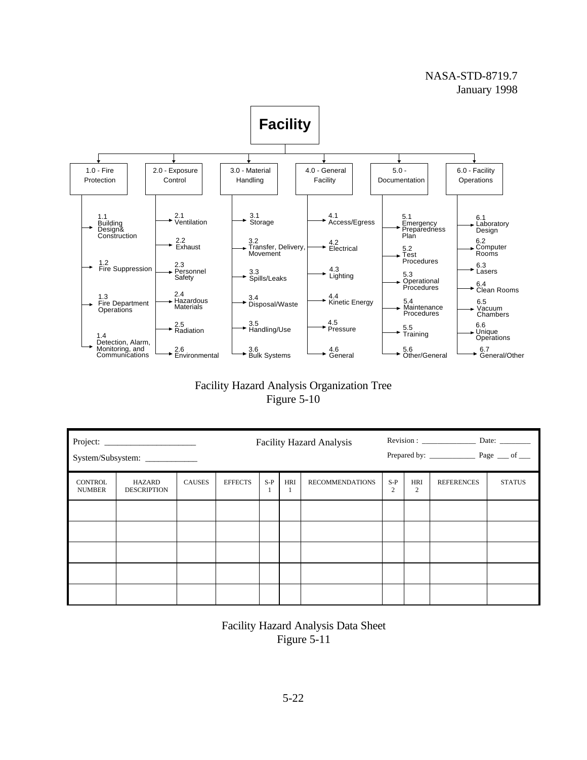**Facility**

- 1.0 - Fire Protection
  - 1.1 Building Design& Construction
  - 1.2 Fire Suppression
  - 1.3 Fire Department Operations
  - 1.4 Detection, Alarm, Monitoring, and Communications
- 2.0 - Exposure Control
  - 2.1 Ventilation
  - 2.2 Exhaust
  - 2.3 Personnel Safety
  - 2.4 Hazardous Materials
  - 2.5 Radiation
  - 2.6 Environmental
- 3.0 - Material Handling
  - 3.1 Storage
  - 3.2 Transfer, Delivery, Movement
  - 3.3 Spills/Leaks
  - 3.4 Disposal/Waste
  - 3.5 Handling/Use
  - 3.6 Bulk Systems
- 4.0 - General Facility
  - 4.1 Access/Egress
  - 4.2 Electrical
  - 4.3 Lighting
  - 4.4 Kinetic Energy
  - 4.5 Pressure
  - 4.6 General
- 5.0 - Documentation
  - 5.1 Emergency Preparedness Plan
  - 5.2 Test Procedures
  - 5.3 Operational Procedures
  - 5.4 Maintenance Procedures
  - 5.5 Training
  - 5.6 Other/General
- 6.0 - Facility Operations
  - 6.1 Laboratory Design
  - 6.2 Computer Rooms
  - 6.3 Lasers
  - 6.4 Clean Rooms
  - 6.5 Vacuum Chambers
  - 6.6 Unique Operations
  - 6.7 General/Other

Facility Hazard Analysis Organization Tree
Figure 5-10

Project: ____________________ Facility Hazard Analysis Revision : ____________ Date: ________

System/Subsystem: ____________ Prepared by: ____________ Page ___ of ___

| CONTROL NUMBER | HAZARD DESCRIPTION | CAUSES | EFFECTS | S-P 1 | HRI 1 | RECOMMENDATIONS | S-P 2 | HRI 2 | REFERENCES | STATUS |
|---|---|---|---|---|---|---|---|---|---|---|
| | | | | | | | | | | |
| | | | | | | | | | | |
| | | | | | | | | | | |
| | | | | | | | | | | |
| | | | | | | | | | | |

Facility Hazard Analysis Data Sheet
Figure 5-11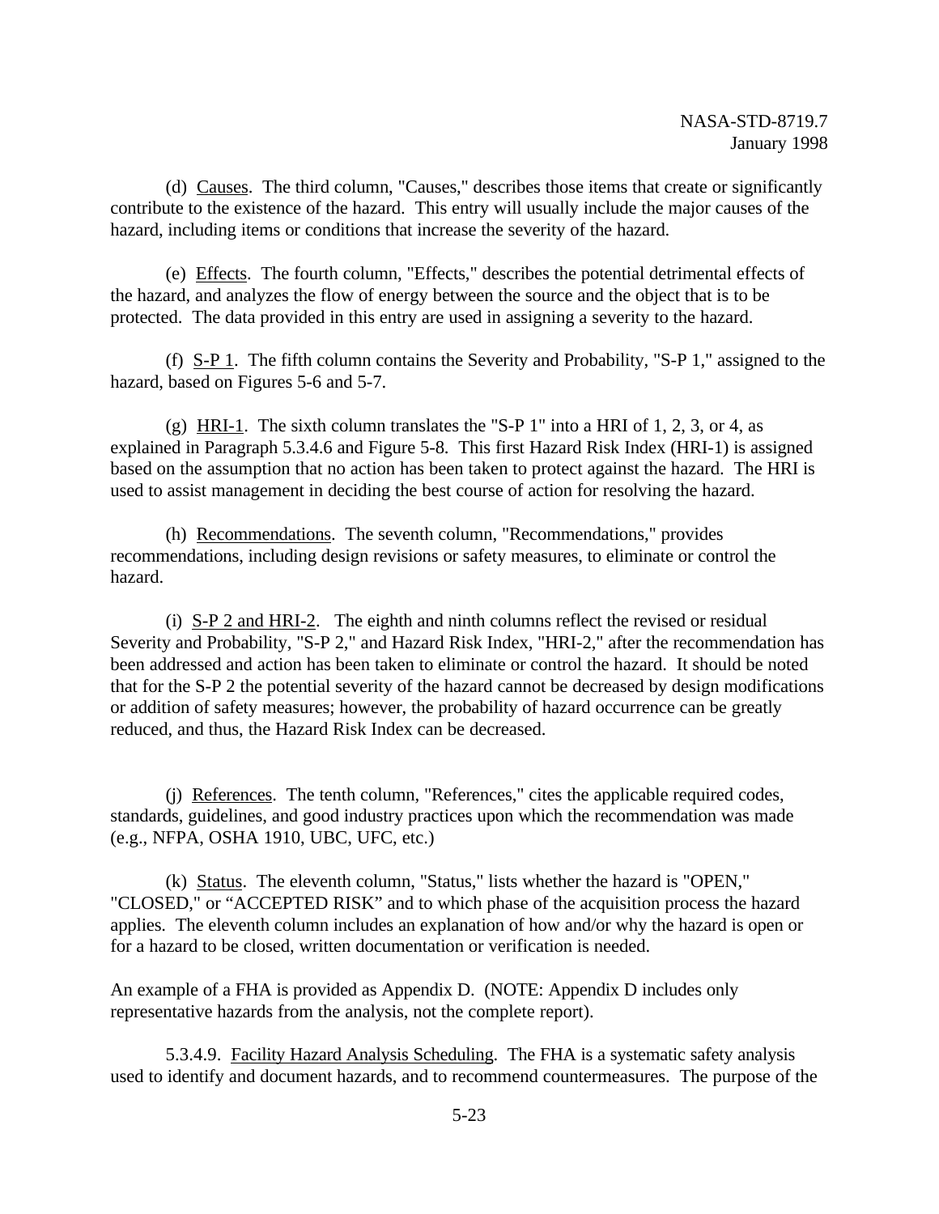(d) Causes. The third column, "Causes," describes those items that create or significantly contribute to the existence of the hazard. This entry will usually include the major causes of the hazard, including items or conditions that increase the severity of the hazard.

(e) Effects. The fourth column, "Effects," describes the potential detrimental effects of the hazard, and analyzes the flow of energy between the source and the object that is to be protected. The data provided in this entry are used in assigning a severity to the hazard.

(f) S-P 1. The fifth column contains the Severity and Probability, "S-P 1," assigned to the hazard, based on Figures 5-6 and 5-7.

(g) HRI-1. The sixth column translates the "S-P 1" into a HRI of 1, 2, 3, or 4, as explained in Paragraph 5.3.4.6 and Figure 5-8. This first Hazard Risk Index (HRI-1) is assigned based on the assumption that no action has been taken to protect against the hazard. The HRI is used to assist management in deciding the best course of action for resolving the hazard.

(h) Recommendations. The seventh column, "Recommendations," provides recommendations, including design revisions or safety measures, to eliminate or control the hazard.

(i) S-P 2 and HRI-2. The eighth and ninth columns reflect the revised or residual Severity and Probability, "S-P 2," and Hazard Risk Index, "HRI-2," after the recommendation has been addressed and action has been taken to eliminate or control the hazard. It should be noted that for the S-P 2 the potential severity of the hazard cannot be decreased by design modifications or addition of safety measures; however, the probability of hazard occurrence can be greatly reduced, and thus, the Hazard Risk Index can be decreased.

(j) References. The tenth column, "References," cites the applicable required codes, standards, guidelines, and good industry practices upon which the recommendation was made (e.g., NFPA, OSHA 1910, UBC, UFC, etc.)

(k) Status. The eleventh column, "Status," lists whether the hazard is "OPEN," "CLOSED," or "ACCEPTED RISK" and to which phase of the acquisition process the hazard applies. The eleventh column includes an explanation of how and/or why the hazard is open or for a hazard to be closed, written documentation or verification is needed.

An example of a FHA is provided as Appendix D. (NOTE: Appendix D includes only representative hazards from the analysis, not the complete report).

5.3.4.9. Facility Hazard Analysis Scheduling. The FHA is a systematic safety analysis used to identify and document hazards, and to recommend countermeasures. The purpose of the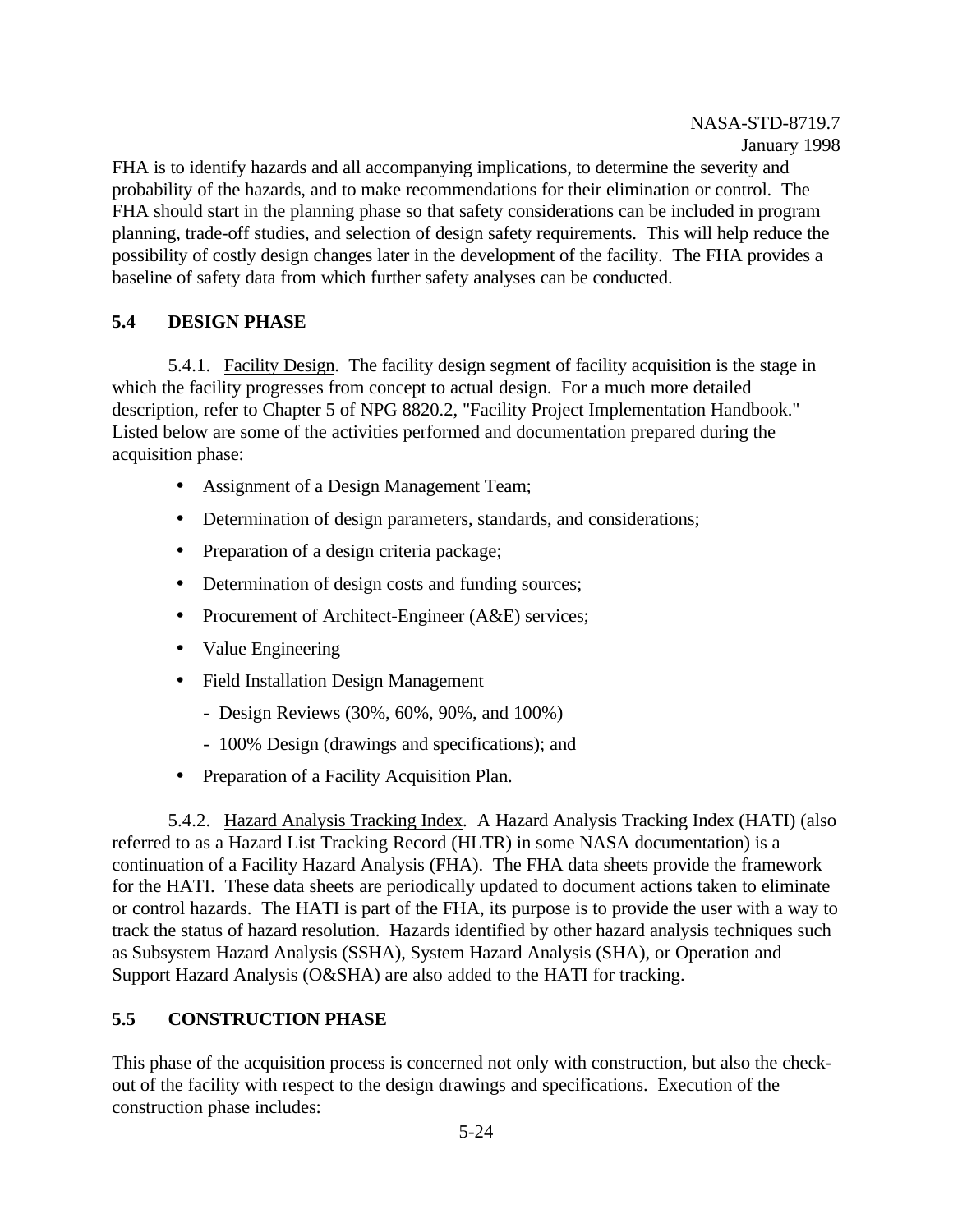FHA is to identify hazards and all accompanying implications, to determine the severity and probability of the hazards, and to make recommendations for their elimination or control. The FHA should start in the planning phase so that safety considerations can be included in program planning, trade-off studies, and selection of design safety requirements. This will help reduce the possibility of costly design changes later in the development of the facility. The FHA provides a baseline of safety data from which further safety analyses can be conducted.

## 5.4 DESIGN PHASE

5.4.1. Facility Design. The facility design segment of facility acquisition is the stage in which the facility progresses from concept to actual design. For a much more detailed description, refer to Chapter 5 of NPG 8820.2, "Facility Project Implementation Handbook." Listed below are some of the activities performed and documentation prepared during the acquisition phase:

- Assignment of a Design Management Team;
- Determination of design parameters, standards, and considerations;
- Preparation of a design criteria package;
- Determination of design costs and funding sources;
- Procurement of Architect-Engineer (A&E) services;
- Value Engineering
- Field Installation Design Management
  - Design Reviews (30%, 60%, 90%, and 100%)
  - 100% Design (drawings and specifications); and
- Preparation of a Facility Acquisition Plan.

5.4.2. Hazard Analysis Tracking Index. A Hazard Analysis Tracking Index (HATI) (also referred to as a Hazard List Tracking Record (HLTR) in some NASA documentation) is a continuation of a Facility Hazard Analysis (FHA). The FHA data sheets provide the framework for the HATI. These data sheets are periodically updated to document actions taken to eliminate or control hazards. The HATI is part of the FHA, its purpose is to provide the user with a way to track the status of hazard resolution. Hazards identified by other hazard analysis techniques such as Subsystem Hazard Analysis (SSHA), System Hazard Analysis (SHA), or Operation and Support Hazard Analysis (O&SHA) are also added to the HATI for tracking.

## 5.5 CONSTRUCTION PHASE

This phase of the acquisition process is concerned not only with construction, but also the check-out of the facility with respect to the design drawings and specifications. Execution of the construction phase includes: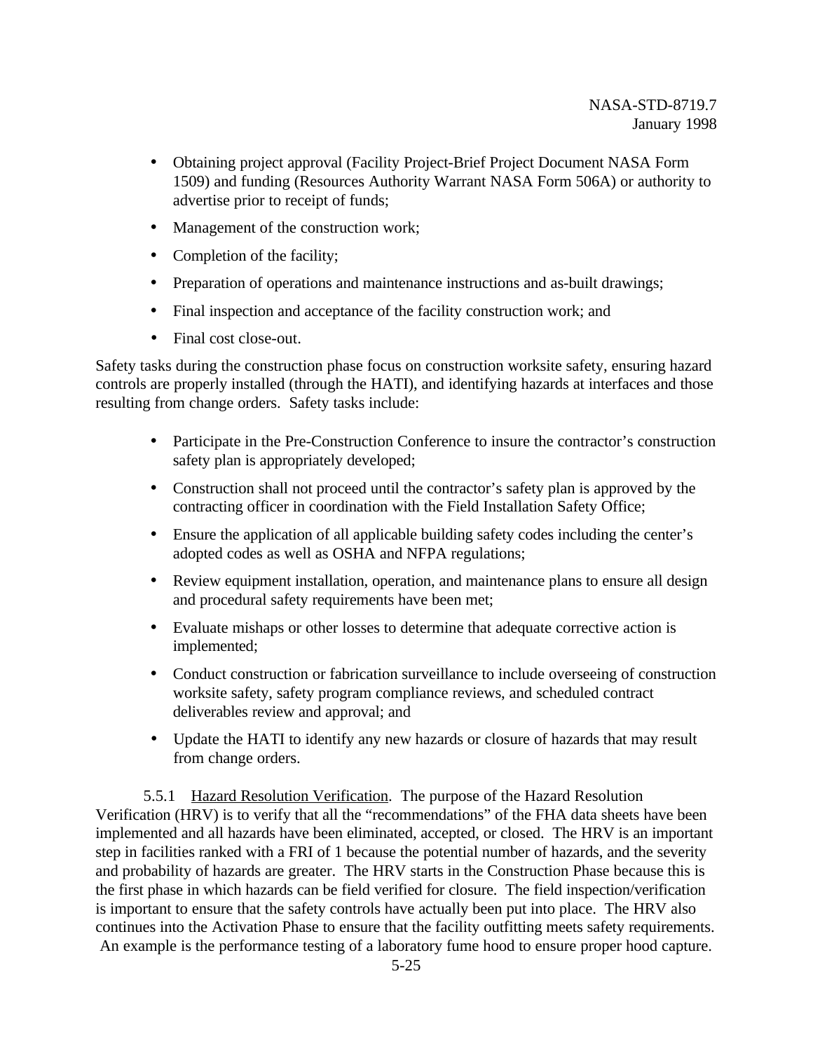- Obtaining project approval (Facility Project-Brief Project Document NASA Form 1509) and funding (Resources Authority Warrant NASA Form 506A) or authority to advertise prior to receipt of funds;
- Management of the construction work;
- Completion of the facility;
- Preparation of operations and maintenance instructions and as-built drawings;
- Final inspection and acceptance of the facility construction work; and
- Final cost close-out.

Safety tasks during the construction phase focus on construction worksite safety, ensuring hazard controls are properly installed (through the HATI), and identifying hazards at interfaces and those resulting from change orders. Safety tasks include:

- Participate in the Pre-Construction Conference to insure the contractor's construction safety plan is appropriately developed;
- Construction shall not proceed until the contractor's safety plan is approved by the contracting officer in coordination with the Field Installation Safety Office;
- Ensure the application of all applicable building safety codes including the center's adopted codes as well as OSHA and NFPA regulations;
- Review equipment installation, operation, and maintenance plans to ensure all design and procedural safety requirements have been met;
- Evaluate mishaps or other losses to determine that adequate corrective action is implemented;
- Conduct construction or fabrication surveillance to include overseeing of construction worksite safety, safety program compliance reviews, and scheduled contract deliverables review and approval; and
- Update the HATI to identify any new hazards or closure of hazards that may result from change orders.

5.5.1 Hazard Resolution Verification. The purpose of the Hazard Resolution Verification (HRV) is to verify that all the "recommendations" of the FHA data sheets have been implemented and all hazards have been eliminated, accepted, or closed. The HRV is an important step in facilities ranked with a FRI of 1 because the potential number of hazards, and the severity and probability of hazards are greater. The HRV starts in the Construction Phase because this is the first phase in which hazards can be field verified for closure. The field inspection/verification is important to ensure that the safety controls have actually been put into place. The HRV also continues into the Activation Phase to ensure that the facility outfitting meets safety requirements. An example is the performance testing of a laboratory fume hood to ensure proper hood capture.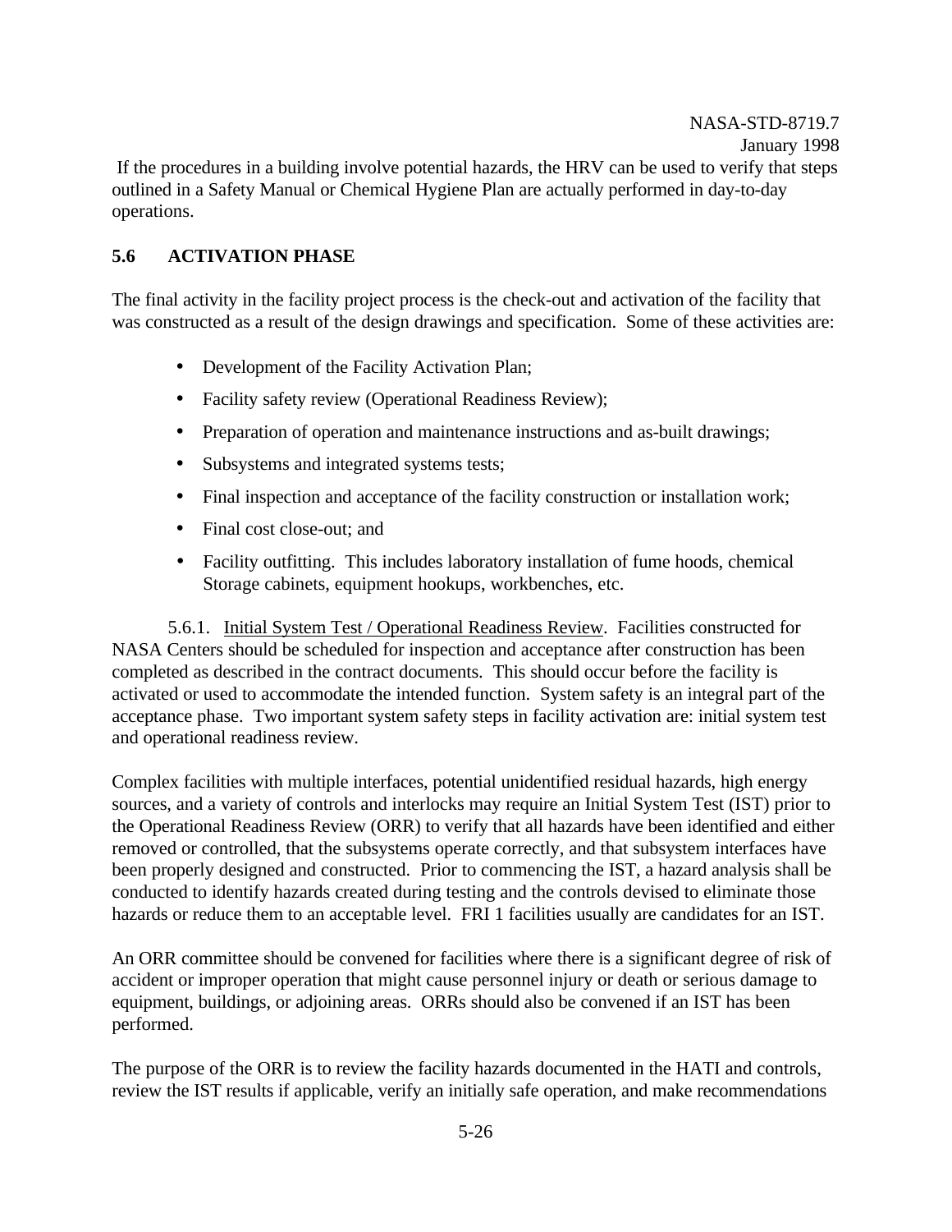If the procedures in a building involve potential hazards, the HRV can be used to verify that steps outlined in a Safety Manual or Chemical Hygiene Plan are actually performed in day-to-day operations.

## 5.6 ACTIVATION PHASE

The final activity in the facility project process is the check-out and activation of the facility that was constructed as a result of the design drawings and specification. Some of these activities are:

- Development of the Facility Activation Plan;
- Facility safety review (Operational Readiness Review);
- Preparation of operation and maintenance instructions and as-built drawings;
- Subsystems and integrated systems tests;
- Final inspection and acceptance of the facility construction or installation work;
- Final cost close-out; and
- Facility outfitting. This includes laboratory installation of fume hoods, chemical Storage cabinets, equipment hookups, workbenches, etc.

5.6.1. Initial System Test / Operational Readiness Review. Facilities constructed for NASA Centers should be scheduled for inspection and acceptance after construction has been completed as described in the contract documents. This should occur before the facility is activated or used to accommodate the intended function. System safety is an integral part of the acceptance phase. Two important system safety steps in facility activation are: initial system test and operational readiness review.

Complex facilities with multiple interfaces, potential unidentified residual hazards, high energy sources, and a variety of controls and interlocks may require an Initial System Test (IST) prior to the Operational Readiness Review (ORR) to verify that all hazards have been identified and either removed or controlled, that the subsystems operate correctly, and that subsystem interfaces have been properly designed and constructed. Prior to commencing the IST, a hazard analysis shall be conducted to identify hazards created during testing and the controls devised to eliminate those hazards or reduce them to an acceptable level. FRI 1 facilities usually are candidates for an IST.

An ORR committee should be convened for facilities where there is a significant degree of risk of accident or improper operation that might cause personnel injury or death or serious damage to equipment, buildings, or adjoining areas. ORRs should also be convened if an IST has been performed.

The purpose of the ORR is to review the facility hazards documented in the HATI and controls, review the IST results if applicable, verify an initially safe operation, and make recommendations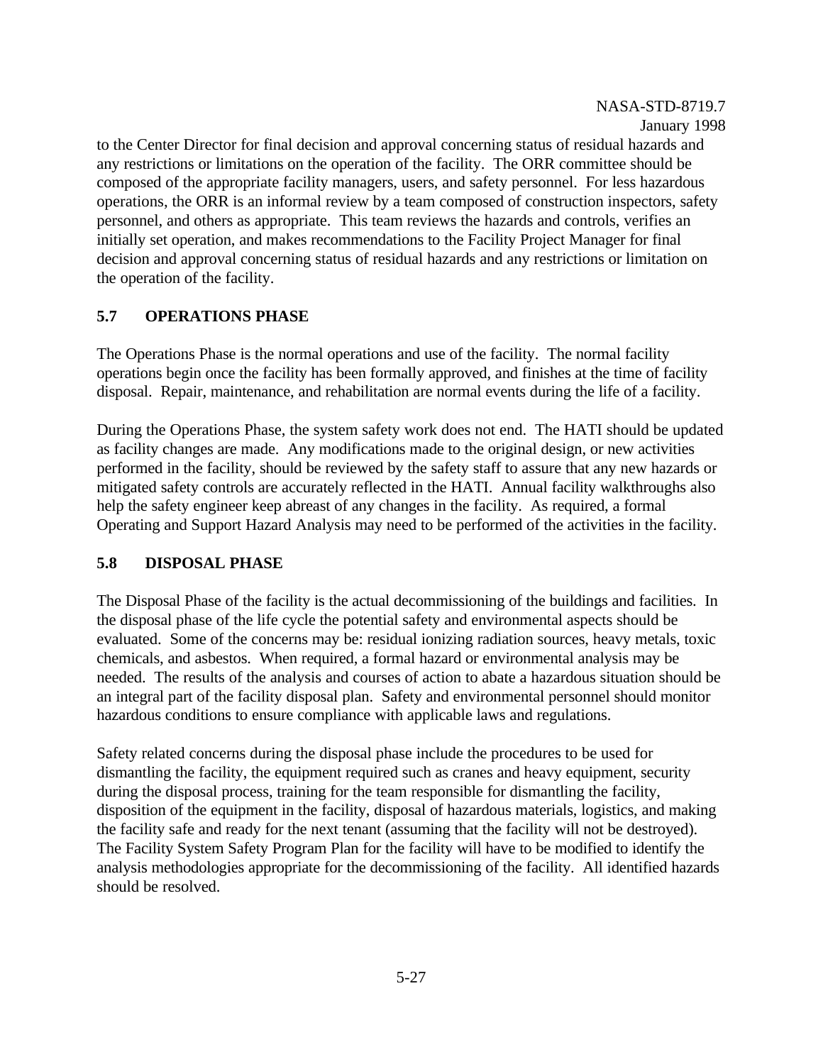to the Center Director for final decision and approval concerning status of residual hazards and any restrictions or limitations on the operation of the facility. The ORR committee should be composed of the appropriate facility managers, users, and safety personnel. For less hazardous operations, the ORR is an informal review by a team composed of construction inspectors, safety personnel, and others as appropriate. This team reviews the hazards and controls, verifies an initially set operation, and makes recommendations to the Facility Project Manager for final decision and approval concerning status of residual hazards and any restrictions or limitation on the operation of the facility.

### 5.7 OPERATIONS PHASE

The Operations Phase is the normal operations and use of the facility. The normal facility operations begin once the facility has been formally approved, and finishes at the time of facility disposal. Repair, maintenance, and rehabilitation are normal events during the life of a facility.

During the Operations Phase, the system safety work does not end. The HATI should be updated as facility changes are made. Any modifications made to the original design, or new activities performed in the facility, should be reviewed by the safety staff to assure that any new hazards or mitigated safety controls are accurately reflected in the HATI. Annual facility walkthroughs also help the safety engineer keep abreast of any changes in the facility. As required, a formal Operating and Support Hazard Analysis may need to be performed of the activities in the facility.

### 5.8 DISPOSAL PHASE

The Disposal Phase of the facility is the actual decommissioning of the buildings and facilities. In the disposal phase of the life cycle the potential safety and environmental aspects should be evaluated. Some of the concerns may be: residual ionizing radiation sources, heavy metals, toxic chemicals, and asbestos. When required, a formal hazard or environmental analysis may be needed. The results of the analysis and courses of action to abate a hazardous situation should be an integral part of the facility disposal plan. Safety and environmental personnel should monitor hazardous conditions to ensure compliance with applicable laws and regulations.

Safety related concerns during the disposal phase include the procedures to be used for dismantling the facility, the equipment required such as cranes and heavy equipment, security during the disposal process, training for the team responsible for dismantling the facility, disposition of the equipment in the facility, disposal of hazardous materials, logistics, and making the facility safe and ready for the next tenant (assuming that the facility will not be destroyed). The Facility System Safety Program Plan for the facility will have to be modified to identify the analysis methodologies appropriate for the decommissioning of the facility. All identified hazards should be resolved.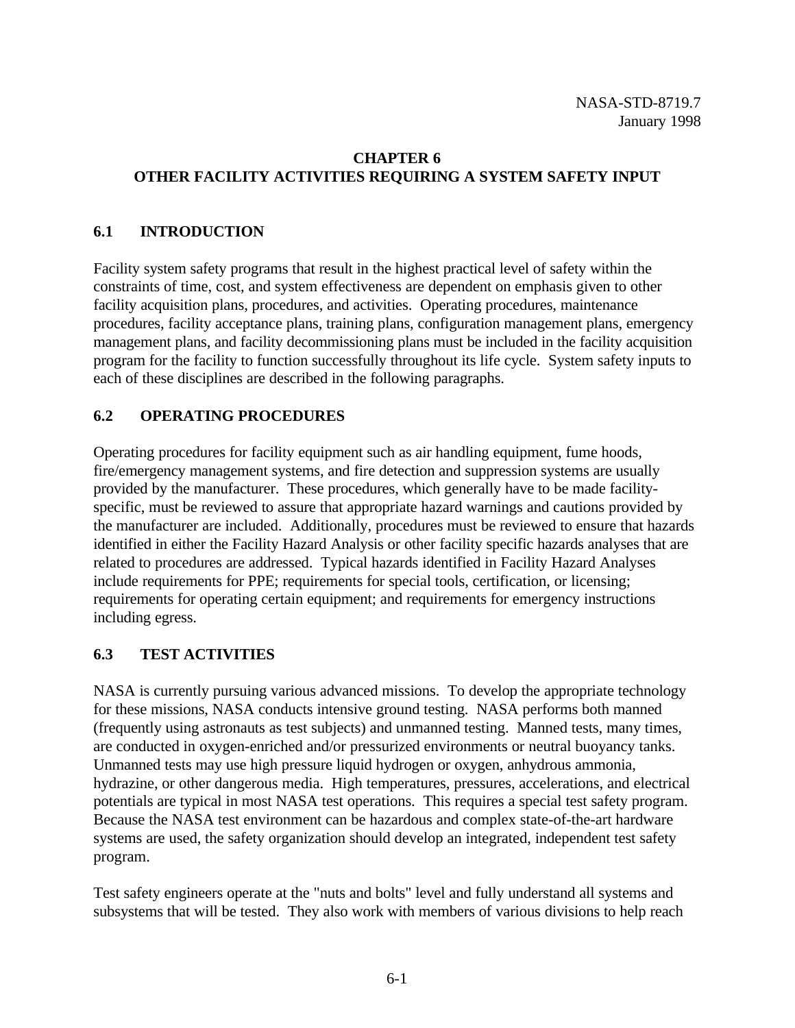# CHAPTER 6
# OTHER FACILITY ACTIVITIES REQUIRING A SYSTEM SAFETY INPUT

## 6.1 INTRODUCTION

Facility system safety programs that result in the highest practical level of safety within the constraints of time, cost, and system effectiveness are dependent on emphasis given to other facility acquisition plans, procedures, and activities. Operating procedures, maintenance procedures, facility acceptance plans, training plans, configuration management plans, emergency management plans, and facility decommissioning plans must be included in the facility acquisition program for the facility to function successfully throughout its life cycle. System safety inputs to each of these disciplines are described in the following paragraphs.

## 6.2 OPERATING PROCEDURES

Operating procedures for facility equipment such as air handling equipment, fume hoods, fire/emergency management systems, and fire detection and suppression systems are usually provided by the manufacturer. These procedures, which generally have to be made facility-specific, must be reviewed to assure that appropriate hazard warnings and cautions provided by the manufacturer are included. Additionally, procedures must be reviewed to ensure that hazards identified in either the Facility Hazard Analysis or other facility specific hazards analyses that are related to procedures are addressed. Typical hazards identified in Facility Hazard Analyses include requirements for PPE; requirements for special tools, certification, or licensing; requirements for operating certain equipment; and requirements for emergency instructions including egress.

## 6.3 TEST ACTIVITIES

NASA is currently pursuing various advanced missions. To develop the appropriate technology for these missions, NASA conducts intensive ground testing. NASA performs both manned (frequently using astronauts as test subjects) and unmanned testing. Manned tests, many times, are conducted in oxygen-enriched and/or pressurized environments or neutral buoyancy tanks. Unmanned tests may use high pressure liquid hydrogen or oxygen, anhydrous ammonia, hydrazine, or other dangerous media. High temperatures, pressures, accelerations, and electrical potentials are typical in most NASA test operations. This requires a special test safety program. Because the NASA test environment can be hazardous and complex state-of-the-art hardware systems are used, the safety organization should develop an integrated, independent test safety program.

Test safety engineers operate at the "nuts and bolts" level and fully understand all systems and subsystems that will be tested. They also work with members of various divisions to help reach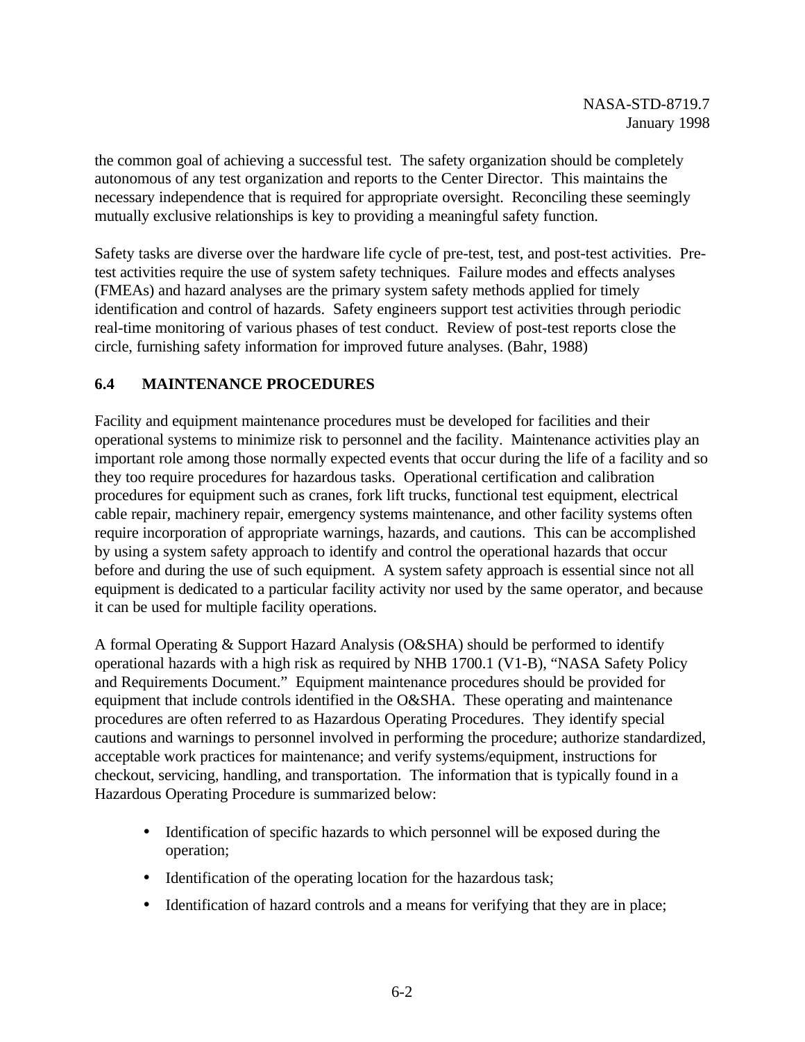the common goal of achieving a successful test. The safety organization should be completely autonomous of any test organization and reports to the Center Director. This maintains the necessary independence that is required for appropriate oversight. Reconciling these seemingly mutually exclusive relationships is key to providing a meaningful safety function.

Safety tasks are diverse over the hardware life cycle of pre-test, test, and post-test activities. Pre-test activities require the use of system safety techniques. Failure modes and effects analyses (FMEAs) and hazard analyses are the primary system safety methods applied for timely identification and control of hazards. Safety engineers support test activities through periodic real-time monitoring of various phases of test conduct. Review of post-test reports close the circle, furnishing safety information for improved future analyses. (Bahr, 1988)

## 6.4 MAINTENANCE PROCEDURES

Facility and equipment maintenance procedures must be developed for facilities and their operational systems to minimize risk to personnel and the facility. Maintenance activities play an important role among those normally expected events that occur during the life of a facility and so they too require procedures for hazardous tasks. Operational certification and calibration procedures for equipment such as cranes, fork lift trucks, functional test equipment, electrical cable repair, machinery repair, emergency systems maintenance, and other facility systems often require incorporation of appropriate warnings, hazards, and cautions. This can be accomplished by using a system safety approach to identify and control the operational hazards that occur before and during the use of such equipment. A system safety approach is essential since not all equipment is dedicated to a particular facility activity nor used by the same operator, and because it can be used for multiple facility operations.

A formal Operating & Support Hazard Analysis (O&SHA) should be performed to identify operational hazards with a high risk as required by NHB 1700.1 (V1-B), "NASA Safety Policy and Requirements Document." Equipment maintenance procedures should be provided for equipment that include controls identified in the O&SHA. These operating and maintenance procedures are often referred to as Hazardous Operating Procedures. They identify special cautions and warnings to personnel involved in performing the procedure; authorize standardized, acceptable work practices for maintenance; and verify systems/equipment, instructions for checkout, servicing, handling, and transportation. The information that is typically found in a Hazardous Operating Procedure is summarized below:

- Identification of specific hazards to which personnel will be exposed during the operation;
- Identification of the operating location for the hazardous task;
- Identification of hazard controls and a means for verifying that they are in place;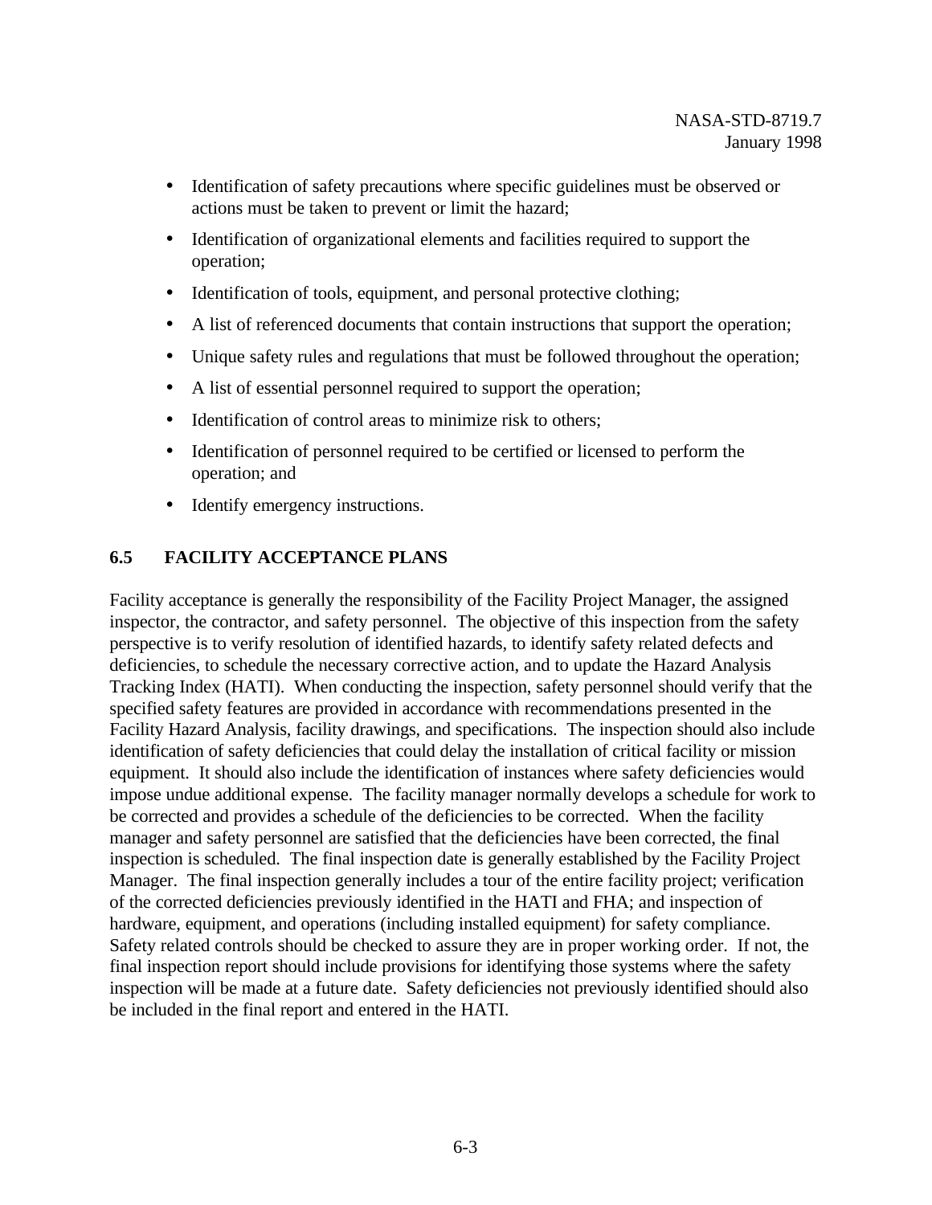- Identification of safety precautions where specific guidelines must be observed or actions must be taken to prevent or limit the hazard;
- Identification of organizational elements and facilities required to support the operation;
- Identification of tools, equipment, and personal protective clothing;
- A list of referenced documents that contain instructions that support the operation;
- Unique safety rules and regulations that must be followed throughout the operation;
- A list of essential personnel required to support the operation;
- Identification of control areas to minimize risk to others;
- Identification of personnel required to be certified or licensed to perform the operation; and
- Identify emergency instructions.

## 6.5 FACILITY ACCEPTANCE PLANS

Facility acceptance is generally the responsibility of the Facility Project Manager, the assigned inspector, the contractor, and safety personnel. The objective of this inspection from the safety perspective is to verify resolution of identified hazards, to identify safety related defects and deficiencies, to schedule the necessary corrective action, and to update the Hazard Analysis Tracking Index (HATI). When conducting the inspection, safety personnel should verify that the specified safety features are provided in accordance with recommendations presented in the Facility Hazard Analysis, facility drawings, and specifications. The inspection should also include identification of safety deficiencies that could delay the installation of critical facility or mission equipment. It should also include the identification of instances where safety deficiencies would impose undue additional expense. The facility manager normally develops a schedule for work to be corrected and provides a schedule of the deficiencies to be corrected. When the facility manager and safety personnel are satisfied that the deficiencies have been corrected, the final inspection is scheduled. The final inspection date is generally established by the Facility Project Manager. The final inspection generally includes a tour of the entire facility project; verification of the corrected deficiencies previously identified in the HATI and FHA; and inspection of hardware, equipment, and operations (including installed equipment) for safety compliance. Safety related controls should be checked to assure they are in proper working order. If not, the final inspection report should include provisions for identifying those systems where the safety inspection will be made at a future date. Safety deficiencies not previously identified should also be included in the final report and entered in the HATI.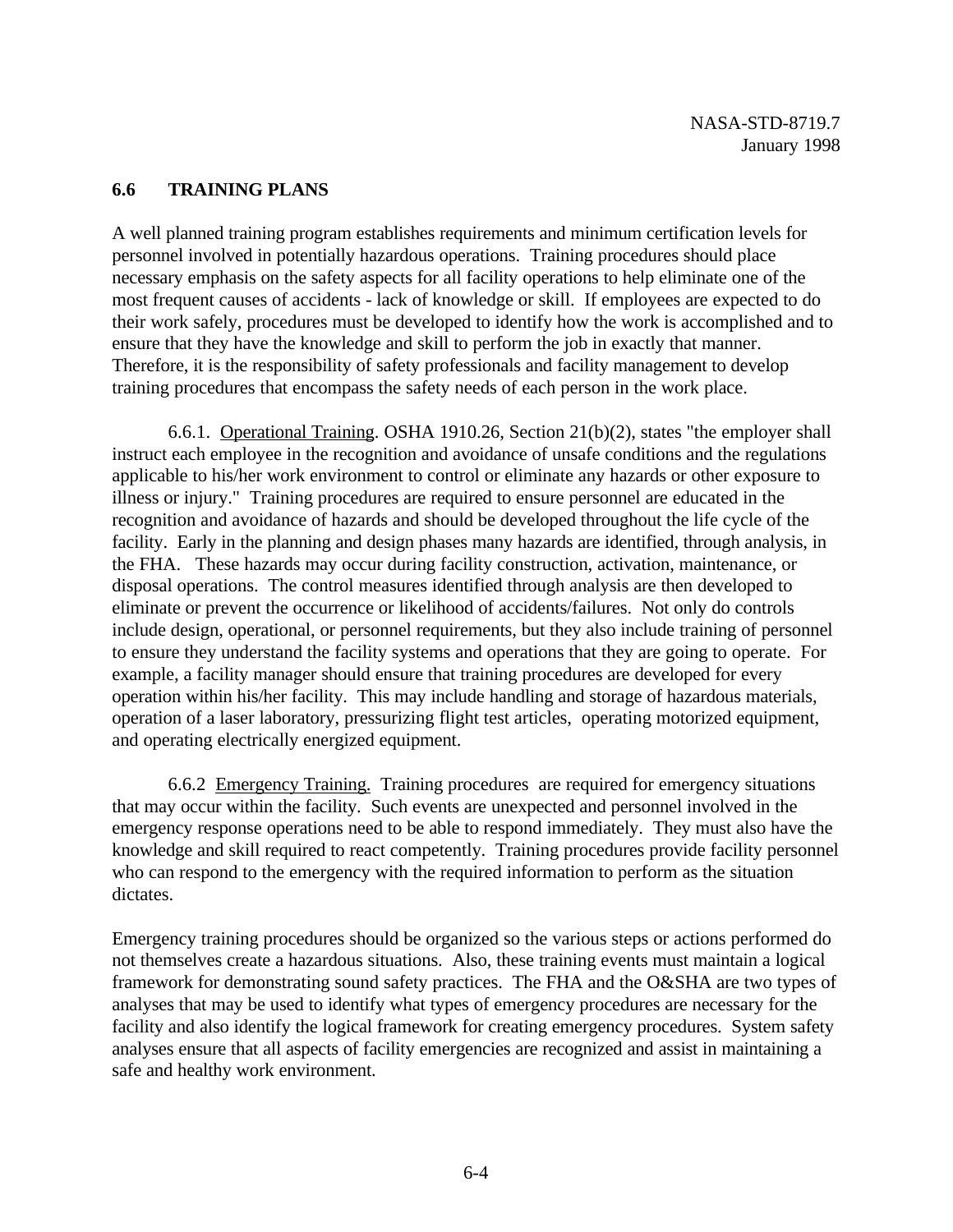## 6.6 TRAINING PLANS

A well planned training program establishes requirements and minimum certification levels for personnel involved in potentially hazardous operations. Training procedures should place necessary emphasis on the safety aspects for all facility operations to help eliminate one of the most frequent causes of accidents - lack of knowledge or skill. If employees are expected to do their work safely, procedures must be developed to identify how the work is accomplished and to ensure that they have the knowledge and skill to perform the job in exactly that manner. Therefore, it is the responsibility of safety professionals and facility management to develop training procedures that encompass the safety needs of each person in the work place.

6.6.1. Operational Training. OSHA 1910.26, Section 21(b)(2), states "the employer shall instruct each employee in the recognition and avoidance of unsafe conditions and the regulations applicable to his/her work environment to control or eliminate any hazards or other exposure to illness or injury." Training procedures are required to ensure personnel are educated in the recognition and avoidance of hazards and should be developed throughout the life cycle of the facility. Early in the planning and design phases many hazards are identified, through analysis, in the FHA. These hazards may occur during facility construction, activation, maintenance, or disposal operations. The control measures identified through analysis are then developed to eliminate or prevent the occurrence or likelihood of accidents/failures. Not only do controls include design, operational, or personnel requirements, but they also include training of personnel to ensure they understand the facility systems and operations that they are going to operate. For example, a facility manager should ensure that training procedures are developed for every operation within his/her facility. This may include handling and storage of hazardous materials, operation of a laser laboratory, pressurizing flight test articles, operating motorized equipment, and operating electrically energized equipment.

6.6.2 Emergency Training. Training procedures are required for emergency situations that may occur within the facility. Such events are unexpected and personnel involved in the emergency response operations need to be able to respond immediately. They must also have the knowledge and skill required to react competently. Training procedures provide facility personnel who can respond to the emergency with the required information to perform as the situation dictates.

Emergency training procedures should be organized so the various steps or actions performed do not themselves create a hazardous situations. Also, these training events must maintain a logical framework for demonstrating sound safety practices. The FHA and the O&SHA are two types of analyses that may be used to identify what types of emergency procedures are necessary for the facility and also identify the logical framework for creating emergency procedures. System safety analyses ensure that all aspects of facility emergencies are recognized and assist in maintaining a safe and healthy work environment.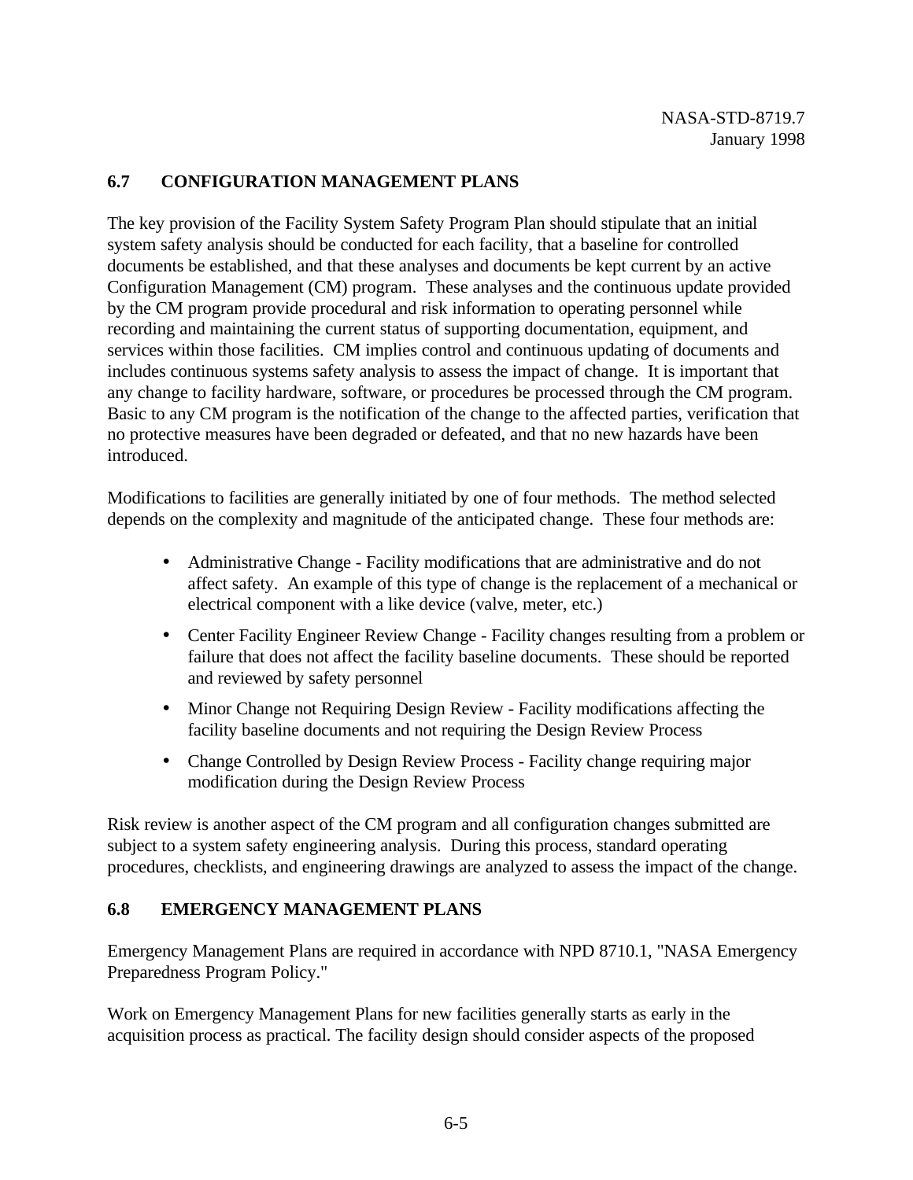## 6.7 CONFIGURATION MANAGEMENT PLANS

The key provision of the Facility System Safety Program Plan should stipulate that an initial system safety analysis should be conducted for each facility, that a baseline for controlled documents be established, and that these analyses and documents be kept current by an active Configuration Management (CM) program. These analyses and the continuous update provided by the CM program provide procedural and risk information to operating personnel while recording and maintaining the current status of supporting documentation, equipment, and services within those facilities. CM implies control and continuous updating of documents and includes continuous systems safety analysis to assess the impact of change. It is important that any change to facility hardware, software, or procedures be processed through the CM program. Basic to any CM program is the notification of the change to the affected parties, verification that no protective measures have been degraded or defeated, and that no new hazards have been introduced.

Modifications to facilities are generally initiated by one of four methods. The method selected depends on the complexity and magnitude of the anticipated change. These four methods are:

- Administrative Change - Facility modifications that are administrative and do not affect safety. An example of this type of change is the replacement of a mechanical or electrical component with a like device (valve, meter, etc.)
- Center Facility Engineer Review Change - Facility changes resulting from a problem or failure that does not affect the facility baseline documents. These should be reported and reviewed by safety personnel
- Minor Change not Requiring Design Review - Facility modifications affecting the facility baseline documents and not requiring the Design Review Process
- Change Controlled by Design Review Process - Facility change requiring major modification during the Design Review Process

Risk review is another aspect of the CM program and all configuration changes submitted are subject to a system safety engineering analysis. During this process, standard operating procedures, checklists, and engineering drawings are analyzed to assess the impact of the change.

## 6.8 EMERGENCY MANAGEMENT PLANS

Emergency Management Plans are required in accordance with NPD 8710.1, "NASA Emergency Preparedness Program Policy."

Work on Emergency Management Plans for new facilities generally starts as early in the acquisition process as practical. The facility design should consider aspects of the proposed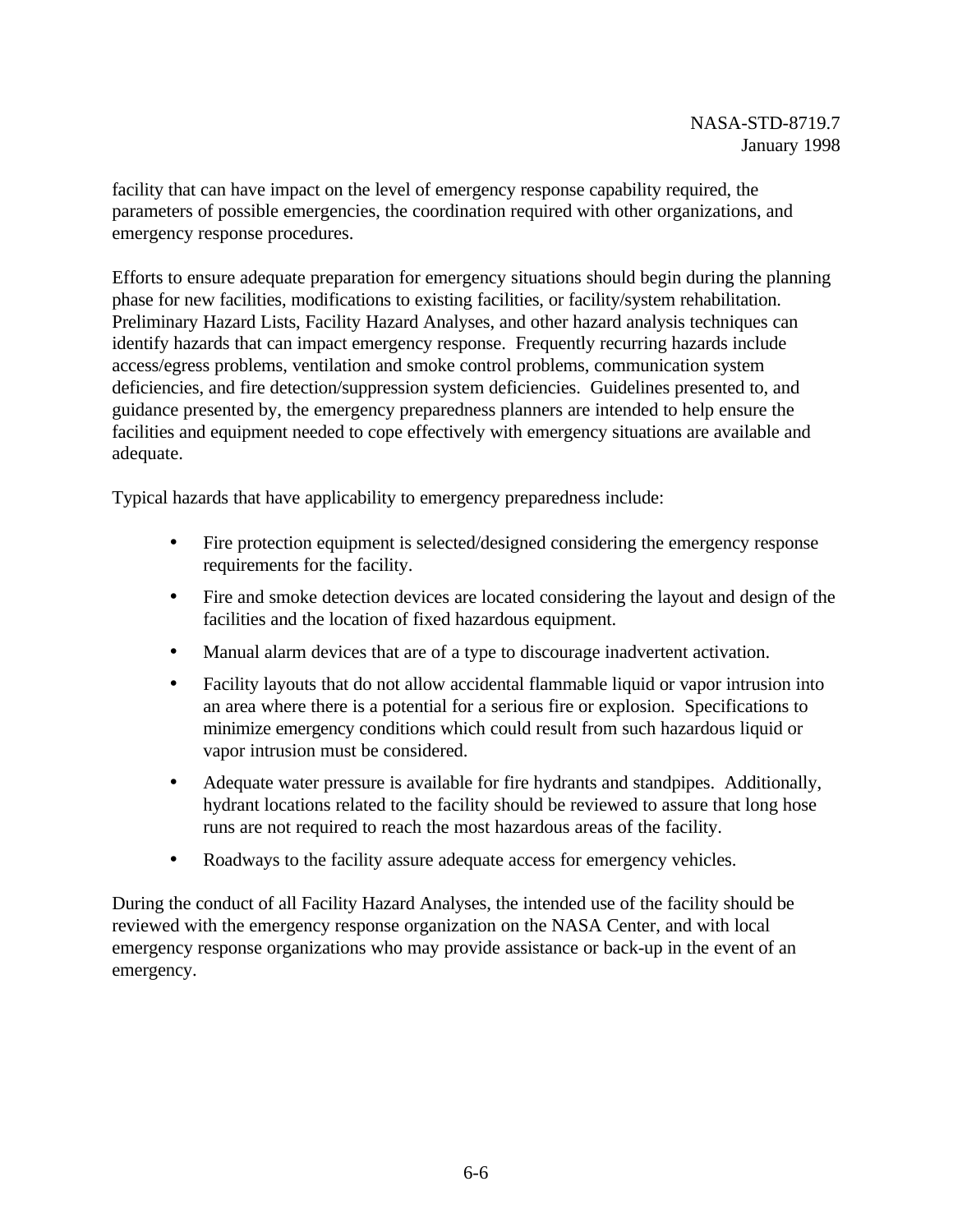facility that can have impact on the level of emergency response capability required, the parameters of possible emergencies, the coordination required with other organizations, and emergency response procedures.

Efforts to ensure adequate preparation for emergency situations should begin during the planning phase for new facilities, modifications to existing facilities, or facility/system rehabilitation. Preliminary Hazard Lists, Facility Hazard Analyses, and other hazard analysis techniques can identify hazards that can impact emergency response. Frequently recurring hazards include access/egress problems, ventilation and smoke control problems, communication system deficiencies, and fire detection/suppression system deficiencies. Guidelines presented to, and guidance presented by, the emergency preparedness planners are intended to help ensure the facilities and equipment needed to cope effectively with emergency situations are available and adequate.

Typical hazards that have applicability to emergency preparedness include:

- Fire protection equipment is selected/designed considering the emergency response requirements for the facility.
- Fire and smoke detection devices are located considering the layout and design of the facilities and the location of fixed hazardous equipment.
- Manual alarm devices that are of a type to discourage inadvertent activation.
- Facility layouts that do not allow accidental flammable liquid or vapor intrusion into an area where there is a potential for a serious fire or explosion. Specifications to minimize emergency conditions which could result from such hazardous liquid or vapor intrusion must be considered.
- Adequate water pressure is available for fire hydrants and standpipes. Additionally, hydrant locations related to the facility should be reviewed to assure that long hose runs are not required to reach the most hazardous areas of the facility.
- Roadways to the facility assure adequate access for emergency vehicles.

During the conduct of all Facility Hazard Analyses, the intended use of the facility should be reviewed with the emergency response organization on the NASA Center, and with local emergency response organizations who may provide assistance or back-up in the event of an emergency.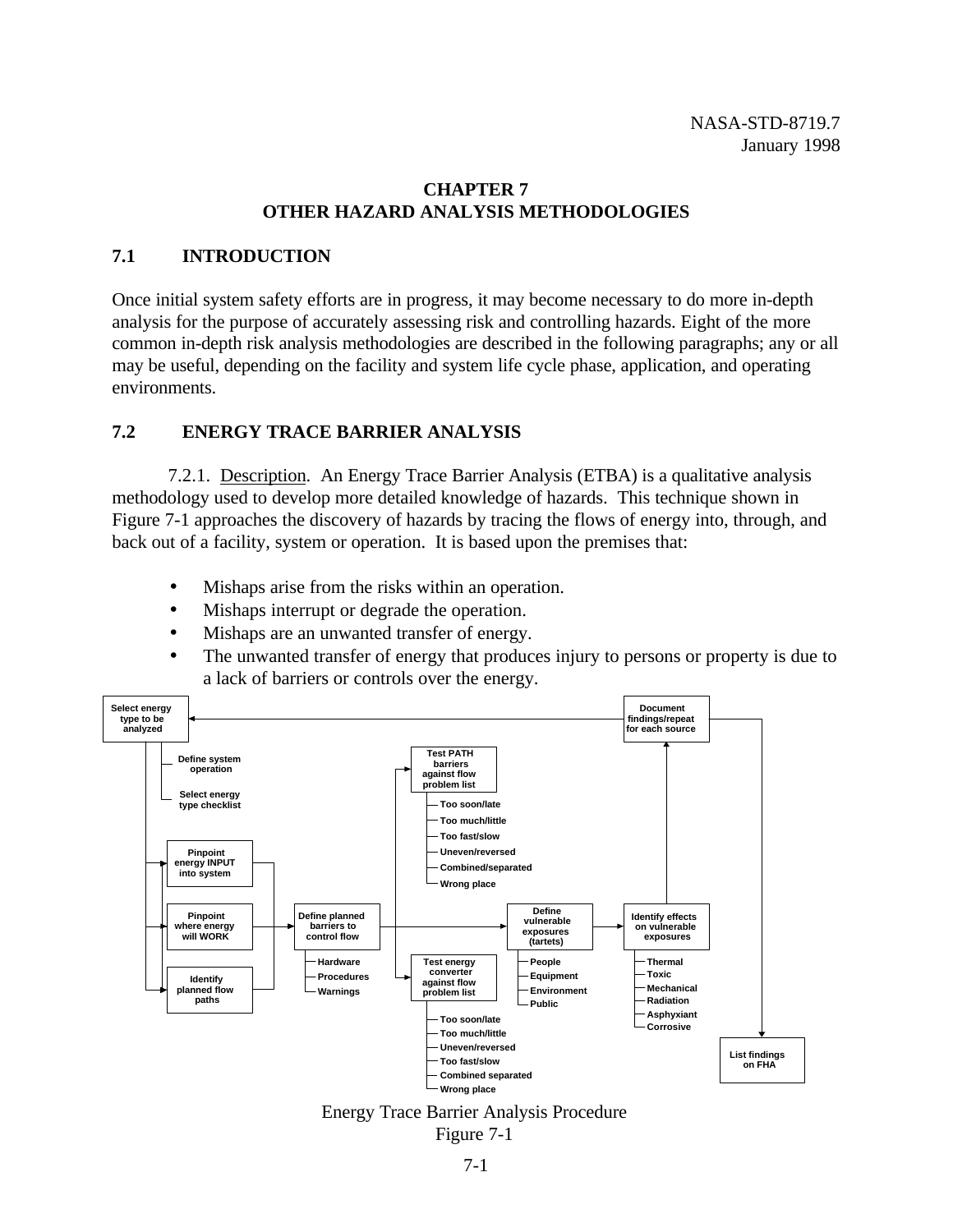# CHAPTER 7
# OTHER HAZARD ANALYSIS METHODOLOGIES

## 7.1 INTRODUCTION

Once initial system safety efforts are in progress, it may become necessary to do more in-depth analysis for the purpose of accurately assessing risk and controlling hazards. Eight of the more common in-depth risk analysis methodologies are described in the following paragraphs; any or all may be useful, depending on the facility and system life cycle phase, application, and operating environments.

## 7.2 ENERGY TRACE BARRIER ANALYSIS

7.2.1. Description. An Energy Trace Barrier Analysis (ETBA) is a qualitative analysis methodology used to develop more detailed knowledge of hazards. This technique shown in Figure 7-1 approaches the discovery of hazards by tracing the flows of energy into, through, and back out of a facility, system or operation. It is based upon the premises that:

- Mishaps arise from the risks within an operation.
- Mishaps interrupt or degrade the operation.
- Mishaps are an unwanted transfer of energy.
- The unwanted transfer of energy that produces injury to persons or property is due to a lack of barriers or controls over the energy.

- Select energy type to be analyzed
  - Define system operation
  - Select energy type checklist
- Pinpoint energy INPUT into system
- Pinpoint where energy will WORK
- Identify planned flow paths
- Define planned barriers to control flow
  - Hardware
  - Procedures
  - Warnings
- Test PATH barriers against flow problem list
  - Too soon/late
  - Too much/little
  - Too fast/slow
  - Uneven/reversed
  - Combined/separated
  - Wrong place
- Test energy converter against flow problem list
  - Too soon/late
  - Too much/little
  - Uneven/reversed
  - Too fast/slow
  - Combined separated
  - Wrong place
- Define vulnerable exposures (tartets)
  - People
  - Equipment
  - Environment
  - Public
- Identify effects on vulnerable exposures
  - Thermal
  - Toxic
  - Mechanical
  - Radiation
  - Asphyxiant
  - Corrosive
- Document findings/repeat for each source
- List findings on FHA

Energy Trace Barrier Analysis Procedure
Figure 7-1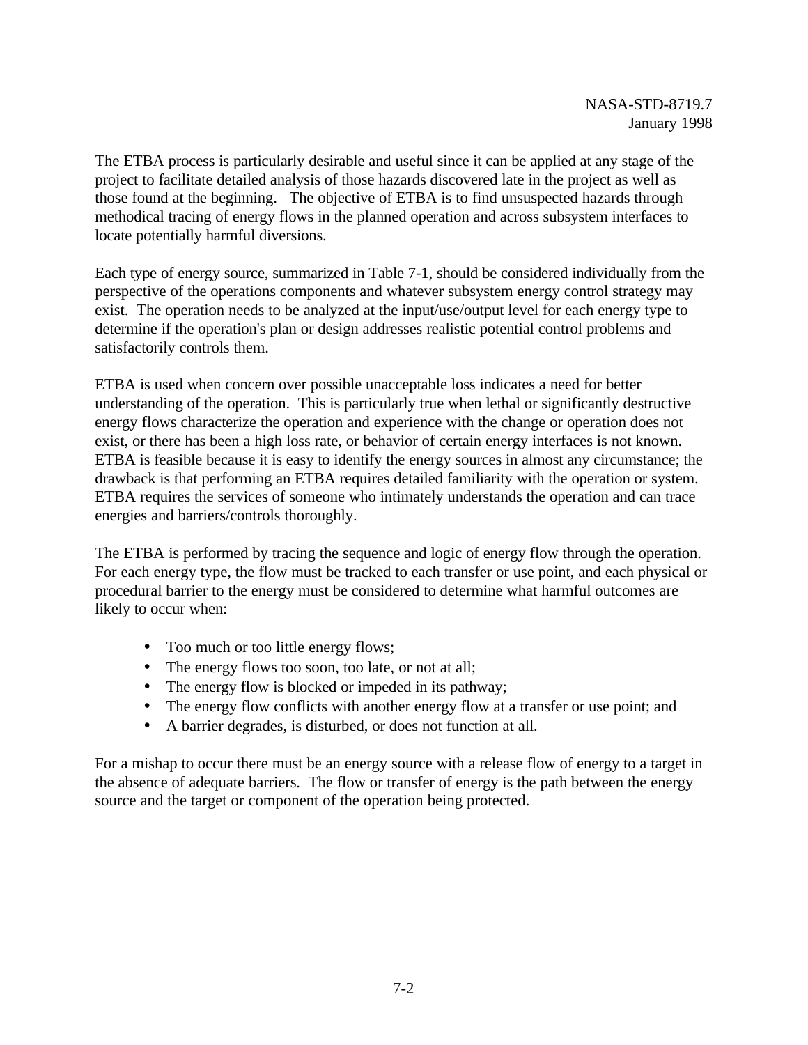The ETBA process is particularly desirable and useful since it can be applied at any stage of the project to facilitate detailed analysis of those hazards discovered late in the project as well as those found at the beginning. The objective of ETBA is to find unsuspected hazards through methodical tracing of energy flows in the planned operation and across subsystem interfaces to locate potentially harmful diversions.

Each type of energy source, summarized in Table 7-1, should be considered individually from the perspective of the operations components and whatever subsystem energy control strategy may exist. The operation needs to be analyzed at the input/use/output level for each energy type to determine if the operation's plan or design addresses realistic potential control problems and satisfactorily controls them.

ETBA is used when concern over possible unacceptable loss indicates a need for better understanding of the operation. This is particularly true when lethal or significantly destructive energy flows characterize the operation and experience with the change or operation does not exist, or there has been a high loss rate, or behavior of certain energy interfaces is not known. ETBA is feasible because it is easy to identify the energy sources in almost any circumstance; the drawback is that performing an ETBA requires detailed familiarity with the operation or system. ETBA requires the services of someone who intimately understands the operation and can trace energies and barriers/controls thoroughly.

The ETBA is performed by tracing the sequence and logic of energy flow through the operation. For each energy type, the flow must be tracked to each transfer or use point, and each physical or procedural barrier to the energy must be considered to determine what harmful outcomes are likely to occur when:

- Too much or too little energy flows;
- The energy flows too soon, too late, or not at all;
- The energy flow is blocked or impeded in its pathway;
- The energy flow conflicts with another energy flow at a transfer or use point; and
- A barrier degrades, is disturbed, or does not function at all.

For a mishap to occur there must be an energy source with a release flow of energy to a target in the absence of adequate barriers. The flow or transfer of energy is the path between the energy source and the target or component of the operation being protected.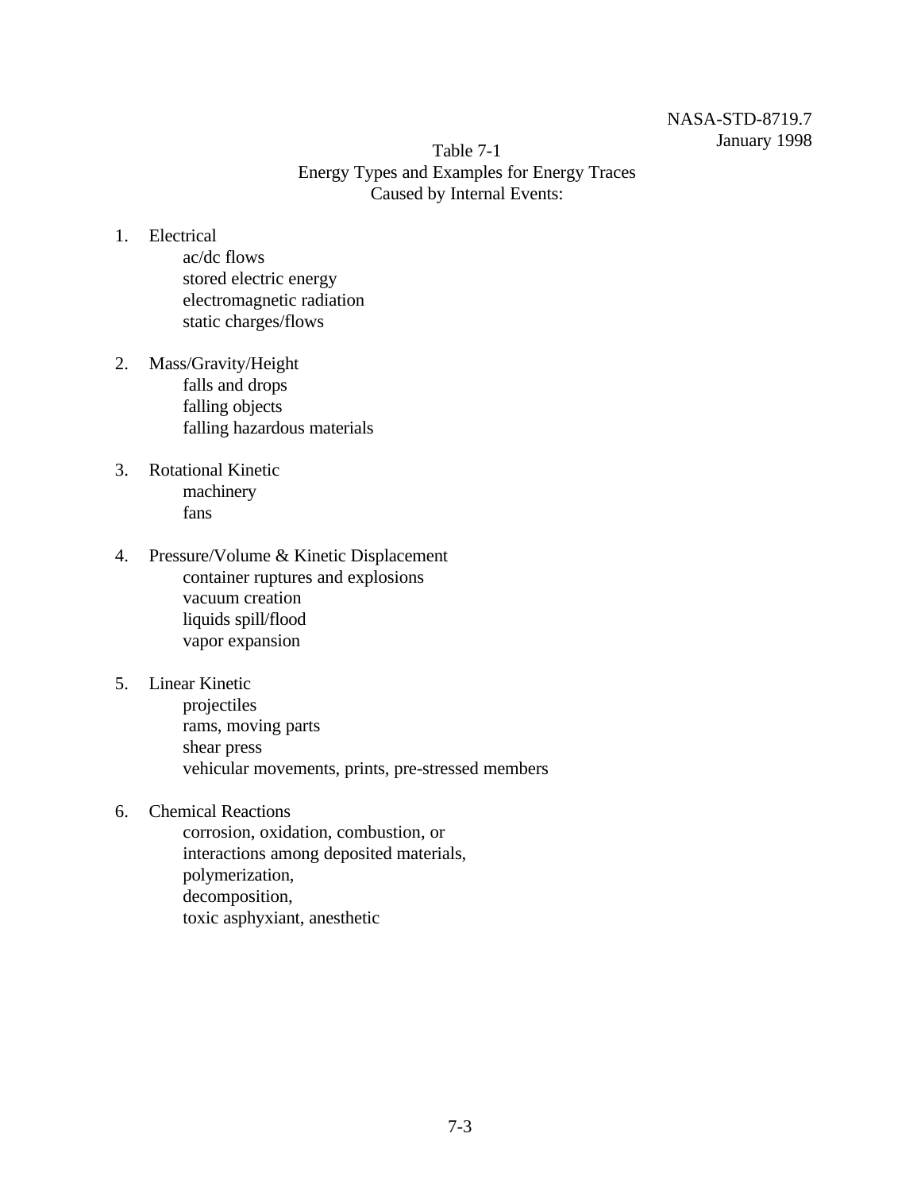Table 7-1
Energy Types and Examples for Energy Traces
Caused by Internal Events:

1. Electrical
   - ac/dc flows
   - stored electric energy
   - electromagnetic radiation
   - static charges/flows

2. Mass/Gravity/Height
   - falls and drops
   - falling objects
   - falling hazardous materials

3. Rotational Kinetic
   - machinery
   - fans

4. Pressure/Volume & Kinetic Displacement
   - container ruptures and explosions
   - vacuum creation
   - liquids spill/flood
   - vapor expansion

5. Linear Kinetic
   - projectiles
   - rams, moving parts
   - shear press
   - vehicular movements, prints, pre-stressed members

6. Chemical Reactions
   - corrosion, oxidation, combustion, or
   - interactions among deposited materials,
   - polymerization,
   - decomposition,
   - toxic asphyxiant, anesthetic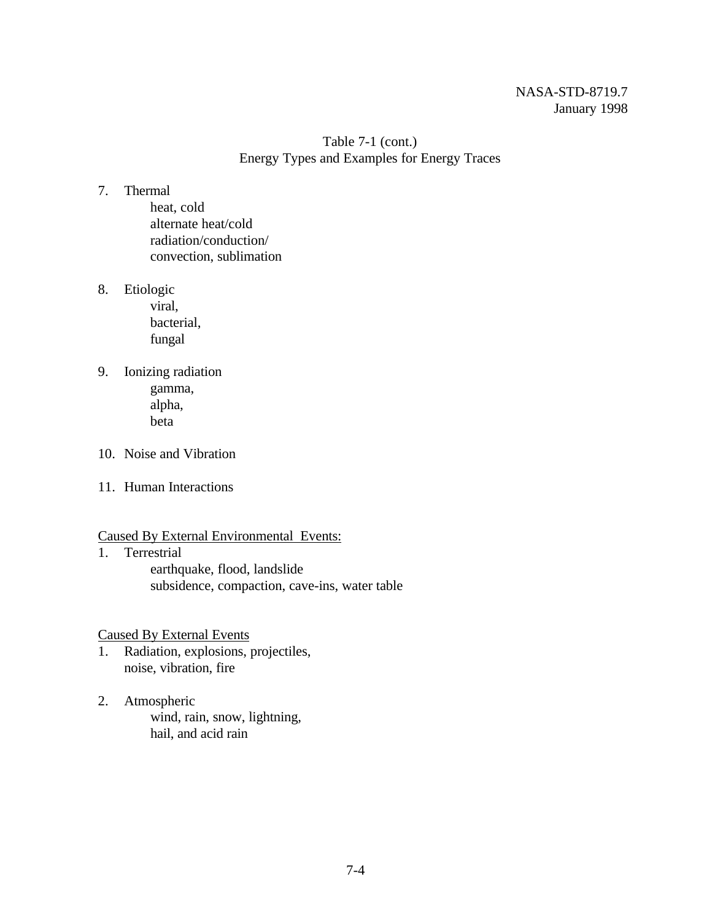Table 7-1 (cont.)
Energy Types and Examples for Energy Traces

7. Thermal
   - heat, cold
   - alternate heat/cold
   - radiation/conduction/
   - convection, sublimation

8. Etiologic
   - viral,
   - bacterial,
   - fungal

9. Ionizing radiation
   - gamma,
   - alpha,
   - beta

10. Noise and Vibration

11. Human Interactions

<u>Caused By External Environmental Events:</u>

1. Terrestrial
   - earthquake, flood, landslide
   - subsidence, compaction, cave-ins, water table

<u>Caused By External Events</u>

1. Radiation, explosions, projectiles, noise, vibration, fire

2. Atmospheric
   - wind, rain, snow, lightning,
   - hail, and acid rain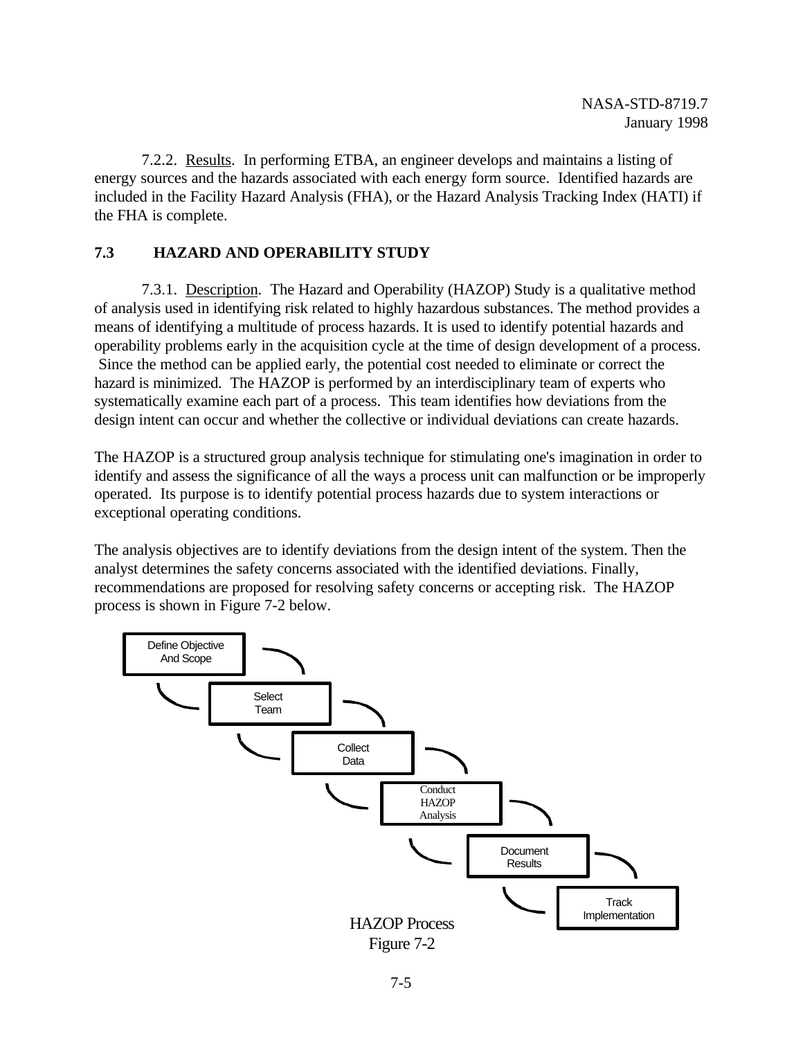7.2.2. Results. In performing ETBA, an engineer develops and maintains a listing of energy sources and the hazards associated with each energy form source. Identified hazards are included in the Facility Hazard Analysis (FHA), or the Hazard Analysis Tracking Index (HATI) if the FHA is complete.

## 7.3 HAZARD AND OPERABILITY STUDY

7.3.1. Description. The Hazard and Operability (HAZOP) Study is a qualitative method of analysis used in identifying risk related to highly hazardous substances. The method provides a means of identifying a multitude of process hazards. It is used to identify potential hazards and operability problems early in the acquisition cycle at the time of design development of a process. Since the method can be applied early, the potential cost needed to eliminate or correct the hazard is minimized. The HAZOP is performed by an interdisciplinary team of experts who systematically examine each part of a process. This team identifies how deviations from the design intent can occur and whether the collective or individual deviations can create hazards.

The HAZOP is a structured group analysis technique for stimulating one's imagination in order to identify and assess the significance of all the ways a process unit can malfunction or be improperly operated. Its purpose is to identify potential process hazards due to system interactions or exceptional operating conditions.

The analysis objectives are to identify deviations from the design intent of the system. Then the analyst determines the safety concerns associated with the identified deviations. Finally, recommendations are proposed for resolving safety concerns or accepting risk. The HAZOP process is shown in Figure 7-2 below.

Define Objective And Scope → Select Team → Collect Data → Conduct HAZOP Analysis → Document Results → Track Implementation

HAZOP Process
Figure 7-2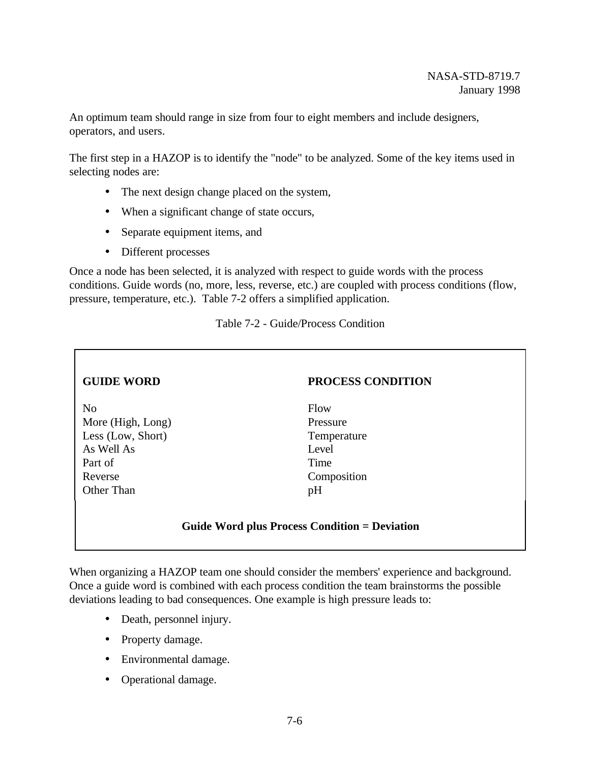An optimum team should range in size from four to eight members and include designers, operators, and users.

The first step in a HAZOP is to identify the "node" to be analyzed. Some of the key items used in selecting nodes are:

- The next design change placed on the system,
- When a significant change of state occurs,
- Separate equipment items, and
- Different processes

Once a node has been selected, it is analyzed with respect to guide words with the process conditions. Guide words (no, more, less, reverse, etc.) are coupled with process conditions (flow, pressure, temperature, etc.). Table 7-2 offers a simplified application.

Table 7-2 - Guide/Process Condition

| GUIDE WORD | PROCESS CONDITION |
|---|---|
| No | Flow |
| More (High, Long) | Pressure |
| Less (Low, Short) | Temperature |
| As Well As | Level |
| Part of | Time |
| Reverse | Composition |
| Other Than | pH |

**Guide Word plus Process Condition = Deviation**

When organizing a HAZOP team one should consider the members' experience and background. Once a guide word is combined with each process condition the team brainstorms the possible deviations leading to bad consequences. One example is high pressure leads to:

- Death, personnel injury.
- Property damage.
- Environmental damage.
- Operational damage.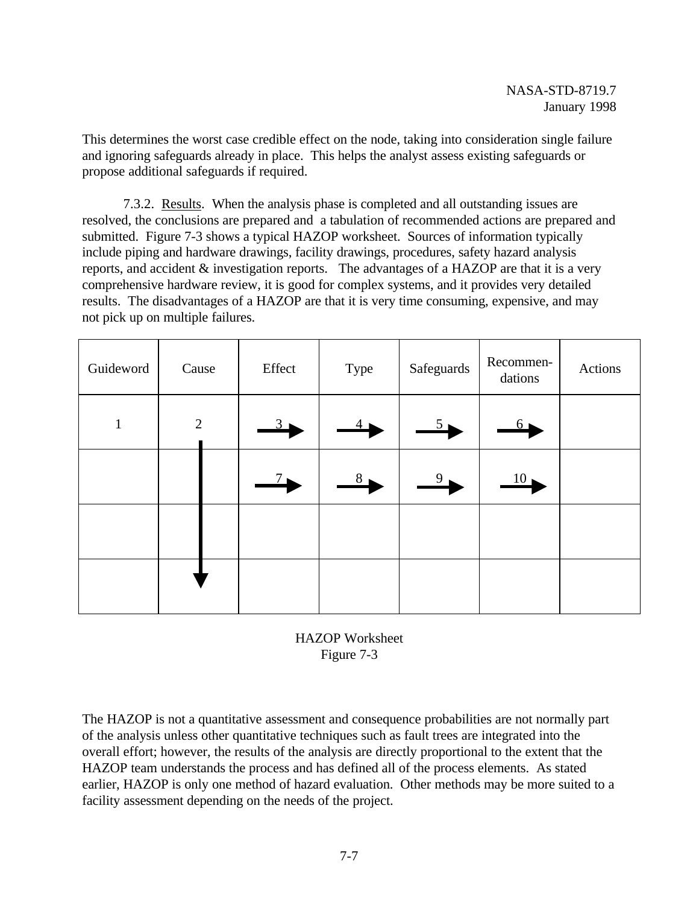This determines the worst case credible effect on the node, taking into consideration single failure and ignoring safeguards already in place. This helps the analyst assess existing safeguards or propose additional safeguards if required.

7.3.2. <u>Results</u>. When the analysis phase is completed and all outstanding issues are resolved, the conclusions are prepared and a tabulation of recommended actions are prepared and submitted. Figure 7-3 shows a typical HAZOP worksheet. Sources of information typically include piping and hardware drawings, facility drawings, procedures, safety hazard analysis reports, and accident & investigation reports. The advantages of a HAZOP are that it is a very comprehensive hardware review, it is good for complex systems, and it provides very detailed results. The disadvantages of a HAZOP are that it is very time consuming, expensive, and may not pick up on multiple failures.

| Guideword | Cause | Effect | Type | Safeguards | Recommen-dations | Actions |
|---|---|---|---|---|---|---|
| 1 | 2 | 3 → | 4 → | 5 → | 6 → | |
| | ↓ | 7 → | 8 → | 9 → | 10 → | |
| | ↓ | | | | | |
| | ↓ | | | | | |

HAZOP Worksheet
Figure 7-3

The HAZOP is not a quantitative assessment and consequence probabilities are not normally part of the analysis unless other quantitative techniques such as fault trees are integrated into the overall effort; however, the results of the analysis are directly proportional to the extent that the HAZOP team understands the process and has defined all of the process elements. As stated earlier, HAZOP is only one method of hazard evaluation. Other methods may be more suited to a facility assessment depending on the needs of the project.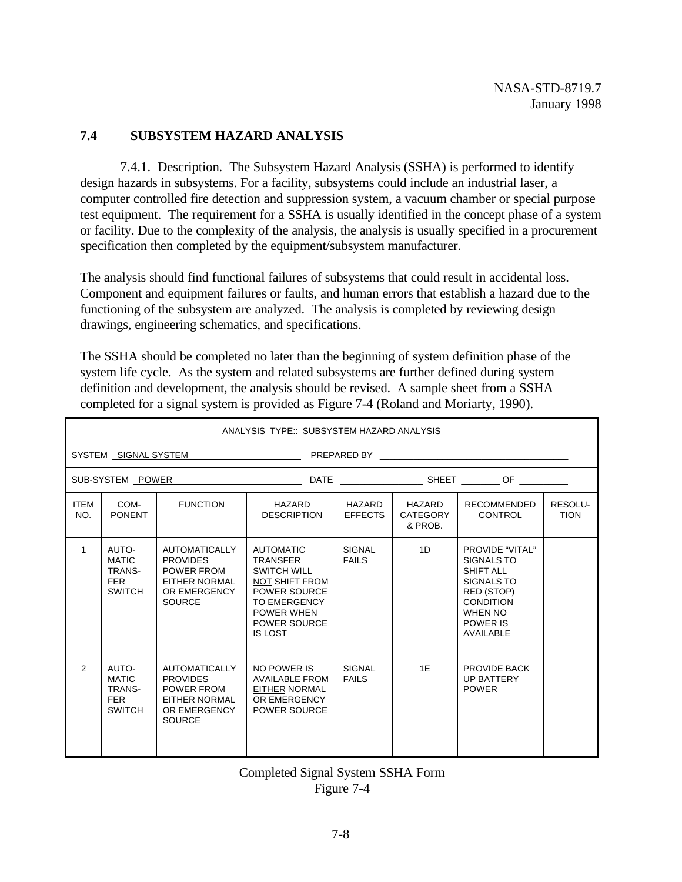## 7.4 SUBSYSTEM HAZARD ANALYSIS

7.4.1. Description. The Subsystem Hazard Analysis (SSHA) is performed to identify design hazards in subsystems. For a facility, subsystems could include an industrial laser, a computer controlled fire detection and suppression system, a vacuum chamber or special purpose test equipment. The requirement for a SSHA is usually identified in the concept phase of a system or facility. Due to the complexity of the analysis, the analysis is usually specified in a procurement specification then completed by the equipment/subsystem manufacturer.

The analysis should find functional failures of subsystems that could result in accidental loss. Component and equipment failures or faults, and human errors that establish a hazard due to the functioning of the subsystem are analyzed. The analysis is completed by reviewing design drawings, engineering schematics, and specifications.

The SSHA should be completed no later than the beginning of system definition phase of the system life cycle. As the system and related subsystems are further defined during system definition and development, the analysis should be revised. A sample sheet from a SSHA completed for a signal system is provided as Figure 7-4 (Roland and Moriarty, 1990).

ANALYSIS TYPE:: SUBSYSTEM HAZARD ANALYSIS

SYSTEM SIGNAL SYSTEM PREPARED BY

SUB-SYSTEM POWER DATE SHEET OF

| ITEM NO. | COM-PONENT | FUNCTION | HAZARD DESCRIPTION | HAZARD EFFECTS | HAZARD CATEGORY & PROB. | RECOMMENDED CONTROL | RESOLU-TION |
|---|---|---|---|---|---|---|---|
| 1 | AUTO-MATIC TRANS-FER SWITCH | AUTOMATICALLY PROVIDES POWER FROM EITHER NORMAL OR EMERGENCY SOURCE | AUTOMATIC TRANSFER SWITCH WILL NOT SHIFT FROM POWER SOURCE TO EMERGENCY POWER WHEN POWER SOURCE IS LOST | SIGNAL FAILS | 1D | PROVIDE "VITAL" SIGNALS TO SHIFT ALL SIGNALS TO RED (STOP) CONDITION WHEN NO POWER IS AVAILABLE | |
| 2 | AUTO-MATIC TRANS-FER SWITCH | AUTOMATICALLY PROVIDES POWER FROM EITHER NORMAL OR EMERGENCY SOURCE | NO POWER IS AVAILABLE FROM EITHER NORMAL OR EMERGENCY POWER SOURCE | SIGNAL FAILS | 1E | PROVIDE BACK UP BATTERY POWER | |

Completed Signal System SSHA Form
Figure 7-4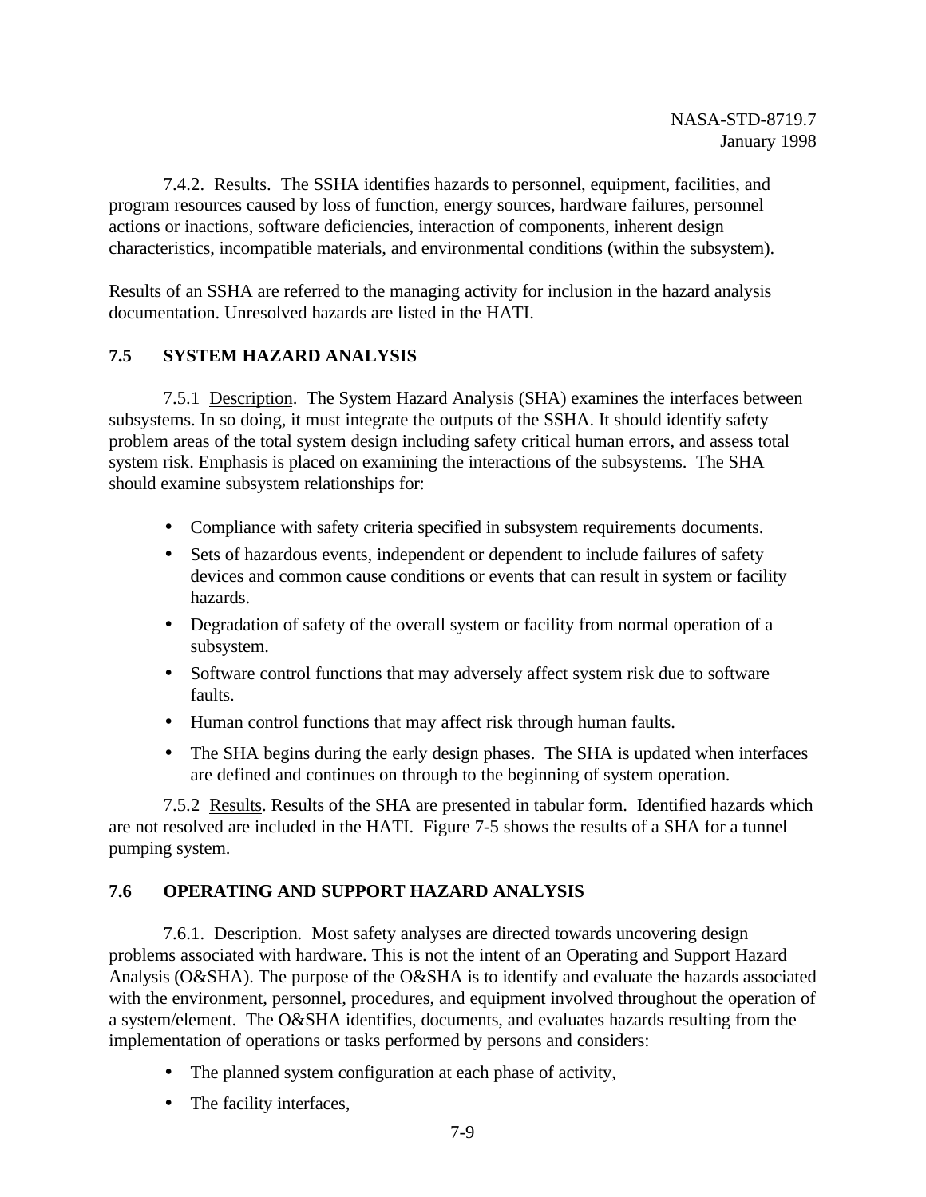7.4.2. Results. The SSHA identifies hazards to personnel, equipment, facilities, and program resources caused by loss of function, energy sources, hardware failures, personnel actions or inactions, software deficiencies, interaction of components, inherent design characteristics, incompatible materials, and environmental conditions (within the subsystem).

Results of an SSHA are referred to the managing activity for inclusion in the hazard analysis documentation. Unresolved hazards are listed in the HATI.

## 7.5 SYSTEM HAZARD ANALYSIS

7.5.1 Description. The System Hazard Analysis (SHA) examines the interfaces between subsystems. In so doing, it must integrate the outputs of the SSHA. It should identify safety problem areas of the total system design including safety critical human errors, and assess total system risk. Emphasis is placed on examining the interactions of the subsystems. The SHA should examine subsystem relationships for:

- Compliance with safety criteria specified in subsystem requirements documents.
- Sets of hazardous events, independent or dependent to include failures of safety devices and common cause conditions or events that can result in system or facility hazards.
- Degradation of safety of the overall system or facility from normal operation of a subsystem.
- Software control functions that may adversely affect system risk due to software faults.
- Human control functions that may affect risk through human faults.
- The SHA begins during the early design phases. The SHA is updated when interfaces are defined and continues on through to the beginning of system operation.

7.5.2 Results. Results of the SHA are presented in tabular form. Identified hazards which are not resolved are included in the HATI. Figure 7-5 shows the results of a SHA for a tunnel pumping system.

## 7.6 OPERATING AND SUPPORT HAZARD ANALYSIS

7.6.1. Description. Most safety analyses are directed towards uncovering design problems associated with hardware. This is not the intent of an Operating and Support Hazard Analysis (O&SHA). The purpose of the O&SHA is to identify and evaluate the hazards associated with the environment, personnel, procedures, and equipment involved throughout the operation of a system/element. The O&SHA identifies, documents, and evaluates hazards resulting from the implementation of operations or tasks performed by persons and considers:

- The planned system configuration at each phase of activity,
- The facility interfaces,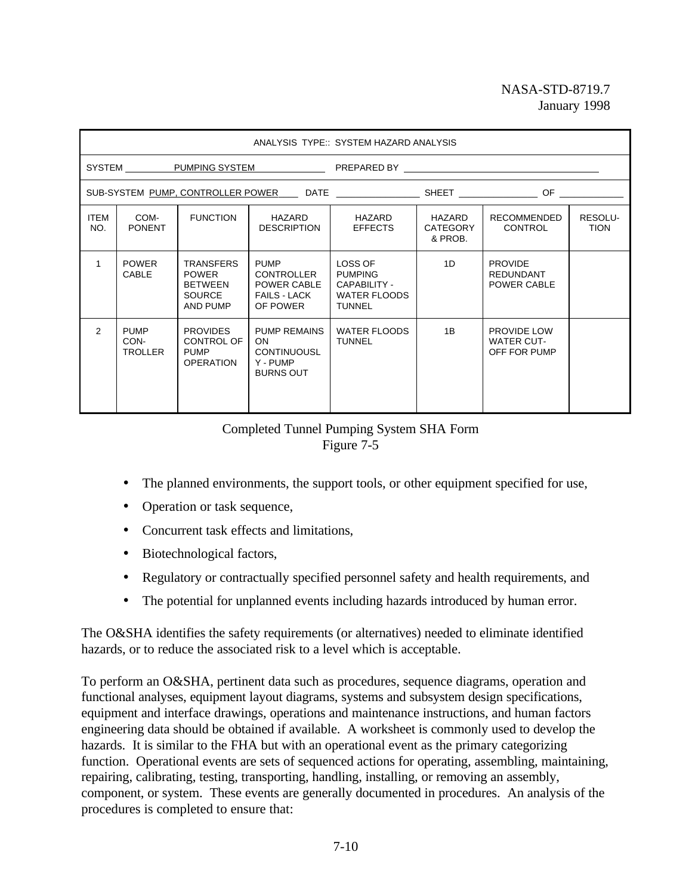| ANALYSIS TYPE:: SYSTEM HAZARD ANALYSIS | | | | | | | |
|---|---|---|---|---|---|---|---|
| SYSTEM PUMPING SYSTEM | | | | PREPARED BY | | | |
| SUB-SYSTEM PUMP, CONTROLLER POWER | | | DATE | | SHEET | OF | |
| ITEM NO. | COM-PONENT | FUNCTION | HAZARD DESCRIPTION | HAZARD EFFECTS | HAZARD CATEGORY & PROB. | RECOMMENDED CONTROL | RESOLU-TION |
| 1 | POWER CABLE | TRANSFERS POWER BETWEEN SOURCE AND PUMP | PUMP CONTROLLER POWER CABLE FAILS - LACK OF POWER | LOSS OF PUMPING CAPABILITY - WATER FLOODS TUNNEL | 1D | PROVIDE REDUNDANT POWER CABLE | |
| 2 | PUMP CON-TROLLER | PROVIDES CONTROL OF PUMP OPERATION | PUMP REMAINS ON CONTINUOUSLY - PUMP BURNS OUT | WATER FLOODS TUNNEL | 1B | PROVIDE LOW WATER CUT-OFF FOR PUMP | |

Completed Tunnel Pumping System SHA Form
Figure 7-5

- The planned environments, the support tools, or other equipment specified for use,
- Operation or task sequence,
- Concurrent task effects and limitations,
- Biotechnological factors,
- Regulatory or contractually specified personnel safety and health requirements, and
- The potential for unplanned events including hazards introduced by human error.

The O&SHA identifies the safety requirements (or alternatives) needed to eliminate identified hazards, or to reduce the associated risk to a level which is acceptable.

To perform an O&SHA, pertinent data such as procedures, sequence diagrams, operation and functional analyses, equipment layout diagrams, systems and subsystem design specifications, equipment and interface drawings, operations and maintenance instructions, and human factors engineering data should be obtained if available. A worksheet is commonly used to develop the hazards. It is similar to the FHA but with an operational event as the primary categorizing function. Operational events are sets of sequenced actions for operating, assembling, maintaining, repairing, calibrating, testing, transporting, handling, installing, or removing an assembly, component, or system. These events are generally documented in procedures. An analysis of the procedures is completed to ensure that: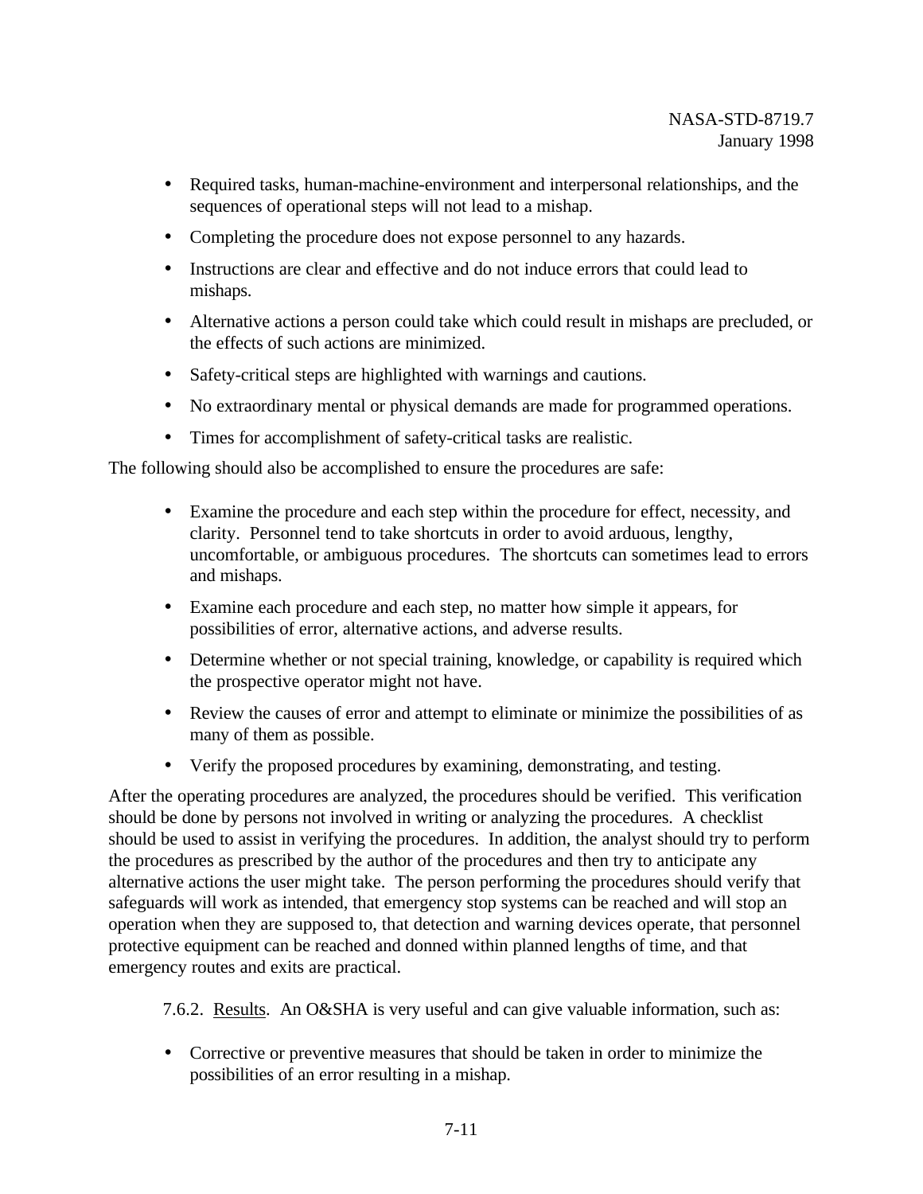- Required tasks, human-machine-environment and interpersonal relationships, and the sequences of operational steps will not lead to a mishap.
- Completing the procedure does not expose personnel to any hazards.
- Instructions are clear and effective and do not induce errors that could lead to mishaps.
- Alternative actions a person could take which could result in mishaps are precluded, or the effects of such actions are minimized.
- Safety-critical steps are highlighted with warnings and cautions.
- No extraordinary mental or physical demands are made for programmed operations.
- Times for accomplishment of safety-critical tasks are realistic.

The following should also be accomplished to ensure the procedures are safe:

- Examine the procedure and each step within the procedure for effect, necessity, and clarity. Personnel tend to take shortcuts in order to avoid arduous, lengthy, uncomfortable, or ambiguous procedures. The shortcuts can sometimes lead to errors and mishaps.
- Examine each procedure and each step, no matter how simple it appears, for possibilities of error, alternative actions, and adverse results.
- Determine whether or not special training, knowledge, or capability is required which the prospective operator might not have.
- Review the causes of error and attempt to eliminate or minimize the possibilities of as many of them as possible.
- Verify the proposed procedures by examining, demonstrating, and testing.

After the operating procedures are analyzed, the procedures should be verified. This verification should be done by persons not involved in writing or analyzing the procedures. A checklist should be used to assist in verifying the procedures. In addition, the analyst should try to perform the procedures as prescribed by the author of the procedures and then try to anticipate any alternative actions the user might take. The person performing the procedures should verify that safeguards will work as intended, that emergency stop systems can be reached and will stop an operation when they are supposed to, that detection and warning devices operate, that personnel protective equipment can be reached and donned within planned lengths of time, and that emergency routes and exits are practical.

7.6.2. Results. An O&SHA is very useful and can give valuable information, such as:

- Corrective or preventive measures that should be taken in order to minimize the possibilities of an error resulting in a mishap.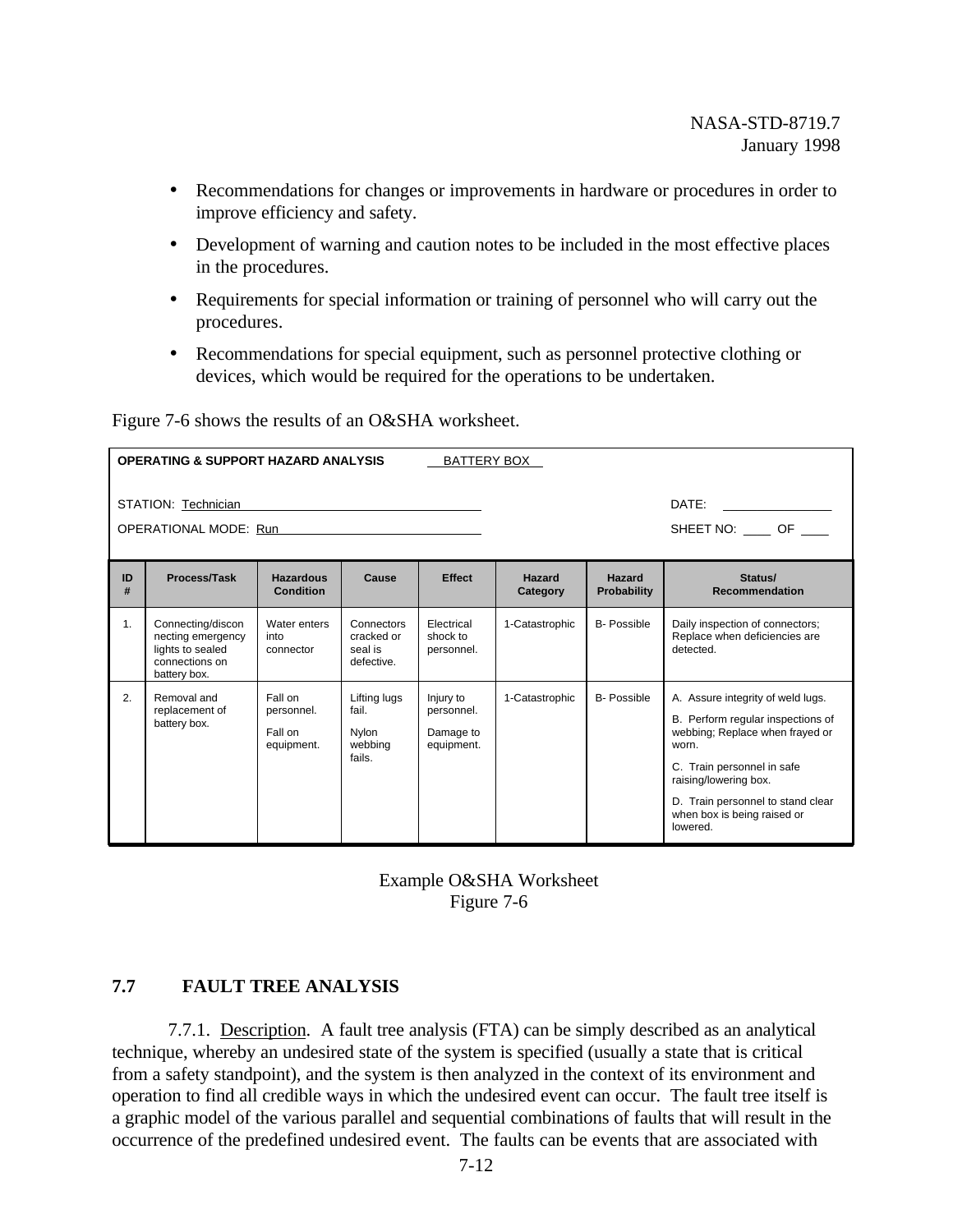- Recommendations for changes or improvements in hardware or procedures in order to improve efficiency and safety.
- Development of warning and caution notes to be included in the most effective places in the procedures.
- Requirements for special information or training of personnel who will carry out the procedures.
- Recommendations for special equipment, such as personnel protective clothing or devices, which would be required for the operations to be undertaken.

Figure 7-6 shows the results of an O&SHA worksheet.

**OPERATING & SUPPORT HAZARD ANALYSIS** BATTERY BOX

STATION: Technician | DATE: ______

OPERATIONAL MODE: Run | SHEET NO: ____ OF ____

| ID # | Process/Task | Hazardous Condition | Cause | Effect | Hazard Category | Hazard Probability | Status/ Recommendation |
|---|---|---|---|---|---|---|---|
| 1. | Connecting/disconnecting emergency lights to sealed connections on battery box. | Water enters into connector | Connectors cracked or seal is defective. | Electrical shock to personnel. | 1-Catastrophic | B- Possible | Daily inspection of connectors; Replace when deficiencies are detected. |
| 2. | Removal and replacement of battery box. | Fall on personnel. Fall on equipment. | Lifting lugs fail. Nylon webbing fails. | Injury to personnel. Damage to equipment. | 1-Catastrophic | B- Possible | A. Assure integrity of weld lugs. B. Perform regular inspections of webbing; Replace when frayed or worn. C. Train personnel in safe raising/lowering box. D. Train personnel to stand clear when box is being raised or lowered. |

Example O&SHA Worksheet
Figure 7-6

## 7.7 FAULT TREE ANALYSIS

7.7.1. Description. A fault tree analysis (FTA) can be simply described as an analytical technique, whereby an undesired state of the system is specified (usually a state that is critical from a safety standpoint), and the system is then analyzed in the context of its environment and operation to find all credible ways in which the undesired event can occur. The fault tree itself is a graphic model of the various parallel and sequential combinations of faults that will result in the occurrence of the predefined undesired event. The faults can be events that are associated with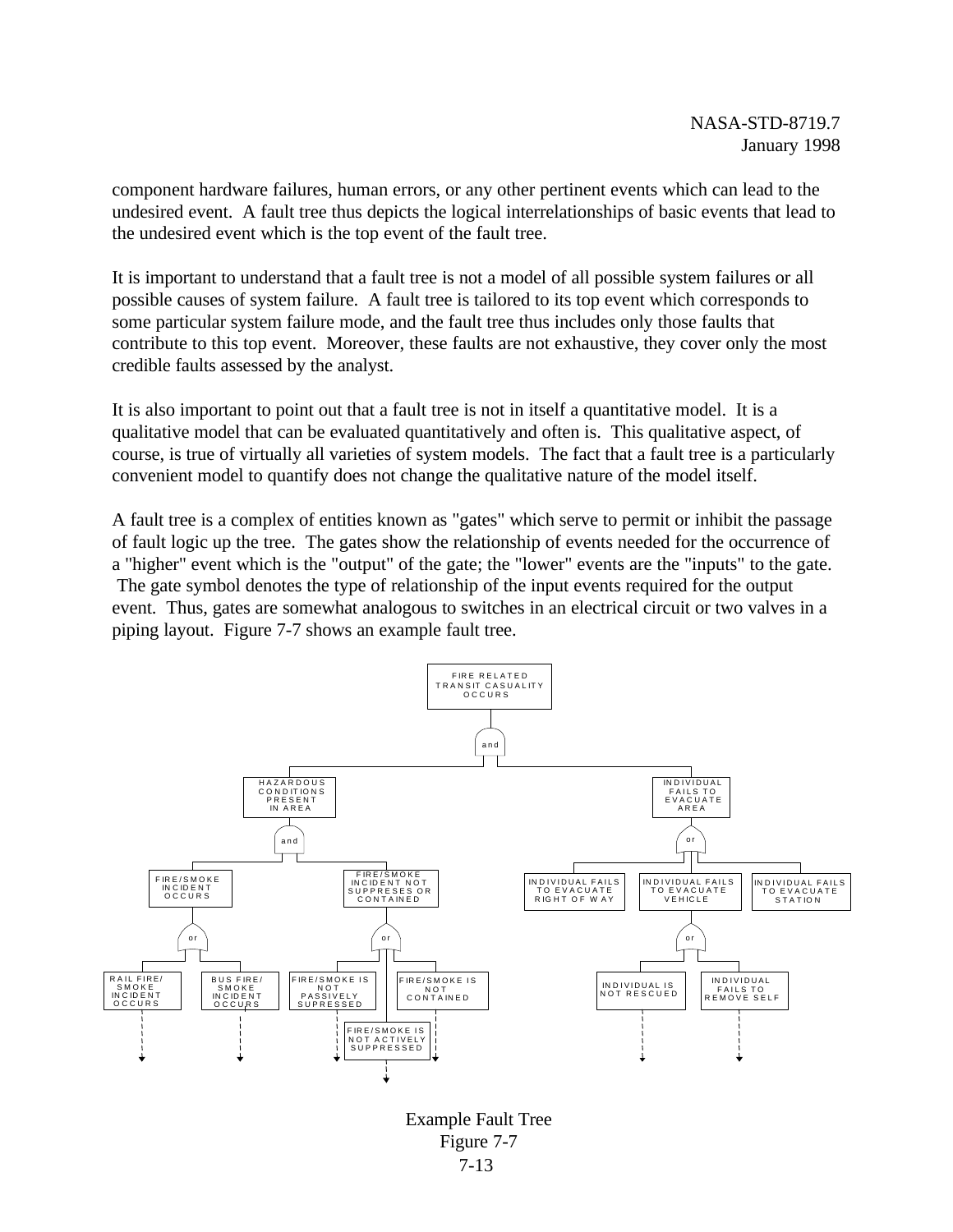component hardware failures, human errors, or any other pertinent events which can lead to the undesired event. A fault tree thus depicts the logical interrelationships of basic events that lead to the undesired event which is the top event of the fault tree.

It is important to understand that a fault tree is not a model of all possible system failures or all possible causes of system failure. A fault tree is tailored to its top event which corresponds to some particular system failure mode, and the fault tree thus includes only those faults that contribute to this top event. Moreover, these faults are not exhaustive, they cover only the most credible faults assessed by the analyst.

It is also important to point out that a fault tree is not in itself a quantitative model. It is a qualitative model that can be evaluated quantitatively and often is. This qualitative aspect, of course, is true of virtually all varieties of system models. The fact that a fault tree is a particularly convenient model to quantify does not change the qualitative nature of the model itself.

A fault tree is a complex of entities known as "gates" which serve to permit or inhibit the passage of fault logic up the tree. The gates show the relationship of events needed for the occurrence of a "higher" event which is the "output" of the gate; the "lower" events are the "inputs" to the gate. The gate symbol denotes the type of relationship of the input events required for the output event. Thus, gates are somewhat analogous to switches in an electrical circuit or two valves in a piping layout. Figure 7-7 shows an example fault tree.

```
FIRE RELATED TRANSIT CASUALITY OCCURS
└── and
    ├── HAZARDOUS CONDITIONS PRESENT IN AREA
    │   └── and
    │       ├── FIRE/SMOKE INCIDENT OCCURS
    │       │   └── or
    │       │       ├── RAIL FIRE/SMOKE INCIDENT OCCURS
    │       │       └── BUS FIRE/SMOKE INCIDENT OCCURS
    │       └── FIRE/SMOKE INCIDENT NOT SUPPRESES OR CONTAINED
    │           └── or
    │               ├── FIRE/SMOKE IS NOT PASSIVELY SUPRESSED
    │               ├── FIRE/SMOKE IS NOT ACTIVELY SUPPRESSED
    │               └── FIRE/SMOKE IS NOT CONTAINED
    └── INDIVIDUAL FAILS TO EVACUATE AREA
        └── or
            ├── INDIVIDUAL FAILS TO EVACUATE RIGHT OF WAY
            ├── INDIVIDUAL FAILS TO EVACUATE VEHICLE
            │   └── or
            │       ├── INDIVIDUAL IS NOT RESCUED
            │       └── INDIVIDUAL FAILS TO REMOVE SELF
            └── INDIVIDUAL FAILS TO EVACUATE STATION
```

Example Fault Tree
Figure 7-7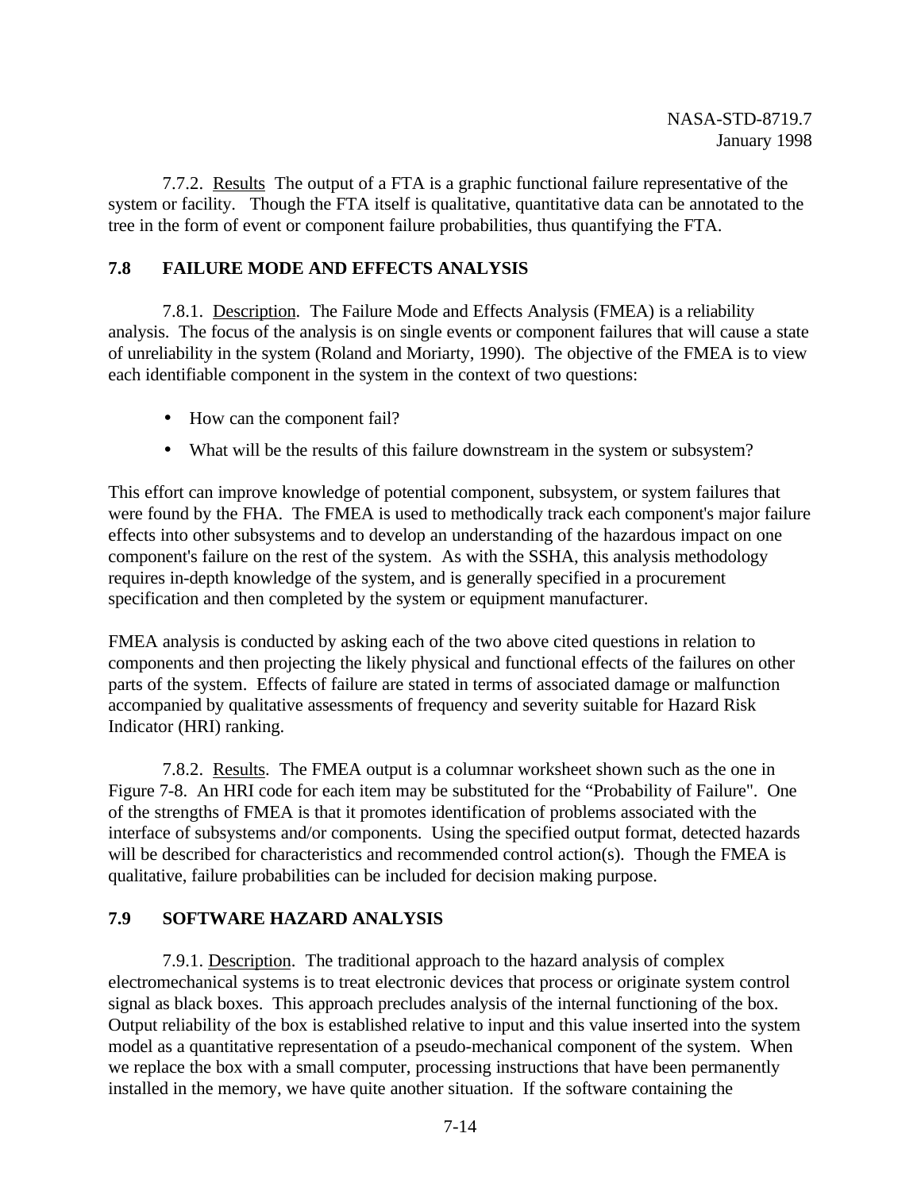7.7.2. Results The output of a FTA is a graphic functional failure representative of the system or facility. Though the FTA itself is qualitative, quantitative data can be annotated to the tree in the form of event or component failure probabilities, thus quantifying the FTA.

## 7.8 FAILURE MODE AND EFFECTS ANALYSIS

7.8.1. Description. The Failure Mode and Effects Analysis (FMEA) is a reliability analysis. The focus of the analysis is on single events or component failures that will cause a state of unreliability in the system (Roland and Moriarty, 1990). The objective of the FMEA is to view each identifiable component in the system in the context of two questions:

- How can the component fail?
- What will be the results of this failure downstream in the system or subsystem?

This effort can improve knowledge of potential component, subsystem, or system failures that were found by the FHA. The FMEA is used to methodically track each component's major failure effects into other subsystems and to develop an understanding of the hazardous impact on one component's failure on the rest of the system. As with the SSHA, this analysis methodology requires in-depth knowledge of the system, and is generally specified in a procurement specification and then completed by the system or equipment manufacturer.

FMEA analysis is conducted by asking each of the two above cited questions in relation to components and then projecting the likely physical and functional effects of the failures on other parts of the system. Effects of failure are stated in terms of associated damage or malfunction accompanied by qualitative assessments of frequency and severity suitable for Hazard Risk Indicator (HRI) ranking.

7.8.2. Results. The FMEA output is a columnar worksheet shown such as the one in Figure 7-8. An HRI code for each item may be substituted for the "Probability of Failure". One of the strengths of FMEA is that it promotes identification of problems associated with the interface of subsystems and/or components. Using the specified output format, detected hazards will be described for characteristics and recommended control action(s). Though the FMEA is qualitative, failure probabilities can be included for decision making purpose.

## 7.9 SOFTWARE HAZARD ANALYSIS

7.9.1. Description. The traditional approach to the hazard analysis of complex electromechanical systems is to treat electronic devices that process or originate system control signal as black boxes. This approach precludes analysis of the internal functioning of the box. Output reliability of the box is established relative to input and this value inserted into the system model as a quantitative representation of a pseudo-mechanical component of the system. When we replace the box with a small computer, processing instructions that have been permanently installed in the memory, we have quite another situation. If the software containing the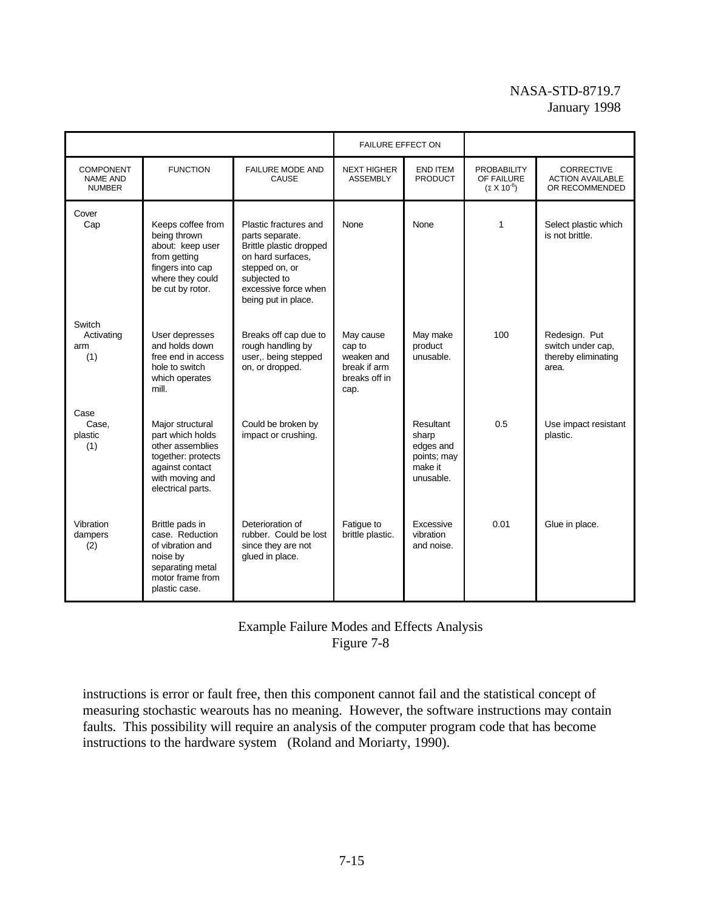| | | | FAILURE EFFECT ON | | | |
|---|---|---|---|---|---|---|
| COMPONENT NAME AND NUMBER | FUNCTION | FAILURE MODE AND CAUSE | NEXT HIGHER ASSEMBLY | END ITEM PRODUCT | PROBABILITY OF FAILURE ($\Sigma$ X $10^{-6}$) | CORRECTIVE ACTION AVAILABLE OR RECOMMENDED |
| Cover Cap | Keeps coffee from being thrown about: keep user from getting fingers into cap where they could be cut by rotor. | Plastic fractures and parts separate. Brittle plastic dropped on hard surfaces, stepped on, or subjected to excessive force when being put in place. | None | None | 1 | Select plastic which is not brittle. |
| Switch Activating arm (1) | User depresses and holds down free end in access hole to switch which operates mill. | Breaks off cap due to rough handling by user,. being stepped on, or dropped. | May cause cap to weaken and break if arm breaks off in cap. | May make product unusable. | 100 | Redesign. Put switch under cap, thereby eliminating area. |
| Case Case, plastic (1) | Major structural part which holds other assemblies together: protects against contact with moving and electrical parts. | Could be broken by impact or crushing. | | Resultant sharp edges and points; may make it unusable. | 0.5 | Use impact resistant plastic. |
| Vibration dampers (2) | Brittle pads in case. Reduction of vibration and noise by separating metal motor frame from plastic case. | Deterioration of rubber. Could be lost since they are not glued in place. | Fatigue to brittle plastic. | Excessive vibration and noise. | 0.01 | Glue in place. |

Example Failure Modes and Effects Analysis
Figure 7-8

instructions is error or fault free, then this component cannot fail and the statistical concept of measuring stochastic wearouts has no meaning. However, the software instructions may contain faults. This possibility will require an analysis of the computer program code that has become instructions to the hardware system (Roland and Moriarty, 1990).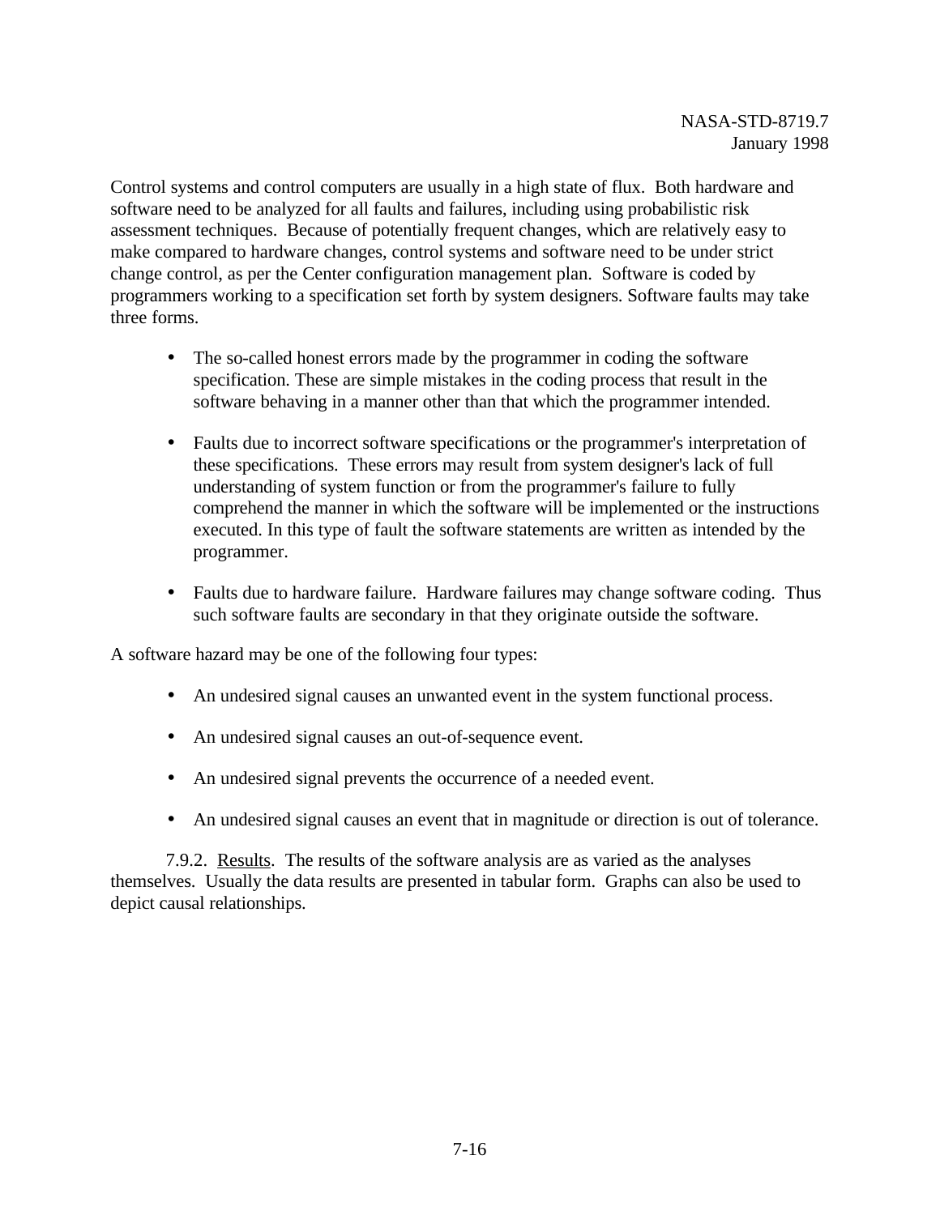Control systems and control computers are usually in a high state of flux. Both hardware and software need to be analyzed for all faults and failures, including using probabilistic risk assessment techniques. Because of potentially frequent changes, which are relatively easy to make compared to hardware changes, control systems and software need to be under strict change control, as per the Center configuration management plan. Software is coded by programmers working to a specification set forth by system designers. Software faults may take three forms.

- The so-called honest errors made by the programmer in coding the software specification. These are simple mistakes in the coding process that result in the software behaving in a manner other than that which the programmer intended.

- Faults due to incorrect software specifications or the programmer's interpretation of these specifications. These errors may result from system designer's lack of full understanding of system function or from the programmer's failure to fully comprehend the manner in which the software will be implemented or the instructions executed. In this type of fault the software statements are written as intended by the programmer.

- Faults due to hardware failure. Hardware failures may change software coding. Thus such software faults are secondary in that they originate outside the software.

A software hazard may be one of the following four types:

- An undesired signal causes an unwanted event in the system functional process.

- An undesired signal causes an out-of-sequence event.

- An undesired signal prevents the occurrence of a needed event.

- An undesired signal causes an event that in magnitude or direction is out of tolerance.

7.9.2. Results. The results of the software analysis are as varied as the analyses themselves. Usually the data results are presented in tabular form. Graphs can also be used to depict causal relationships.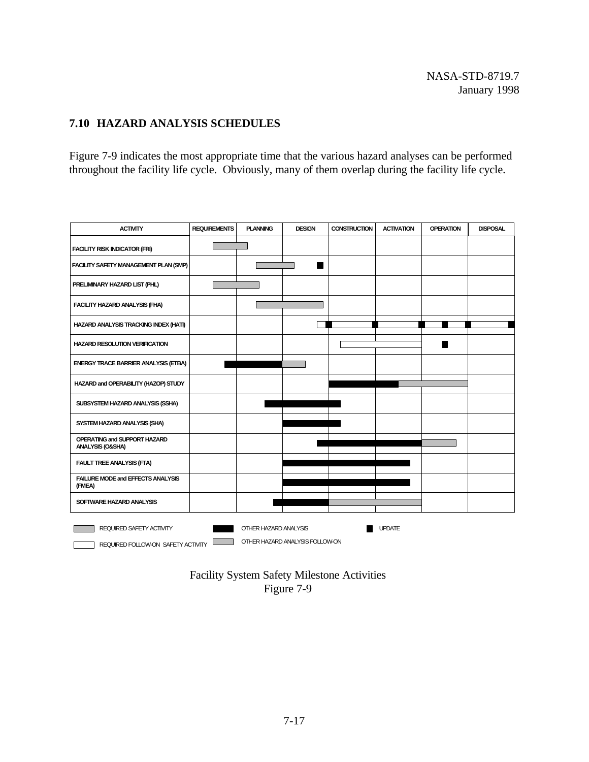## 7.10 HAZARD ANALYSIS SCHEDULES

Figure 7-9 indicates the most appropriate time that the various hazard analyses can be performed throughout the facility life cycle. Obviously, many of them overlap during the facility life cycle.

| ACTIVITY | REQUIREMENTS | PLANNING | DESIGN | CONSTRUCTION | ACTIVATION | OPERATION | DISPOSAL |
|---|---|---|---|---|---|---|---|
| FACILITY RISK INDICATOR (FRI) | | | | | | | |
| FACILITY SAFETY MANAGEMENT PLAN (SMP) | | | | | | | |
| PRELIMINARY HAZARD LIST (PHL) | | | | | | | |
| FACILITY HAZARD ANALYSIS (FHA) | | | | | | | |
| HAZARD ANALYSIS TRACKING INDEX (HATI) | | | | | | | |
| HAZARD RESOLUTION VERIFICATION | | | | | | | |
| ENERGY TRACE BARRIER ANALYSIS (ETBA) | | | | | | | |
| HAZARD and OPERABILITY (HAZOP) STUDY | | | | | | | |
| SUBSYSTEM HAZARD ANALYSIS (SSHA) | | | | | | | |
| SYSTEM HAZARD ANALYSIS (SHA) | | | | | | | |
| OPERATING and SUPPORT HAZARD ANALYSIS (O&SHA) | | | | | | | |
| FAULT TREE ANALYSIS (FTA) | | | | | | | |
| FAILURE MODE and EFFECTS ANALYSIS (FMEA) | | | | | | | |
| SOFTWARE HAZARD ANALYSIS | | | | | | | |

REQUIRED SAFETY ACTIVITY — OTHER HAZARD ANALYSIS — UPDATE

REQUIRED FOLLOW-ON SAFETY ACTIVITY — OTHER HAZARD ANALYSIS FOLLOW-ON

Facility System Safety Milestone Activities
Figure 7-9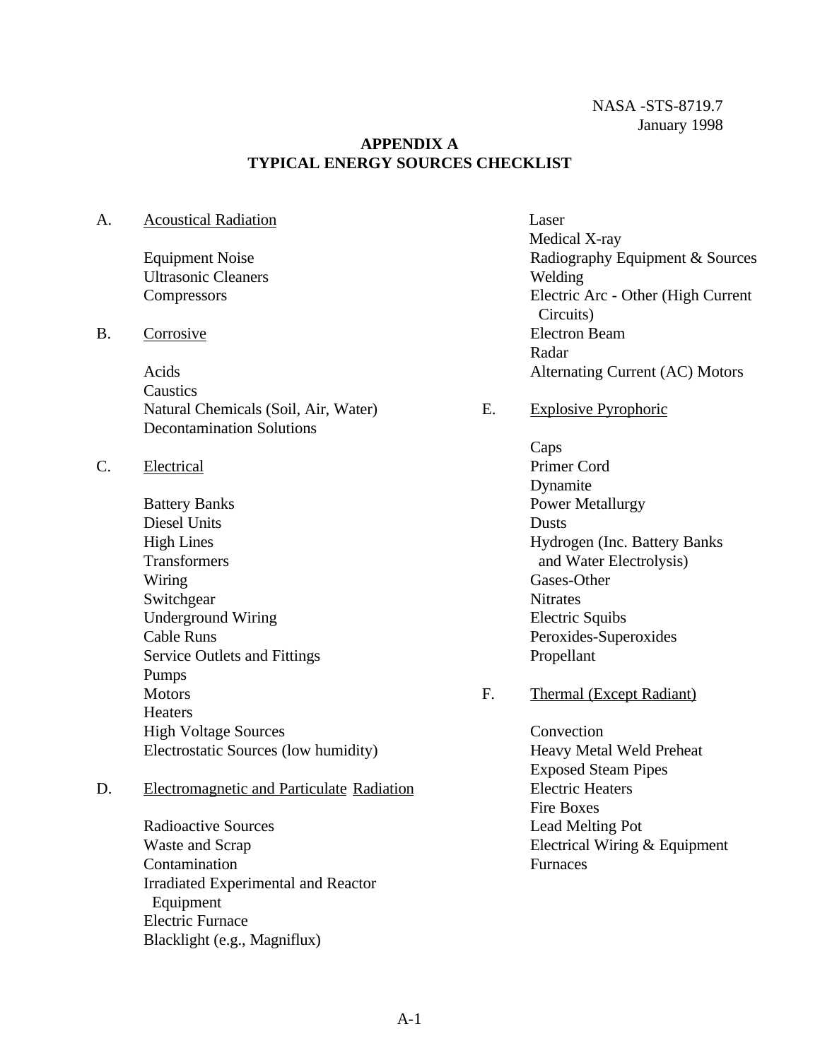# APPENDIX A
## TYPICAL ENERGY SOURCES CHECKLIST

A. Acoustical Radiation

- Equipment Noise
- Ultrasonic Cleaners
- Compressors

B. Corrosive

- Acids
- Caustics
- Natural Chemicals (Soil, Air, Water)
- Decontamination Solutions

C. Electrical

- Battery Banks
- Diesel Units
- High Lines
- Transformers
- Wiring
- Switchgear
- Underground Wiring
- Cable Runs
- Service Outlets and Fittings
- Pumps
- Motors
- Heaters
- High Voltage Sources
- Electrostatic Sources (low humidity)

D. Electromagnetic and Particulate Radiation

- Radioactive Sources
- Waste and Scrap
- Contamination
- Irradiated Experimental and Reactor Equipment
- Electric Furnace
- Blacklight (e.g., Magniflux)
- Laser
- Medical X-ray
- Radiography Equipment & Sources
- Welding
- Electric Arc - Other (High Current Circuits)
- Electron Beam
- Radar
- Alternating Current (AC) Motors

E. Explosive Pyrophoric

- Caps
- Primer Cord
- Dynamite
- Power Metallurgy
- Dusts
- Hydrogen (Inc. Battery Banks and Water Electrolysis)
- Gases-Other
- Nitrates
- Electric Squibs
- Peroxides-Superoxides
- Propellant

F. Thermal (Except Radiant)

- Convection
- Heavy Metal Weld Preheat
- Exposed Steam Pipes
- Electric Heaters
- Fire Boxes
- Lead Melting Pot
- Electrical Wiring & Equipment
- Furnaces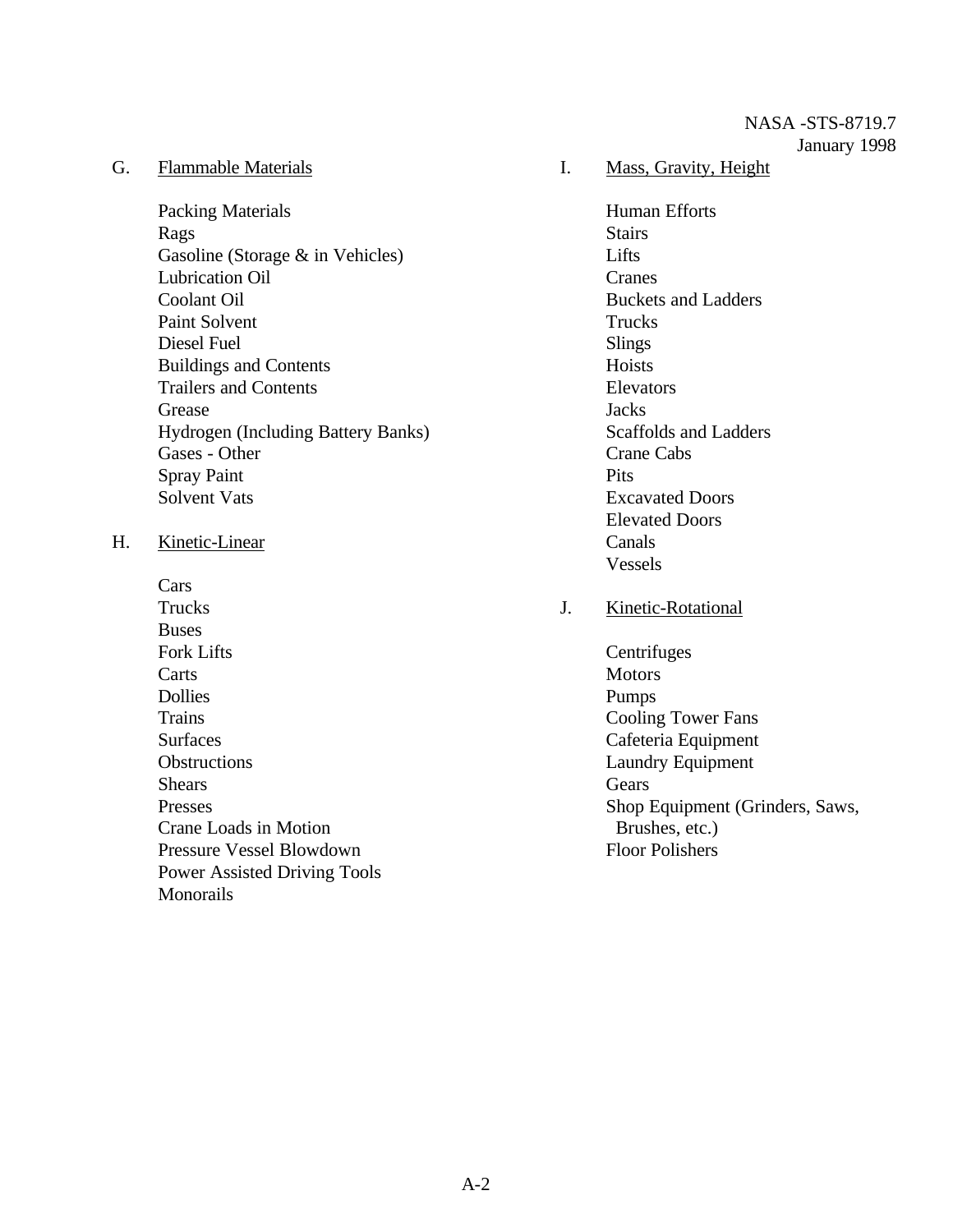G. Flammable Materials

- Packing Materials
- Rags
- Gasoline (Storage & in Vehicles)
- Lubrication Oil
- Coolant Oil
- Paint Solvent
- Diesel Fuel
- Buildings and Contents
- Trailers and Contents
- Grease
- Hydrogen (Including Battery Banks)
- Gases - Other
- Spray Paint
- Solvent Vats

H. Kinetic-Linear

- Cars
- Trucks
- Buses
- Fork Lifts
- Carts
- Dollies
- Trains
- Surfaces
- Obstructions
- Shears
- Presses
- Crane Loads in Motion
- Pressure Vessel Blowdown
- Power Assisted Driving Tools
- Monorails

I. Mass, Gravity, Height

- Human Efforts
- Stairs
- Lifts
- Cranes
- Buckets and Ladders
- Trucks
- Slings
- Hoists
- Elevators
- Jacks
- Scaffolds and Ladders
- Crane Cabs
- Pits
- Excavated Doors
- Elevated Doors
- Canals
- Vessels

J. Kinetic-Rotational

- Centrifuges
- Motors
- Pumps
- Cooling Tower Fans
- Cafeteria Equipment
- Laundry Equipment
- Gears
- Shop Equipment (Grinders, Saws, Brushes, etc.)
- Floor Polishers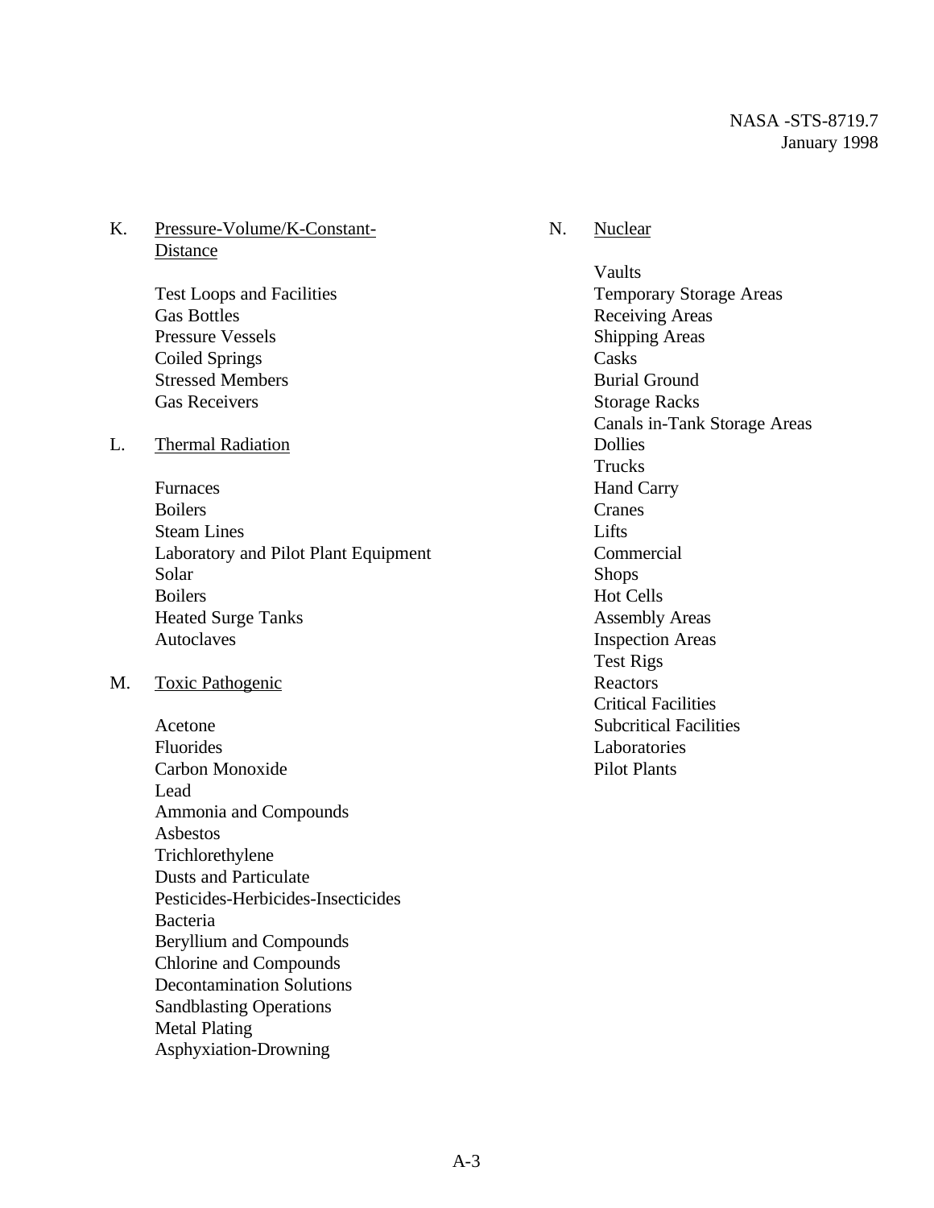K. Pressure-Volume/K-Constant-Distance

Test Loops and Facilities
Gas Bottles
Pressure Vessels
Coiled Springs
Stressed Members
Gas Receivers

L. Thermal Radiation

Furnaces
Boilers
Steam Lines
Laboratory and Pilot Plant Equipment
Solar
Boilers
Heated Surge Tanks
Autoclaves

M. Toxic Pathogenic

Acetone
Fluorides
Carbon Monoxide
Lead
Ammonia and Compounds
Asbestos
Trichlorethylene
Dusts and Particulate
Pesticides-Herbicides-Insecticides
Bacteria
Beryllium and Compounds
Chlorine and Compounds
Decontamination Solutions
Sandblasting Operations
Metal Plating
Asphyxiation-Drowning

N. Nuclear

Vaults
Temporary Storage Areas
Receiving Areas
Shipping Areas
Casks
Burial Ground
Storage Racks
Canals in-Tank Storage Areas
Dollies
Trucks
Hand Carry
Cranes
Lifts
Commercial
Shops
Hot Cells
Assembly Areas
Inspection Areas
Test Rigs
Reactors
Critical Facilities
Subcritical Facilities
Laboratories
Pilot Plants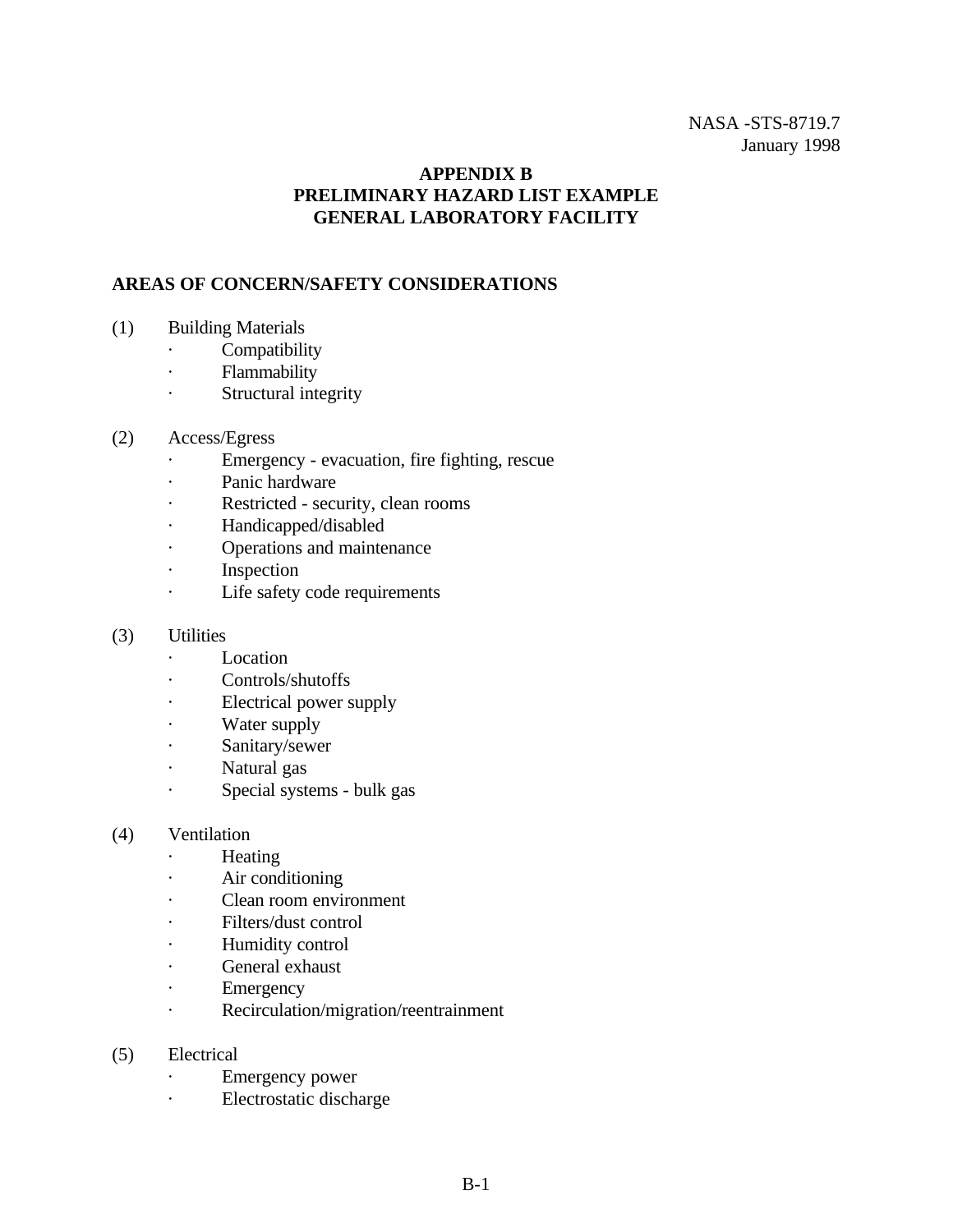# APPENDIX B
# PRELIMINARY HAZARD LIST EXAMPLE
# GENERAL LABORATORY FACILITY

## AREAS OF CONCERN/SAFETY CONSIDERATIONS

(1) Building Materials
- Compatibility
- Flammability
- Structural integrity

(2) Access/Egress
- Emergency - evacuation, fire fighting, rescue
- Panic hardware
- Restricted - security, clean rooms
- Handicapped/disabled
- Operations and maintenance
- Inspection
- Life safety code requirements

(3) Utilities
- Location
- Controls/shutoffs
- Electrical power supply
- Water supply
- Sanitary/sewer
- Natural gas
- Special systems - bulk gas

(4) Ventilation
- Heating
- Air conditioning
- Clean room environment
- Filters/dust control
- Humidity control
- General exhaust
- Emergency
- Recirculation/migration/reentrainment

(5) Electrical
- Emergency power
- Electrostatic discharge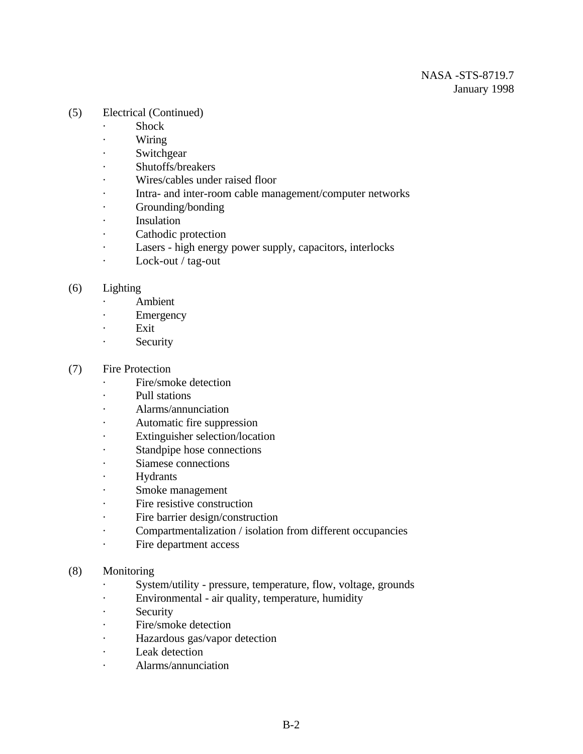(5) Electrical (Continued)

- Shock
- Wiring
- Switchgear
- Shutoffs/breakers
- Wires/cables under raised floor
- Intra- and inter-room cable management/computer networks
- Grounding/bonding
- Insulation
- Cathodic protection
- Lasers - high energy power supply, capacitors, interlocks
- Lock-out / tag-out

(6) Lighting

- Ambient
- Emergency
- Exit
- Security

(7) Fire Protection

- Fire/smoke detection
- Pull stations
- Alarms/annunciation
- Automatic fire suppression
- Extinguisher selection/location
- Standpipe hose connections
- Siamese connections
- Hydrants
- Smoke management
- Fire resistive construction
- Fire barrier design/construction
- Compartmentalization / isolation from different occupancies
- Fire department access

(8) Monitoring

- System/utility - pressure, temperature, flow, voltage, grounds
- Environmental - air quality, temperature, humidity
- Security
- Fire/smoke detection
- Hazardous gas/vapor detection
- Leak detection
- Alarms/annunciation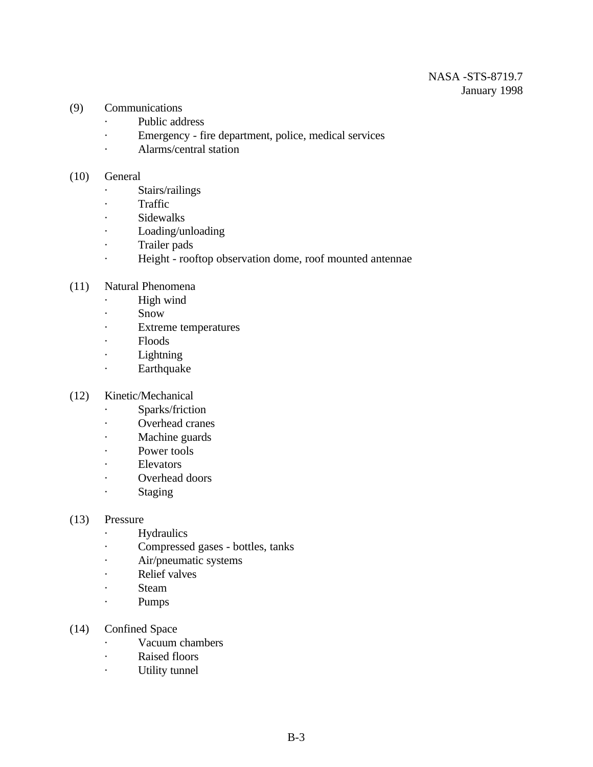(9) Communications
- Public address
- Emergency - fire department, police, medical services
- Alarms/central station

(10) General
- Stairs/railings
- Traffic
- Sidewalks
- Loading/unloading
- Trailer pads
- Height - rooftop observation dome, roof mounted antennae

(11) Natural Phenomena
- High wind
- Snow
- Extreme temperatures
- Floods
- Lightning
- Earthquake

(12) Kinetic/Mechanical
- Sparks/friction
- Overhead cranes
- Machine guards
- Power tools
- Elevators
- Overhead doors
- Staging

(13) Pressure
- Hydraulics
- Compressed gases - bottles, tanks
- Air/pneumatic systems
- Relief valves
- Steam
- Pumps

(14) Confined Space
- Vacuum chambers
- Raised floors
- Utility tunnel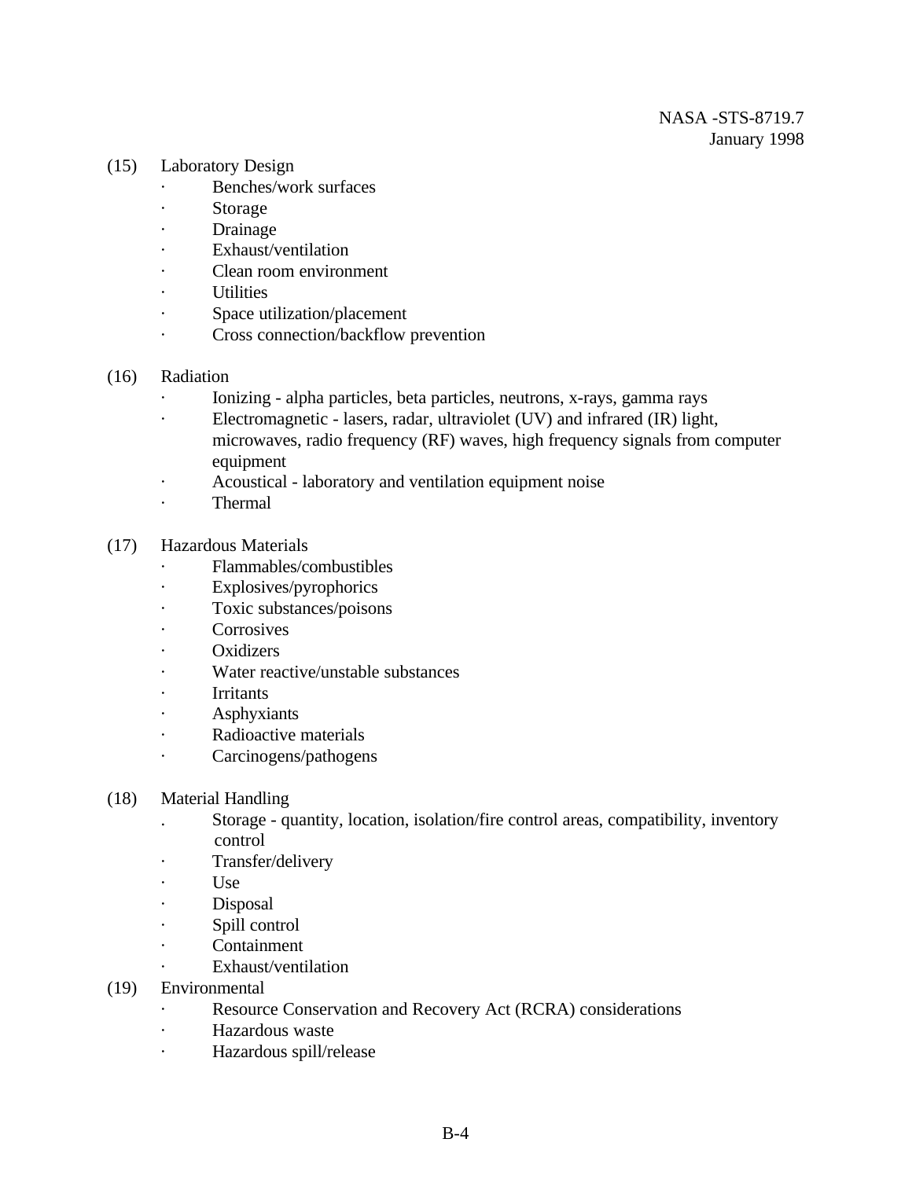(15) Laboratory Design

- Benches/work surfaces
- Storage
- Drainage
- Exhaust/ventilation
- Clean room environment
- Utilities
- Space utilization/placement
- Cross connection/backflow prevention

(16) Radiation

- Ionizing - alpha particles, beta particles, neutrons, x-rays, gamma rays
- Electromagnetic - lasers, radar, ultraviolet (UV) and infrared (IR) light, microwaves, radio frequency (RF) waves, high frequency signals from computer equipment
- Acoustical - laboratory and ventilation equipment noise
- Thermal

(17) Hazardous Materials

- Flammables/combustibles
- Explosives/pyrophorics
- Toxic substances/poisons
- Corrosives
- Oxidizers
- Water reactive/unstable substances
- Irritants
- Asphyxiants
- Radioactive materials
- Carcinogens/pathogens

(18) Material Handling

- Storage - quantity, location, isolation/fire control areas, compatibility, inventory control
- Transfer/delivery
- Use
- Disposal
- Spill control
- Containment
- Exhaust/ventilation

(19) Environmental

- Resource Conservation and Recovery Act (RCRA) considerations
- Hazardous waste
- Hazardous spill/release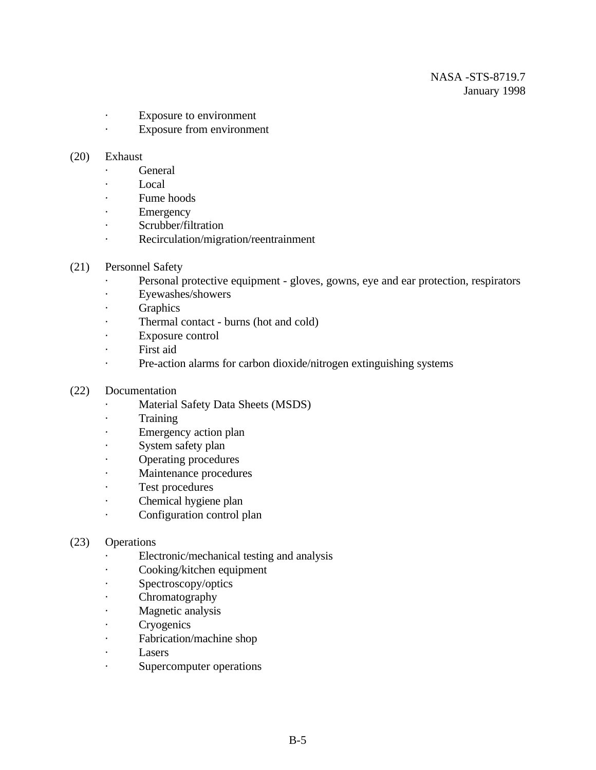- Exposure to environment
- Exposure from environment

(20) Exhaust
- General
- Local
- Fume hoods
- Emergency
- Scrubber/filtration
- Recirculation/migration/reentrainment

(21) Personnel Safety
- Personal protective equipment - gloves, gowns, eye and ear protection, respirators
- Eyewashes/showers
- Graphics
- Thermal contact - burns (hot and cold)
- Exposure control
- First aid
- Pre-action alarms for carbon dioxide/nitrogen extinguishing systems

(22) Documentation
- Material Safety Data Sheets (MSDS)
- Training
- Emergency action plan
- System safety plan
- Operating procedures
- Maintenance procedures
- Test procedures
- Chemical hygiene plan
- Configuration control plan

(23) Operations
- Electronic/mechanical testing and analysis
- Cooking/kitchen equipment
- Spectroscopy/optics
- Chromatography
- Magnetic analysis
- Cryogenics
- Fabrication/machine shop
- Lasers
- Supercomputer operations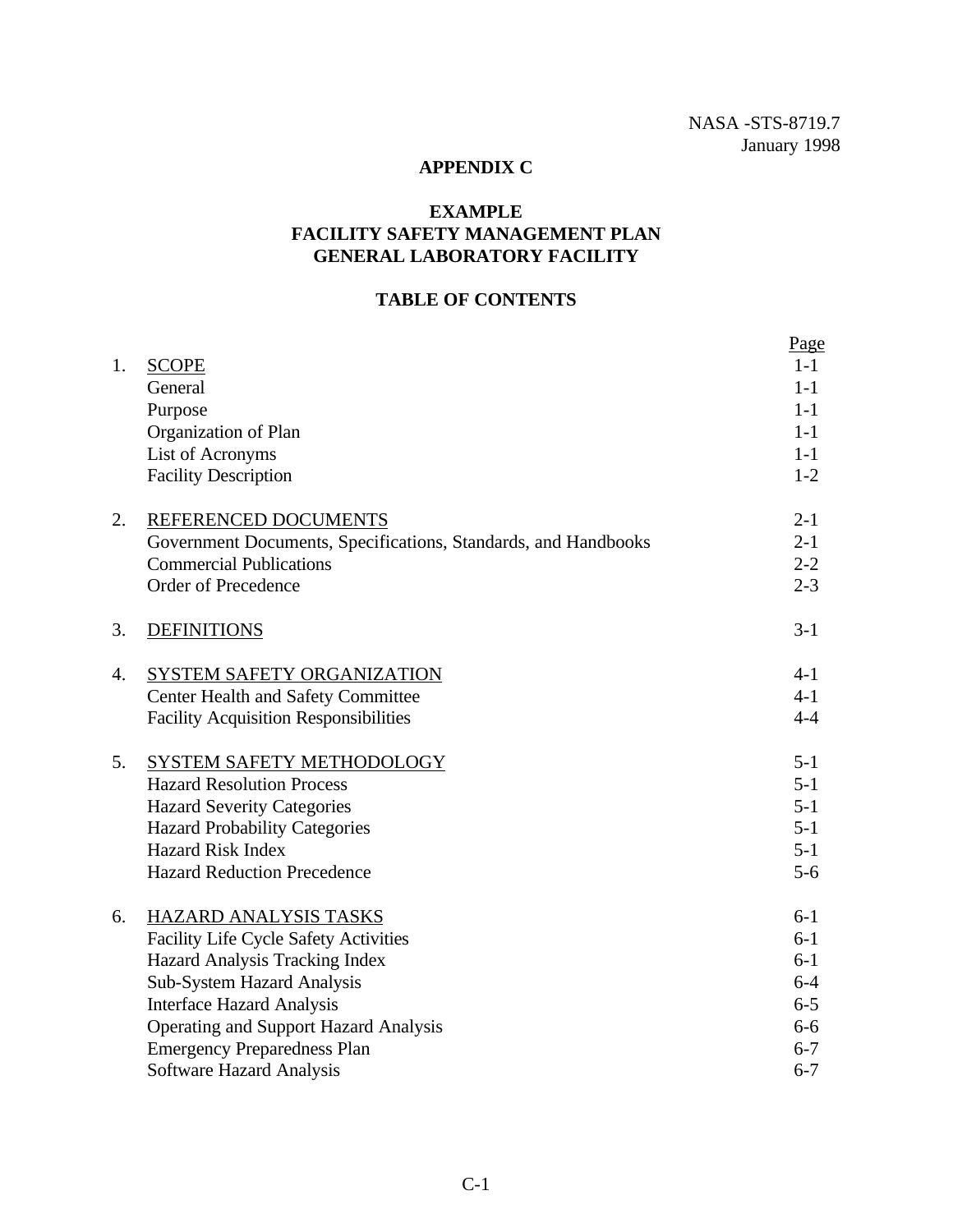# APPENDIX C

## EXAMPLE
## FACILITY SAFETY MANAGEMENT PLAN
## GENERAL LABORATORY FACILITY

### TABLE OF CONTENTS

| | | Page |
|---|---|---|
| 1. | SCOPE | 1-1 |
| | General | 1-1 |
| | Purpose | 1-1 |
| | Organization of Plan | 1-1 |
| | List of Acronyms | 1-1 |
| | Facility Description | 1-2 |
| 2. | REFERENCED DOCUMENTS | 2-1 |
| | Government Documents, Specifications, Standards, and Handbooks | 2-1 |
| | Commercial Publications | 2-2 |
| | Order of Precedence | 2-3 |
| 3. | DEFINITIONS | 3-1 |
| 4. | SYSTEM SAFETY ORGANIZATION | 4-1 |
| | Center Health and Safety Committee | 4-1 |
| | Facility Acquisition Responsibilities | 4-4 |
| 5. | SYSTEM SAFETY METHODOLOGY | 5-1 |
| | Hazard Resolution Process | 5-1 |
| | Hazard Severity Categories | 5-1 |
| | Hazard Probability Categories | 5-1 |
| | Hazard Risk Index | 5-1 |
| | Hazard Reduction Precedence | 5-6 |
| 6. | HAZARD ANALYSIS TASKS | 6-1 |
| | Facility Life Cycle Safety Activities | 6-1 |
| | Hazard Analysis Tracking Index | 6-1 |
| | Sub-System Hazard Analysis | 6-4 |
| | Interface Hazard Analysis | 6-5 |
| | Operating and Support Hazard Analysis | 6-6 |
| | Emergency Preparedness Plan | 6-7 |
| | Software Hazard Analysis | 6-7 |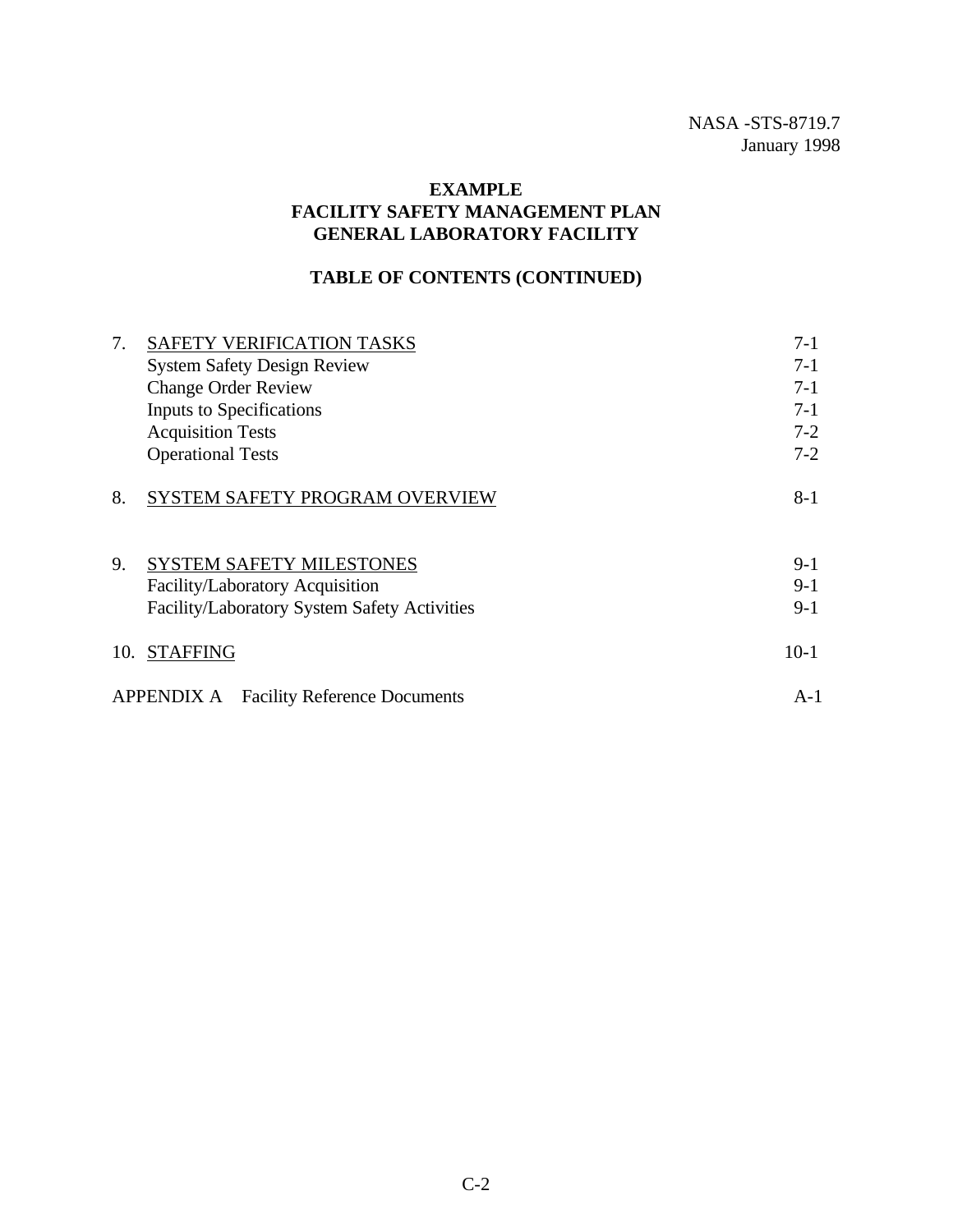**EXAMPLE**
**FACILITY SAFETY MANAGEMENT PLAN**
**GENERAL LABORATORY FACILITY**

**TABLE OF CONTENTS (CONTINUED)**

| | | |
|---|---|---|
| 7. | SAFETY VERIFICATION TASKS | 7-1 |
| | System Safety Design Review | 7-1 |
| | Change Order Review | 7-1 |
| | Inputs to Specifications | 7-1 |
| | Acquisition Tests | 7-2 |
| | Operational Tests | 7-2 |
| 8. | SYSTEM SAFETY PROGRAM OVERVIEW | 8-1 |
| 9. | SYSTEM SAFETY MILESTONES | 9-1 |
| | Facility/Laboratory Acquisition | 9-1 |
| | Facility/Laboratory System Safety Activities | 9-1 |
| 10. | STAFFING | 10-1 |
| APPENDIX A | Facility Reference Documents | A-1 |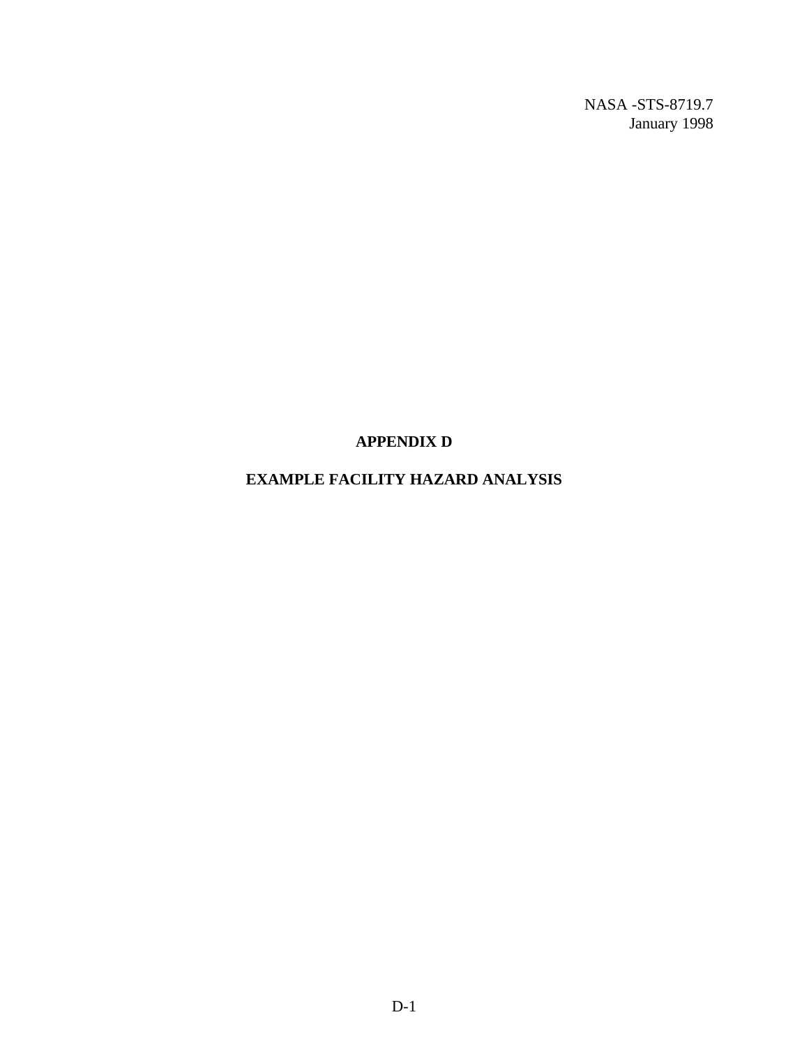# APPENDIX D

# EXAMPLE FACILITY HAZARD ANALYSIS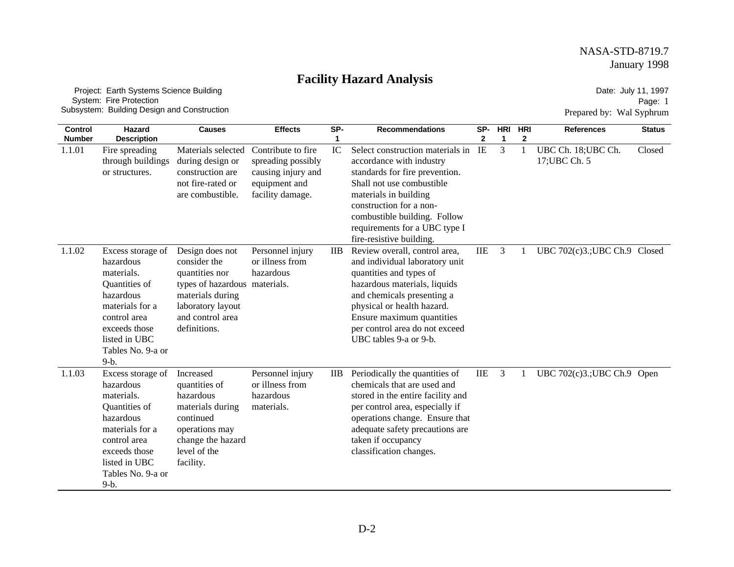# Facility Hazard Analysis

Project: Earth Systems Science Building
System: Fire Protection
Subsystem: Building Design and Construction

Date: July 11, 1997
Page: 1
Prepared by: Wal Syphrum

| Control Number | Hazard Description | Causes | Effects | SP-1 | Recommendations | SP-2 | HRI 1 | HRI 2 | References | Status |
|---|---|---|---|---|---|---|---|---|---|---|
| 1.1.01 | Fire spreading through buildings or structures. | Materials selected during design or construction are not fire-rated or are combustible. | Contribute to fire spreading possibly causing injury and equipment and facility damage. | IC | Select construction materials in accordance with industry standards for fire prevention. Shall not use combustible materials in building construction for a non-combustible building. Follow requirements for a UBC type I fire-resistive building. | IE | 3 | 1 | UBC Ch. 18;UBC Ch. 17;UBC Ch. 5 | Closed |
| 1.1.02 | Excess storage of hazardous materials. Quantities of hazardous materials for a control area exceeds those listed in UBC Tables No. 9-a or 9-b. | Design does not consider the quantities nor types of hazardous materials during laboratory layout and control area definitions. | Personnel injury or illness from hazardous materials. | IIB | Review overall, control area, and individual laboratory unit quantities and types of hazardous materials, liquids and chemicals presenting a physical or health hazard. Ensure maximum quantities per control area do not exceed UBC tables 9-a or 9-b. | IIE | 3 | 1 | UBC 702(c)3.;UBC Ch.9 | Closed |
| 1.1.03 | Excess storage of hazardous materials. Quantities of hazardous materials for a control area exceeds those listed in UBC Tables No. 9-a or 9-b. | Increased quantities of hazardous materials during continued operations may change the hazard level of the facility. | Personnel injury or illness from hazardous materials. | IIB | Periodically the quantities of chemicals that are used and stored in the entire facility and per control area, especially if operations change. Ensure that adequate safety precautions are taken if occupancy classification changes. | IIE | 3 | 1 | UBC 702(c)3.;UBC Ch.9 | Open |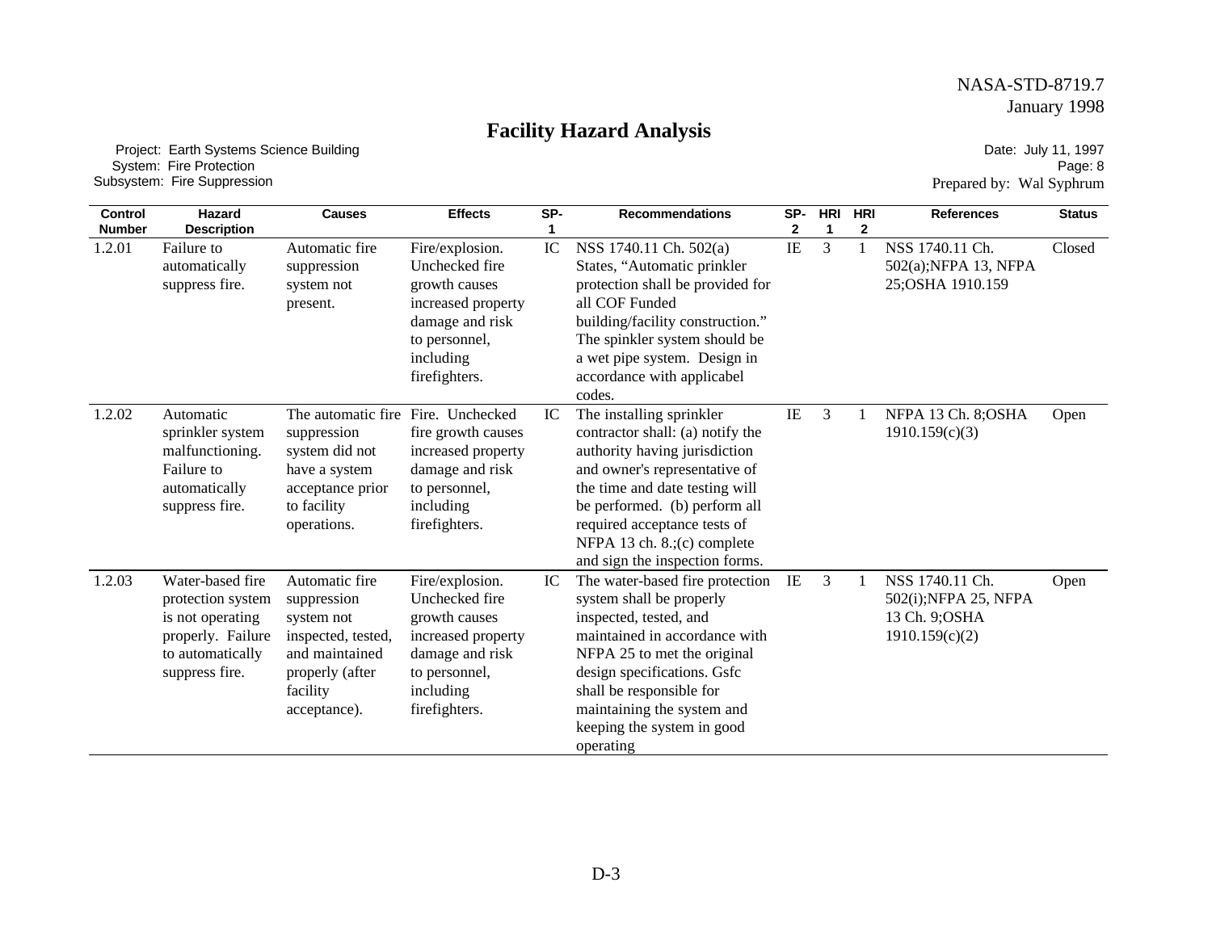# Facility Hazard Analysis

Project: Earth Systems Science Building
System: Fire Protection
Subsystem: Fire Suppression

Date: July 11, 1997
Page: 8
Prepared by: Wal Syphrum

| Control Number | Hazard Description | Causes | Effects | SP-1 | Recommendations | SP-2 | HRI 1 | HRI 2 | References | Status |
|---|---|---|---|---|---|---|---|---|---|---|
| 1.2.01 | Failure to automatically suppress fire. | Automatic fire suppression system not present. | Fire/explosion. Unchecked fire growth causes increased property damage and risk to personnel, including firefighters. | IC | NSS 1740.11 Ch. 502(a) States, "Automatic prinkler protection shall be provided for all COF Funded building/facility construction." The spinkler system should be a wet pipe system. Design in accordance with applicabel codes. | IE | 3 | 1 | NSS 1740.11 Ch. 502(a);NFPA 13, NFPA 25;OSHA 1910.159 | Closed |
| 1.2.02 | Automatic sprinkler system malfunctioning. Failure to automatically suppress fire. | The automatic fire suppression system did not have a system acceptance prior to facility operations. | Fire. Unchecked fire growth causes increased property damage and risk to personnel, including firefighters. | IC | The installing sprinkler contractor shall: (a) notify the authority having jurisdiction and owner's representative of the time and date testing will be performed. (b) perform all required acceptance tests of NFPA 13 ch. 8.;(c) complete and sign the inspection forms. | IE | 3 | 1 | NFPA 13 Ch. 8;OSHA 1910.159(c)(3) | Open |
| 1.2.03 | Water-based fire protection system is not operating properly. Failure to automatically suppress fire. | Automatic fire suppression system not inspected, tested, and maintained properly (after facility acceptance). | Fire/explosion. Unchecked fire growth causes increased property damage and risk to personnel, including firefighters. | IC | The water-based fire protection system shall be properly inspected, tested, and maintained in accordance with NFPA 25 to met the original design specifications. Gsfc shall be responsible for maintaining the system and keeping the system in good operating | IE | 3 | 1 | NSS 1740.11 Ch. 502(i);NFPA 25, NFPA 13 Ch. 9;OSHA 1910.159(c)(2) | Open |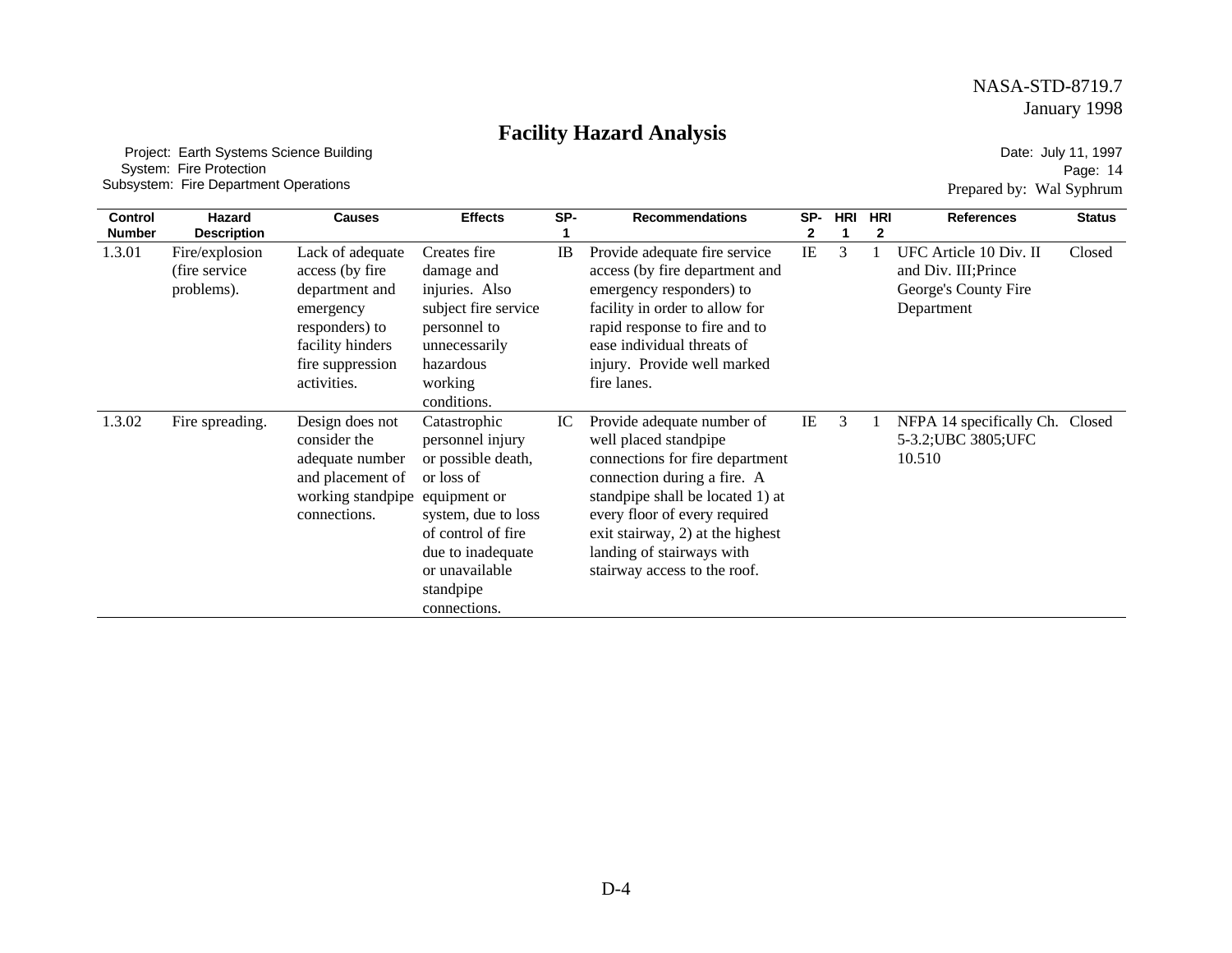# Facility Hazard Analysis

Project: Earth Systems Science Building
System: Fire Protection
Subsystem: Fire Department Operations

Date: July 11, 1997
Page: 14
Prepared by: Wal Syphrum

| Control Number | Hazard Description | Causes | Effects | SP-1 | Recommendations | SP-2 | HRI 1 | HRI 2 | References | Status |
|---|---|---|---|---|---|---|---|---|---|---|
| 1.3.01 | Fire/explosion (fire service problems). | Lack of adequate access (by fire department and emergency responders) to facility hinders fire suppression activities. | Creates fire damage and injuries. Also subject fire service personnel to unnecessarily hazardous working conditions. | IB | Provide adequate fire service access (by fire department and emergency responders) to facility in order to allow for rapid response to fire and to ease individual threats of injury. Provide well marked fire lanes. | IE | 3 | 1 | UFC Article 10 Div. II and Div. III;Prince George's County Fire Department | Closed |
| 1.3.02 | Fire spreading. | Design does not consider the adequate number and placement of working standpipe connections. | Catastrophic personnel injury or possible death, or loss of equipment or system, due to loss of control of fire due to inadequate or unavailable standpipe connections. | IC | Provide adequate number of well placed standpipe connections for fire department connection during a fire. A standpipe shall be located 1) at every floor of every required exit stairway, 2) at the highest landing of stairways with stairway access to the roof. | IE | 3 | 1 | NFPA 14 specifically Ch. 5-3.2;UBC 3805;UFC 10.510 | Closed |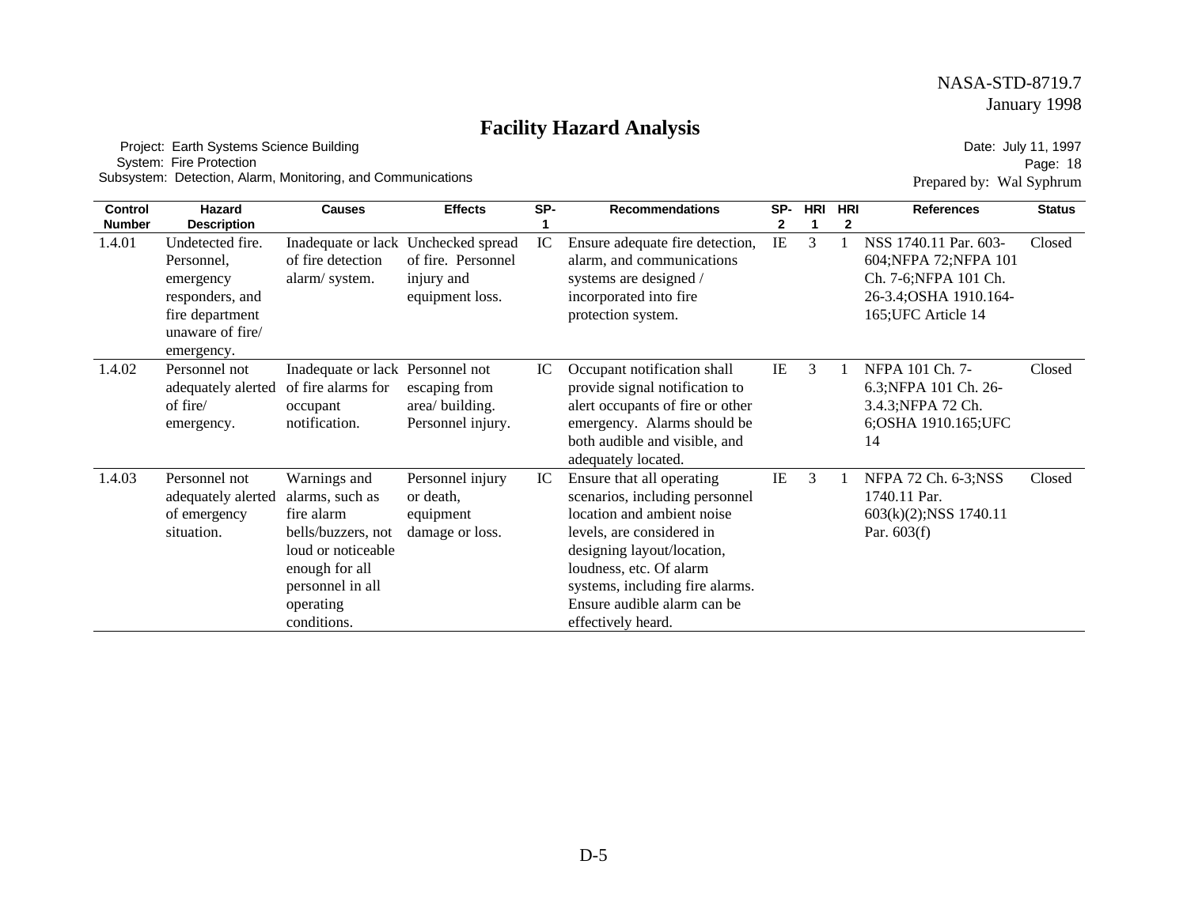# Facility Hazard Analysis

Project: Earth Systems Science Building
System: Fire Protection
Subsystem: Detection, Alarm, Monitoring, and Communications

Date: July 11, 1997
Page: 18
Prepared by: Wal Syphrum

| Control Number | Hazard Description | Causes | Effects | SP-1 | Recommendations | SP-2 | HRI 1 | HRI 2 | References | Status |
|---|---|---|---|---|---|---|---|---|---|---|
| 1.4.01 | Undetected fire. Personnel, emergency responders, and fire department unaware of fire/ emergency. | Inadequate or lack of fire detection alarm/ system. | Unchecked spread of fire. Personnel injury and equipment loss. | IC | Ensure adequate fire detection, alarm, and communications systems are designed / incorporated into fire protection system. | IE | 3 | 1 | NSS 1740.11 Par. 603-604;NFPA 72;NFPA 101 Ch. 7-6;NFPA 101 Ch. 26-3.4;OSHA 1910.164-165;UFC Article 14 | Closed |
| 1.4.02 | Personnel not adequately alerted of fire/ emergency. | Inadequate or lack of fire alarms for occupant notification. | Personnel not escaping from area/ building. Personnel injury. | IC | Occupant notification shall provide signal notification to alert occupants of fire or other emergency. Alarms should be both audible and visible, and adequately located. | IE | 3 | 1 | NFPA 101 Ch. 7-6.3;NFPA 101 Ch. 26-3.4.3;NFPA 72 Ch. 6;OSHA 1910.165;UFC 14 | Closed |
| 1.4.03 | Personnel not adequately alerted of emergency situation. | Warnings and alarms, such as fire alarm bells/buzzers, not loud or noticeable enough for all personnel in all operating conditions. | Personnel injury or death, equipment damage or loss. | IC | Ensure that all operating scenarios, including personnel location and ambient noise levels, are considered in designing layout/location, loudness, etc. Of alarm systems, including fire alarms. Ensure audible alarm can be effectively heard. | IE | 3 | 1 | NFPA 72 Ch. 6-3;NSS 1740.11 Par. 603(k)(2);NSS 1740.11 Par. 603(f) | Closed |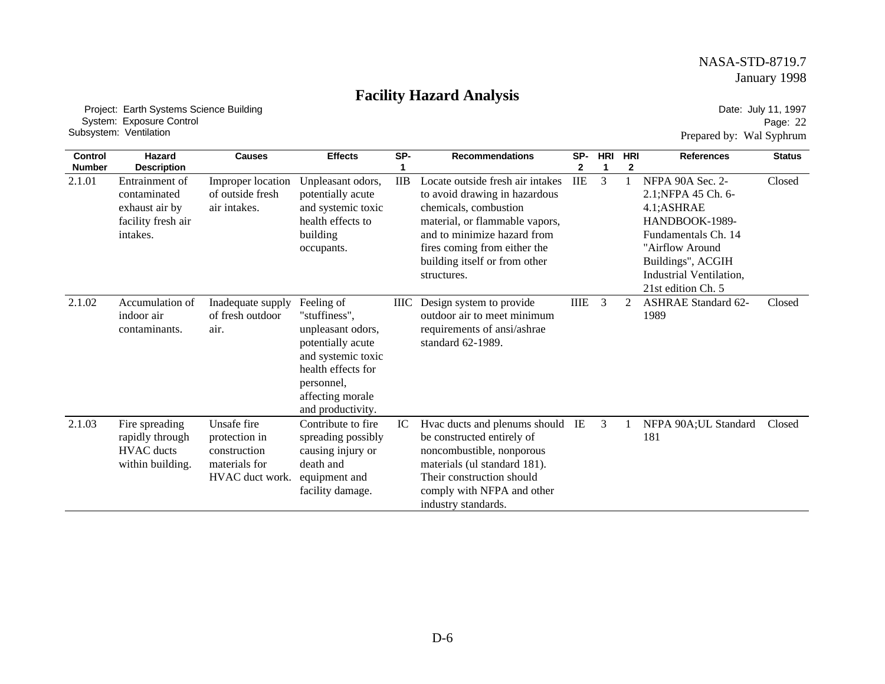# Facility Hazard Analysis

Project: Earth Systems Science Building
System: Exposure Control
Subsystem: Ventilation

Date: July 11, 1997
Page: 22
Prepared by: Wal Syphrum

| Control Number | Hazard Description | Causes | Effects | SP-1 | Recommendations | SP-2 | HRI 1 | HRI 2 | References | Status |
|---|---|---|---|---|---|---|---|---|---|---|
| 2.1.01 | Entrainment of contaminated exhaust air by facility fresh air intakes. | Improper location of outside fresh air intakes. | Unpleasant odors, potentially acute and systemic toxic health effects to building occupants. | IIB | Locate outside fresh air intakes to avoid drawing in hazardous chemicals, combustion material, or flammable vapors, and to minimize hazard from fires coming from either the building itself or from other structures. | IIE | 3 | 1 | NFPA 90A Sec. 2-2.1;NFPA 45 Ch. 6-4.1;ASHRAE HANDBOOK-1989-Fundamentals Ch. 14 "Airflow Around Buildings", ACGIH Industrial Ventilation, 21st edition Ch. 5 | Closed |
| 2.1.02 | Accumulation of indoor air contaminants. | Inadequate supply of fresh outdoor air. | Feeling of "stuffiness", unpleasant odors, potentially acute and systemic toxic health effects for personnel, affecting morale and productivity. | IIIC | Design system to provide outdoor air to meet minimum requirements of ansi/ashrae standard 62-1989. | IIIE | 3 | 2 | ASHRAE Standard 62-1989 | Closed |
| 2.1.03 | Fire spreading rapidly through HVAC ducts within building. | Unsafe fire protection in construction materials for HVAC duct work. | Contribute to fire spreading possibly causing injury or death and equipment and facility damage. | IC | Hvac ducts and plenums should be constructed entirely of noncombustible, nonporous materials (ul standard 181). Their construction should comply with NFPA and other industry standards. | IE | 3 | 1 | NFPA 90A;UL Standard 181 | Closed |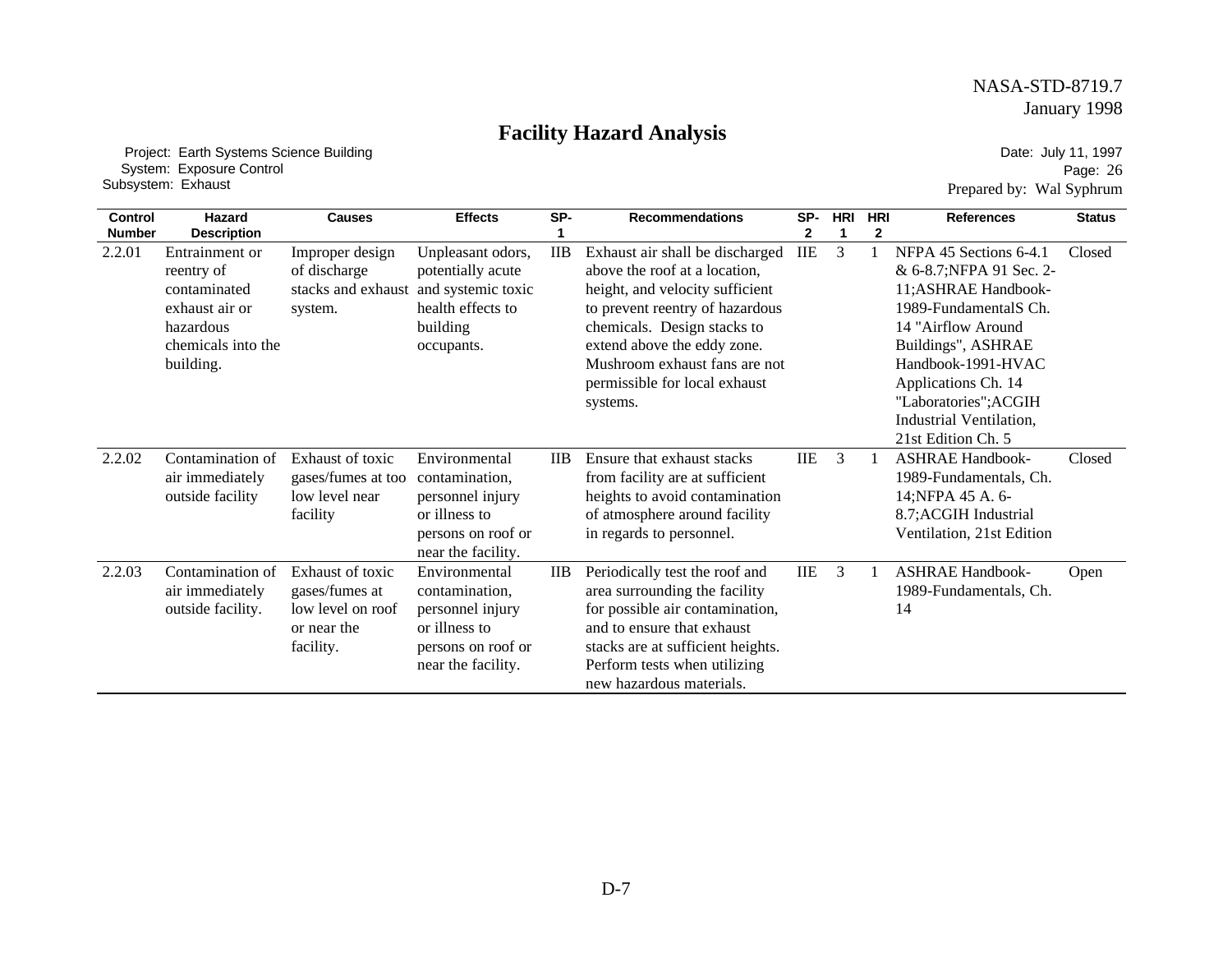# Facility Hazard Analysis

Project: Earth Systems Science Building
System: Exposure Control
Subsystem: Exhaust

Date: July 11, 1997
Page: 26
Prepared by: Wal Syphrum

| Control Number | Hazard Description | Causes | Effects | SP-1 | Recommendations | SP-2 | HRI 1 | HRI 2 | References | Status |
|---|---|---|---|---|---|---|---|---|---|---|
| 2.2.01 | Entrainment or reentry of contaminated exhaust air or hazardous chemicals into the building. | Improper design of discharge stacks and exhaust system. | Unpleasant odors, potentially acute and systemic toxic health effects to building occupants. | IIB | Exhaust air shall be discharged above the roof at a location, height, and velocity sufficient to prevent reentry of hazardous chemicals. Design stacks to extend above the eddy zone. Mushroom exhaust fans are not permissible for local exhaust systems. | IIE | 3 | 1 | NFPA 45 Sections 6-4.1 & 6-8.7;NFPA 91 Sec. 2-11;ASHRAE Handbook-1989-FundamentalS Ch. 14 "Airflow Around Buildings", ASHRAE Handbook-1991-HVAC Applications Ch. 14 "Laboratories";ACGIH Industrial Ventilation, 21st Edition Ch. 5 | Closed |
| 2.2.02 | Contamination of air immediately outside facility | Exhaust of toxic gases/fumes at too low level near facility | Environmental contamination, personnel injury or illness to persons on roof or near the facility. | IIB | Ensure that exhaust stacks from facility are at sufficient heights to avoid contamination of atmosphere around facility in regards to personnel. | IIE | 3 | 1 | ASHRAE Handbook-1989-Fundamentals, Ch. 14;NFPA 45 A. 6-8.7;ACGIH Industrial Ventilation, 21st Edition | Closed |
| 2.2.03 | Contamination of air immediately outside facility. | Exhaust of toxic gases/fumes at low level on roof or near the facility. | Environmental contamination, personnel injury or illness to persons on roof or near the facility. | IIB | Periodically test the roof and area surrounding the facility for possible air contamination, and to ensure that exhaust stacks are at sufficient heights. Perform tests when utilizing new hazardous materials. | IIE | 3 | 1 | ASHRAE Handbook-1989-Fundamentals, Ch. 14 | Open |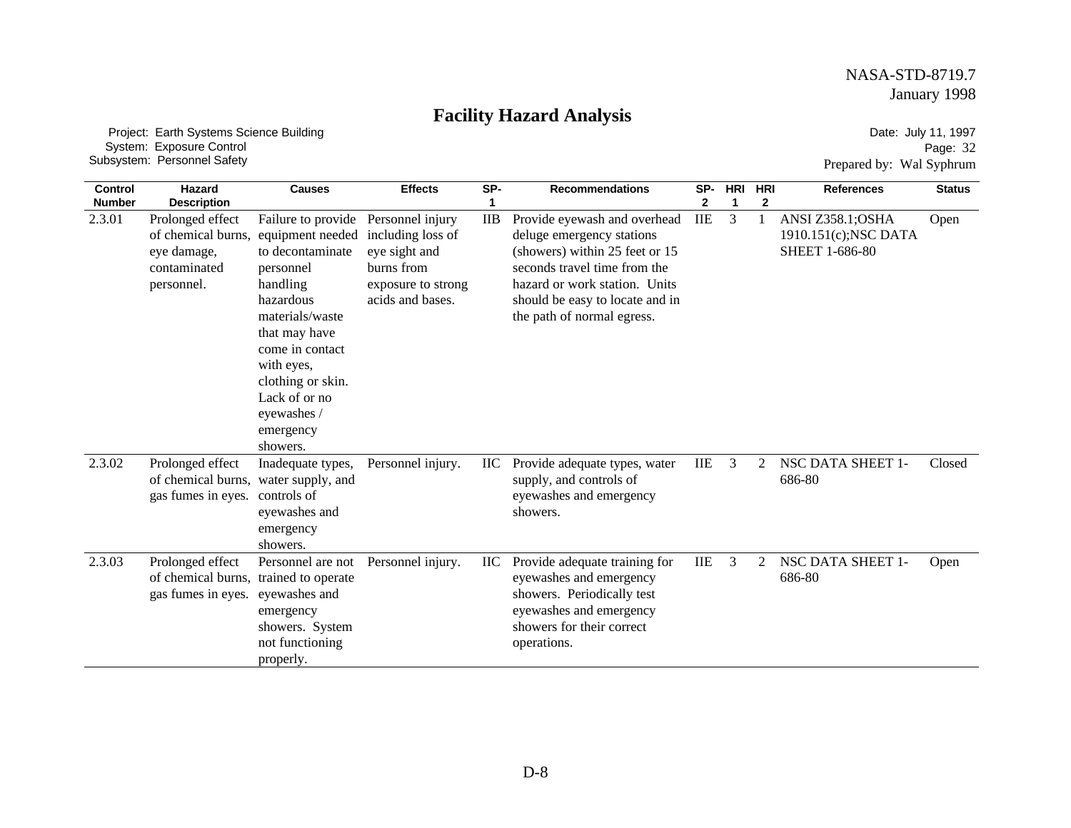# Facility Hazard Analysis

Project: Earth Systems Science Building
System: Exposure Control
Subsystem: Personnel Safety

Date: July 11, 1997
Page: 32
Prepared by: Wal Syphrum

| Control Number | Hazard Description | Causes | Effects | SP-1 | Recommendations | SP-2 | HRI 1 | HRI 2 | References | Status |
|---|---|---|---|---|---|---|---|---|---|---|
| 2.3.01 | Prolonged effect of chemical burns, eye damage, contaminated personnel. | Failure to provide equipment needed to decontaminate personnel handling hazardous materials/waste that may have come in contact with eyes, clothing or skin. Lack of or no eyewashes / emergency showers. | Personnel injury including loss of eye sight and burns from exposure to strong acids and bases. | IIB | Provide eyewash and overhead deluge emergency stations (showers) within 25 feet or 15 seconds travel time from the hazard or work station. Units should be easy to locate and in the path of normal egress. | IIE | 3 | 1 | ANSI Z358.1;OSHA 1910.151(c);NSC DATA SHEET 1-686-80 | Open |
| 2.3.02 | Prolonged effect of chemical burns, gas fumes in eyes. | Inadequate types, water supply, and controls of eyewashes and emergency showers. | Personnel injury. | IIC | Provide adequate types, water supply, and controls of eyewashes and emergency showers. | IIE | 3 | 2 | NSC DATA SHEET 1-686-80 | Closed |
| 2.3.03 | Prolonged effect of chemical burns, gas fumes in eyes. | Personnel are not trained to operate eyewashes and emergency showers. System not functioning properly. | Personnel injury. | IIC | Provide adequate training for eyewashes and emergency showers. Periodically test eyewashes and emergency showers for their correct operations. | IIE | 3 | 2 | NSC DATA SHEET 1-686-80 | Open |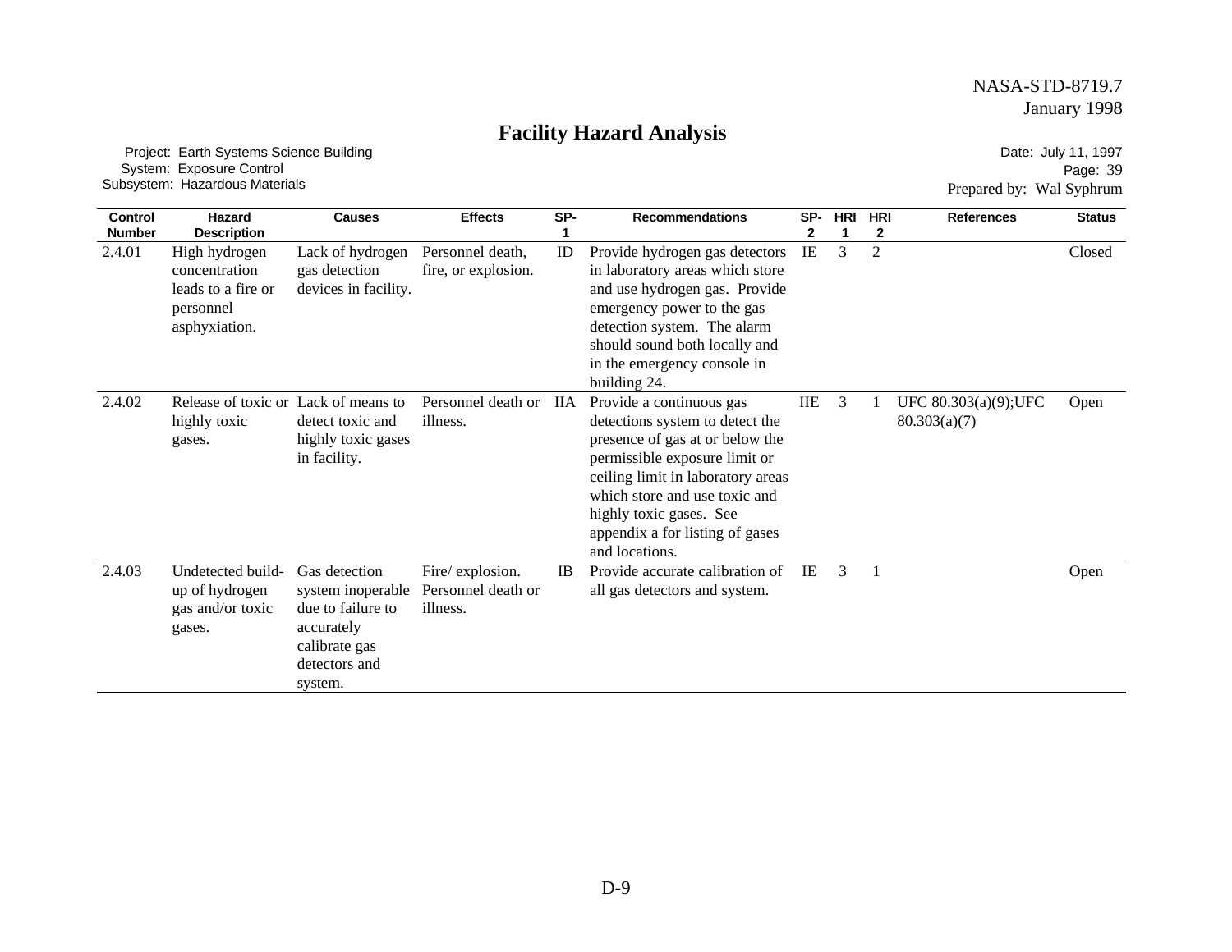# Facility Hazard Analysis

Project: Earth Systems Science Building
System: Exposure Control
Subsystem: Hazardous Materials

Date: July 11, 1997
Page: 39
Prepared by: Wal Syphrum

| Control Number | Hazard Description | Causes | Effects | SP-1 | Recommendations | SP-2 | HRI 1 | HRI 2 | References | Status |
|---|---|---|---|---|---|---|---|---|---|---|
| 2.4.01 | High hydrogen concentration leads to a fire or personnel asphyxiation. | Lack of hydrogen gas detection devices in facility. | Personnel death, fire, or explosion. | ID | Provide hydrogen gas detectors in laboratory areas which store and use hydrogen gas. Provide emergency power to the gas detection system. The alarm should sound both locally and in the emergency console in building 24. | IE | 3 | 2 | | Closed |
| 2.4.02 | Release of toxic or highly toxic gases. | Lack of means to detect toxic and highly toxic gases in facility. | Personnel death or illness. | IIA | Provide a continuous gas detections system to detect the presence of gas at or below the permissible exposure limit or ceiling limit in laboratory areas which store and use toxic and highly toxic gases. See appendix a for listing of gases and locations. | IIE | 3 | 1 | UFC 80.303(a)(9);UFC 80.303(a)(7) | Open |
| 2.4.03 | Undetected build-up of hydrogen gas and/or toxic gases. | Gas detection system inoperable due to failure to accurately calibrate gas detectors and system. | Fire/ explosion. Personnel death or illness. | IB | Provide accurate calibration of all gas detectors and system. | IE | 3 | 1 | | Open |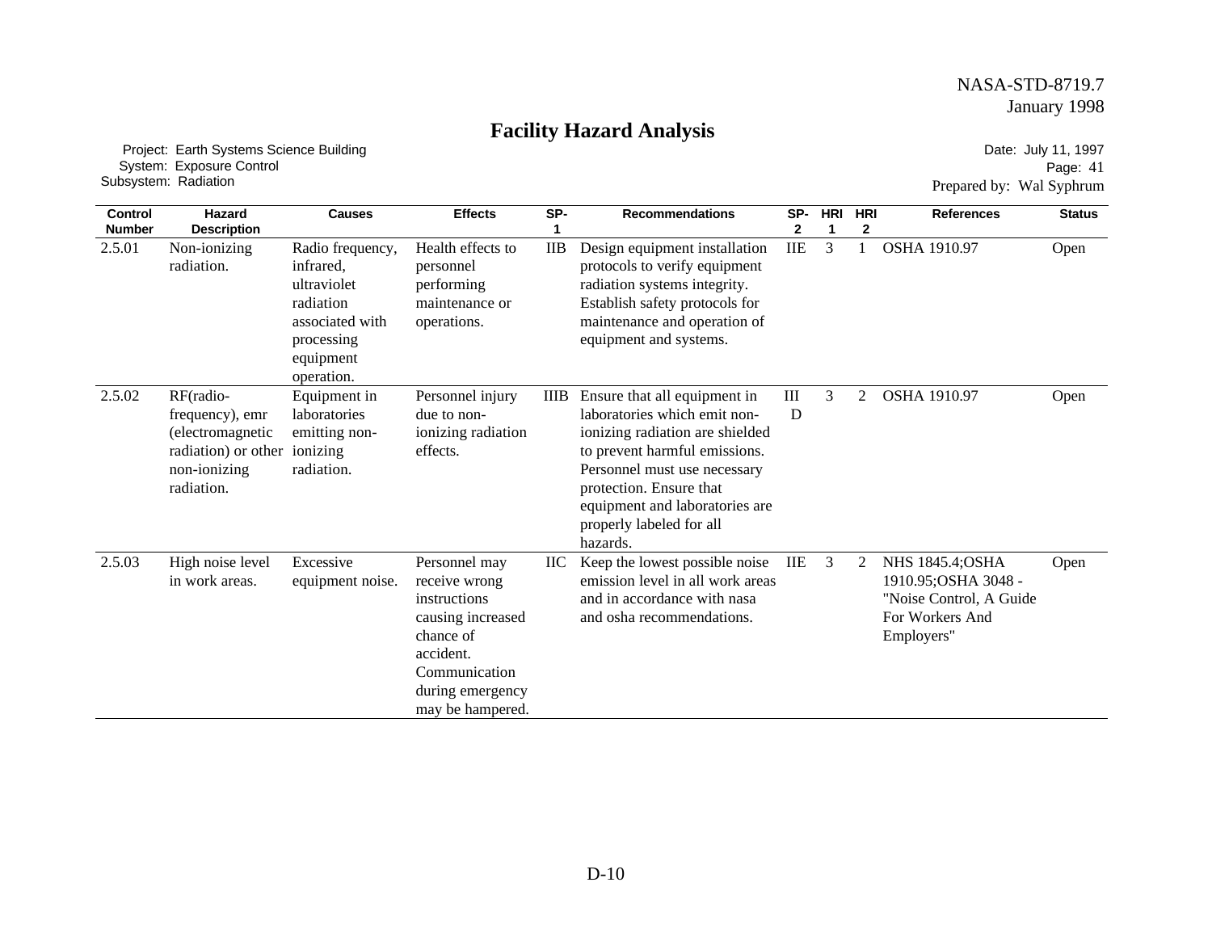# Facility Hazard Analysis

Project: Earth Systems Science Building
System: Exposure Control
Subsystem: Radiation

Date: July 11, 1997
Page: 41
Prepared by: Wal Syphrum

| Control Number | Hazard Description | Causes | Effects | SP-1 | Recommendations | SP-2 | HRI 1 | HRI 2 | References | Status |
|---|---|---|---|---|---|---|---|---|---|---|
| 2.5.01 | Non-ionizing radiation. | Radio frequency, infrared, ultraviolet radiation associated with processing equipment operation. | Health effects to personnel performing maintenance or operations. | IIB | Design equipment installation protocols to verify equipment radiation systems integrity. Establish safety protocols for maintenance and operation of equipment and systems. | IIE | 3 | 1 | OSHA 1910.97 | Open |
| 2.5.02 | RF(radio-frequency), emr (electromagnetic radiation) or other non-ionizing radiation. | Equipment in laboratories emitting non-ionizing radiation. | Personnel injury due to non-ionizing radiation effects. | IIIB | Ensure that all equipment in laboratories which emit non-ionizing radiation are shielded to prevent harmful emissions. Personnel must use necessary protection. Ensure that equipment and laboratories are properly labeled for all hazards. | IIID | 3 | 2 | OSHA 1910.97 | Open |
| 2.5.03 | High noise level in work areas. | Excessive equipment noise. | Personnel may receive wrong instructions causing increased chance of accident. Communication during emergency may be hampered. | IIC | Keep the lowest possible noise emission level in all work areas and in accordance with nasa and osha recommendations. | IIE | 3 | 2 | NHS 1845.4;OSHA 1910.95;OSHA 3048 - "Noise Control, A Guide For Workers And Employers" | Open |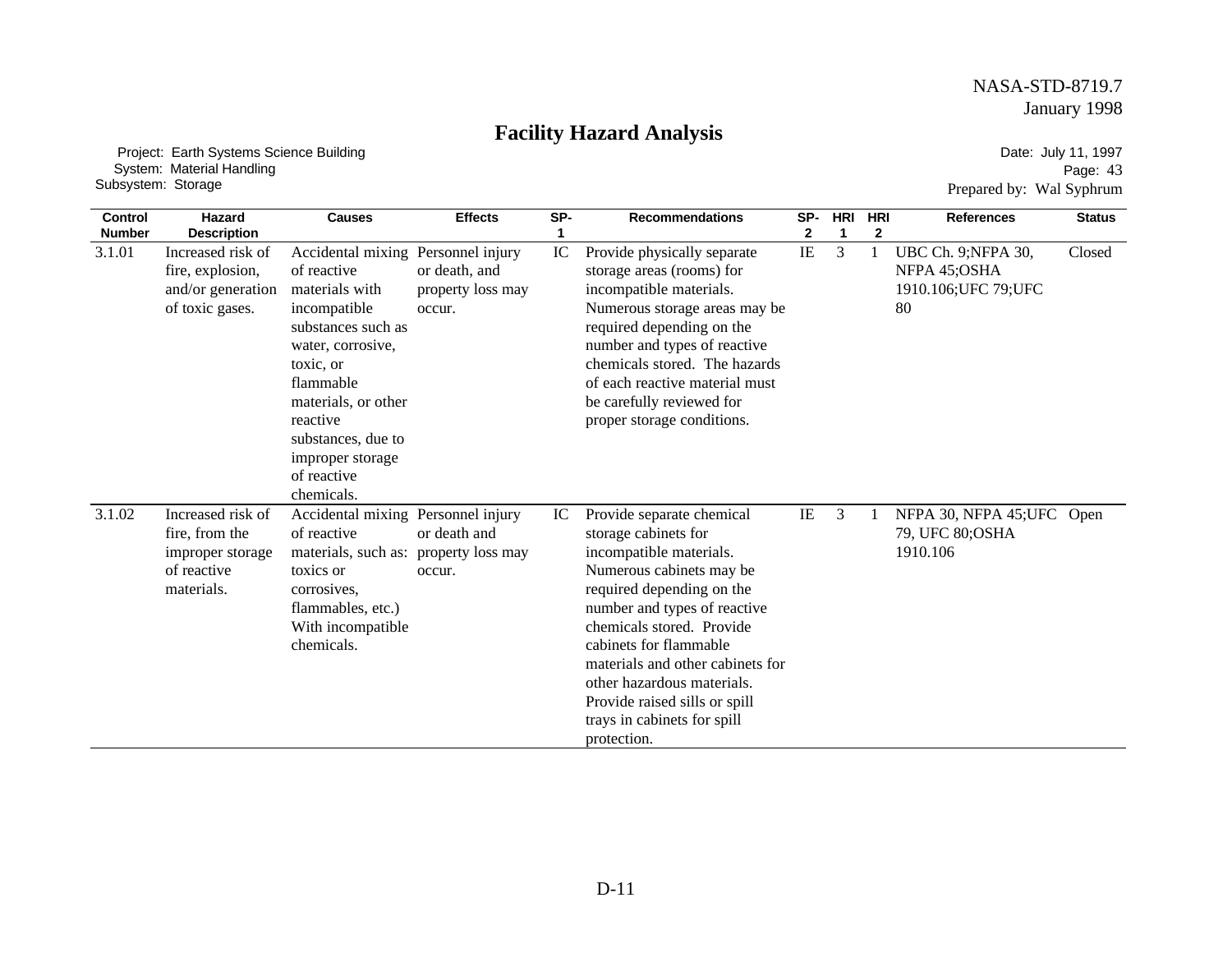# Facility Hazard Analysis

Project: Earth Systems Science Building
System: Material Handling
Subsystem: Storage

Date: July 11, 1997
Page: 43
Prepared by: Wal Syphrum

| Control Number | Hazard Description | Causes | Effects | SP-1 | Recommendations | SP-2 | HRI 1 | HRI 2 | References | Status |
|---|---|---|---|---|---|---|---|---|---|---|
| 3.1.01 | Increased risk of fire, explosion, and/or generation of toxic gases. | Accidental mixing of reactive materials with incompatible substances such as water, corrosive, toxic, or flammable materials, or other reactive substances, due to improper storage of reactive chemicals. | Personnel injury or death, and property loss may occur. | IC | Provide physically separate storage areas (rooms) for incompatible materials. Numerous storage areas may be required depending on the number and types of reactive chemicals stored. The hazards of each reactive material must be carefully reviewed for proper storage conditions. | IE | 3 | 1 | UBC Ch. 9;NFPA 30, NFPA 45;OSHA 1910.106;UFC 79;UFC 80 | Closed |
| 3.1.02 | Increased risk of fire, from the improper storage of reactive materials. | Accidental mixing of reactive materials, such as: toxics or corrosives, flammables, etc.) With incompatible chemicals. | Personnel injury or death and property loss may occur. | IC | Provide separate chemical storage cabinets for incompatible materials. Numerous cabinets may be required depending on the number and types of reactive chemicals stored. Provide cabinets for flammable materials and other cabinets for other hazardous materials. Provide raised sills or spill trays in cabinets for spill protection. | IE | 3 | 1 | NFPA 30, NFPA 45;UFC 79, UFC 80;OSHA 1910.106 | Open |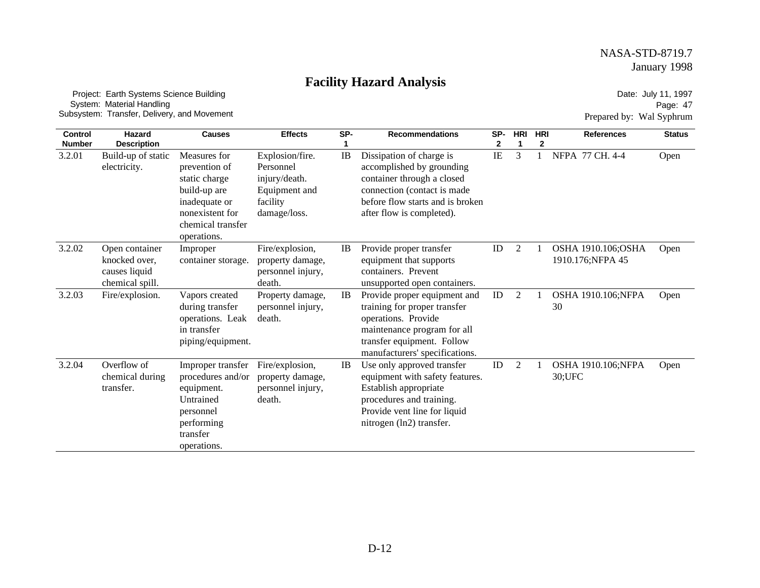# Facility Hazard Analysis

Project: Earth Systems Science Building
System: Material Handling
Subsystem: Transfer, Delivery, and Movement

Date: July 11, 1997
Page: 47
Prepared by: Wal Syphrum

| Control Number | Hazard Description | Causes | Effects | SP-1 | Recommendations | SP-2 | HRI 1 | HRI 2 | References | Status |
|---|---|---|---|---|---|---|---|---|---|---|
| 3.2.01 | Build-up of static electricity. | Measures for prevention of static charge build-up are inadequate or nonexistent for chemical transfer operations. | Explosion/fire. Personnel injury/death. Equipment and facility damage/loss. | IB | Dissipation of charge is accomplished by grounding container through a closed connection (contact is made before flow starts and is broken after flow is completed). | IE | 3 | 1 | NFPA 77 CH. 4-4 | Open |
| 3.2.02 | Open container knocked over, causes liquid chemical spill. | Improper container storage. | Fire/explosion, property damage, personnel injury, death. | IB | Provide proper transfer equipment that supports containers. Prevent unsupported open containers. | ID | 2 | 1 | OSHA 1910.106;OSHA 1910.176;NFPA 45 | Open |
| 3.2.03 | Fire/explosion. | Vapors created during transfer operations. Leak in transfer piping/equipment. | Property damage, personnel injury, death. | IB | Provide proper equipment and training for proper transfer operations. Provide maintenance program for all transfer equipment. Follow manufacturers' specifications. | ID | 2 | 1 | OSHA 1910.106;NFPA 30 | Open |
| 3.2.04 | Overflow of chemical during transfer. | Improper transfer procedures and/or equipment. Untrained personnel performing transfer operations. | Fire/explosion, property damage, personnel injury, death. | IB | Use only approved transfer equipment with safety features. Establish appropriate procedures and training. Provide vent line for liquid nitrogen (ln2) transfer. | ID | 2 | 1 | OSHA 1910.106;NFPA 30;UFC | Open |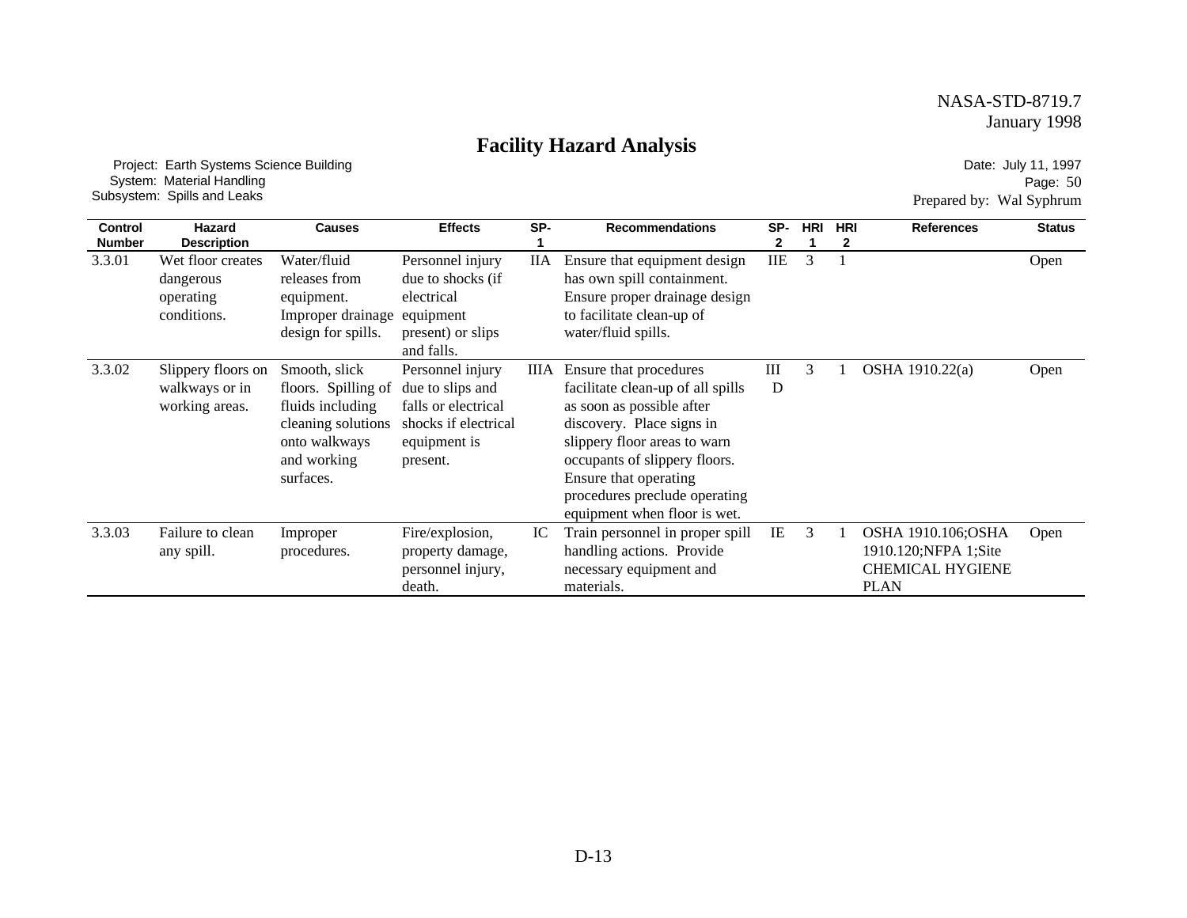# Facility Hazard Analysis

Project: Earth Systems Science Building
System: Material Handling
Subsystem: Spills and Leaks

Date: July 11, 1997
Page: 50
Prepared by: Wal Syphrum

| Control Number | Hazard Description | Causes | Effects | SP-1 | Recommendations | SP-2 | HRI 1 | HRI 2 | References | Status |
|---|---|---|---|---|---|---|---|---|---|---|
| 3.3.01 | Wet floor creates dangerous operating conditions. | Water/fluid releases from equipment. Improper drainage design for spills. | Personnel injury due to shocks (if electrical equipment present) or slips and falls. | IIA | Ensure that equipment design has own spill containment. Ensure proper drainage design to facilitate clean-up of water/fluid spills. | IIE | 3 | 1 | | Open |
| 3.3.02 | Slippery floors on walkways or in working areas. | Smooth, slick floors. Spilling of fluids including cleaning solutions onto walkways and working surfaces. | Personnel injury due to slips and falls or electrical shocks if electrical equipment is present. | IIIA | Ensure that procedures facilitate clean-up of all spills as soon as possible after discovery. Place signs in slippery floor areas to warn occupants of slippery floors. Ensure that operating procedures preclude operating equipment when floor is wet. | IIID | 3 | 1 | OSHA 1910.22(a) | Open |
| 3.3.03 | Failure to clean any spill. | Improper procedures. | Fire/explosion, property damage, personnel injury, death. | IC | Train personnel in proper spill handling actions. Provide necessary equipment and materials. | IE | 3 | 1 | OSHA 1910.106;OSHA 1910.120;NFPA 1;Site CHEMICAL HYGIENE PLAN | Open |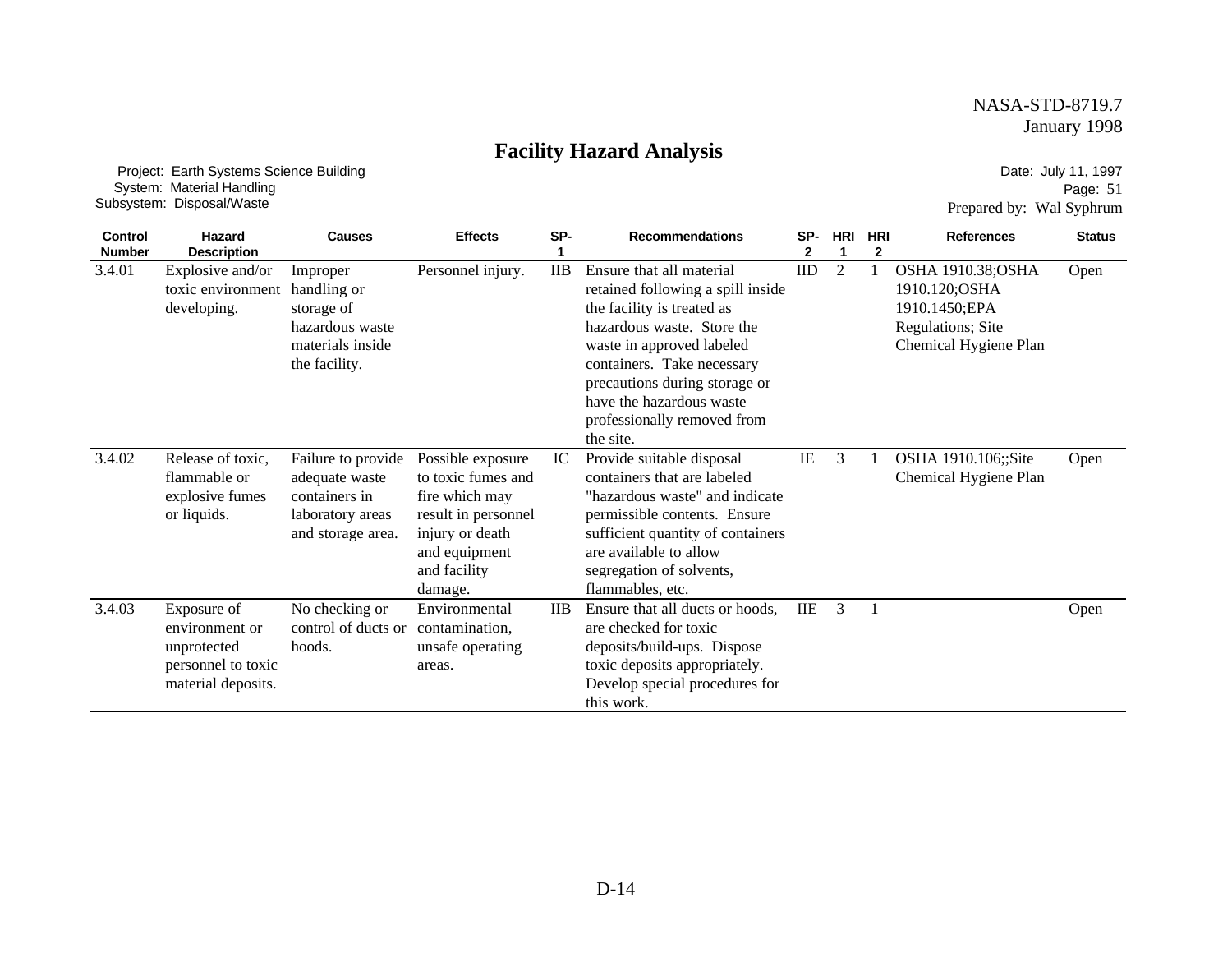# Facility Hazard Analysis

Project: Earth Systems Science Building
System: Material Handling
Subsystem: Disposal/Waste

Date: July 11, 1997
Page: 51
Prepared by: Wal Syphrum

| Control Number | Hazard Description | Causes | Effects | SP-1 | Recommendations | SP-2 | HRI 1 | HRI 2 | References | Status |
|---|---|---|---|---|---|---|---|---|---|---|
| 3.4.01 | Explosive and/or toxic environment developing. | Improper handling or storage of hazardous waste materials inside the facility. | Personnel injury. | IIB | Ensure that all material retained following a spill inside the facility is treated as hazardous waste. Store the waste in approved labeled containers. Take necessary precautions during storage or have the hazardous waste professionally removed from the site. | IID | 2 | 1 | OSHA 1910.38;OSHA 1910.120;OSHA 1910.1450;EPA Regulations; Site Chemical Hygiene Plan | Open |
| 3.4.02 | Release of toxic, flammable or explosive fumes or liquids. | Failure to provide adequate waste containers in laboratory areas and storage area. | Possible exposure to toxic fumes and fire which may result in personnel injury or death and equipment and facility damage. | IC | Provide suitable disposal containers that are labeled "hazardous waste" and indicate permissible contents. Ensure sufficient quantity of containers are available to allow segregation of solvents, flammables, etc. | IE | 3 | 1 | OSHA 1910.106;;Site Chemical Hygiene Plan | Open |
| 3.4.03 | Exposure of environment or unprotected personnel to toxic material deposits. | No checking or control of ducts or hoods. | Environmental contamination, unsafe operating areas. | IIB | Ensure that all ducts or hoods, are checked for toxic deposits/build-ups. Dispose toxic deposits appropriately. Develop special procedures for this work. | IIE | 3 | 1 | | Open |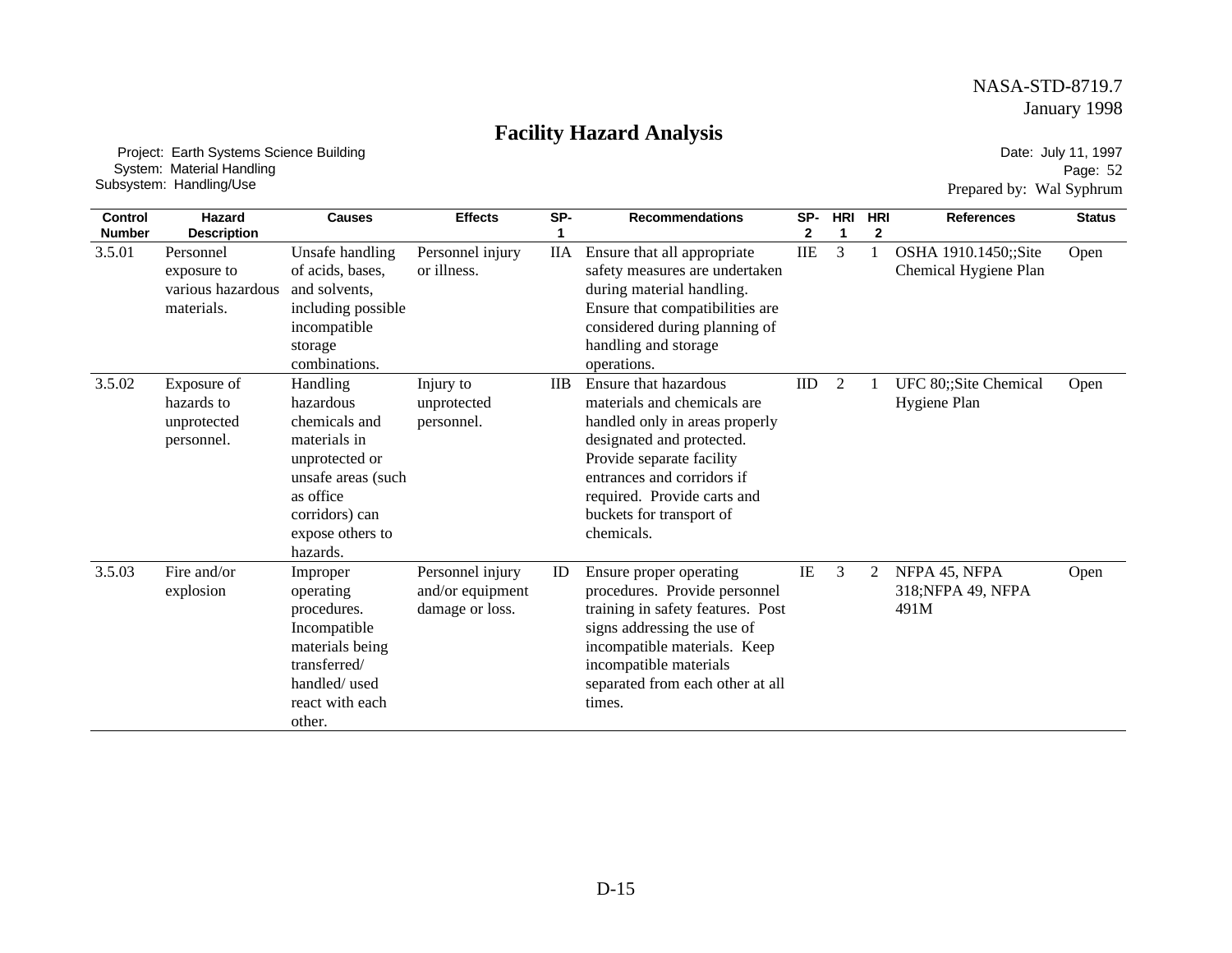# Facility Hazard Analysis

Project: Earth Systems Science Building
System: Material Handling
Subsystem: Handling/Use

Date: July 11, 1997
Page: 52
Prepared by: Wal Syphrum

| Control Number | Hazard Description | Causes | Effects | SP-1 | Recommendations | SP-2 | HRI 1 | HRI 2 | References | Status |
|---|---|---|---|---|---|---|---|---|---|---|
| 3.5.01 | Personnel exposure to various hazardous materials. | Unsafe handling of acids, bases, and solvents, including possible incompatible storage combinations. | Personnel injury or illness. | IIA | Ensure that all appropriate safety measures are undertaken during material handling. Ensure that compatibilities are considered during planning of handling and storage operations. | IIE | 3 | 1 | OSHA 1910.1450;;Site Chemical Hygiene Plan | Open |
| 3.5.02 | Exposure of hazards to unprotected personnel. | Handling hazardous chemicals and materials in unprotected or unsafe areas (such as office corridors) can expose others to hazards. | Injury to unprotected personnel. | IIB | Ensure that hazardous materials and chemicals are handled only in areas properly designated and protected. Provide separate facility entrances and corridors if required. Provide carts and buckets for transport of chemicals. | IID | 2 | 1 | UFC 80;;Site Chemical Hygiene Plan | Open |
| 3.5.03 | Fire and/or explosion | Improper operating procedures. Incompatible materials being transferred/ handled/ used react with each other. | Personnel injury and/or equipment damage or loss. | ID | Ensure proper operating procedures. Provide personnel training in safety features. Post signs addressing the use of incompatible materials. Keep incompatible materials separated from each other at all times. | IE | 3 | 2 | NFPA 45, NFPA 318;NFPA 49, NFPA 491M | Open |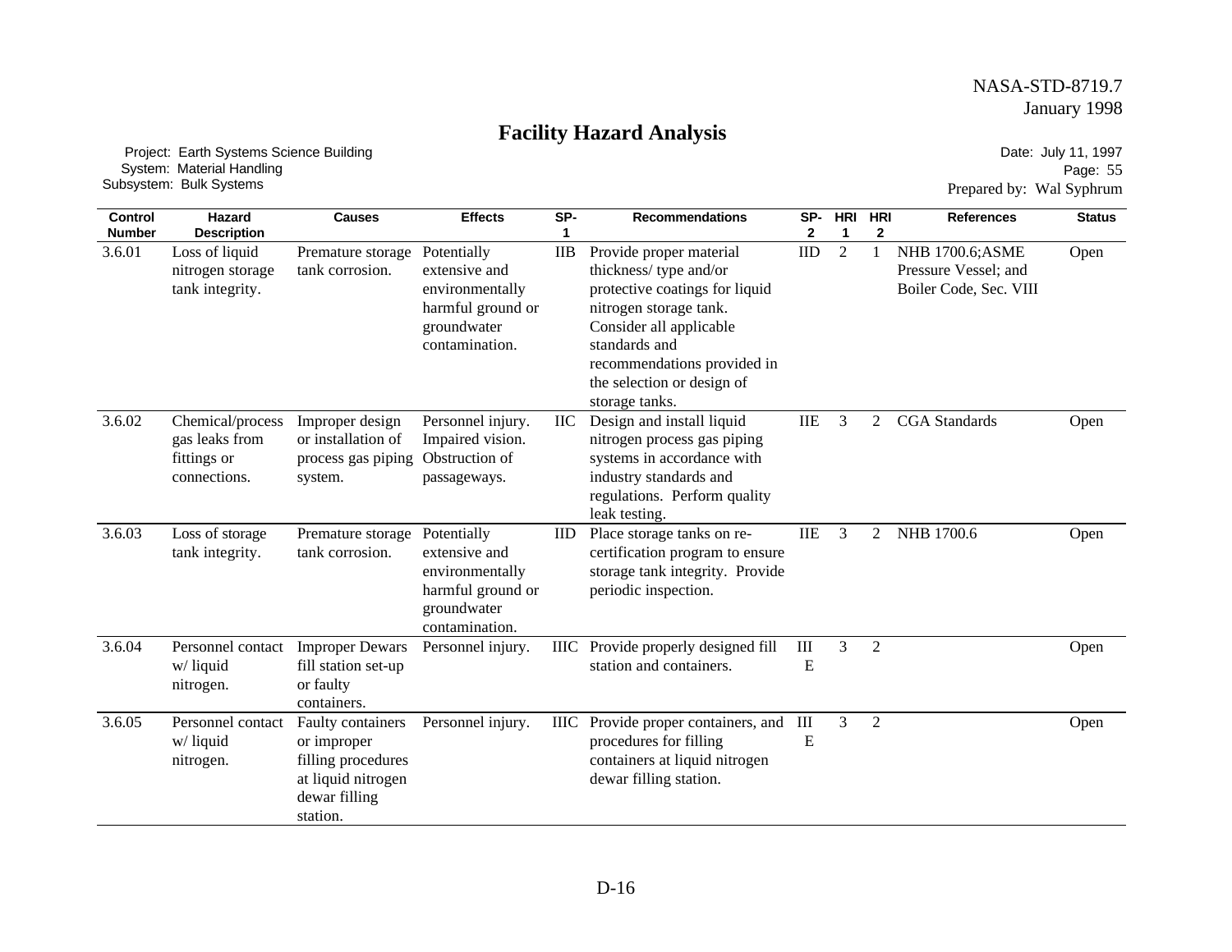# Facility Hazard Analysis

Project: Earth Systems Science Building
System: Material Handling
Subsystem: Bulk Systems

Date: July 11, 1997
Page: 55
Prepared by: Wal Syphrum

| Control Number | Hazard Description | Causes | Effects | SP-1 | Recommendations | SP-2 | HRI 1 | HRI 2 | References | Status |
|---|---|---|---|---|---|---|---|---|---|---|
| 3.6.01 | Loss of liquid nitrogen storage tank integrity. | Premature storage tank corrosion. | Potentially extensive and environmentally harmful ground or groundwater contamination. | IIB | Provide proper material thickness/ type and/or protective coatings for liquid nitrogen storage tank. Consider all applicable standards and recommendations provided in the selection or design of storage tanks. | IID | 2 | 1 | NHB 1700.6;ASME Pressure Vessel; and Boiler Code, Sec. VIII | Open |
| 3.6.02 | Chemical/process gas leaks from fittings or connections. | Improper design or installation of process gas piping system. | Personnel injury. Impaired vision. Obstruction of passageways. | IIC | Design and install liquid nitrogen process gas piping systems in accordance with industry standards and regulations. Perform quality leak testing. | IIE | 3 | 2 | CGA Standards | Open |
| 3.6.03 | Loss of storage tank integrity. | Premature storage tank corrosion. | Potentially extensive and environmentally harmful ground or groundwater contamination. | IID | Place storage tanks on re-certification program to ensure storage tank integrity. Provide periodic inspection. | IIE | 3 | 2 | NHB 1700.6 | Open |
| 3.6.04 | Personnel contact w/ liquid nitrogen. | Improper Dewars fill station set-up or faulty containers. | Personnel injury. | IIIC | Provide properly designed fill station and containers. | IIIE | 3 | 2 | | Open |
| 3.6.05 | Personnel contact w/ liquid nitrogen. | Faulty containers or improper filling procedures at liquid nitrogen dewar filling station. | Personnel injury. | IIIC | Provide proper containers, and procedures for filling containers at liquid nitrogen dewar filling station. | IIIE | 3 | 2 | | Open |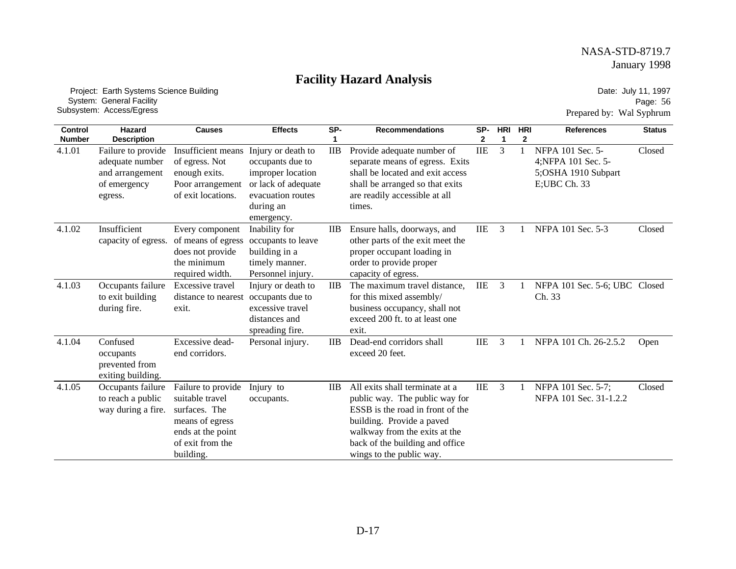# Facility Hazard Analysis

Project: Earth Systems Science Building
System: General Facility
Subsystem: Access/Egress

Date: July 11, 1997
Page: 56
Prepared by: Wal Syphrum

| Control Number | Hazard Description | Causes | Effects | SP-1 | Recommendations | SP-2 | HRI 1 | HRI 2 | References | Status |
|---|---|---|---|---|---|---|---|---|---|---|
| 4.1.01 | Failure to provide adequate number and arrangement of emergency egress. | Insufficient means of egress. Not enough exits. Poor arrangement of exit locations. | Injury or death to occupants due to improper location or lack of adequate evacuation routes during an emergency. | IIB | Provide adequate number of separate means of egress. Exits shall be located and exit access shall be arranged so that exits are readily accessible at all times. | IIE | 3 | 1 | NFPA 101 Sec. 5-4;NFPA 101 Sec. 5-5;OSHA 1910 Subpart E;UBC Ch. 33 | Closed |
| 4.1.02 | Insufficient capacity of egress. | Every component of means of egress does not provide the minimum required width. | Inability for occupants to leave building in a timely manner. Personnel injury. | IIB | Ensure halls, doorways, and other parts of the exit meet the proper occupant loading in order to provide proper capacity of egress. | IIE | 3 | 1 | NFPA 101 Sec. 5-3 | Closed |
| 4.1.03 | Occupants failure to exit building during fire. | Excessive travel distance to nearest exit. | Injury or death to occupants due to excessive travel distances and spreading fire. | IIB | The maximum travel distance, for this mixed assembly/ business occupancy, shall not exceed 200 ft. to at least one exit. | IIE | 3 | 1 | NFPA 101 Sec. 5-6; UBC Ch. 33 | Closed |
| 4.1.04 | Confused occupants prevented from exiting building. | Excessive dead-end corridors. | Personal injury. | IIB | Dead-end corridors shall exceed 20 feet. | IIE | 3 | 1 | NFPA 101 Ch. 26-2.5.2 | Open |
| 4.1.05 | Occupants failure to reach a public way during a fire. | Failure to provide suitable travel surfaces. The means of egress ends at the point of exit from the building. | Injury to occupants. | IIB | All exits shall terminate at a public way. The public way for ESSB is the road in front of the building. Provide a paved walkway from the exits at the back of the building and office wings to the public way. | IIE | 3 | 1 | NFPA 101 Sec. 5-7; NFPA 101 Sec. 31-1.2.2 | Closed |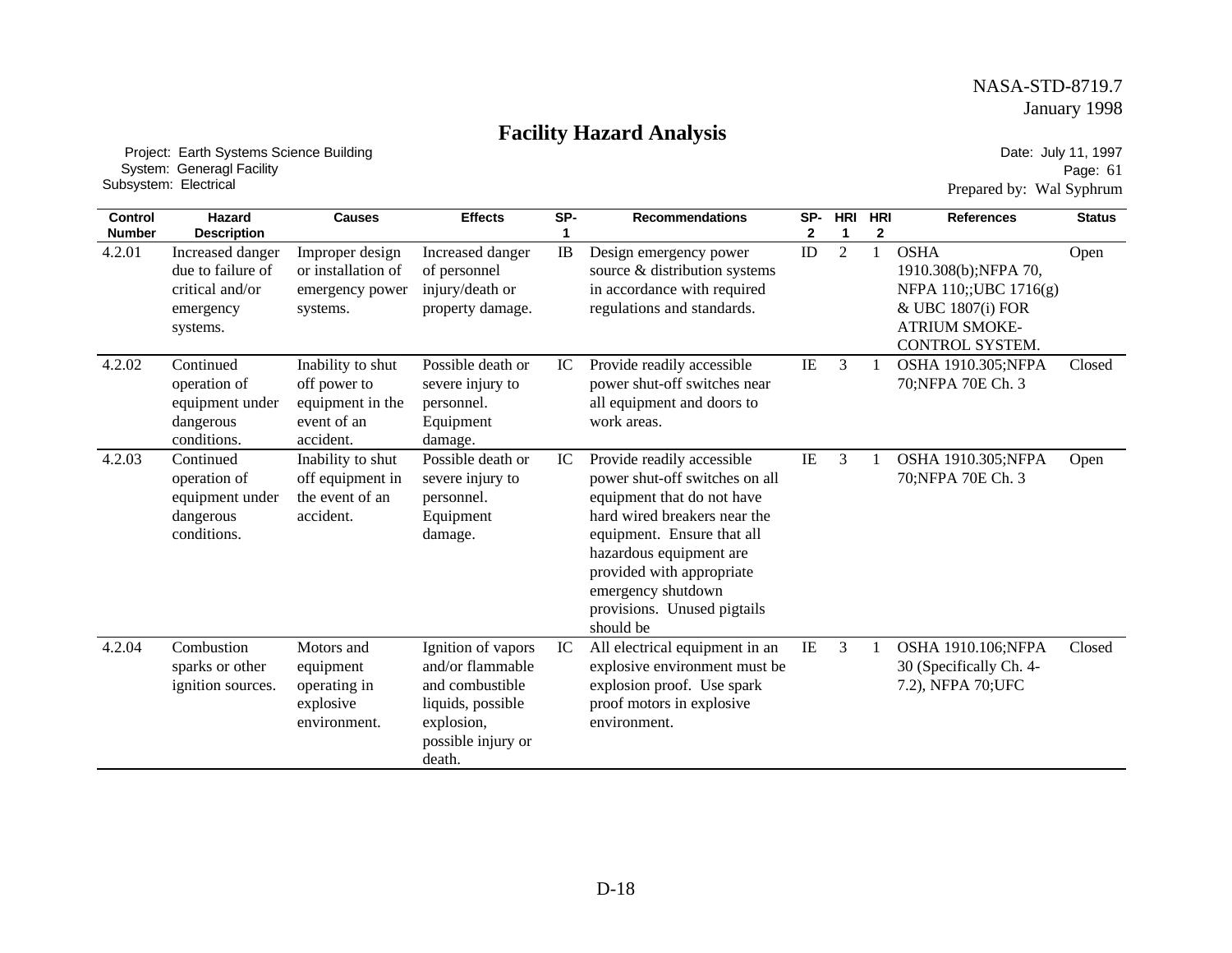# Facility Hazard Analysis

Project: Earth Systems Science Building
System: Generagl Facility
Subsystem: Electrical

Date: July 11, 1997
Page: 61
Prepared by: Wal Syphrum

| Control Number | Hazard Description | Causes | Effects | SP-1 | Recommendations | SP-2 | HRI 1 | HRI 2 | References | Status |
|---|---|---|---|---|---|---|---|---|---|---|
| 4.2.01 | Increased danger due to failure of critical and/or emergency systems. | Improper design or installation of emergency power systems. | Increased danger of personnel injury/death or property damage. | IB | Design emergency power source & distribution systems in accordance with required regulations and standards. | ID | 2 | 1 | OSHA 1910.308(b);NFPA 70, NFPA 110;;UBC 1716(g) & UBC 1807(i) FOR ATRIUM SMOKE-CONTROL SYSTEM. | Open |
| 4.2.02 | Continued operation of equipment under dangerous conditions. | Inability to shut off power to equipment in the event of an accident. | Possible death or severe injury to personnel. Equipment damage. | IC | Provide readily accessible power shut-off switches near all equipment and doors to work areas. | IE | 3 | 1 | OSHA 1910.305;NFPA 70;NFPA 70E Ch. 3 | Closed |
| 4.2.03 | Continued operation of equipment under dangerous conditions. | Inability to shut off equipment in the event of an accident. | Possible death or severe injury to personnel. Equipment damage. | IC | Provide readily accessible power shut-off switches on all equipment that do not have hard wired breakers near the equipment. Ensure that all hazardous equipment are provided with appropriate emergency shutdown provisions. Unused pigtails should be | IE | 3 | 1 | OSHA 1910.305;NFPA 70;NFPA 70E Ch. 3 | Open |
| 4.2.04 | Combustion sparks or other ignition sources. | Motors and equipment operating in explosive environment. | Ignition of vapors and/or flammable and combustible liquids, possible explosion, possible injury or death. | IC | All electrical equipment in an explosive environment must be explosion proof. Use spark proof motors in explosive environment. | IE | 3 | 1 | OSHA 1910.106;NFPA 30 (Specifically Ch. 4-7.2), NFPA 70;UFC | Closed |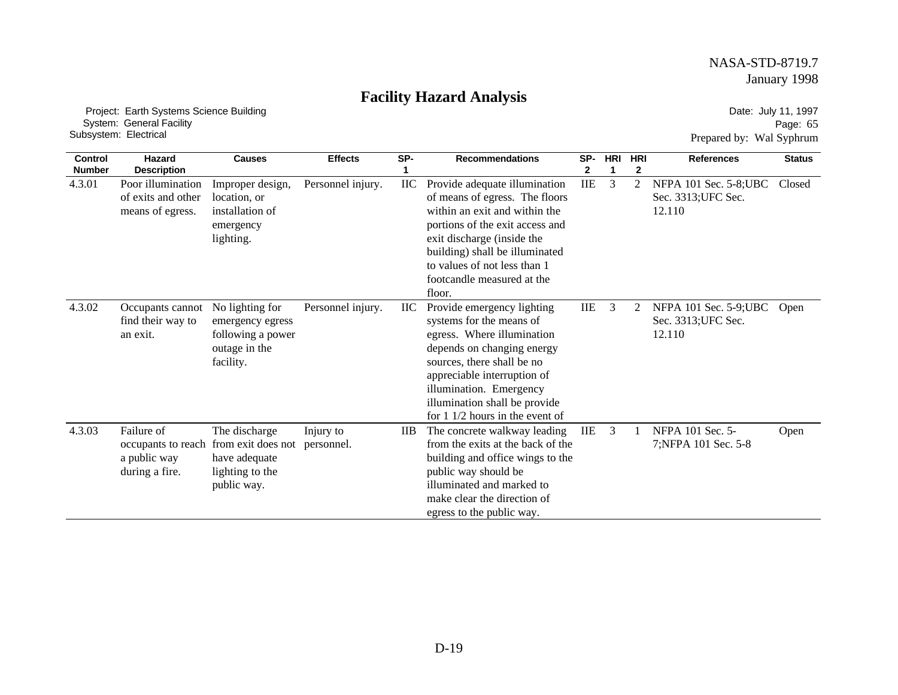# Facility Hazard Analysis

Project: Earth Systems Science Building
System: General Facility
Subsystem: Electrical

Date: July 11, 1997
Page: 65
Prepared by: Wal Syphrum

| Control Number | Hazard Description | Causes | Effects | SP-1 | Recommendations | SP-2 | HRI 1 | HRI 2 | References | Status |
|---|---|---|---|---|---|---|---|---|---|---|
| 4.3.01 | Poor illumination of exits and other means of egress. | Improper design, location, or installation of emergency lighting. | Personnel injury. | IIC | Provide adequate illumination of means of egress. The floors within an exit and within the portions of the exit access and exit discharge (inside the building) shall be illuminated to values of not less than 1 footcandle measured at the floor. | IIE | 3 | 2 | NFPA 101 Sec. 5-8;UBC Sec. 3313;UFC Sec. 12.110 | Closed |
| 4.3.02 | Occupants cannot find their way to an exit. | No lighting for emergency egress following a power outage in the facility. | Personnel injury. | IIC | Provide emergency lighting systems for the means of egress. Where illumination depends on changing energy sources, there shall be no appreciable interruption of illumination. Emergency illumination shall be provide for 1 1/2 hours in the event of | IIE | 3 | 2 | NFPA 101 Sec. 5-9;UBC Sec. 3313;UFC Sec. 12.110 | Open |
| 4.3.03 | Failure of occupants to reach a public way during a fire. | The discharge from exit does not have adequate lighting to the public way. | Injury to personnel. | IIB | The concrete walkway leading from the exits at the back of the building and office wings to the public way should be illuminated and marked to make clear the direction of egress to the public way. | IIE | 3 | 1 | NFPA 101 Sec. 5-7;NFPA 101 Sec. 5-8 | Open |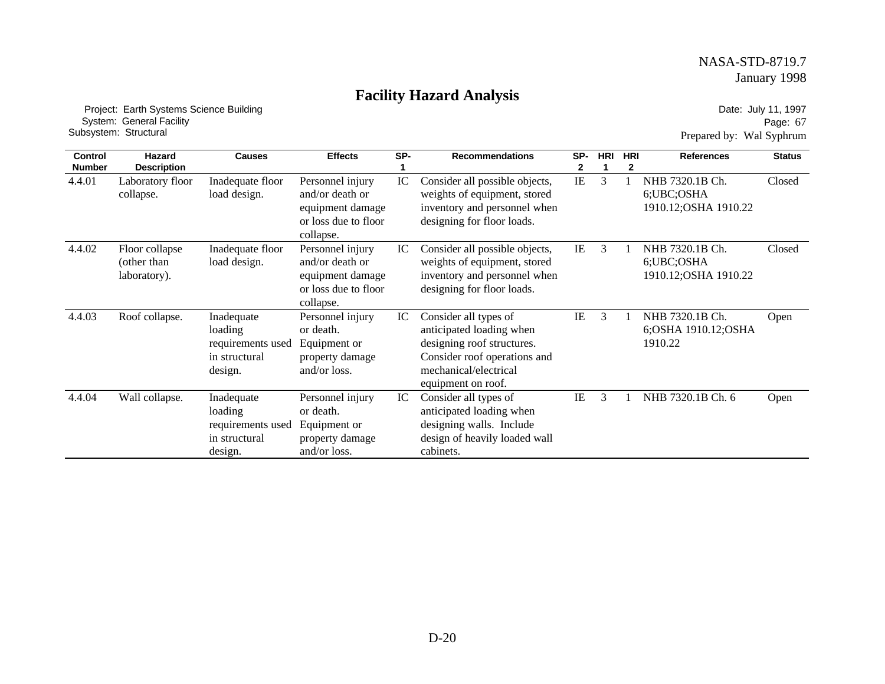# Facility Hazard Analysis

Project: Earth Systems Science Building
System: General Facility
Subsystem: Structural

Date: July 11, 1997
Page: 67
Prepared by: Wal Syphrum

| Control Number | Hazard Description | Causes | Effects | SP-1 | Recommendations | SP-2 | HRI 1 | HRI 2 | References | Status |
|---|---|---|---|---|---|---|---|---|---|---|
| 4.4.01 | Laboratory floor collapse. | Inadequate floor load design. | Personnel injury and/or death or equipment damage or loss due to floor collapse. | IC | Consider all possible objects, weights of equipment, stored inventory and personnel when designing for floor loads. | IE | 3 | 1 | NHB 7320.1B Ch. 6;UBC;OSHA 1910.12;OSHA 1910.22 | Closed |
| 4.4.02 | Floor collapse (other than laboratory). | Inadequate floor load design. | Personnel injury and/or death or equipment damage or loss due to floor collapse. | IC | Consider all possible objects, weights of equipment, stored inventory and personnel when designing for floor loads. | IE | 3 | 1 | NHB 7320.1B Ch. 6;UBC;OSHA 1910.12;OSHA 1910.22 | Closed |
| 4.4.03 | Roof collapse. | Inadequate loading requirements used in structural design. | Personnel injury or death. Equipment or property damage and/or loss. | IC | Consider all types of anticipated loading when designing roof structures. Consider roof operations and mechanical/electrical equipment on roof. | IE | 3 | 1 | NHB 7320.1B Ch. 6;OSHA 1910.12;OSHA 1910.22 | Open |
| 4.4.04 | Wall collapse. | Inadequate loading requirements used in structural design. | Personnel injury or death. Equipment or property damage and/or loss. | IC | Consider all types of anticipated loading when designing walls. Include design of heavily loaded wall cabinets. | IE | 3 | 1 | NHB 7320.1B Ch. 6 | Open |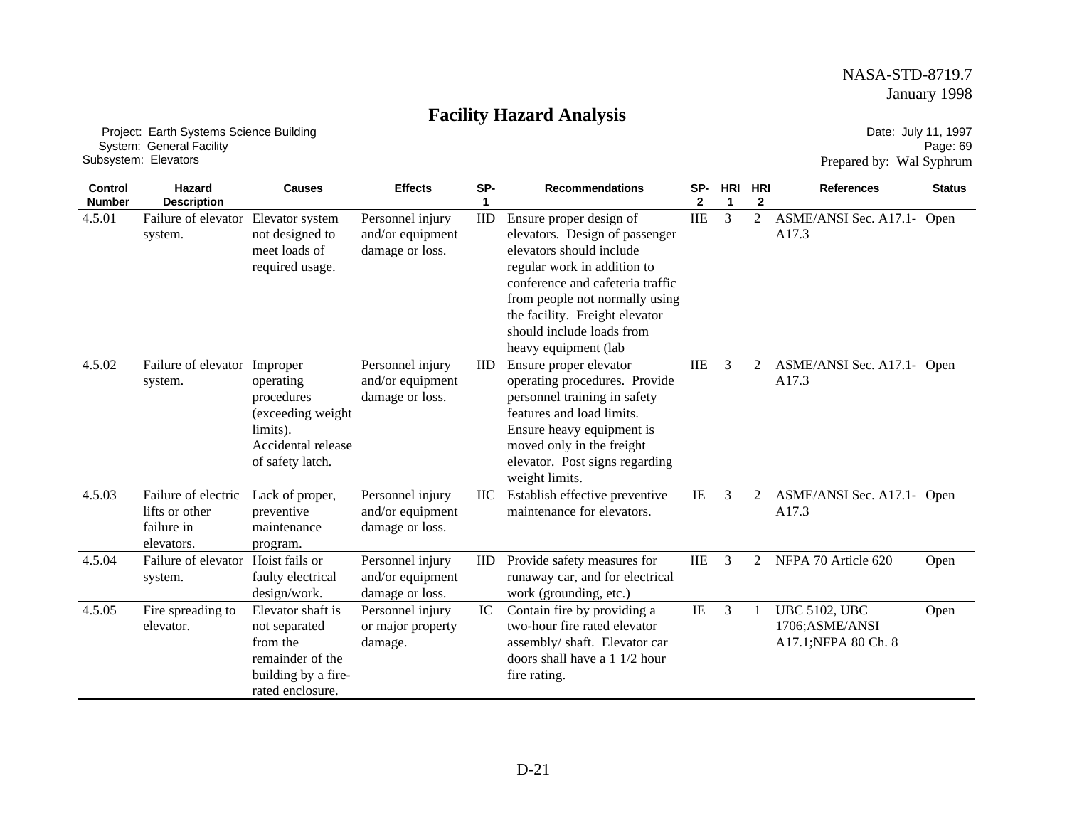NASA-STD-8719.7
January 1998

# Facility Hazard Analysis

Project: Earth Systems Science Building
System: General Facility
Subsystem: Elevators

Date: July 11, 1997
Page: 69
Prepared by: Wal Syphrum

| Control Number | Hazard Description | Causes | Effects | SP-1 | Recommendations | SP-2 | HRI 1 | HRI 2 | References | Status |
|---|---|---|---|---|---|---|---|---|---|---|
| 4.5.01 | Failure of elevator system. | Elevator system not designed to meet loads of required usage. | Personnel injury and/or equipment damage or loss. | IID | Ensure proper design of elevators. Design of passenger elevators should include regular work in addition to conference and cafeteria traffic from people not normally using the facility. Freight elevator should include loads from heavy equipment (lab | IIE | 3 | 2 | ASME/ANSI Sec. A17.1-A17.3 | Open |
| 4.5.02 | Failure of elevator system. | Improper operating procedures (exceeding weight limits). Accidental release of safety latch. | Personnel injury and/or equipment damage or loss. | IID | Ensure proper elevator operating procedures. Provide personnel training in safety features and load limits. Ensure heavy equipment is moved only in the freight elevator. Post signs regarding weight limits. | IIE | 3 | 2 | ASME/ANSI Sec. A17.1-A17.3 | Open |
| 4.5.03 | Failure of electric lifts or other failure in elevators. | Lack of proper, preventive maintenance program. | Personnel injury and/or equipment damage or loss. | IIC | Establish effective preventive maintenance for elevators. | IE | 3 | 2 | ASME/ANSI Sec. A17.1-A17.3 | Open |
| 4.5.04 | Failure of elevator system. | Hoist fails or faulty electrical design/work. | Personnel injury and/or equipment damage or loss. | IID | Provide safety measures for runaway car, and for electrical work (grounding, etc.) | IIE | 3 | 2 | NFPA 70 Article 620 | Open |
| 4.5.05 | Fire spreading to elevator. | Elevator shaft is not separated from the remainder of the building by a fire-rated enclosure. | Personnel injury or major property damage. | IC | Contain fire by providing a two-hour fire rated elevator assembly/ shaft. Elevator car doors shall have a 1 1/2 hour fire rating. | IE | 3 | 1 | UBC 5102, UBC 1706;ASME/ANSI A17.1;NFPA 80 Ch. 8 | Open |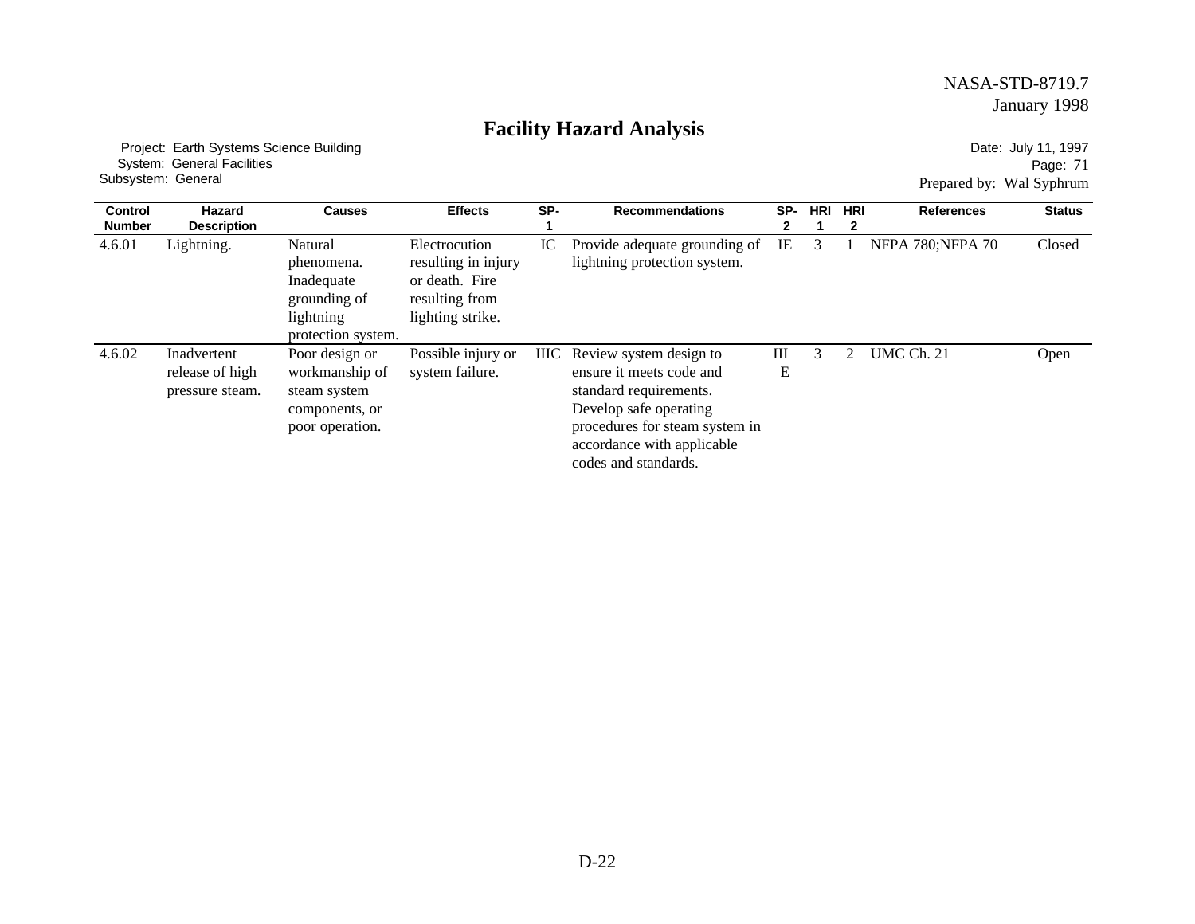# Facility Hazard Analysis

Project: Earth Systems Science Building
System: General Facilities
Subsystem: General

Date: July 11, 1997
Page: 71
Prepared by: Wal Syphrum

| Control Number | Hazard Description | Causes | Effects | SP-1 | Recommendations | SP-2 | HRI 1 | HRI 2 | References | Status |
|---|---|---|---|---|---|---|---|---|---|---|
| 4.6.01 | Lightning. | Natural phenomena. Inadequate grounding of lightning protection system. | Electrocution resulting in injury or death. Fire resulting from lighting strike. | IC | Provide adequate grounding of lightning protection system. | IE | 3 | 1 | NFPA 780;NFPA 70 | Closed |
| 4.6.02 | Inadvertent release of high pressure steam. | Poor design or workmanship of steam system components, or poor operation. | Possible injury or system failure. | IIIC | Review system design to ensure it meets code and standard requirements. Develop safe operating procedures for steam system in accordance with applicable codes and standards. | IIIE | 3 | 2 | UMC Ch. 21 | Open |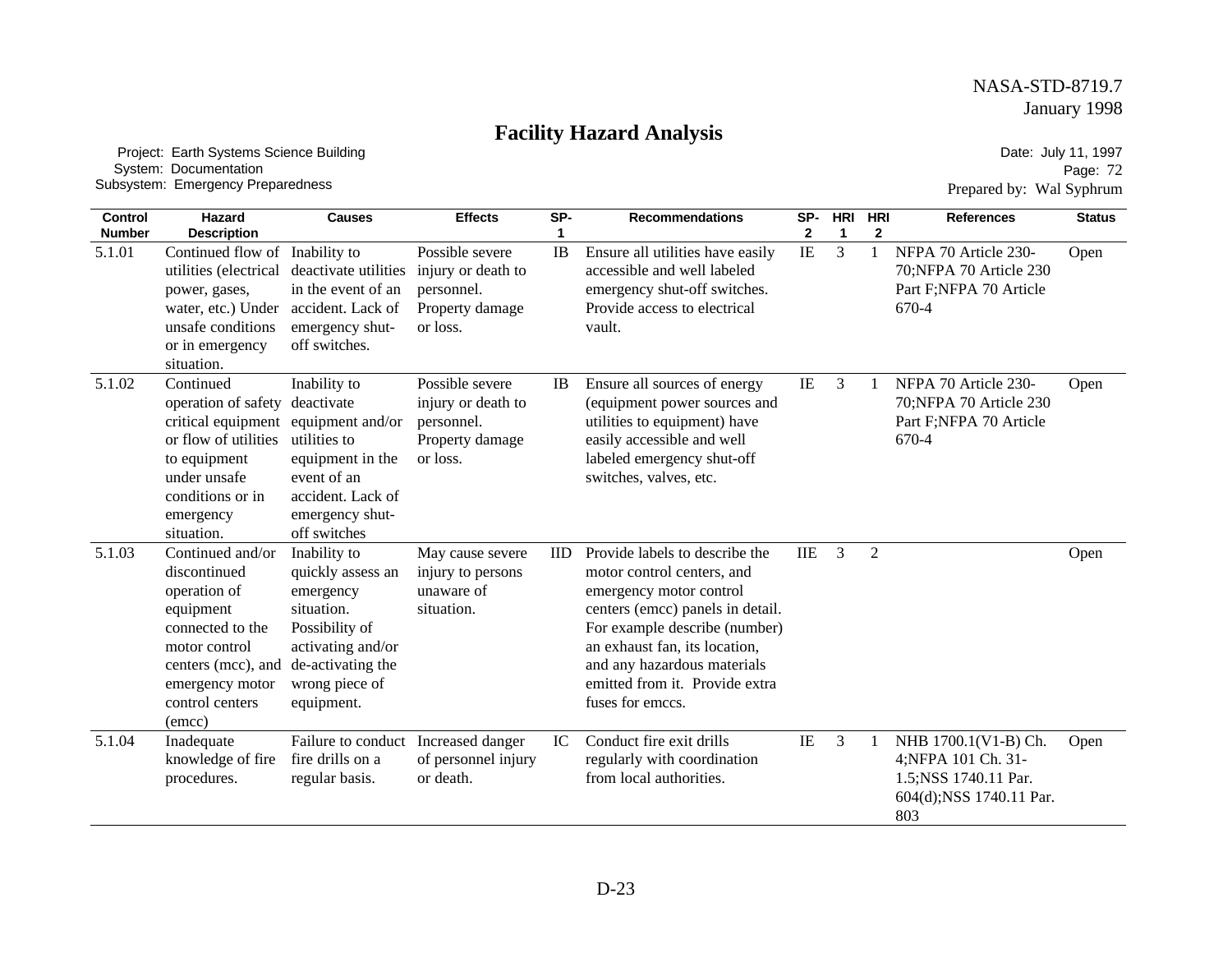# Facility Hazard Analysis

Project: Earth Systems Science Building
System: Documentation
Subsystem: Emergency Preparedness

Date: July 11, 1997
Page: 72
Prepared by: Wal Syphrum

| Control Number | Hazard Description | Causes | Effects | SP-1 | Recommendations | SP-2 | HRI 1 | HRI 2 | References | Status |
|---|---|---|---|---|---|---|---|---|---|---|
| 5.1.01 | Continued flow of utilities (electrical power, gases, water, etc.) Under unsafe conditions or in emergency situation. | Inability to deactivate utilities in the event of an accident. Lack of emergency shut-off switches. | Possible severe injury or death to personnel. Property damage or loss. | IB | Ensure all utilities have easily accessible and well labeled emergency shut-off switches. Provide access to electrical vault. | IE | 3 | 1 | NFPA 70 Article 230-70;NFPA 70 Article 230 Part F;NFPA 70 Article 670-4 | Open |
| 5.1.02 | Continued operation of safety critical equipment or flow of utilities to equipment under unsafe conditions or in emergency situation. | Inability to deactivate equipment and/or utilities to equipment in the event of an accident. Lack of emergency shut-off switches | Possible severe injury or death to personnel. Property damage or loss. | IB | Ensure all sources of energy (equipment power sources and utilities to equipment) have easily accessible and well labeled emergency shut-off switches, valves, etc. | IE | 3 | 1 | NFPA 70 Article 230-70;NFPA 70 Article 230 Part F;NFPA 70 Article 670-4 | Open |
| 5.1.03 | Continued and/or discontinued operation of equipment connected to the motor control centers (mcc), and emergency motor control centers (emcc) | Inability to quickly assess an emergency situation. Possibility of activating and/or de-activating the wrong piece of equipment. | May cause severe injury to persons unaware of situation. | IID | Provide labels to describe the motor control centers, and emergency motor control centers (emcc) panels in detail. For example describe (number) an exhaust fan, its location, and any hazardous materials emitted from it. Provide extra fuses for emccs. | IIE | 3 | 2 | | Open |
| 5.1.04 | Inadequate knowledge of fire procedures. | Failure to conduct fire drills on a regular basis. | Increased danger of personnel injury or death. | IC | Conduct fire exit drills regularly with coordination from local authorities. | IE | 3 | 1 | NHB 1700.1(V1-B) Ch. 4;NFPA 101 Ch. 31-1.5;NSS 1740.11 Par. 604(d);NSS 1740.11 Par. 803 | Open |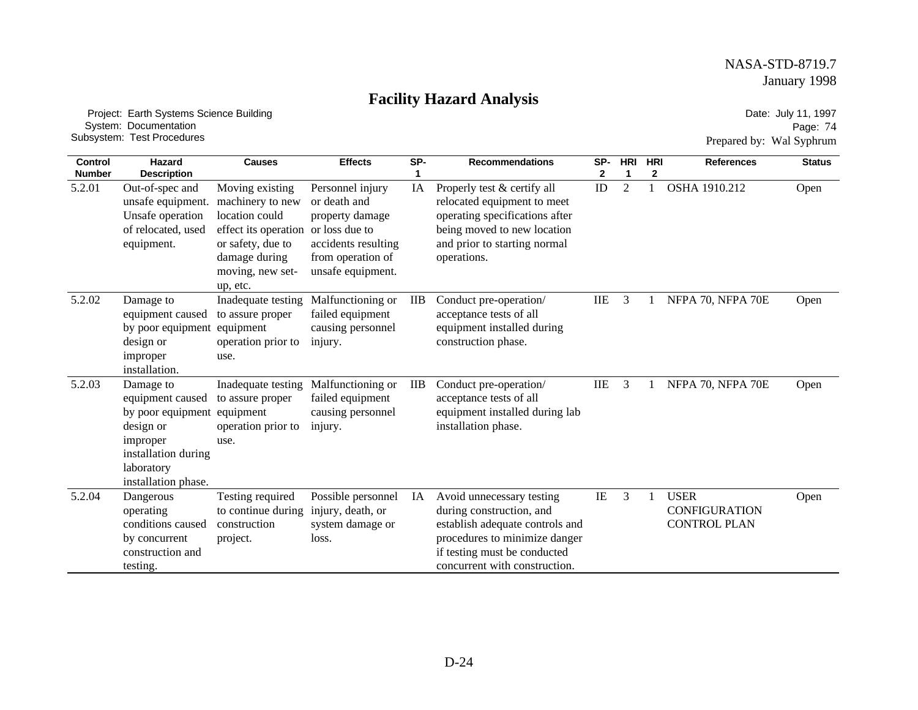# Facility Hazard Analysis

Project: Earth Systems Science Building
System: Documentation
Subsystem: Test Procedures

Date: July 11, 1997
Page: 74
Prepared by: Wal Syphrum

| Control Number | Hazard Description | Causes | Effects | SP-1 | Recommendations | SP-2 | HRI 1 | HRI 2 | References | Status |
|---|---|---|---|---|---|---|---|---|---|---|
| 5.2.01 | Out-of-spec and unsafe equipment. Unsafe operation of relocated, used equipment. | Moving existing machinery to new location could effect its operation or safety, due to damage during moving, new set-up, etc. | Personnel injury or death and property damage or loss due to accidents resulting from operation of unsafe equipment. | IA | Properly test & certify all relocated equipment to meet operating specifications after being moved to new location and prior to starting normal operations. | ID | 2 | 1 | OSHA 1910.212 | Open |
| 5.2.02 | Damage to equipment caused by poor equipment design or improper installation. | Inadequate testing to assure proper equipment operation prior to use. | Malfunctioning or failed equipment causing personnel injury. | IIB | Conduct pre-operation/ acceptance tests of all equipment installed during construction phase. | IIE | 3 | 1 | NFPA 70, NFPA 70E | Open |
| 5.2.03 | Damage to equipment caused by poor equipment design or improper installation during laboratory installation phase. | Inadequate testing to assure proper equipment operation prior to use. | Malfunctioning or failed equipment causing personnel injury. | IIB | Conduct pre-operation/ acceptance tests of all equipment installed during lab installation phase. | IIE | 3 | 1 | NFPA 70, NFPA 70E | Open |
| 5.2.04 | Dangerous operating conditions caused by concurrent construction and testing. | Testing required to continue during construction project. | Possible personnel injury, death, or system damage or loss. | IA | Avoid unnecessary testing during construction, and establish adequate controls and procedures to minimize danger if testing must be conducted concurrent with construction. | IE | 3 | 1 | USER CONFIGURATION CONTROL PLAN | Open |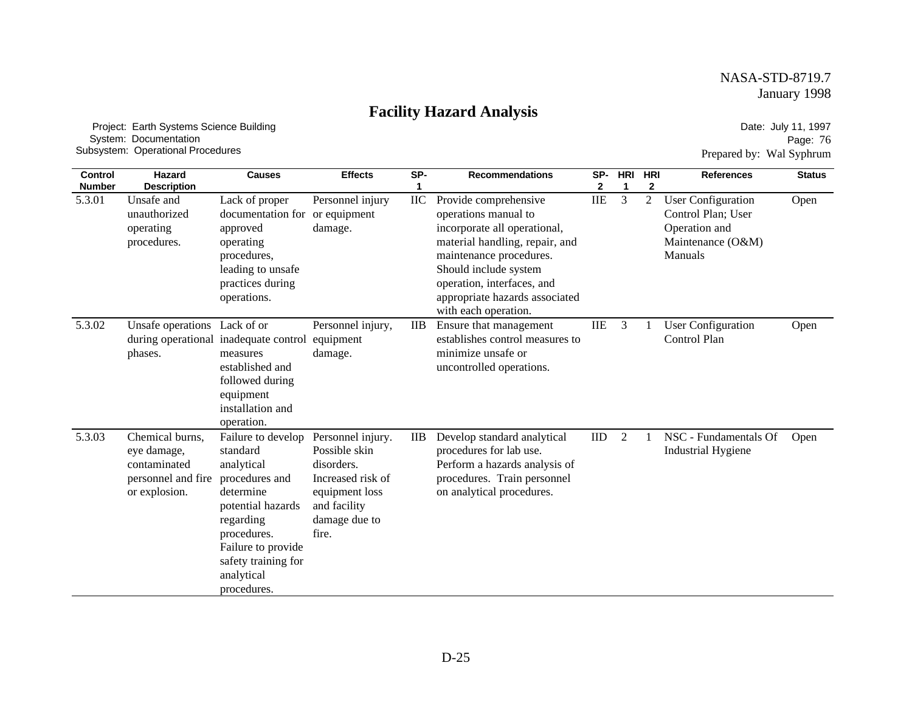# Facility Hazard Analysis

Project: Earth Systems Science Building
System: Documentation
Subsystem: Operational Procedures

Date: July 11, 1997
Page: 76
Prepared by: Wal Syphrum

| Control Number | Hazard Description | Causes | Effects | SP-1 | Recommendations | SP-2 | HRI 1 | HRI 2 | References | Status |
|---|---|---|---|---|---|---|---|---|---|---|
| 5.3.01 | Unsafe and unauthorized operating procedures. | Lack of proper documentation for approved operating procedures, leading to unsafe practices during operations. | Personnel injury or equipment damage. | IIC | Provide comprehensive operations manual to incorporate all operational, material handling, repair, and maintenance procedures. Should include system operation, interfaces, and appropriate hazards associated with each operation. | IIE | 3 | 2 | User Configuration Control Plan; User Operation and Maintenance (O&M) Manuals | Open |
| 5.3.02 | Unsafe operations during operational phases. | Lack of or inadequate control measures established and followed during equipment installation and operation. | Personnel injury, equipment damage. | IIB | Ensure that management establishes control measures to minimize unsafe or uncontrolled operations. | IIE | 3 | 1 | User Configuration Control Plan | Open |
| 5.3.03 | Chemical burns, eye damage, contaminated personnel and fire or explosion. | Failure to develop standard analytical procedures and determine potential hazards regarding procedures. Failure to provide safety training for analytical procedures. | Personnel injury. Possible skin disorders. Increased risk of equipment loss and facility damage due to fire. | IIB | Develop standard analytical procedures for lab use. Perform a hazards analysis of procedures. Train personnel on analytical procedures. | IID | 2 | 1 | NSC - Fundamentals Of Industrial Hygiene | Open |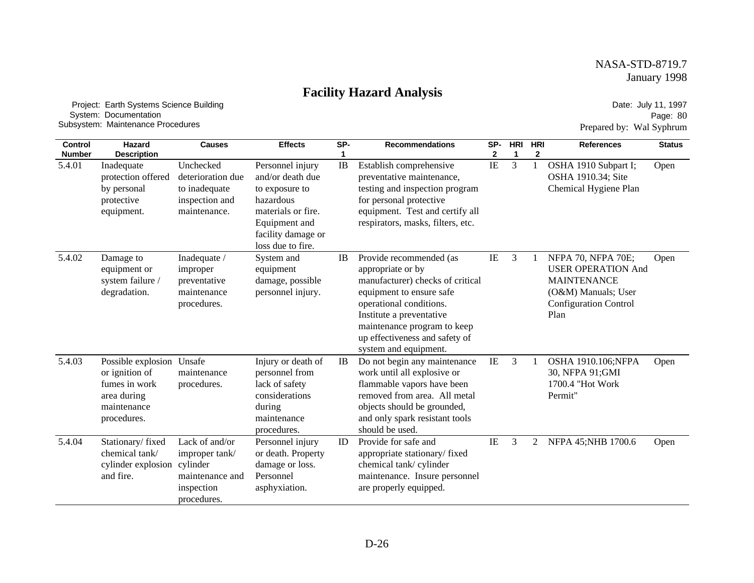# Facility Hazard Analysis

Project: Earth Systems Science Building
System: Documentation
Subsystem: Maintenance Procedures

Date: July 11, 1997
Page: 80
Prepared by: Wal Syphrum

| Control Number | Hazard Description | Causes | Effects | SP-1 | Recommendations | SP-2 | HRI 1 | HRI 2 | References | Status |
|---|---|---|---|---|---|---|---|---|---|---|
| 5.4.01 | Inadequate protection offered by personal protective equipment. | Unchecked deterioration due to inadequate inspection and maintenance. | Personnel injury and/or death due to exposure to hazardous materials or fire. Equipment and facility damage or loss due to fire. | IB | Establish comprehensive preventative maintenance, testing and inspection program for personal protective equipment. Test and certify all respirators, masks, filters, etc. | IE | 3 | 1 | OSHA 1910 Subpart I; OSHA 1910.34; Site Chemical Hygiene Plan | Open |
| 5.4.02 | Damage to equipment or system failure / degradation. | Inadequate / improper preventative maintenance procedures. | System and equipment damage, possible personnel injury. | IB | Provide recommended (as appropriate or by manufacturer) checks of critical equipment to ensure safe operational conditions. Institute a preventative maintenance program to keep up effectiveness and safety of system and equipment. | IE | 3 | 1 | NFPA 70, NFPA 70E; USER OPERATION And MAINTENANCE (O&M) Manuals; User Configuration Control Plan | Open |
| 5.4.03 | Possible explosion or ignition of fumes in work area during maintenance procedures. | Unsafe maintenance procedures. | Injury or death of personnel from lack of safety considerations during maintenance procedures. | IB | Do not begin any maintenance work until all explosive or flammable vapors have been removed from area. All metal objects should be grounded, and only spark resistant tools should be used. | IE | 3 | 1 | OSHA 1910.106;NFPA 30, NFPA 91;GMI 1700.4 "Hot Work Permit" | Open |
| 5.4.04 | Stationary/ fixed chemical tank/ cylinder explosion and fire. | Lack of and/or improper tank/ cylinder maintenance and inspection procedures. | Personnel injury or death. Property damage or loss. Personnel asphyxiation. | ID | Provide for safe and appropriate stationary/ fixed chemical tank/ cylinder maintenance. Insure personnel are properly equipped. | IE | 3 | 2 | NFPA 45;NHB 1700.6 | Open |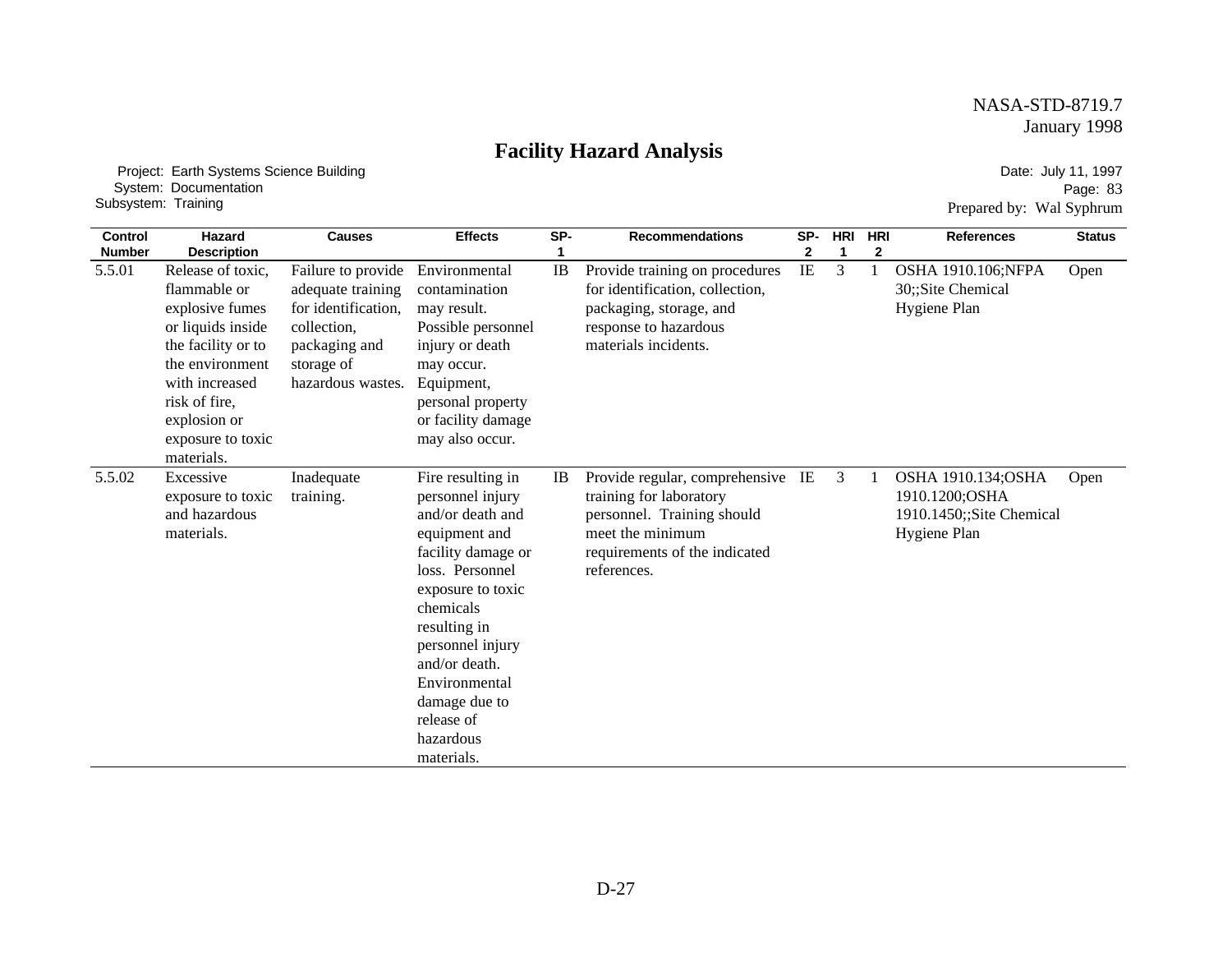# Facility Hazard Analysis

Project: Earth Systems Science Building
System: Documentation
Subsystem: Training

Date: July 11, 1997
Page: 83
Prepared by: Wal Syphrum

| Control Number | Hazard Description | Causes | Effects | SP-1 | Recommendations | SP-2 | HRI 1 | HRI 2 | References | Status |
|---|---|---|---|---|---|---|---|---|---|---|
| 5.5.01 | Release of toxic, flammable or explosive fumes or liquids inside the facility or to the environment with increased risk of fire, explosion or exposure to toxic materials. | Failure to provide adequate training for identification, collection, packaging and storage of hazardous wastes. | Environmental contamination may result. Possible personnel injury or death may occur. Equipment, personal property or facility damage may also occur. | IB | Provide training on procedures for identification, collection, packaging, storage, and response to hazardous materials incidents. | IE | 3 | 1 | OSHA 1910.106;NFPA 30;;Site Chemical Hygiene Plan | Open |
| 5.5.02 | Excessive exposure to toxic and hazardous materials. | Inadequate training. | Fire resulting in personnel injury and/or death and equipment and facility damage or loss. Personnel exposure to toxic chemicals resulting in personnel injury and/or death. Environmental damage due to release of hazardous materials. | IB | Provide regular, comprehensive training for laboratory personnel. Training should meet the minimum requirements of the indicated references. | IE | 3 | 1 | OSHA 1910.134;OSHA 1910.1200;OSHA 1910.1450;;Site Chemical Hygiene Plan | Open |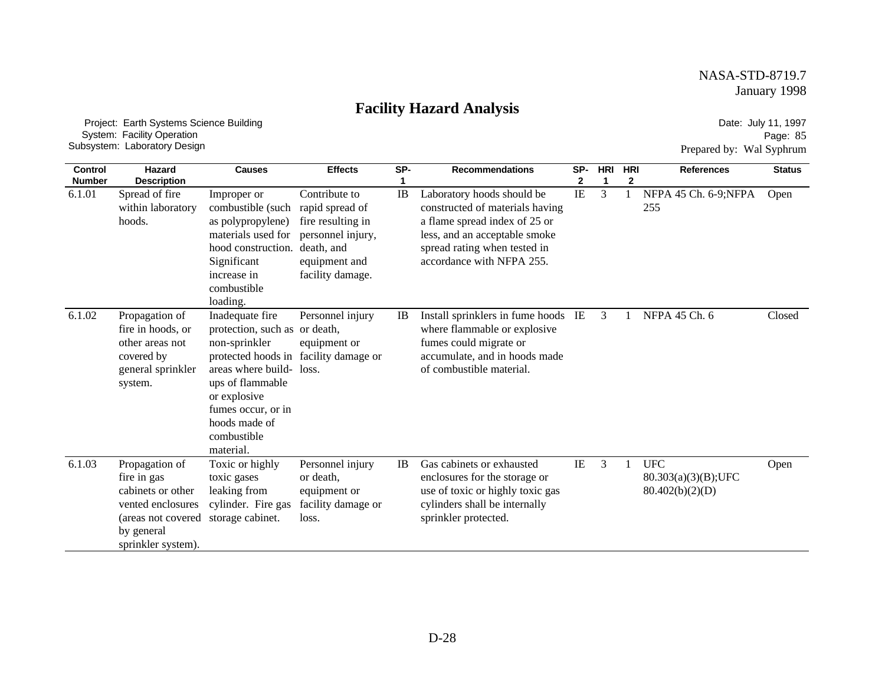# Facility Hazard Analysis

Project: Earth Systems Science Building
System: Facility Operation
Subsystem: Laboratory Design

Date: July 11, 1997
Page: 85
Prepared by: Wal Syphrum

| Control Number | Hazard Description | Causes | Effects | SP-1 | Recommendations | SP-2 | HRI 1 | HRI 2 | References | Status |
|---|---|---|---|---|---|---|---|---|---|---|
| 6.1.01 | Spread of fire within laboratory hoods. | Improper or combustible (such as polypropylene) materials used for hood construction. Significant increase in combustible loading. | Contribute to rapid spread of fire resulting in personnel injury, death, and equipment and facility damage. | IB | Laboratory hoods should be constructed of materials having a flame spread index of 25 or less, and an acceptable smoke spread rating when tested in accordance with NFPA 255. | IE | 3 | 1 | NFPA 45 Ch. 6-9;NFPA 255 | Open |
| 6.1.02 | Propagation of fire in hoods, or other areas not covered by general sprinkler system. | Inadequate fire protection, such as non-sprinkler protected hoods in areas where build-ups of flammable or explosive fumes occur, or in hoods made of combustible material. | Personnel injury or death, equipment or facility damage or loss. | IB | Install sprinklers in fume hoods where flammable or explosive fumes could migrate or accumulate, and in hoods made of combustible material. | IE | 3 | 1 | NFPA 45 Ch. 6 | Closed |
| 6.1.03 | Propagation of fire in gas cabinets or other vented enclosures (areas not covered by general sprinkler system). | Toxic or highly toxic gases leaking from cylinder. Fire gas storage cabinet. | Personnel injury or death, equipment or facility damage or loss. | IB | Gas cabinets or exhausted enclosures for the storage or use of toxic or highly toxic gas cylinders shall be internally sprinkler protected. | IE | 3 | 1 | UFC 80.303(a)(3)(B);UFC 80.402(b)(2)(D) | Open |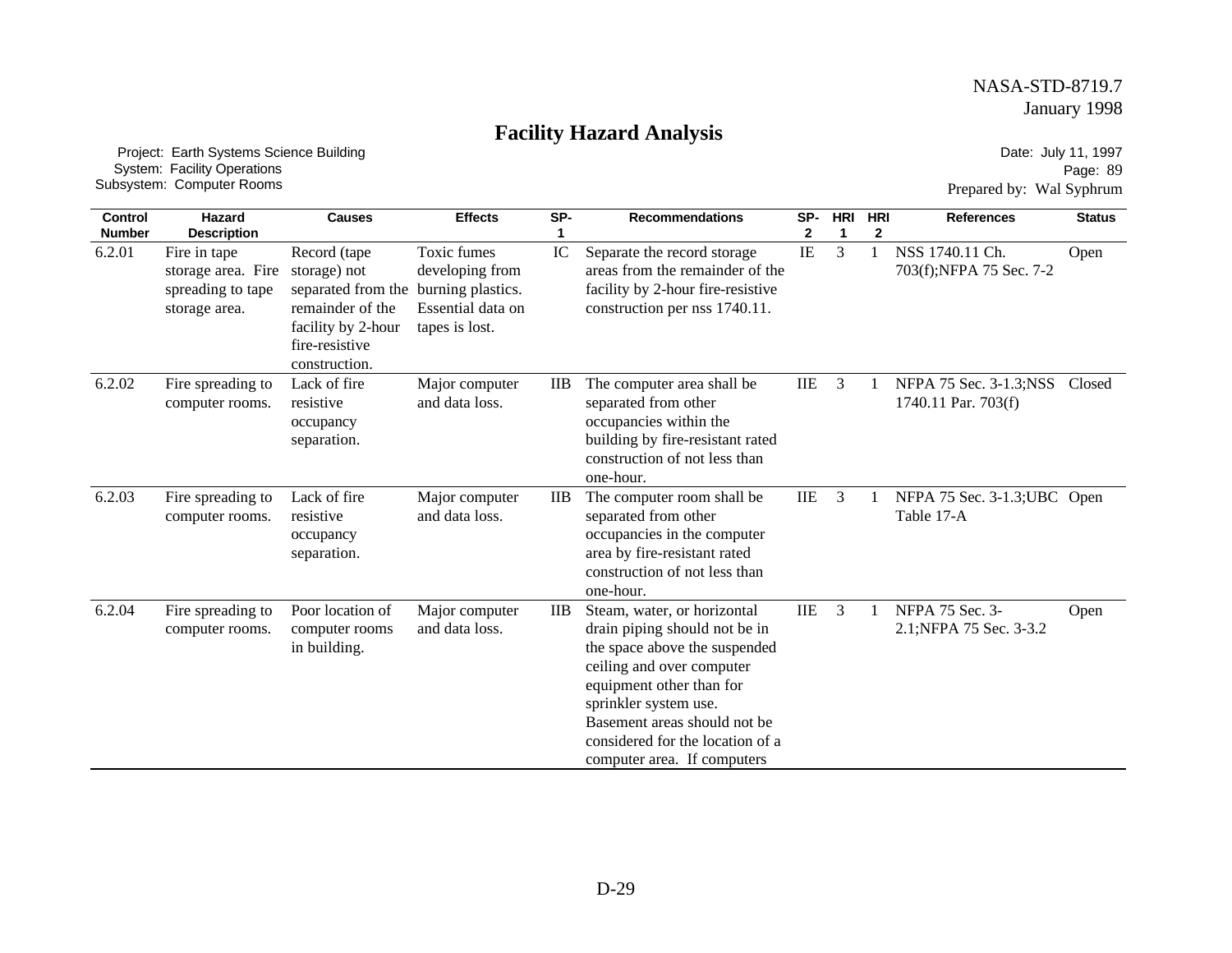# Facility Hazard Analysis

Project: Earth Systems Science Building
System: Facility Operations
Subsystem: Computer Rooms

Date: July 11, 1997
Page: 89
Prepared by: Wal Syphrum

| Control Number | Hazard Description | Causes | Effects | SP-1 | Recommendations | SP-2 | HRI 1 | HRI 2 | References | Status |
|---|---|---|---|---|---|---|---|---|---|---|
| 6.2.01 | Fire in tape storage area. Fire spreading to tape storage area. | Record (tape storage) not separated from the remainder of the facility by 2-hour fire-resistive construction. | Toxic fumes developing from burning plastics. Essential data on tapes is lost. | IC | Separate the record storage areas from the remainder of the facility by 2-hour fire-resistive construction per nss 1740.11. | IE | 3 | 1 | NSS 1740.11 Ch. 703(f);NFPA 75 Sec. 7-2 | Open |
| 6.2.02 | Fire spreading to computer rooms. | Lack of fire resistive occupancy separation. | Major computer and data loss. | IIB | The computer area shall be separated from other occupancies within the building by fire-resistant rated construction of not less than one-hour. | IIE | 3 | 1 | NFPA 75 Sec. 3-1.3;NSS 1740.11 Par. 703(f) | Closed |
| 6.2.03 | Fire spreading to computer rooms. | Lack of fire resistive occupancy separation. | Major computer and data loss. | IIB | The computer room shall be separated from other occupancies in the computer area by fire-resistant rated construction of not less than one-hour. | IIE | 3 | 1 | NFPA 75 Sec. 3-1.3;UBC Table 17-A | Open |
| 6.2.04 | Fire spreading to computer rooms. | Poor location of computer rooms in building. | Major computer and data loss. | IIB | Steam, water, or horizontal drain piping should not be in the space above the suspended ceiling and over computer equipment other than for sprinkler system use. Basement areas should not be considered for the location of a computer area. If computers | IIE | 3 | 1 | NFPA 75 Sec. 3-2.1;NFPA 75 Sec. 3-3.2 | Open |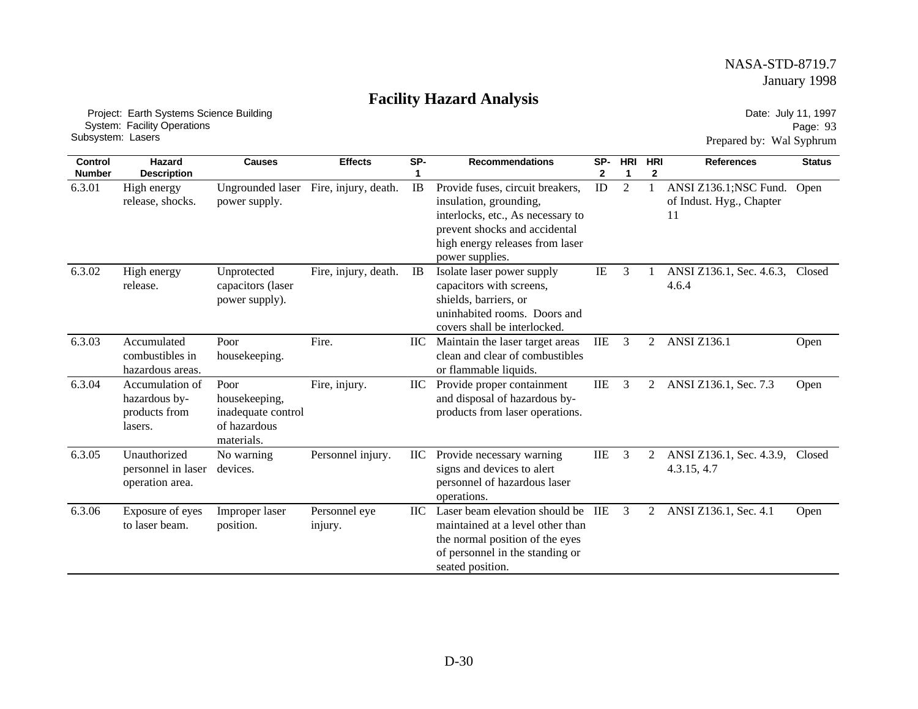# Facility Hazard Analysis

Project: Earth Systems Science Building
System: Facility Operations
Subsystem: Lasers

Date: July 11, 1997
Page: 93
Prepared by: Wal Syphrum

| Control Number | Hazard Description | Causes | Effects | SP-1 | Recommendations | SP-2 | HRI 1 | HRI 2 | References | Status |
|---|---|---|---|---|---|---|---|---|---|---|
| 6.3.01 | High energy release, shocks. | Ungrounded laser power supply. | Fire, injury, death. | IB | Provide fuses, circuit breakers, insulation, grounding, interlocks, etc., As necessary to prevent shocks and accidental high energy releases from laser power supplies. | ID | 2 | 1 | ANSI Z136.1;NSC Fund. of Indust. Hyg., Chapter 11 | Open |
| 6.3.02 | High energy release. | Unprotected capacitors (laser power supply). | Fire, injury, death. | IB | Isolate laser power supply capacitors with screens, shields, barriers, or uninhabited rooms. Doors and covers shall be interlocked. | IE | 3 | 1 | ANSI Z136.1, Sec. 4.6.3, 4.6.4 | Closed |
| 6.3.03 | Accumulated combustibles in hazardous areas. | Poor housekeeping. | Fire. | IIC | Maintain the laser target areas clean and clear of combustibles or flammable liquids. | IIE | 3 | 2 | ANSI Z136.1 | Open |
| 6.3.04 | Accumulation of hazardous by-products from lasers. | Poor housekeeping, inadequate control of hazardous materials. | Fire, injury. | IIC | Provide proper containment and disposal of hazardous by-products from laser operations. | IIE | 3 | 2 | ANSI Z136.1, Sec. 7.3 | Open |
| 6.3.05 | Unauthorized personnel in laser operation area. | No warning devices. | Personnel injury. | IIC | Provide necessary warning signs and devices to alert personnel of hazardous laser operations. | IIE | 3 | 2 | ANSI Z136.1, Sec. 4.3.9, 4.3.15, 4.7 | Closed |
| 6.3.06 | Exposure of eyes to laser beam. | Improper laser position. | Personnel eye injury. | IIC | Laser beam elevation should be maintained at a level other than the normal position of the eyes of personnel in the standing or seated position. | IIE | 3 | 2 | ANSI Z136.1, Sec. 4.1 | Open |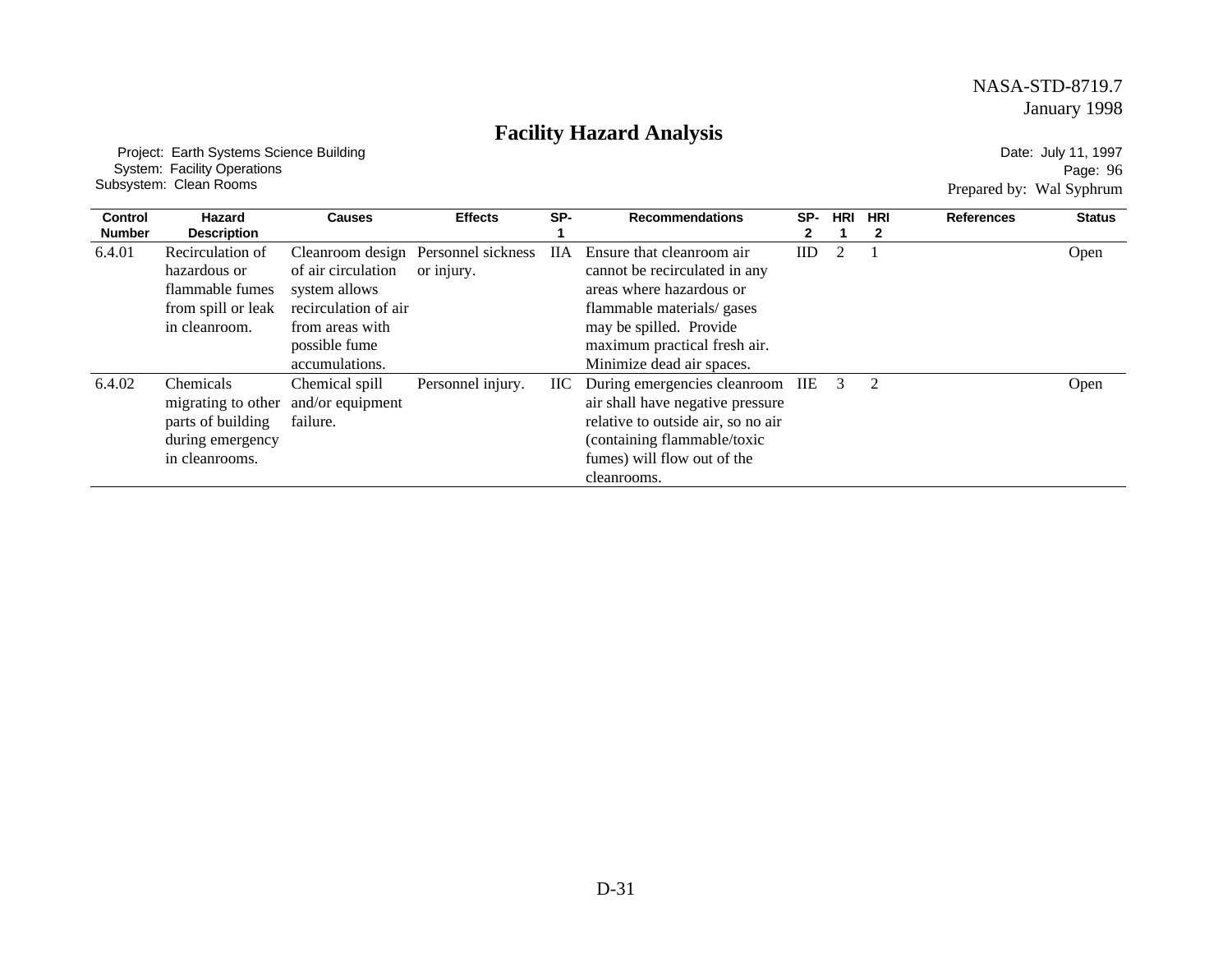# Facility Hazard Analysis

Project: Earth Systems Science Building
System: Facility Operations
Subsystem: Clean Rooms

Date: July 11, 1997
Page: 96
Prepared by: Wal Syphrum

| Control Number | Hazard Description | Causes | Effects | SP-1 | Recommendations | SP-2 | HRI 1 | HRI 2 | References | Status |
|---|---|---|---|---|---|---|---|---|---|---|
| 6.4.01 | Recirculation of hazardous or flammable fumes from spill or leak in cleanroom. | Cleanroom design of air circulation system allows recirculation of air from areas with possible fume accumulations. | Personnel sickness or injury. | IIA | Ensure that cleanroom air cannot be recirculated in any areas where hazardous or flammable materials/ gases may be spilled. Provide maximum practical fresh air. Minimize dead air spaces. | IID | 2 | 1 | | Open |
| 6.4.02 | Chemicals migrating to other parts of building during emergency in cleanrooms. | Chemical spill and/or equipment failure. | Personnel injury. | IIC | During emergencies cleanroom air shall have negative pressure relative to outside air, so no air (containing flammable/toxic fumes) will flow out of the cleanrooms. | IIE | 3 | 2 | | Open |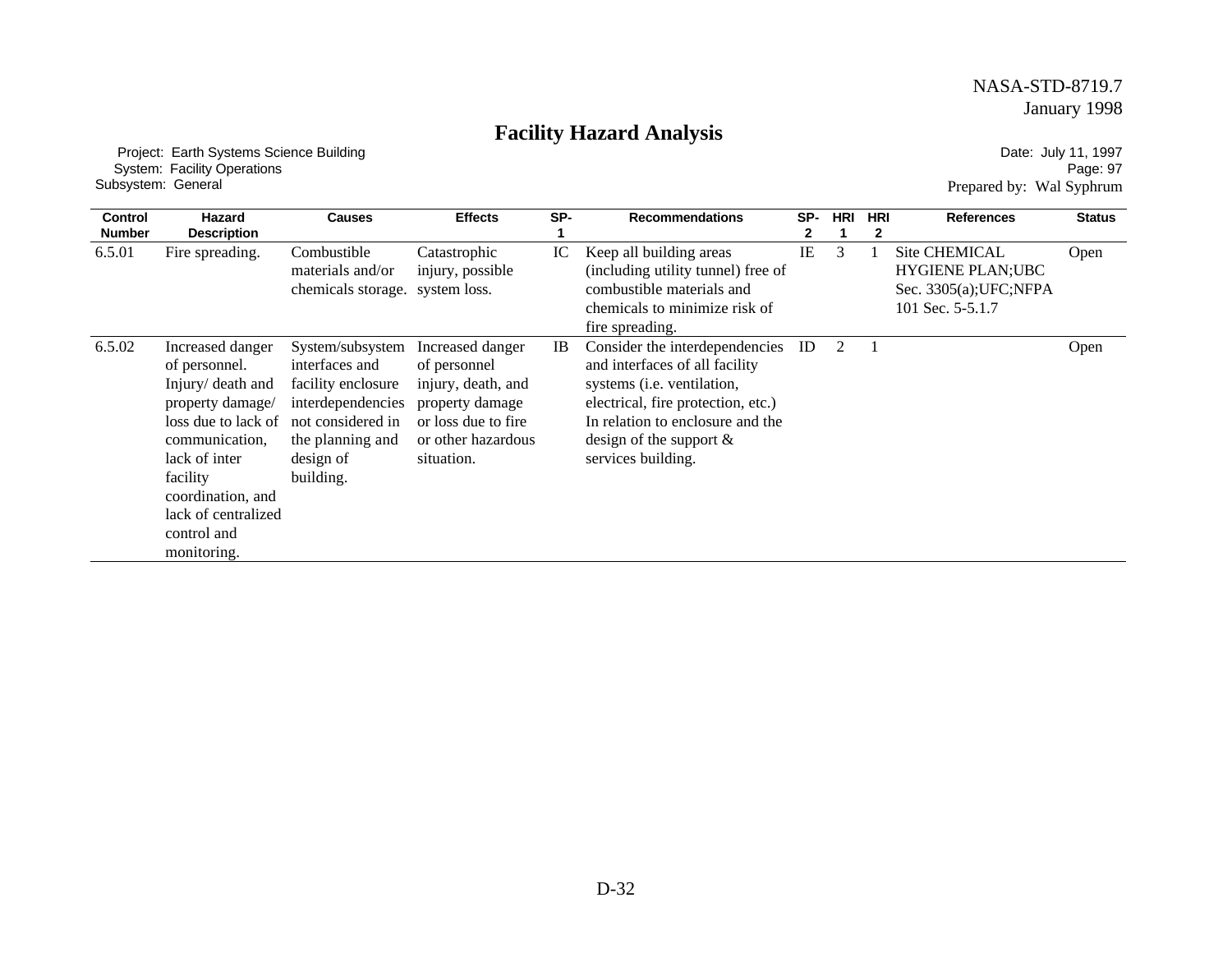# Facility Hazard Analysis

Project: Earth Systems Science Building
System: Facility Operations
Subsystem: General

Date: July 11, 1997
Page: 97
Prepared by: Wal Syphrum

| Control Number | Hazard Description | Causes | Effects | SP-1 | Recommendations | SP-2 | HRI 1 | HRI 2 | References | Status |
|---|---|---|---|---|---|---|---|---|---|---|
| 6.5.01 | Fire spreading. | Combustible materials and/or chemicals storage. | Catastrophic injury, possible system loss. | IC | Keep all building areas (including utility tunnel) free of combustible materials and chemicals to minimize risk of fire spreading. | IE | 3 | 1 | Site CHEMICAL HYGIENE PLAN;UBC Sec. 3305(a);UFC;NFPA 101 Sec. 5-5.1.7 | Open |
| 6.5.02 | Increased danger of personnel. Injury/ death and property damage/ loss due to lack of communication, lack of inter facility coordination, and lack of centralized control and monitoring. | System/subsystem interfaces and facility enclosure interdependencies not considered in the planning and design of building. | Increased danger of personnel injury, death, and property damage or loss due to fire or other hazardous situation. | IB | Consider the interdependencies and interfaces of all facility systems (i.e. ventilation, electrical, fire protection, etc.) In relation to enclosure and the design of the support & services building. | ID | 2 | 1 | | Open |